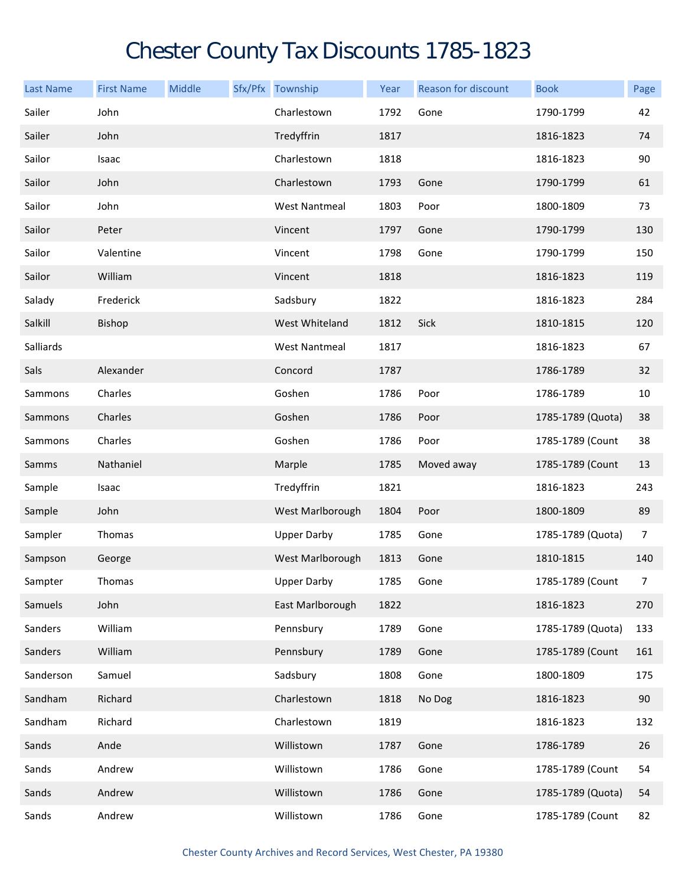# Chester County Tax Discounts 1785-1823

| Last Name | First Name | Middle | Sfx/Pfx | Township | Year | Reason for discount | Book | Page |
|---|---|---|---|---|---|---|---|---|
| Sailer | John | | | Charlestown | 1792 | Gone | 1790-1799 | 42 |
| Sailer | John | | | Tredyffrin | 1817 | | 1816-1823 | 74 |
| Sailor | Isaac | | | Charlestown | 1818 | | 1816-1823 | 90 |
| Sailor | John | | | Charlestown | 1793 | Gone | 1790-1799 | 61 |
| Sailor | John | | | West Nantmeal | 1803 | Poor | 1800-1809 | 73 |
| Sailor | Peter | | | Vincent | 1797 | Gone | 1790-1799 | 130 |
| Sailor | Valentine | | | Vincent | 1798 | Gone | 1790-1799 | 150 |
| Sailor | William | | | Vincent | 1818 | | 1816-1823 | 119 |
| Salady | Frederick | | | Sadsbury | 1822 | | 1816-1823 | 284 |
| Salkill | Bishop | | | West Whiteland | 1812 | Sick | 1810-1815 | 120 |
| Salliards | | | | West Nantmeal | 1817 | | 1816-1823 | 67 |
| Sals | Alexander | | | Concord | 1787 | | 1786-1789 | 32 |
| Sammons | Charles | | | Goshen | 1786 | Poor | 1786-1789 | 10 |
| Sammons | Charles | | | Goshen | 1786 | Poor | 1785-1789 (Quota) | 38 |
| Sammons | Charles | | | Goshen | 1786 | Poor | 1785-1789 (Count | 38 |
| Samms | Nathaniel | | | Marple | 1785 | Moved away | 1785-1789 (Count | 13 |
| Sample | Isaac | | | Tredyffrin | 1821 | | 1816-1823 | 243 |
| Sample | John | | | West Marlborough | 1804 | Poor | 1800-1809 | 89 |
| Sampler | Thomas | | | Upper Darby | 1785 | Gone | 1785-1789 (Quota) | 7 |
| Sampson | George | | | West Marlborough | 1813 | Gone | 1810-1815 | 140 |
| Sampter | Thomas | | | Upper Darby | 1785 | Gone | 1785-1789 (Count | 7 |
| Samuels | John | | | East Marlborough | 1822 | | 1816-1823 | 270 |
| Sanders | William | | | Pennsbury | 1789 | Gone | 1785-1789 (Quota) | 133 |
| Sanders | William | | | Pennsbury | 1789 | Gone | 1785-1789 (Count | 161 |
| Sanderson | Samuel | | | Sadsbury | 1808 | Gone | 1800-1809 | 175 |
| Sandham | Richard | | | Charlestown | 1818 | No Dog | 1816-1823 | 90 |
| Sandham | Richard | | | Charlestown | 1819 | | 1816-1823 | 132 |
| Sands | Ande | | | Willistown | 1787 | Gone | 1786-1789 | 26 |
| Sands | Andrew | | | Willistown | 1786 | Gone | 1785-1789 (Count | 54 |
| Sands | Andrew | | | Willistown | 1786 | Gone | 1785-1789 (Quota) | 54 |
| Sands | Andrew | | | Willistown | 1786 | Gone | 1785-1789 (Count | 82 |

Chester County Archives and Record Services, West Chester, PA 19380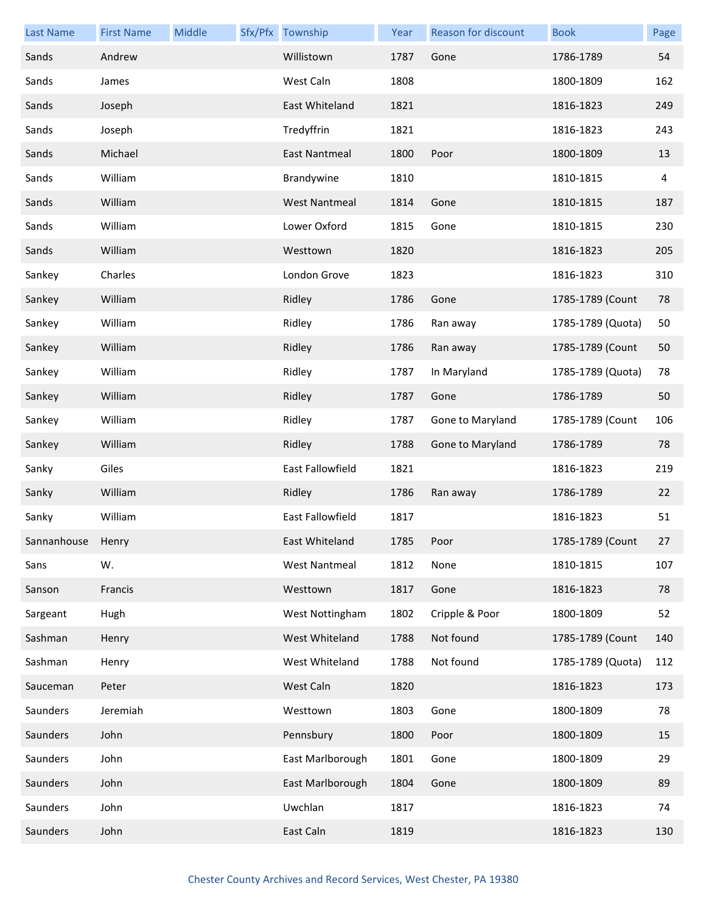| Last Name | First Name | Middle | Sfx/Pfx | Township | Year | Reason for discount | Book | Page |
|---|---|---|---|---|---|---|---|---|
| Sands | Andrew | | | Willistown | 1787 | Gone | 1786-1789 | 54 |
| Sands | James | | | West Caln | 1808 | | 1800-1809 | 162 |
| Sands | Joseph | | | East Whiteland | 1821 | | 1816-1823 | 249 |
| Sands | Joseph | | | Tredyffrin | 1821 | | 1816-1823 | 243 |
| Sands | Michael | | | East Nantmeal | 1800 | Poor | 1800-1809 | 13 |
| Sands | William | | | Brandywine | 1810 | | 1810-1815 | 4 |
| Sands | William | | | West Nantmeal | 1814 | Gone | 1810-1815 | 187 |
| Sands | William | | | Lower Oxford | 1815 | Gone | 1810-1815 | 230 |
| Sands | William | | | Westtown | 1820 | | 1816-1823 | 205 |
| Sankey | Charles | | | London Grove | 1823 | | 1816-1823 | 310 |
| Sankey | William | | | Ridley | 1786 | Gone | 1785-1789 (Count | 78 |
| Sankey | William | | | Ridley | 1786 | Ran away | 1785-1789 (Quota) | 50 |
| Sankey | William | | | Ridley | 1786 | Ran away | 1785-1789 (Count | 50 |
| Sankey | William | | | Ridley | 1787 | In Maryland | 1785-1789 (Quota) | 78 |
| Sankey | William | | | Ridley | 1787 | Gone | 1786-1789 | 50 |
| Sankey | William | | | Ridley | 1787 | Gone to Maryland | 1785-1789 (Count | 106 |
| Sankey | William | | | Ridley | 1788 | Gone to Maryland | 1786-1789 | 78 |
| Sanky | Giles | | | East Fallowfield | 1821 | | 1816-1823 | 219 |
| Sanky | William | | | Ridley | 1786 | Ran away | 1786-1789 | 22 |
| Sanky | William | | | East Fallowfield | 1817 | | 1816-1823 | 51 |
| Sannanhouse | Henry | | | East Whiteland | 1785 | Poor | 1785-1789 (Count | 27 |
| Sans | W. | | | West Nantmeal | 1812 | None | 1810-1815 | 107 |
| Sanson | Francis | | | Westtown | 1817 | Gone | 1816-1823 | 78 |
| Sargeant | Hugh | | | West Nottingham | 1802 | Cripple & Poor | 1800-1809 | 52 |
| Sashman | Henry | | | West Whiteland | 1788 | Not found | 1785-1789 (Count | 140 |
| Sashman | Henry | | | West Whiteland | 1788 | Not found | 1785-1789 (Quota) | 112 |
| Sauceman | Peter | | | West Caln | 1820 | | 1816-1823 | 173 |
| Saunders | Jeremiah | | | Westtown | 1803 | Gone | 1800-1809 | 78 |
| Saunders | John | | | Pennsbury | 1800 | Poor | 1800-1809 | 15 |
| Saunders | John | | | East Marlborough | 1801 | Gone | 1800-1809 | 29 |
| Saunders | John | | | East Marlborough | 1804 | Gone | 1800-1809 | 89 |
| Saunders | John | | | Uwchlan | 1817 | | 1816-1823 | 74 |
| Saunders | John | | | East Caln | 1819 | | 1816-1823 | 130 |

Chester County Archives and Record Services, West Chester, PA 19380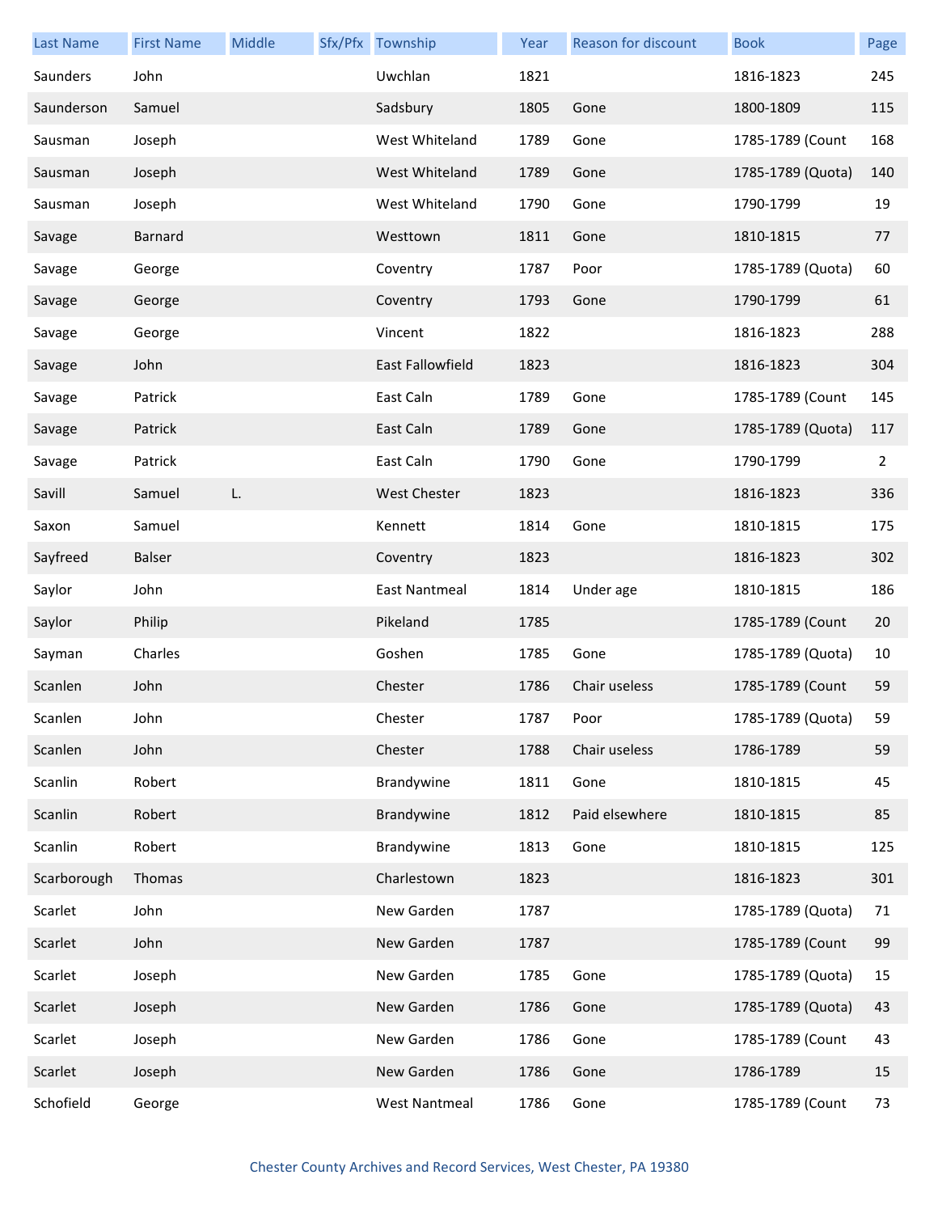| Last Name | First Name | Middle | Sfx/Pfx | Township | Year | Reason for discount | Book | Page |
|---|---|---|---|---|---|---|---|---|
| Saunders | John | | | Uwchlan | 1821 | | 1816-1823 | 245 |
| Saunderson | Samuel | | | Sadsbury | 1805 | Gone | 1800-1809 | 115 |
| Sausman | Joseph | | | West Whiteland | 1789 | Gone | 1785-1789 (Count | 168 |
| Sausman | Joseph | | | West Whiteland | 1789 | Gone | 1785-1789 (Quota) | 140 |
| Sausman | Joseph | | | West Whiteland | 1790 | Gone | 1790-1799 | 19 |
| Savage | Barnard | | | Westtown | 1811 | Gone | 1810-1815 | 77 |
| Savage | George | | | Coventry | 1787 | Poor | 1785-1789 (Quota) | 60 |
| Savage | George | | | Coventry | 1793 | Gone | 1790-1799 | 61 |
| Savage | George | | | Vincent | 1822 | | 1816-1823 | 288 |
| Savage | John | | | East Fallowfield | 1823 | | 1816-1823 | 304 |
| Savage | Patrick | | | East Caln | 1789 | Gone | 1785-1789 (Count | 145 |
| Savage | Patrick | | | East Caln | 1789 | Gone | 1785-1789 (Quota) | 117 |
| Savage | Patrick | | | East Caln | 1790 | Gone | 1790-1799 | 2 |
| Savill | Samuel | L. | | West Chester | 1823 | | 1816-1823 | 336 |
| Saxon | Samuel | | | Kennett | 1814 | Gone | 1810-1815 | 175 |
| Sayfreed | Balser | | | Coventry | 1823 | | 1816-1823 | 302 |
| Saylor | John | | | East Nantmeal | 1814 | Under age | 1810-1815 | 186 |
| Saylor | Philip | | | Pikeland | 1785 | | 1785-1789 (Count | 20 |
| Sayman | Charles | | | Goshen | 1785 | Gone | 1785-1789 (Quota) | 10 |
| Scanlen | John | | | Chester | 1786 | Chair useless | 1785-1789 (Count | 59 |
| Scanlen | John | | | Chester | 1787 | Poor | 1785-1789 (Quota) | 59 |
| Scanlen | John | | | Chester | 1788 | Chair useless | 1786-1789 | 59 |
| Scanlin | Robert | | | Brandywine | 1811 | Gone | 1810-1815 | 45 |
| Scanlin | Robert | | | Brandywine | 1812 | Paid elsewhere | 1810-1815 | 85 |
| Scanlin | Robert | | | Brandywine | 1813 | Gone | 1810-1815 | 125 |
| Scarborough | Thomas | | | Charlestown | 1823 | | 1816-1823 | 301 |
| Scarlet | John | | | New Garden | 1787 | | 1785-1789 (Quota) | 71 |
| Scarlet | John | | | New Garden | 1787 | | 1785-1789 (Count | 99 |
| Scarlet | Joseph | | | New Garden | 1785 | Gone | 1785-1789 (Quota) | 15 |
| Scarlet | Joseph | | | New Garden | 1786 | Gone | 1785-1789 (Quota) | 43 |
| Scarlet | Joseph | | | New Garden | 1786 | Gone | 1785-1789 (Count | 43 |
| Scarlet | Joseph | | | New Garden | 1786 | Gone | 1786-1789 | 15 |
| Schofield | George | | | West Nantmeal | 1786 | Gone | 1785-1789 (Count | 73 |

Chester County Archives and Record Services, West Chester, PA 19380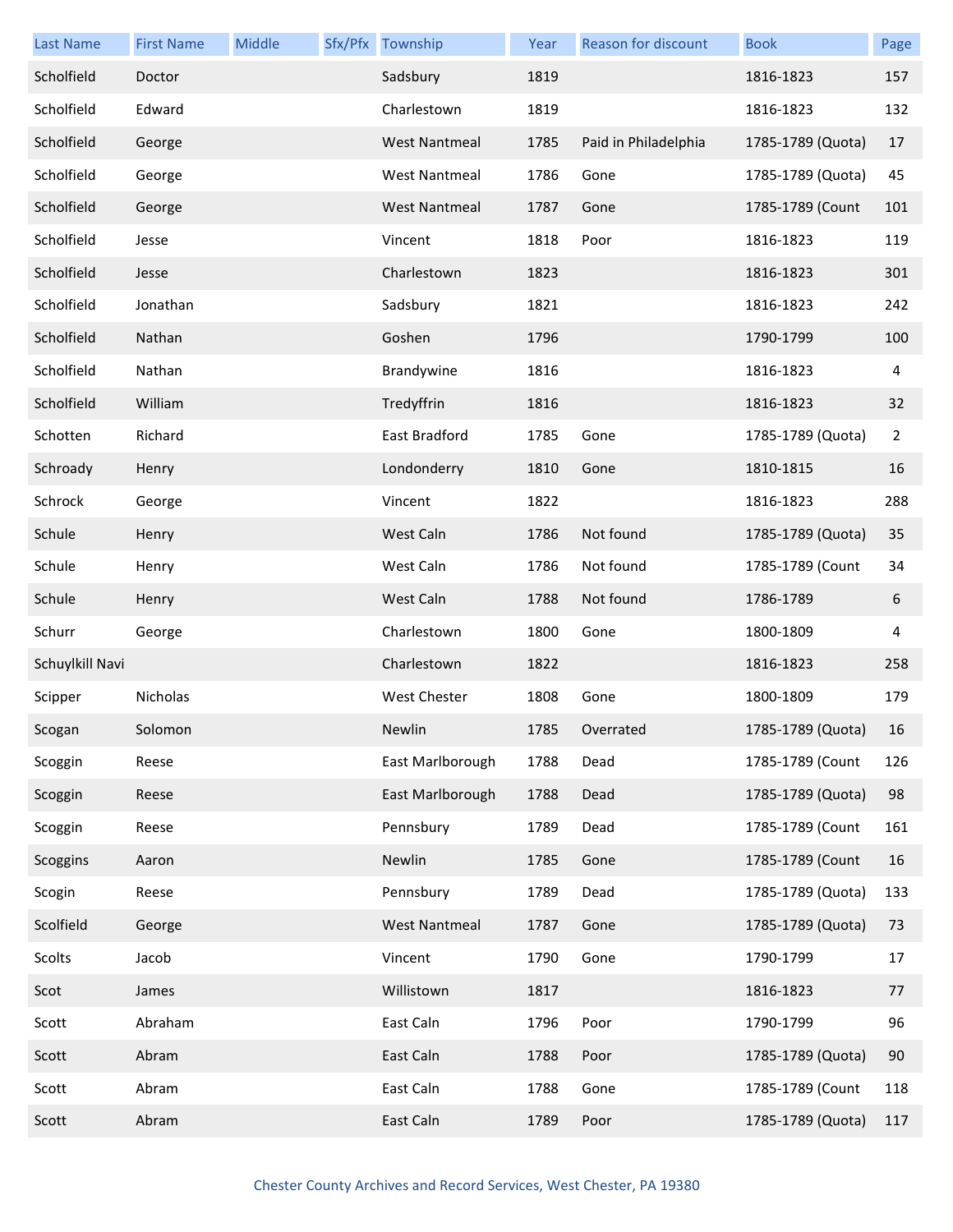| Last Name | First Name | Middle | Sfx/Pfx | Township | Year | Reason for discount | Book | Page |
|---|---|---|---|---|---|---|---|---|
| Scholfield | Doctor | | | Sadsbury | 1819 | | 1816-1823 | 157 |
| Scholfield | Edward | | | Charlestown | 1819 | | 1816-1823 | 132 |
| Scholfield | George | | | West Nantmeal | 1785 | Paid in Philadelphia | 1785-1789 (Quota) | 17 |
| Scholfield | George | | | West Nantmeal | 1786 | Gone | 1785-1789 (Quota) | 45 |
| Scholfield | George | | | West Nantmeal | 1787 | Gone | 1785-1789 (Count | 101 |
| Scholfield | Jesse | | | Vincent | 1818 | Poor | 1816-1823 | 119 |
| Scholfield | Jesse | | | Charlestown | 1823 | | 1816-1823 | 301 |
| Scholfield | Jonathan | | | Sadsbury | 1821 | | 1816-1823 | 242 |
| Scholfield | Nathan | | | Goshen | 1796 | | 1790-1799 | 100 |
| Scholfield | Nathan | | | Brandywine | 1816 | | 1816-1823 | 4 |
| Scholfield | William | | | Tredyffrin | 1816 | | 1816-1823 | 32 |
| Schotten | Richard | | | East Bradford | 1785 | Gone | 1785-1789 (Quota) | 2 |
| Schroady | Henry | | | Londonderry | 1810 | Gone | 1810-1815 | 16 |
| Schrock | George | | | Vincent | 1822 | | 1816-1823 | 288 |
| Schule | Henry | | | West Caln | 1786 | Not found | 1785-1789 (Quota) | 35 |
| Schule | Henry | | | West Caln | 1786 | Not found | 1785-1789 (Count | 34 |
| Schule | Henry | | | West Caln | 1788 | Not found | 1786-1789 | 6 |
| Schurr | George | | | Charlestown | 1800 | Gone | 1800-1809 | 4 |
| Schuylkill Navi | | | | Charlestown | 1822 | | 1816-1823 | 258 |
| Scipper | Nicholas | | | West Chester | 1808 | Gone | 1800-1809 | 179 |
| Scogan | Solomon | | | Newlin | 1785 | Overrated | 1785-1789 (Quota) | 16 |
| Scoggin | Reese | | | East Marlborough | 1788 | Dead | 1785-1789 (Count | 126 |
| Scoggin | Reese | | | East Marlborough | 1788 | Dead | 1785-1789 (Quota) | 98 |
| Scoggin | Reese | | | Pennsbury | 1789 | Dead | 1785-1789 (Count | 161 |
| Scoggins | Aaron | | | Newlin | 1785 | Gone | 1785-1789 (Count | 16 |
| Scogin | Reese | | | Pennsbury | 1789 | Dead | 1785-1789 (Quota) | 133 |
| Scolfield | George | | | West Nantmeal | 1787 | Gone | 1785-1789 (Quota) | 73 |
| Scolts | Jacob | | | Vincent | 1790 | Gone | 1790-1799 | 17 |
| Scot | James | | | Willistown | 1817 | | 1816-1823 | 77 |
| Scott | Abraham | | | East Caln | 1796 | Poor | 1790-1799 | 96 |
| Scott | Abram | | | East Caln | 1788 | Poor | 1785-1789 (Quota) | 90 |
| Scott | Abram | | | East Caln | 1788 | Gone | 1785-1789 (Count | 118 |
| Scott | Abram | | | East Caln | 1789 | Poor | 1785-1789 (Quota) | 117 |

Chester County Archives and Record Services, West Chester, PA 19380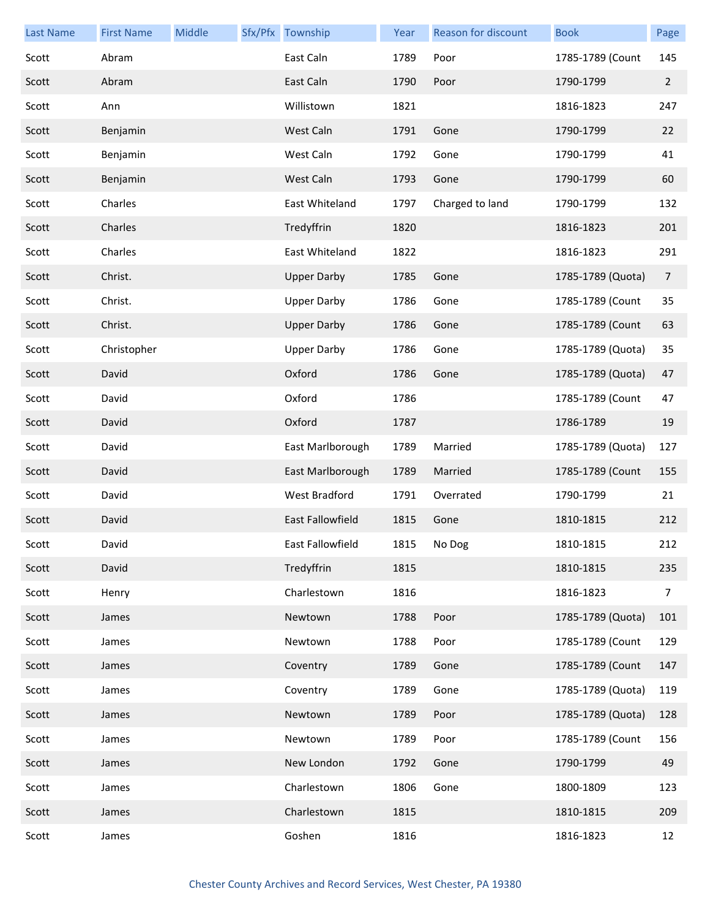| Last Name | First Name | Middle | Sfx/Pfx | Township | Year | Reason for discount | Book | Page |
| --- | --- | --- | --- | --- | --- | --- | --- | --- |
| Scott | Abram | | | East Caln | 1789 | Poor | 1785-1789 (Count | 145 |
| Scott | Abram | | | East Caln | 1790 | Poor | 1790-1799 | 2 |
| Scott | Ann | | | Willistown | 1821 | | 1816-1823 | 247 |
| Scott | Benjamin | | | West Caln | 1791 | Gone | 1790-1799 | 22 |
| Scott | Benjamin | | | West Caln | 1792 | Gone | 1790-1799 | 41 |
| Scott | Benjamin | | | West Caln | 1793 | Gone | 1790-1799 | 60 |
| Scott | Charles | | | East Whiteland | 1797 | Charged to land | 1790-1799 | 132 |
| Scott | Charles | | | Tredyffrin | 1820 | | 1816-1823 | 201 |
| Scott | Charles | | | East Whiteland | 1822 | | 1816-1823 | 291 |
| Scott | Christ. | | | Upper Darby | 1785 | Gone | 1785-1789 (Quota) | 7 |
| Scott | Christ. | | | Upper Darby | 1786 | Gone | 1785-1789 (Count | 35 |
| Scott | Christ. | | | Upper Darby | 1786 | Gone | 1785-1789 (Count | 63 |
| Scott | Christopher | | | Upper Darby | 1786 | Gone | 1785-1789 (Quota) | 35 |
| Scott | David | | | Oxford | 1786 | Gone | 1785-1789 (Quota) | 47 |
| Scott | David | | | Oxford | 1786 | | 1785-1789 (Count | 47 |
| Scott | David | | | Oxford | 1787 | | 1786-1789 | 19 |
| Scott | David | | | East Marlborough | 1789 | Married | 1785-1789 (Quota) | 127 |
| Scott | David | | | East Marlborough | 1789 | Married | 1785-1789 (Count | 155 |
| Scott | David | | | West Bradford | 1791 | Overrated | 1790-1799 | 21 |
| Scott | David | | | East Fallowfield | 1815 | Gone | 1810-1815 | 212 |
| Scott | David | | | East Fallowfield | 1815 | No Dog | 1810-1815 | 212 |
| Scott | David | | | Tredyffrin | 1815 | | 1810-1815 | 235 |
| Scott | Henry | | | Charlestown | 1816 | | 1816-1823 | 7 |
| Scott | James | | | Newtown | 1788 | Poor | 1785-1789 (Quota) | 101 |
| Scott | James | | | Newtown | 1788 | Poor | 1785-1789 (Count | 129 |
| Scott | James | | | Coventry | 1789 | Gone | 1785-1789 (Count | 147 |
| Scott | James | | | Coventry | 1789 | Gone | 1785-1789 (Quota) | 119 |
| Scott | James | | | Newtown | 1789 | Poor | 1785-1789 (Quota) | 128 |
| Scott | James | | | Newtown | 1789 | Poor | 1785-1789 (Count | 156 |
| Scott | James | | | New London | 1792 | Gone | 1790-1799 | 49 |
| Scott | James | | | Charlestown | 1806 | Gone | 1800-1809 | 123 |
| Scott | James | | | Charlestown | 1815 | | 1810-1815 | 209 |
| Scott | James | | | Goshen | 1816 | | 1816-1823 | 12 |

Chester County Archives and Record Services, West Chester, PA 19380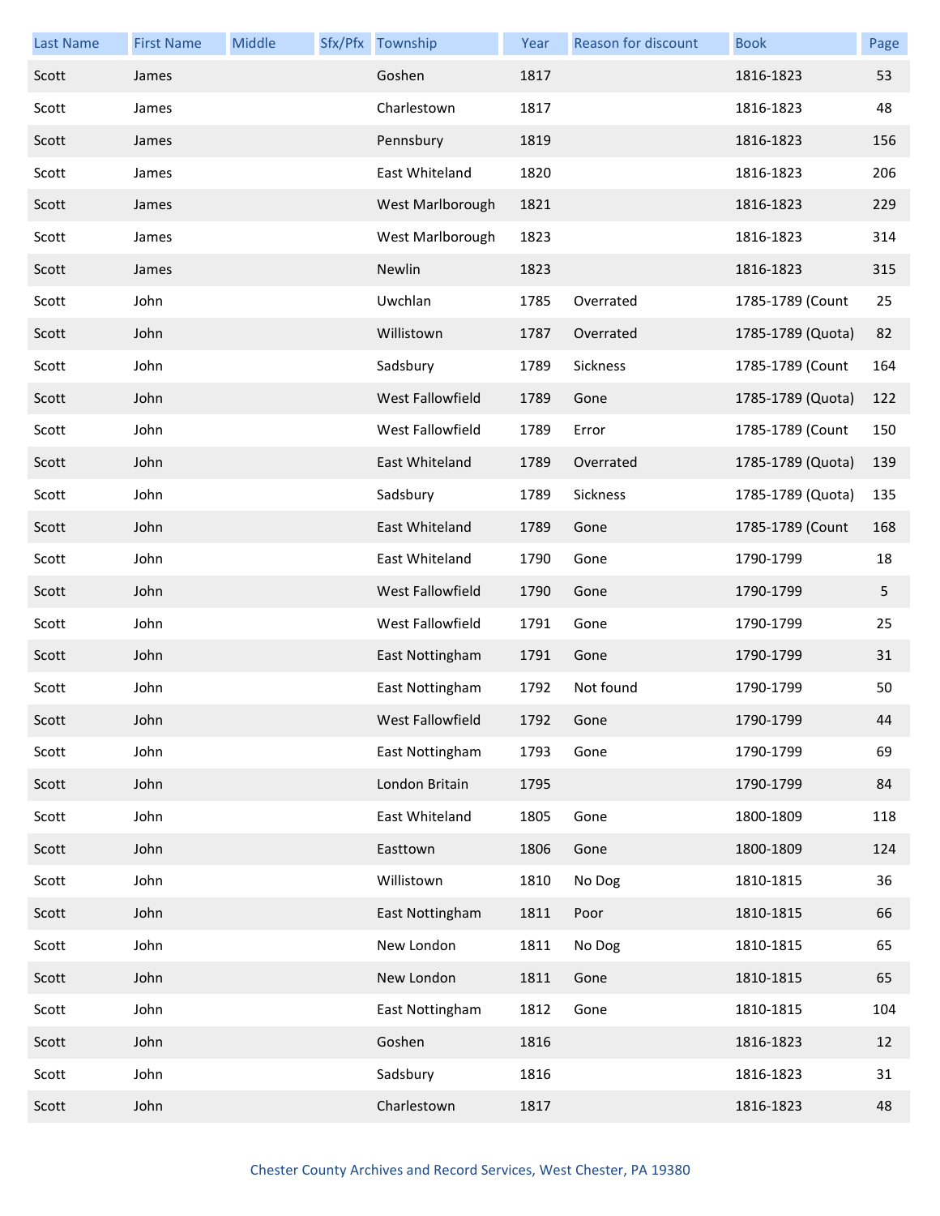| Last Name | First Name | Middle | Sfx/Pfx | Township | Year | Reason for discount | Book | Page |
|---|---|---|---|---|---|---|---|---|
| Scott | James | | | Goshen | 1817 | | 1816-1823 | 53 |
| Scott | James | | | Charlestown | 1817 | | 1816-1823 | 48 |
| Scott | James | | | Pennsbury | 1819 | | 1816-1823 | 156 |
| Scott | James | | | East Whiteland | 1820 | | 1816-1823 | 206 |
| Scott | James | | | West Marlborough | 1821 | | 1816-1823 | 229 |
| Scott | James | | | West Marlborough | 1823 | | 1816-1823 | 314 |
| Scott | James | | | Newlin | 1823 | | 1816-1823 | 315 |
| Scott | John | | | Uwchlan | 1785 | Overrated | 1785-1789 (Count | 25 |
| Scott | John | | | Willistown | 1787 | Overrated | 1785-1789 (Quota) | 82 |
| Scott | John | | | Sadsbury | 1789 | Sickness | 1785-1789 (Count | 164 |
| Scott | John | | | West Fallowfield | 1789 | Gone | 1785-1789 (Quota) | 122 |
| Scott | John | | | West Fallowfield | 1789 | Error | 1785-1789 (Count | 150 |
| Scott | John | | | East Whiteland | 1789 | Overrated | 1785-1789 (Quota) | 139 |
| Scott | John | | | Sadsbury | 1789 | Sickness | 1785-1789 (Quota) | 135 |
| Scott | John | | | East Whiteland | 1789 | Gone | 1785-1789 (Count | 168 |
| Scott | John | | | East Whiteland | 1790 | Gone | 1790-1799 | 18 |
| Scott | John | | | West Fallowfield | 1790 | Gone | 1790-1799 | 5 |
| Scott | John | | | West Fallowfield | 1791 | Gone | 1790-1799 | 25 |
| Scott | John | | | East Nottingham | 1791 | Gone | 1790-1799 | 31 |
| Scott | John | | | East Nottingham | 1792 | Not found | 1790-1799 | 50 |
| Scott | John | | | West Fallowfield | 1792 | Gone | 1790-1799 | 44 |
| Scott | John | | | East Nottingham | 1793 | Gone | 1790-1799 | 69 |
| Scott | John | | | London Britain | 1795 | | 1790-1799 | 84 |
| Scott | John | | | East Whiteland | 1805 | Gone | 1800-1809 | 118 |
| Scott | John | | | Easttown | 1806 | Gone | 1800-1809 | 124 |
| Scott | John | | | Willistown | 1810 | No Dog | 1810-1815 | 36 |
| Scott | John | | | East Nottingham | 1811 | Poor | 1810-1815 | 66 |
| Scott | John | | | New London | 1811 | No Dog | 1810-1815 | 65 |
| Scott | John | | | New London | 1811 | Gone | 1810-1815 | 65 |
| Scott | John | | | East Nottingham | 1812 | Gone | 1810-1815 | 104 |
| Scott | John | | | Goshen | 1816 | | 1816-1823 | 12 |
| Scott | John | | | Sadsbury | 1816 | | 1816-1823 | 31 |
| Scott | John | | | Charlestown | 1817 | | 1816-1823 | 48 |

Chester County Archives and Record Services, West Chester, PA 19380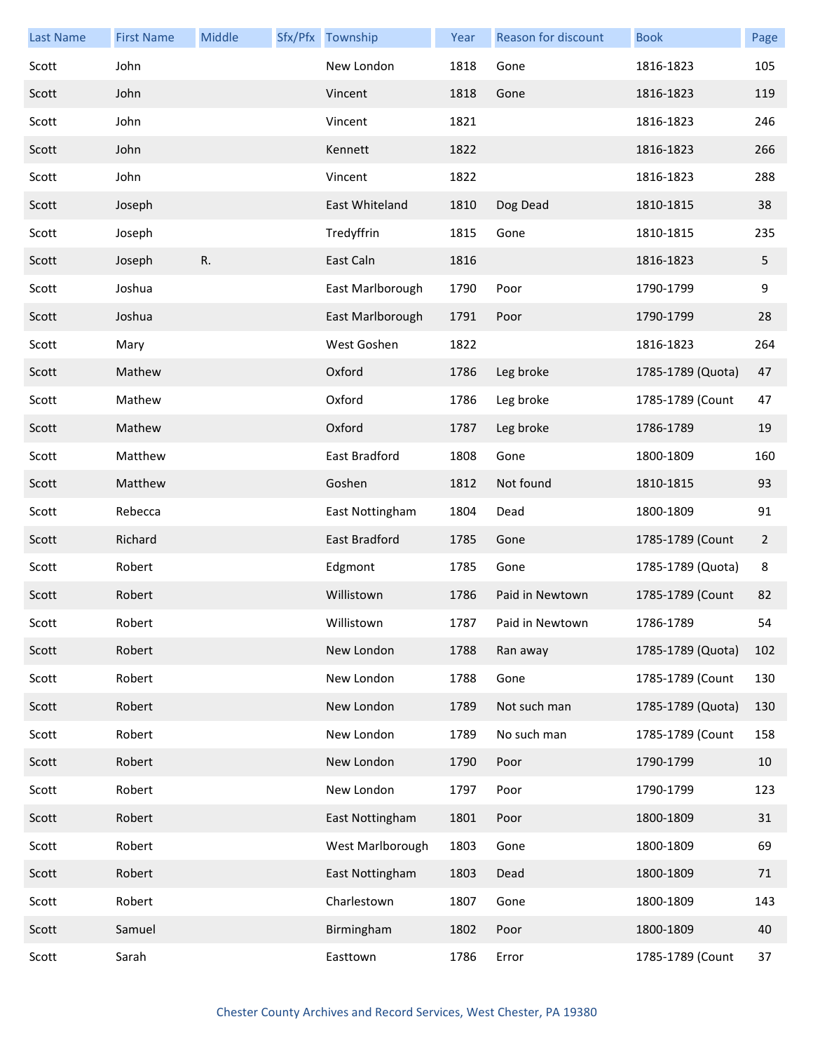| Last Name | First Name | Middle | Sfx/Pfx | Township | Year | Reason for discount | Book | Page |
|---|---|---|---|---|---|---|---|---|
| Scott | John | | | New London | 1818 | Gone | 1816-1823 | 105 |
| Scott | John | | | Vincent | 1818 | Gone | 1816-1823 | 119 |
| Scott | John | | | Vincent | 1821 | | 1816-1823 | 246 |
| Scott | John | | | Kennett | 1822 | | 1816-1823 | 266 |
| Scott | John | | | Vincent | 1822 | | 1816-1823 | 288 |
| Scott | Joseph | | | East Whiteland | 1810 | Dog Dead | 1810-1815 | 38 |
| Scott | Joseph | | | Tredyffrin | 1815 | Gone | 1810-1815 | 235 |
| Scott | Joseph | R. | | East Caln | 1816 | | 1816-1823 | 5 |
| Scott | Joshua | | | East Marlborough | 1790 | Poor | 1790-1799 | 9 |
| Scott | Joshua | | | East Marlborough | 1791 | Poor | 1790-1799 | 28 |
| Scott | Mary | | | West Goshen | 1822 | | 1816-1823 | 264 |
| Scott | Mathew | | | Oxford | 1786 | Leg broke | 1785-1789 (Quota) | 47 |
| Scott | Mathew | | | Oxford | 1786 | Leg broke | 1785-1789 (Count | 47 |
| Scott | Mathew | | | Oxford | 1787 | Leg broke | 1786-1789 | 19 |
| Scott | Matthew | | | East Bradford | 1808 | Gone | 1800-1809 | 160 |
| Scott | Matthew | | | Goshen | 1812 | Not found | 1810-1815 | 93 |
| Scott | Rebecca | | | East Nottingham | 1804 | Dead | 1800-1809 | 91 |
| Scott | Richard | | | East Bradford | 1785 | Gone | 1785-1789 (Count | 2 |
| Scott | Robert | | | Edgmont | 1785 | Gone | 1785-1789 (Quota) | 8 |
| Scott | Robert | | | Willistown | 1786 | Paid in Newtown | 1785-1789 (Count | 82 |
| Scott | Robert | | | Willistown | 1787 | Paid in Newtown | 1786-1789 | 54 |
| Scott | Robert | | | New London | 1788 | Ran away | 1785-1789 (Quota) | 102 |
| Scott | Robert | | | New London | 1788 | Gone | 1785-1789 (Count | 130 |
| Scott | Robert | | | New London | 1789 | Not such man | 1785-1789 (Quota) | 130 |
| Scott | Robert | | | New London | 1789 | No such man | 1785-1789 (Count | 158 |
| Scott | Robert | | | New London | 1790 | Poor | 1790-1799 | 10 |
| Scott | Robert | | | New London | 1797 | Poor | 1790-1799 | 123 |
| Scott | Robert | | | East Nottingham | 1801 | Poor | 1800-1809 | 31 |
| Scott | Robert | | | West Marlborough | 1803 | Gone | 1800-1809 | 69 |
| Scott | Robert | | | East Nottingham | 1803 | Dead | 1800-1809 | 71 |
| Scott | Robert | | | Charlestown | 1807 | Gone | 1800-1809 | 143 |
| Scott | Samuel | | | Birmingham | 1802 | Poor | 1800-1809 | 40 |
| Scott | Sarah | | | Easttown | 1786 | Error | 1785-1789 (Count | 37 |

Chester County Archives and Record Services, West Chester, PA 19380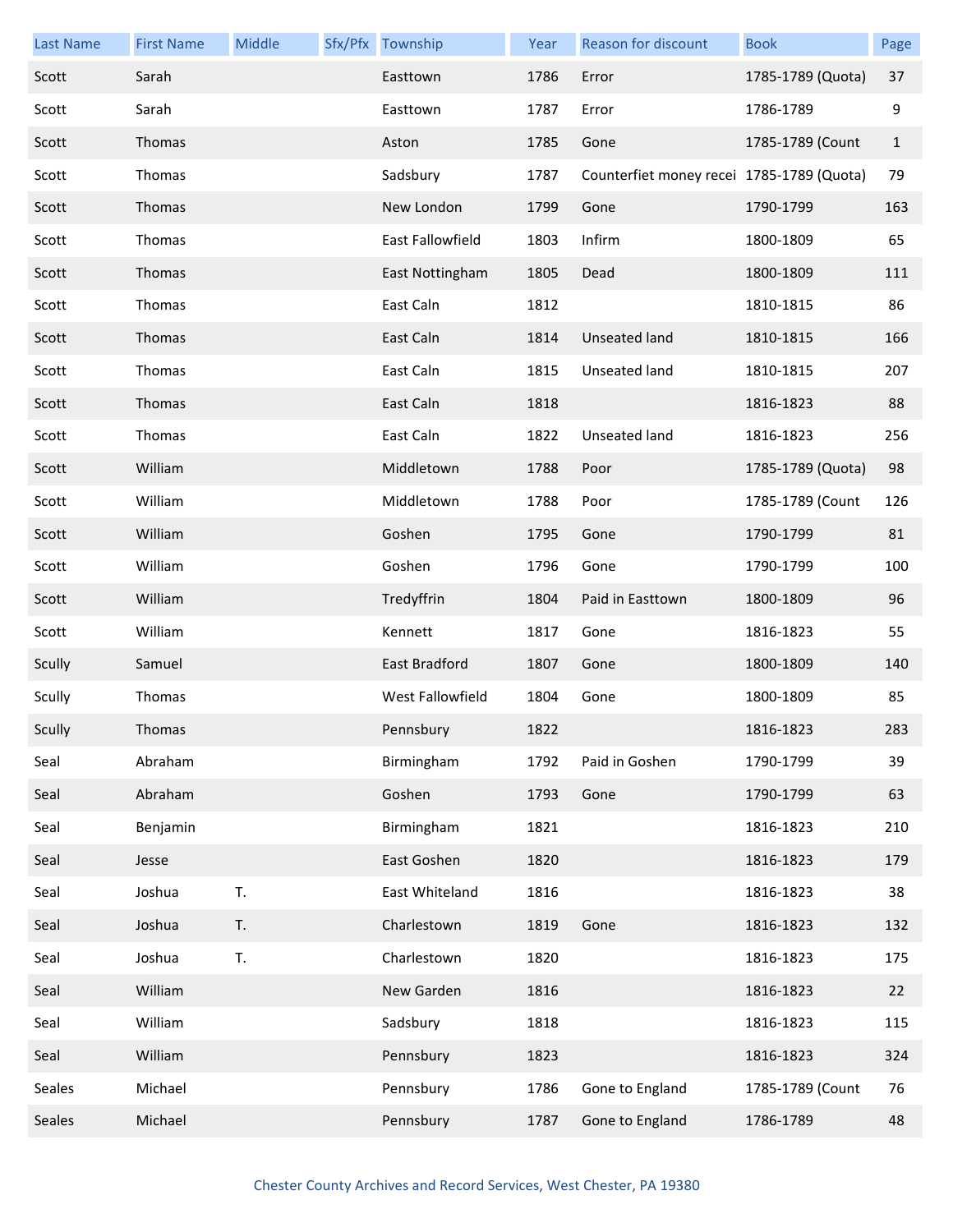| Last Name | First Name | Middle | Sfx/Pfx | Township | Year | Reason for discount | Book | Page |
|---|---|---|---|---|---|---|---|---|
| Scott | Sarah | | | Easttown | 1786 | Error | 1785-1789 (Quota) | 37 |
| Scott | Sarah | | | Easttown | 1787 | Error | 1786-1789 | 9 |
| Scott | Thomas | | | Aston | 1785 | Gone | 1785-1789 (Count | 1 |
| Scott | Thomas | | | Sadsbury | 1787 | Counterfeit money recei | 1785-1789 (Quota) | 79 |
| Scott | Thomas | | | New London | 1799 | Gone | 1790-1799 | 163 |
| Scott | Thomas | | | East Fallowfield | 1803 | Infirm | 1800-1809 | 65 |
| Scott | Thomas | | | East Nottingham | 1805 | Dead | 1800-1809 | 111 |
| Scott | Thomas | | | East Caln | 1812 | | 1810-1815 | 86 |
| Scott | Thomas | | | East Caln | 1814 | Unseated land | 1810-1815 | 166 |
| Scott | Thomas | | | East Caln | 1815 | Unseated land | 1810-1815 | 207 |
| Scott | Thomas | | | East Caln | 1818 | | 1816-1823 | 88 |
| Scott | Thomas | | | East Caln | 1822 | Unseated land | 1816-1823 | 256 |
| Scott | William | | | Middletown | 1788 | Poor | 1785-1789 (Quota) | 98 |
| Scott | William | | | Middletown | 1788 | Poor | 1785-1789 (Count | 126 |
| Scott | William | | | Goshen | 1795 | Gone | 1790-1799 | 81 |
| Scott | William | | | Goshen | 1796 | Gone | 1790-1799 | 100 |
| Scott | William | | | Tredyffrin | 1804 | Paid in Easttown | 1800-1809 | 96 |
| Scott | William | | | Kennett | 1817 | Gone | 1816-1823 | 55 |
| Scully | Samuel | | | East Bradford | 1807 | Gone | 1800-1809 | 140 |
| Scully | Thomas | | | West Fallowfield | 1804 | Gone | 1800-1809 | 85 |
| Scully | Thomas | | | Pennsbury | 1822 | | 1816-1823 | 283 |
| Seal | Abraham | | | Birmingham | 1792 | Paid in Goshen | 1790-1799 | 39 |
| Seal | Abraham | | | Goshen | 1793 | Gone | 1790-1799 | 63 |
| Seal | Benjamin | | | Birmingham | 1821 | | 1816-1823 | 210 |
| Seal | Jesse | | | East Goshen | 1820 | | 1816-1823 | 179 |
| Seal | Joshua | T. | | East Whiteland | 1816 | | 1816-1823 | 38 |
| Seal | Joshua | T. | | Charlestown | 1819 | Gone | 1816-1823 | 132 |
| Seal | Joshua | T. | | Charlestown | 1820 | | 1816-1823 | 175 |
| Seal | William | | | New Garden | 1816 | | 1816-1823 | 22 |
| Seal | William | | | Sadsbury | 1818 | | 1816-1823 | 115 |
| Seal | William | | | Pennsbury | 1823 | | 1816-1823 | 324 |
| Seales | Michael | | | Pennsbury | 1786 | Gone to England | 1785-1789 (Count | 76 |
| Seales | Michael | | | Pennsbury | 1787 | Gone to England | 1786-1789 | 48 |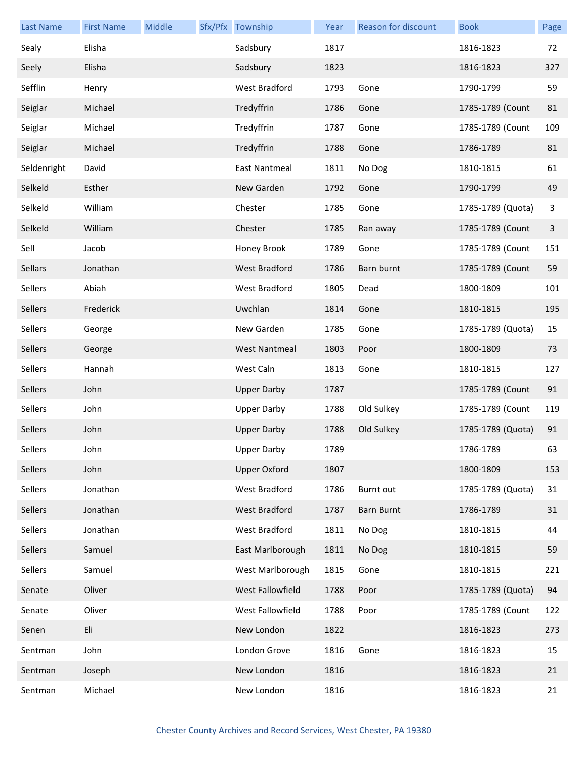| Last Name | First Name | Middle | Sfx/Pfx | Township | Year | Reason for discount | Book | Page |
|---|---|---|---|---|---|---|---|---|
| Sealy | Elisha | | | Sadsbury | 1817 | | 1816-1823 | 72 |
| Seely | Elisha | | | Sadsbury | 1823 | | 1816-1823 | 327 |
| Sefflin | Henry | | | West Bradford | 1793 | Gone | 1790-1799 | 59 |
| Seiglar | Michael | | | Tredyffrin | 1786 | Gone | 1785-1789 (Count | 81 |
| Seiglar | Michael | | | Tredyffrin | 1787 | Gone | 1785-1789 (Count | 109 |
| Seiglar | Michael | | | Tredyffrin | 1788 | Gone | 1786-1789 | 81 |
| Seldenright | David | | | East Nantmeal | 1811 | No Dog | 1810-1815 | 61 |
| Selkeld | Esther | | | New Garden | 1792 | Gone | 1790-1799 | 49 |
| Selkeld | William | | | Chester | 1785 | Gone | 1785-1789 (Quota) | 3 |
| Selkeld | William | | | Chester | 1785 | Ran away | 1785-1789 (Count | 3 |
| Sell | Jacob | | | Honey Brook | 1789 | Gone | 1785-1789 (Count | 151 |
| Sellars | Jonathan | | | West Bradford | 1786 | Barn burnt | 1785-1789 (Count | 59 |
| Sellers | Abiah | | | West Bradford | 1805 | Dead | 1800-1809 | 101 |
| Sellers | Frederick | | | Uwchlan | 1814 | Gone | 1810-1815 | 195 |
| Sellers | George | | | New Garden | 1785 | Gone | 1785-1789 (Quota) | 15 |
| Sellers | George | | | West Nantmeal | 1803 | Poor | 1800-1809 | 73 |
| Sellers | Hannah | | | West Caln | 1813 | Gone | 1810-1815 | 127 |
| Sellers | John | | | Upper Darby | 1787 | | 1785-1789 (Count | 91 |
| Sellers | John | | | Upper Darby | 1788 | Old Sulkey | 1785-1789 (Count | 119 |
| Sellers | John | | | Upper Darby | 1788 | Old Sulkey | 1785-1789 (Quota) | 91 |
| Sellers | John | | | Upper Darby | 1789 | | 1786-1789 | 63 |
| Sellers | John | | | Upper Oxford | 1807 | | 1800-1809 | 153 |
| Sellers | Jonathan | | | West Bradford | 1786 | Burnt out | 1785-1789 (Quota) | 31 |
| Sellers | Jonathan | | | West Bradford | 1787 | Barn Burnt | 1786-1789 | 31 |
| Sellers | Jonathan | | | West Bradford | 1811 | No Dog | 1810-1815 | 44 |
| Sellers | Samuel | | | East Marlborough | 1811 | No Dog | 1810-1815 | 59 |
| Sellers | Samuel | | | West Marlborough | 1815 | Gone | 1810-1815 | 221 |
| Senate | Oliver | | | West Fallowfield | 1788 | Poor | 1785-1789 (Quota) | 94 |
| Senate | Oliver | | | West Fallowfield | 1788 | Poor | 1785-1789 (Count | 122 |
| Senen | Eli | | | New London | 1822 | | 1816-1823 | 273 |
| Sentman | John | | | London Grove | 1816 | Gone | 1816-1823 | 15 |
| Sentman | Joseph | | | New London | 1816 | | 1816-1823 | 21 |
| Sentman | Michael | | | New London | 1816 | | 1816-1823 | 21 |

Chester County Archives and Record Services, West Chester, PA 19380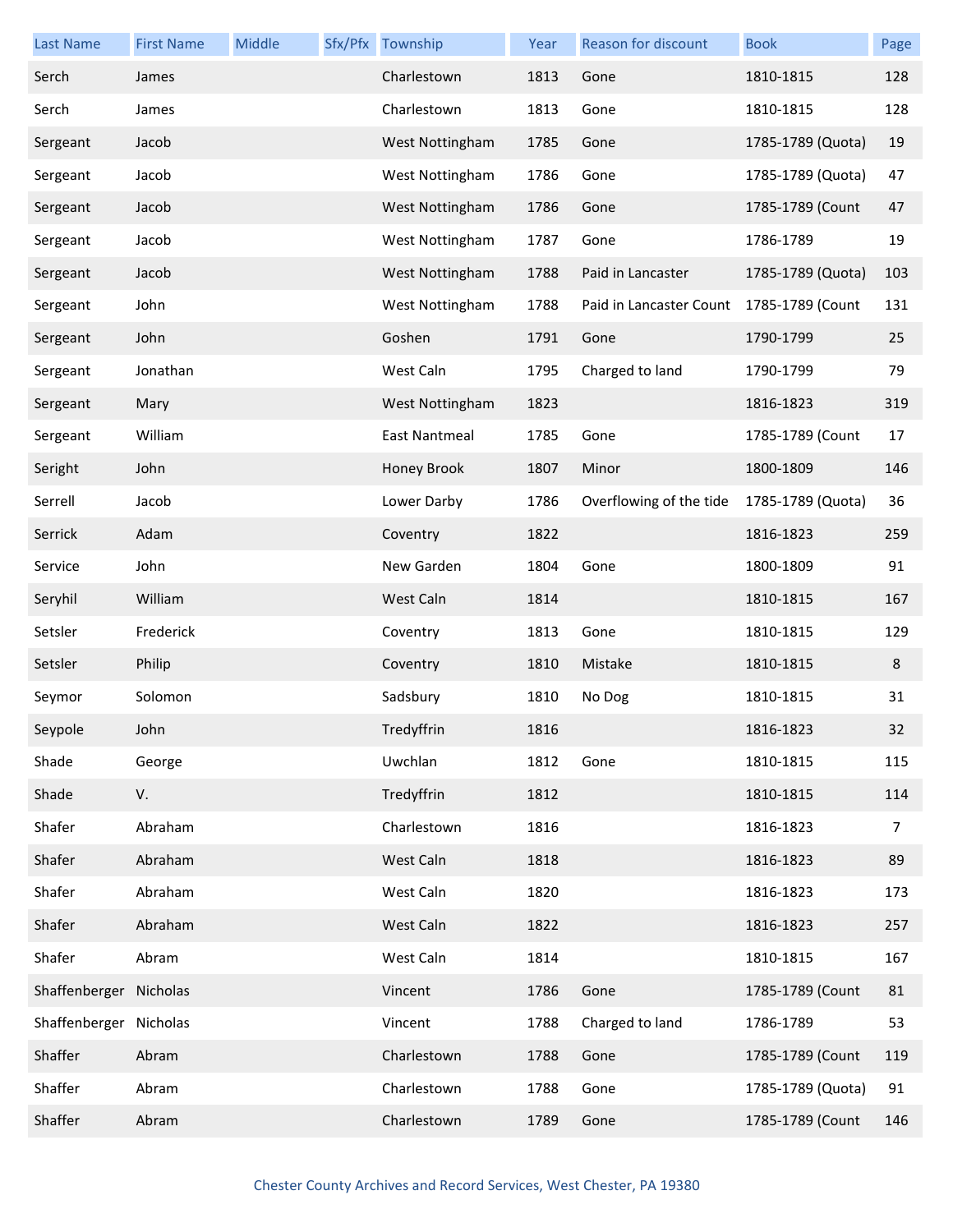| Last Name | First Name | Middle | Sfx/Pfx | Township | Year | Reason for discount | Book | Page |
|---|---|---|---|---|---|---|---|---|
| Serch | James | | | Charlestown | 1813 | Gone | 1810-1815 | 128 |
| Serch | James | | | Charlestown | 1813 | Gone | 1810-1815 | 128 |
| Sergeant | Jacob | | | West Nottingham | 1785 | Gone | 1785-1789 (Quota) | 19 |
| Sergeant | Jacob | | | West Nottingham | 1786 | Gone | 1785-1789 (Quota) | 47 |
| Sergeant | Jacob | | | West Nottingham | 1786 | Gone | 1785-1789 (Count | 47 |
| Sergeant | Jacob | | | West Nottingham | 1787 | Gone | 1786-1789 | 19 |
| Sergeant | Jacob | | | West Nottingham | 1788 | Paid in Lancaster | 1785-1789 (Quota) | 103 |
| Sergeant | John | | | West Nottingham | 1788 | Paid in Lancaster Count | 1785-1789 (Count | 131 |
| Sergeant | John | | | Goshen | 1791 | Gone | 1790-1799 | 25 |
| Sergeant | Jonathan | | | West Caln | 1795 | Charged to land | 1790-1799 | 79 |
| Sergeant | Mary | | | West Nottingham | 1823 | | 1816-1823 | 319 |
| Sergeant | William | | | East Nantmeal | 1785 | Gone | 1785-1789 (Count | 17 |
| Seright | John | | | Honey Brook | 1807 | Minor | 1800-1809 | 146 |
| Serrell | Jacob | | | Lower Darby | 1786 | Overflowing of the tide | 1785-1789 (Quota) | 36 |
| Serrick | Adam | | | Coventry | 1822 | | 1816-1823 | 259 |
| Service | John | | | New Garden | 1804 | Gone | 1800-1809 | 91 |
| Seryhil | William | | | West Caln | 1814 | | 1810-1815 | 167 |
| Setsler | Frederick | | | Coventry | 1813 | Gone | 1810-1815 | 129 |
| Setsler | Philip | | | Coventry | 1810 | Mistake | 1810-1815 | 8 |
| Seymor | Solomon | | | Sadsbury | 1810 | No Dog | 1810-1815 | 31 |
| Seypole | John | | | Tredyffrin | 1816 | | 1816-1823 | 32 |
| Shade | George | | | Uwchlan | 1812 | Gone | 1810-1815 | 115 |
| Shade | V. | | | Tredyffrin | 1812 | | 1810-1815 | 114 |
| Shafer | Abraham | | | Charlestown | 1816 | | 1816-1823 | 7 |
| Shafer | Abraham | | | West Caln | 1818 | | 1816-1823 | 89 |
| Shafer | Abraham | | | West Caln | 1820 | | 1816-1823 | 173 |
| Shafer | Abraham | | | West Caln | 1822 | | 1816-1823 | 257 |
| Shafer | Abram | | | West Caln | 1814 | | 1810-1815 | 167 |
| Shaffenberger | Nicholas | | | Vincent | 1786 | Gone | 1785-1789 (Count | 81 |
| Shaffenberger | Nicholas | | | Vincent | 1788 | Charged to land | 1786-1789 | 53 |
| Shaffer | Abram | | | Charlestown | 1788 | Gone | 1785-1789 (Count | 119 |
| Shaffer | Abram | | | Charlestown | 1788 | Gone | 1785-1789 (Quota) | 91 |
| Shaffer | Abram | | | Charlestown | 1789 | Gone | 1785-1789 (Count | 146 |

Chester County Archives and Record Services, West Chester, PA 19380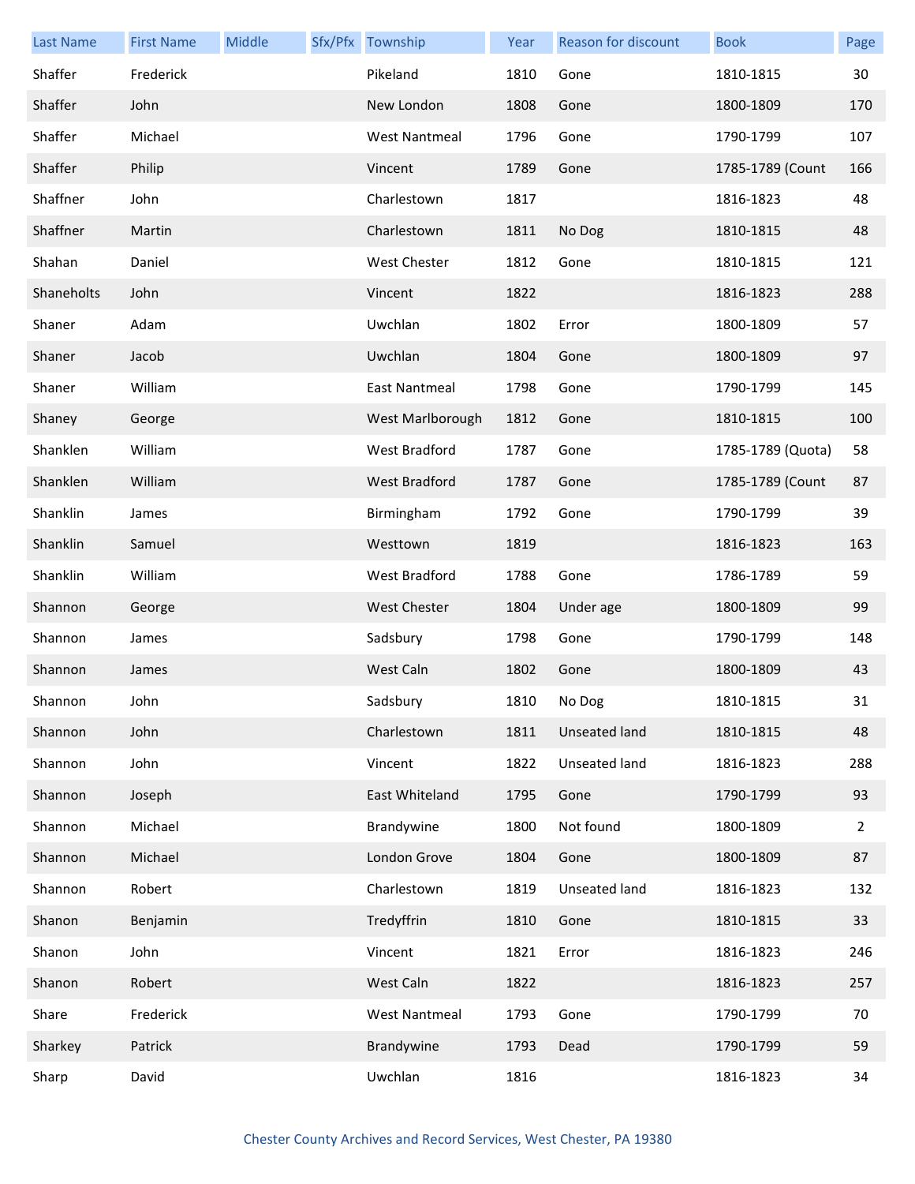| Last Name | First Name | Middle | Sfx/Pfx | Township | Year | Reason for discount | Book | Page |
|---|---|---|---|---|---|---|---|---|
| Shaffer | Frederick | | | Pikeland | 1810 | Gone | 1810-1815 | 30 |
| Shaffer | John | | | New London | 1808 | Gone | 1800-1809 | 170 |
| Shaffer | Michael | | | West Nantmeal | 1796 | Gone | 1790-1799 | 107 |
| Shaffer | Philip | | | Vincent | 1789 | Gone | 1785-1789 (Count | 166 |
| Shaffner | John | | | Charlestown | 1817 | | 1816-1823 | 48 |
| Shaffner | Martin | | | Charlestown | 1811 | No Dog | 1810-1815 | 48 |
| Shahan | Daniel | | | West Chester | 1812 | Gone | 1810-1815 | 121 |
| Shaneholts | John | | | Vincent | 1822 | | 1816-1823 | 288 |
| Shaner | Adam | | | Uwchlan | 1802 | Error | 1800-1809 | 57 |
| Shaner | Jacob | | | Uwchlan | 1804 | Gone | 1800-1809 | 97 |
| Shaner | William | | | East Nantmeal | 1798 | Gone | 1790-1799 | 145 |
| Shaney | George | | | West Marlborough | 1812 | Gone | 1810-1815 | 100 |
| Shanklen | William | | | West Bradford | 1787 | Gone | 1785-1789 (Quota) | 58 |
| Shanklen | William | | | West Bradford | 1787 | Gone | 1785-1789 (Count | 87 |
| Shanklin | James | | | Birmingham | 1792 | Gone | 1790-1799 | 39 |
| Shanklin | Samuel | | | Westtown | 1819 | | 1816-1823 | 163 |
| Shanklin | William | | | West Bradford | 1788 | Gone | 1786-1789 | 59 |
| Shannon | George | | | West Chester | 1804 | Under age | 1800-1809 | 99 |
| Shannon | James | | | Sadsbury | 1798 | Gone | 1790-1799 | 148 |
| Shannon | James | | | West Caln | 1802 | Gone | 1800-1809 | 43 |
| Shannon | John | | | Sadsbury | 1810 | No Dog | 1810-1815 | 31 |
| Shannon | John | | | Charlestown | 1811 | Unseated land | 1810-1815 | 48 |
| Shannon | John | | | Vincent | 1822 | Unseated land | 1816-1823 | 288 |
| Shannon | Joseph | | | East Whiteland | 1795 | Gone | 1790-1799 | 93 |
| Shannon | Michael | | | Brandywine | 1800 | Not found | 1800-1809 | 2 |
| Shannon | Michael | | | London Grove | 1804 | Gone | 1800-1809 | 87 |
| Shannon | Robert | | | Charlestown | 1819 | Unseated land | 1816-1823 | 132 |
| Shanon | Benjamin | | | Tredyffrin | 1810 | Gone | 1810-1815 | 33 |
| Shanon | John | | | Vincent | 1821 | Error | 1816-1823 | 246 |
| Shanon | Robert | | | West Caln | 1822 | | 1816-1823 | 257 |
| Share | Frederick | | | West Nantmeal | 1793 | Gone | 1790-1799 | 70 |
| Sharkey | Patrick | | | Brandywine | 1793 | Dead | 1790-1799 | 59 |
| Sharp | David | | | Uwchlan | 1816 | | 1816-1823 | 34 |

Chester County Archives and Record Services, West Chester, PA 19380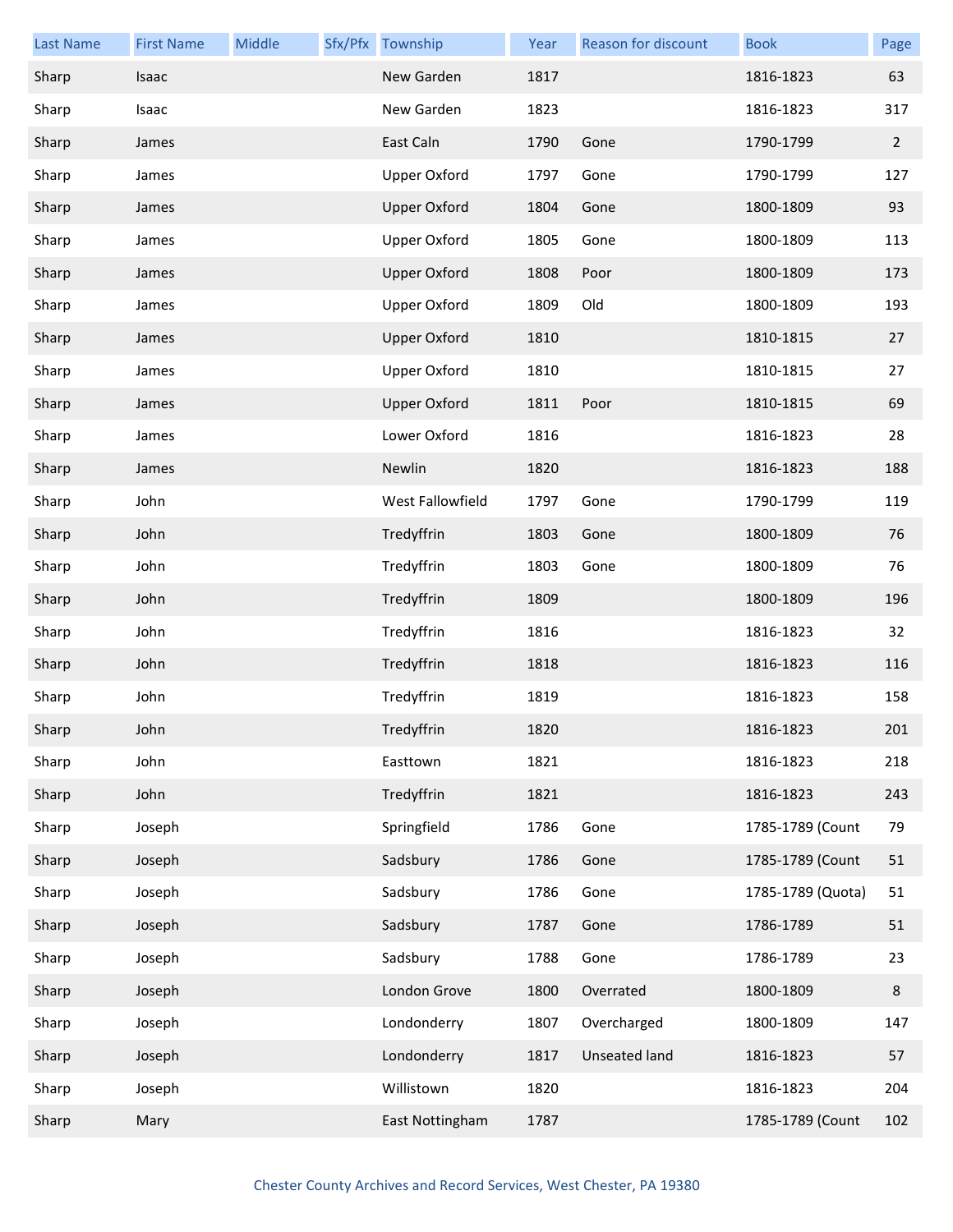| Last Name | First Name | Middle | Sfx/Pfx | Township | Year | Reason for discount | Book | Page |
|---|---|---|---|---|---|---|---|---|
| Sharp | Isaac | | | New Garden | 1817 | | 1816-1823 | 63 |
| Sharp | Isaac | | | New Garden | 1823 | | 1816-1823 | 317 |
| Sharp | James | | | East Caln | 1790 | Gone | 1790-1799 | 2 |
| Sharp | James | | | Upper Oxford | 1797 | Gone | 1790-1799 | 127 |
| Sharp | James | | | Upper Oxford | 1804 | Gone | 1800-1809 | 93 |
| Sharp | James | | | Upper Oxford | 1805 | Gone | 1800-1809 | 113 |
| Sharp | James | | | Upper Oxford | 1808 | Poor | 1800-1809 | 173 |
| Sharp | James | | | Upper Oxford | 1809 | Old | 1800-1809 | 193 |
| Sharp | James | | | Upper Oxford | 1810 | | 1810-1815 | 27 |
| Sharp | James | | | Upper Oxford | 1810 | | 1810-1815 | 27 |
| Sharp | James | | | Upper Oxford | 1811 | Poor | 1810-1815 | 69 |
| Sharp | James | | | Lower Oxford | 1816 | | 1816-1823 | 28 |
| Sharp | James | | | Newlin | 1820 | | 1816-1823 | 188 |
| Sharp | John | | | West Fallowfield | 1797 | Gone | 1790-1799 | 119 |
| Sharp | John | | | Tredyffrin | 1803 | Gone | 1800-1809 | 76 |
| Sharp | John | | | Tredyffrin | 1803 | Gone | 1800-1809 | 76 |
| Sharp | John | | | Tredyffrin | 1809 | | 1800-1809 | 196 |
| Sharp | John | | | Tredyffrin | 1816 | | 1816-1823 | 32 |
| Sharp | John | | | Tredyffrin | 1818 | | 1816-1823 | 116 |
| Sharp | John | | | Tredyffrin | 1819 | | 1816-1823 | 158 |
| Sharp | John | | | Tredyffrin | 1820 | | 1816-1823 | 201 |
| Sharp | John | | | Easttown | 1821 | | 1816-1823 | 218 |
| Sharp | John | | | Tredyffrin | 1821 | | 1816-1823 | 243 |
| Sharp | Joseph | | | Springfield | 1786 | Gone | 1785-1789 (Count | 79 |
| Sharp | Joseph | | | Sadsbury | 1786 | Gone | 1785-1789 (Count | 51 |
| Sharp | Joseph | | | Sadsbury | 1786 | Gone | 1785-1789 (Quota) | 51 |
| Sharp | Joseph | | | Sadsbury | 1787 | Gone | 1786-1789 | 51 |
| Sharp | Joseph | | | Sadsbury | 1788 | Gone | 1786-1789 | 23 |
| Sharp | Joseph | | | London Grove | 1800 | Overrated | 1800-1809 | 8 |
| Sharp | Joseph | | | Londonderry | 1807 | Overcharged | 1800-1809 | 147 |
| Sharp | Joseph | | | Londonderry | 1817 | Unseated land | 1816-1823 | 57 |
| Sharp | Joseph | | | Willistown | 1820 | | 1816-1823 | 204 |
| Sharp | Mary | | | East Nottingham | 1787 | | 1785-1789 (Count | 102 |

Chester County Archives and Record Services, West Chester, PA 19380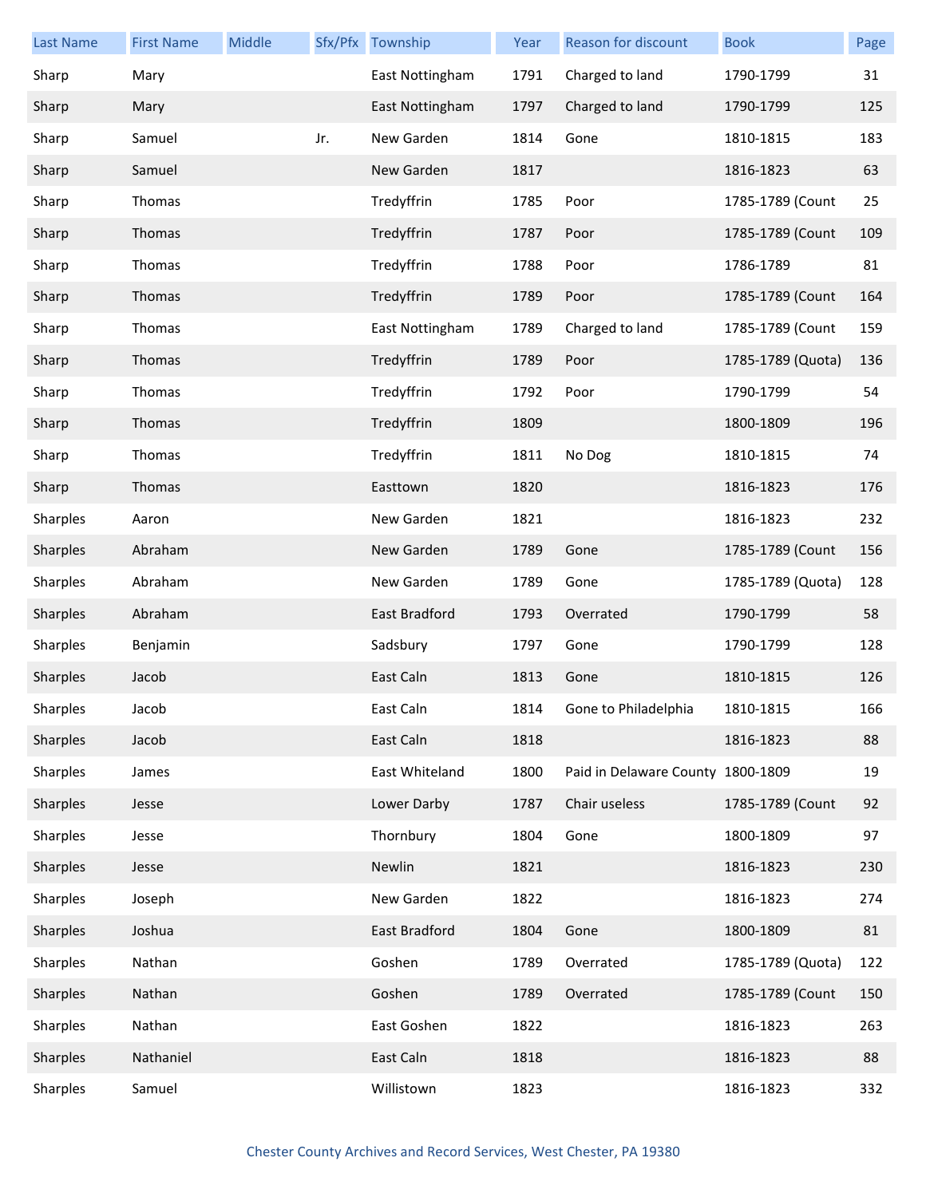| Last Name | First Name | Middle | Sfx/Pfx | Township | Year | Reason for discount | Book | Page |
|---|---|---|---|---|---|---|---|---|
| Sharp | Mary | | | East Nottingham | 1791 | Charged to land | 1790-1799 | 31 |
| Sharp | Mary | | | East Nottingham | 1797 | Charged to land | 1790-1799 | 125 |
| Sharp | Samuel | | Jr. | New Garden | 1814 | Gone | 1810-1815 | 183 |
| Sharp | Samuel | | | New Garden | 1817 | | 1816-1823 | 63 |
| Sharp | Thomas | | | Tredyffrin | 1785 | Poor | 1785-1789 (Count | 25 |
| Sharp | Thomas | | | Tredyffrin | 1787 | Poor | 1785-1789 (Count | 109 |
| Sharp | Thomas | | | Tredyffrin | 1788 | Poor | 1786-1789 | 81 |
| Sharp | Thomas | | | Tredyffrin | 1789 | Poor | 1785-1789 (Count | 164 |
| Sharp | Thomas | | | East Nottingham | 1789 | Charged to land | 1785-1789 (Count | 159 |
| Sharp | Thomas | | | Tredyffrin | 1789 | Poor | 1785-1789 (Quota) | 136 |
| Sharp | Thomas | | | Tredyffrin | 1792 | Poor | 1790-1799 | 54 |
| Sharp | Thomas | | | Tredyffrin | 1809 | | 1800-1809 | 196 |
| Sharp | Thomas | | | Tredyffrin | 1811 | No Dog | 1810-1815 | 74 |
| Sharp | Thomas | | | Easttown | 1820 | | 1816-1823 | 176 |
| Sharples | Aaron | | | New Garden | 1821 | | 1816-1823 | 232 |
| Sharples | Abraham | | | New Garden | 1789 | Gone | 1785-1789 (Count | 156 |
| Sharples | Abraham | | | New Garden | 1789 | Gone | 1785-1789 (Quota) | 128 |
| Sharples | Abraham | | | East Bradford | 1793 | Overrated | 1790-1799 | 58 |
| Sharples | Benjamin | | | Sadsbury | 1797 | Gone | 1790-1799 | 128 |
| Sharples | Jacob | | | East Caln | 1813 | Gone | 1810-1815 | 126 |
| Sharples | Jacob | | | East Caln | 1814 | Gone to Philadelphia | 1810-1815 | 166 |
| Sharples | Jacob | | | East Caln | 1818 | | 1816-1823 | 88 |
| Sharples | James | | | East Whiteland | 1800 | Paid in Delaware County | 1800-1809 | 19 |
| Sharples | Jesse | | | Lower Darby | 1787 | Chair useless | 1785-1789 (Count | 92 |
| Sharples | Jesse | | | Thornbury | 1804 | Gone | 1800-1809 | 97 |
| Sharples | Jesse | | | Newlin | 1821 | | 1816-1823 | 230 |
| Sharples | Joseph | | | New Garden | 1822 | | 1816-1823 | 274 |
| Sharples | Joshua | | | East Bradford | 1804 | Gone | 1800-1809 | 81 |
| Sharples | Nathan | | | Goshen | 1789 | Overrated | 1785-1789 (Quota) | 122 |
| Sharples | Nathan | | | Goshen | 1789 | Overrated | 1785-1789 (Count | 150 |
| Sharples | Nathan | | | East Goshen | 1822 | | 1816-1823 | 263 |
| Sharples | Nathaniel | | | East Caln | 1818 | | 1816-1823 | 88 |
| Sharples | Samuel | | | Willistown | 1823 | | 1816-1823 | 332 |

Chester County Archives and Record Services, West Chester, PA 19380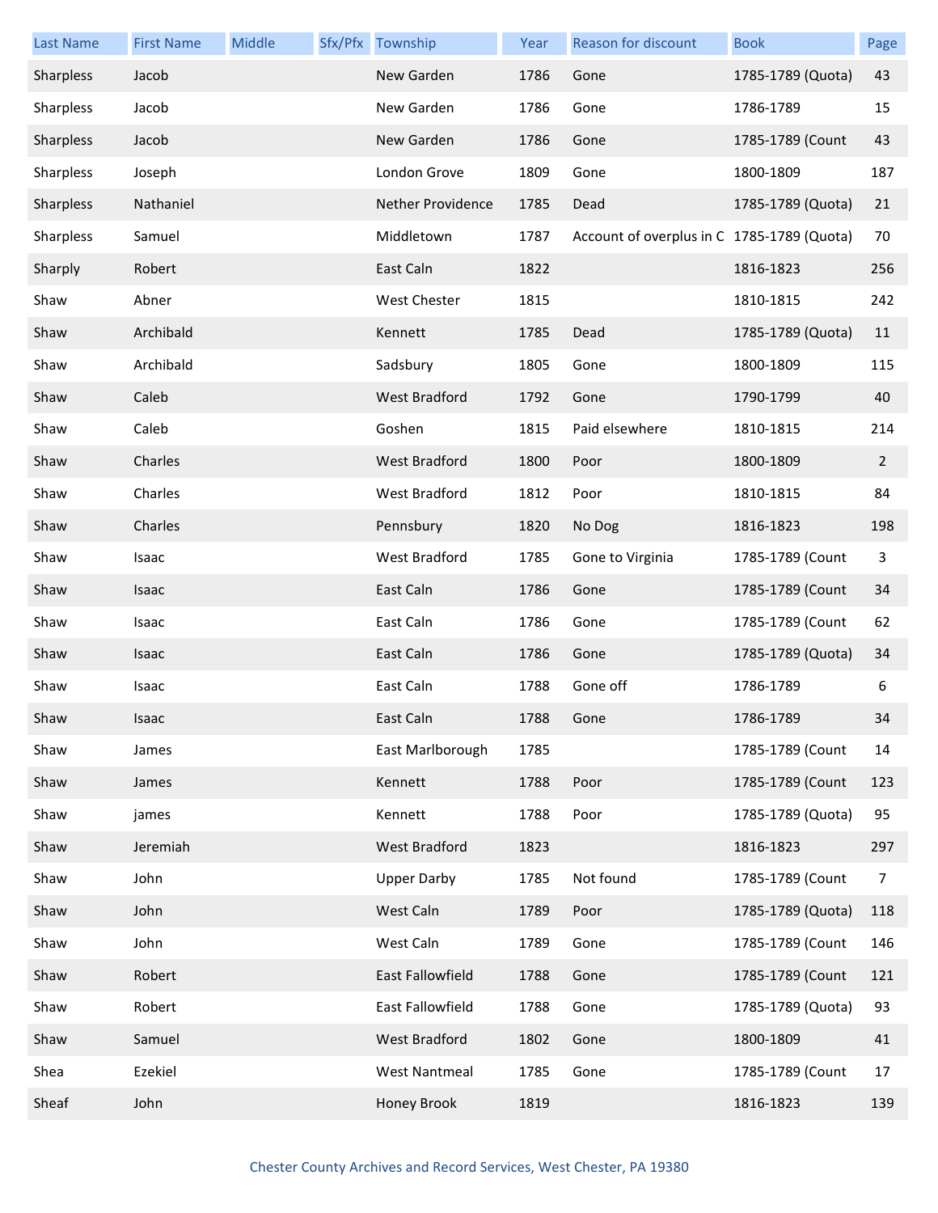| Last Name | First Name | Middle | Sfx/Pfx | Township | Year | Reason for discount | Book | Page |
|---|---|---|---|---|---|---|---|---|
| Sharpless | Jacob | | | New Garden | 1786 | Gone | 1785-1789 (Quota) | 43 |
| Sharpless | Jacob | | | New Garden | 1786 | Gone | 1786-1789 | 15 |
| Sharpless | Jacob | | | New Garden | 1786 | Gone | 1785-1789 (Count | 43 |
| Sharpless | Joseph | | | London Grove | 1809 | Gone | 1800-1809 | 187 |
| Sharpless | Nathaniel | | | Nether Providence | 1785 | Dead | 1785-1789 (Quota) | 21 |
| Sharpless | Samuel | | | Middletown | 1787 | Account of overplus in C | 1785-1789 (Quota) | 70 |
| Sharply | Robert | | | East Caln | 1822 | | 1816-1823 | 256 |
| Shaw | Abner | | | West Chester | 1815 | | 1810-1815 | 242 |
| Shaw | Archibald | | | Kennett | 1785 | Dead | 1785-1789 (Quota) | 11 |
| Shaw | Archibald | | | Sadsbury | 1805 | Gone | 1800-1809 | 115 |
| Shaw | Caleb | | | West Bradford | 1792 | Gone | 1790-1799 | 40 |
| Shaw | Caleb | | | Goshen | 1815 | Paid elsewhere | 1810-1815 | 214 |
| Shaw | Charles | | | West Bradford | 1800 | Poor | 1800-1809 | 2 |
| Shaw | Charles | | | West Bradford | 1812 | Poor | 1810-1815 | 84 |
| Shaw | Charles | | | Pennsbury | 1820 | No Dog | 1816-1823 | 198 |
| Shaw | Isaac | | | West Bradford | 1785 | Gone to Virginia | 1785-1789 (Count | 3 |
| Shaw | Isaac | | | East Caln | 1786 | Gone | 1785-1789 (Count | 34 |
| Shaw | Isaac | | | East Caln | 1786 | Gone | 1785-1789 (Count | 62 |
| Shaw | Isaac | | | East Caln | 1786 | Gone | 1785-1789 (Quota) | 34 |
| Shaw | Isaac | | | East Caln | 1788 | Gone off | 1786-1789 | 6 |
| Shaw | Isaac | | | East Caln | 1788 | Gone | 1786-1789 | 34 |
| Shaw | James | | | East Marlborough | 1785 | | 1785-1789 (Count | 14 |
| Shaw | James | | | Kennett | 1788 | Poor | 1785-1789 (Count | 123 |
| Shaw | james | | | Kennett | 1788 | Poor | 1785-1789 (Quota) | 95 |
| Shaw | Jeremiah | | | West Bradford | 1823 | | 1816-1823 | 297 |
| Shaw | John | | | Upper Darby | 1785 | Not found | 1785-1789 (Count | 7 |
| Shaw | John | | | West Caln | 1789 | Poor | 1785-1789 (Quota) | 118 |
| Shaw | John | | | West Caln | 1789 | Gone | 1785-1789 (Count | 146 |
| Shaw | Robert | | | East Fallowfield | 1788 | Gone | 1785-1789 (Count | 121 |
| Shaw | Robert | | | East Fallowfield | 1788 | Gone | 1785-1789 (Quota) | 93 |
| Shaw | Samuel | | | West Bradford | 1802 | Gone | 1800-1809 | 41 |
| Shea | Ezekiel | | | West Nantmeal | 1785 | Gone | 1785-1789 (Count | 17 |
| Sheaf | John | | | Honey Brook | 1819 | | 1816-1823 | 139 |

Chester County Archives and Record Services, West Chester, PA 19380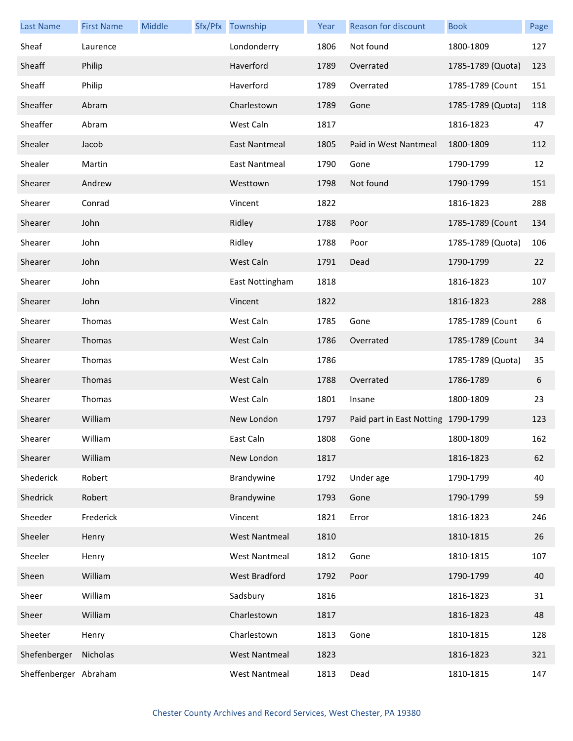| Last Name | First Name | Middle | Sfx/Pfx | Township | Year | Reason for discount | Book | Page |
|---|---|---|---|---|---|---|---|---|
| Sheaf | Laurence | | | Londonderry | 1806 | Not found | 1800-1809 | 127 |
| Sheaff | Philip | | | Haverford | 1789 | Overrated | 1785-1789 (Quota) | 123 |
| Sheaff | Philip | | | Haverford | 1789 | Overrated | 1785-1789 (Count | 151 |
| Sheaffer | Abram | | | Charlestown | 1789 | Gone | 1785-1789 (Quota) | 118 |
| Sheaffer | Abram | | | West Caln | 1817 | | 1816-1823 | 47 |
| Shealer | Jacob | | | East Nantmeal | 1805 | Paid in West Nantmeal | 1800-1809 | 112 |
| Shealer | Martin | | | East Nantmeal | 1790 | Gone | 1790-1799 | 12 |
| Shearer | Andrew | | | Westtown | 1798 | Not found | 1790-1799 | 151 |
| Shearer | Conrad | | | Vincent | 1822 | | 1816-1823 | 288 |
| Shearer | John | | | Ridley | 1788 | Poor | 1785-1789 (Count | 134 |
| Shearer | John | | | Ridley | 1788 | Poor | 1785-1789 (Quota) | 106 |
| Shearer | John | | | West Caln | 1791 | Dead | 1790-1799 | 22 |
| Shearer | John | | | East Nottingham | 1818 | | 1816-1823 | 107 |
| Shearer | John | | | Vincent | 1822 | | 1816-1823 | 288 |
| Shearer | Thomas | | | West Caln | 1785 | Gone | 1785-1789 (Count | 6 |
| Shearer | Thomas | | | West Caln | 1786 | Overrated | 1785-1789 (Count | 34 |
| Shearer | Thomas | | | West Caln | 1786 | | 1785-1789 (Quota) | 35 |
| Shearer | Thomas | | | West Caln | 1788 | Overrated | 1786-1789 | 6 |
| Shearer | Thomas | | | West Caln | 1801 | Insane | 1800-1809 | 23 |
| Shearer | William | | | New London | 1797 | Paid part in East Notting | 1790-1799 | 123 |
| Shearer | William | | | East Caln | 1808 | Gone | 1800-1809 | 162 |
| Shearer | William | | | New London | 1817 | | 1816-1823 | 62 |
| Shederick | Robert | | | Brandywine | 1792 | Under age | 1790-1799 | 40 |
| Shedrick | Robert | | | Brandywine | 1793 | Gone | 1790-1799 | 59 |
| Sheeder | Frederick | | | Vincent | 1821 | Error | 1816-1823 | 246 |
| Sheeler | Henry | | | West Nantmeal | 1810 | | 1810-1815 | 26 |
| Sheeler | Henry | | | West Nantmeal | 1812 | Gone | 1810-1815 | 107 |
| Sheen | William | | | West Bradford | 1792 | Poor | 1790-1799 | 40 |
| Sheer | William | | | Sadsbury | 1816 | | 1816-1823 | 31 |
| Sheer | William | | | Charlestown | 1817 | | 1816-1823 | 48 |
| Sheeter | Henry | | | Charlestown | 1813 | Gone | 1810-1815 | 128 |
| Shefenberger | Nicholas | | | West Nantmeal | 1823 | | 1816-1823 | 321 |
| Sheffenberger | Abraham | | | West Nantmeal | 1813 | Dead | 1810-1815 | 147 |

Chester County Archives and Record Services, West Chester, PA 19380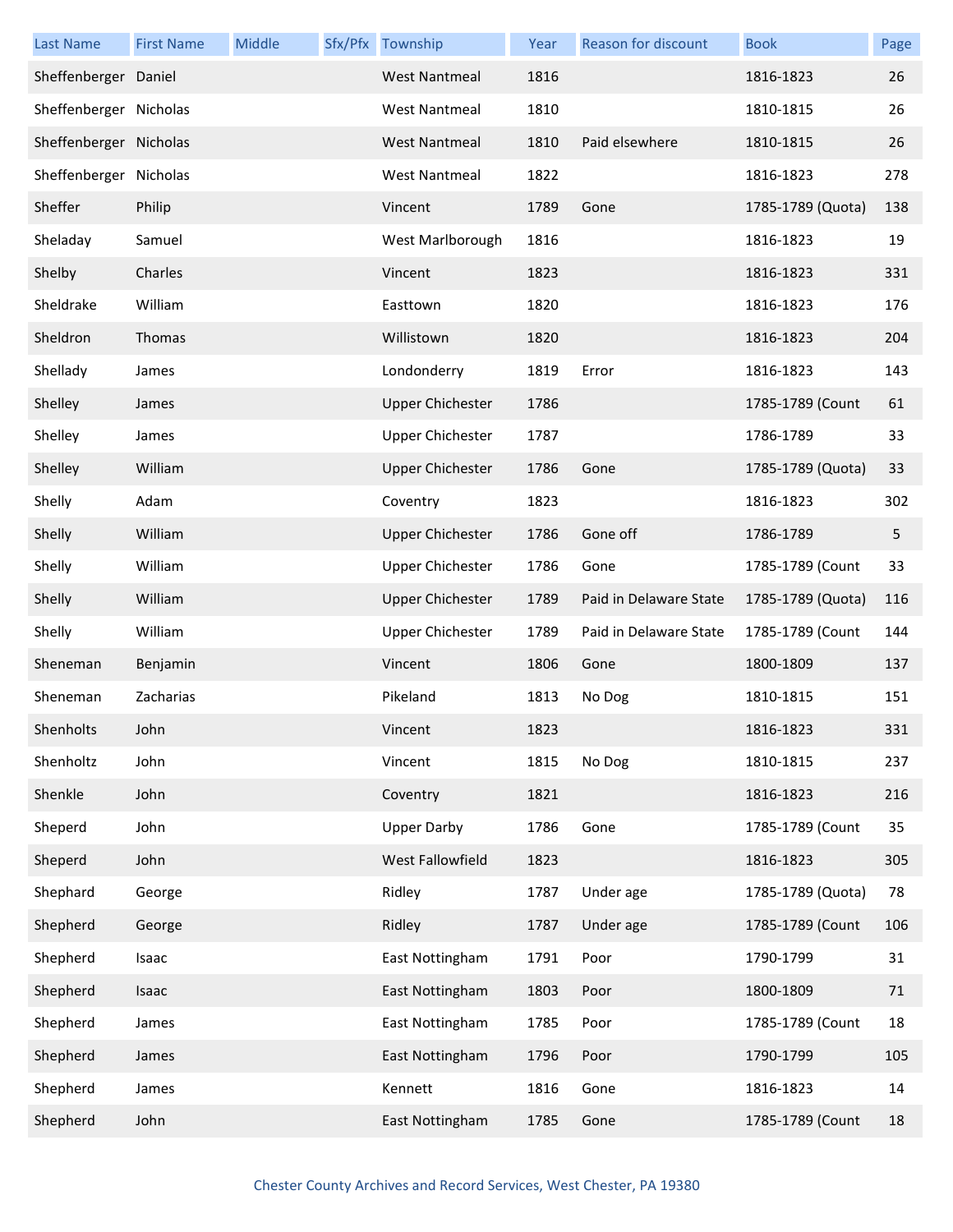| Last Name | First Name | Middle | Sfx/Pfx | Township | Year | Reason for discount | Book | Page |
|---|---|---|---|---|---|---|---|---|
| Sheffenberger | Daniel | | | West Nantmeal | 1816 | | 1816-1823 | 26 |
| Sheffenberger | Nicholas | | | West Nantmeal | 1810 | | 1810-1815 | 26 |
| Sheffenberger | Nicholas | | | West Nantmeal | 1810 | Paid elsewhere | 1810-1815 | 26 |
| Sheffenberger | Nicholas | | | West Nantmeal | 1822 | | 1816-1823 | 278 |
| Sheffer | Philip | | | Vincent | 1789 | Gone | 1785-1789 (Quota) | 138 |
| Sheladay | Samuel | | | West Marlborough | 1816 | | 1816-1823 | 19 |
| Shelby | Charles | | | Vincent | 1823 | | 1816-1823 | 331 |
| Sheldrake | William | | | Easttown | 1820 | | 1816-1823 | 176 |
| Sheldron | Thomas | | | Willistown | 1820 | | 1816-1823 | 204 |
| Shellady | James | | | Londonderry | 1819 | Error | 1816-1823 | 143 |
| Shelley | James | | | Upper Chichester | 1786 | | 1785-1789 (Count | 61 |
| Shelley | James | | | Upper Chichester | 1787 | | 1786-1789 | 33 |
| Shelley | William | | | Upper Chichester | 1786 | Gone | 1785-1789 (Quota) | 33 |
| Shelly | Adam | | | Coventry | 1823 | | 1816-1823 | 302 |
| Shelly | William | | | Upper Chichester | 1786 | Gone off | 1786-1789 | 5 |
| Shelly | William | | | Upper Chichester | 1786 | Gone | 1785-1789 (Count | 33 |
| Shelly | William | | | Upper Chichester | 1789 | Paid in Delaware State | 1785-1789 (Quota) | 116 |
| Shelly | William | | | Upper Chichester | 1789 | Paid in Delaware State | 1785-1789 (Count | 144 |
| Sheneman | Benjamin | | | Vincent | 1806 | Gone | 1800-1809 | 137 |
| Sheneman | Zacharias | | | Pikeland | 1813 | No Dog | 1810-1815 | 151 |
| Shenholts | John | | | Vincent | 1823 | | 1816-1823 | 331 |
| Shenholtz | John | | | Vincent | 1815 | No Dog | 1810-1815 | 237 |
| Shenkle | John | | | Coventry | 1821 | | 1816-1823 | 216 |
| Sheperd | John | | | Upper Darby | 1786 | Gone | 1785-1789 (Count | 35 |
| Sheperd | John | | | West Fallowfield | 1823 | | 1816-1823 | 305 |
| Shephard | George | | | Ridley | 1787 | Under age | 1785-1789 (Quota) | 78 |
| Shepherd | George | | | Ridley | 1787 | Under age | 1785-1789 (Count | 106 |
| Shepherd | Isaac | | | East Nottingham | 1791 | Poor | 1790-1799 | 31 |
| Shepherd | Isaac | | | East Nottingham | 1803 | Poor | 1800-1809 | 71 |
| Shepherd | James | | | East Nottingham | 1785 | Poor | 1785-1789 (Count | 18 |
| Shepherd | James | | | East Nottingham | 1796 | Poor | 1790-1799 | 105 |
| Shepherd | James | | | Kennett | 1816 | Gone | 1816-1823 | 14 |
| Shepherd | John | | | East Nottingham | 1785 | Gone | 1785-1789 (Count | 18 |

Chester County Archives and Record Services, West Chester, PA 19380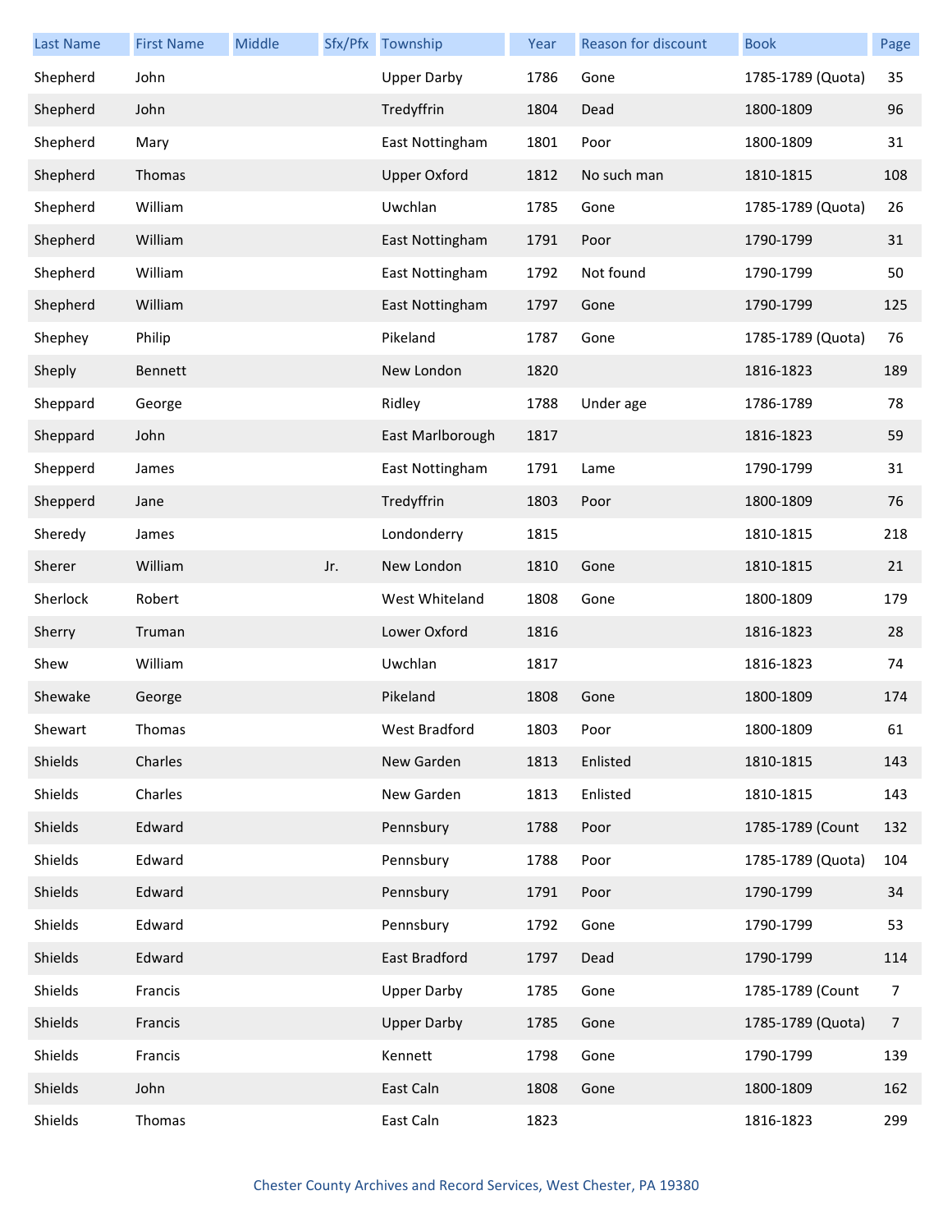| Last Name | First Name | Middle | Sfx/Pfx | Township | Year | Reason for discount | Book | Page |
|---|---|---|---|---|---|---|---|---|
| Shepherd | John | | | Upper Darby | 1786 | Gone | 1785-1789 (Quota) | 35 |
| Shepherd | John | | | Tredyffrin | 1804 | Dead | 1800-1809 | 96 |
| Shepherd | Mary | | | East Nottingham | 1801 | Poor | 1800-1809 | 31 |
| Shepherd | Thomas | | | Upper Oxford | 1812 | No such man | 1810-1815 | 108 |
| Shepherd | William | | | Uwchlan | 1785 | Gone | 1785-1789 (Quota) | 26 |
| Shepherd | William | | | East Nottingham | 1791 | Poor | 1790-1799 | 31 |
| Shepherd | William | | | East Nottingham | 1792 | Not found | 1790-1799 | 50 |
| Shepherd | William | | | East Nottingham | 1797 | Gone | 1790-1799 | 125 |
| Shephey | Philip | | | Pikeland | 1787 | Gone | 1785-1789 (Quota) | 76 |
| Sheply | Bennett | | | New London | 1820 | | 1816-1823 | 189 |
| Sheppard | George | | | Ridley | 1788 | Under age | 1786-1789 | 78 |
| Sheppard | John | | | East Marlborough | 1817 | | 1816-1823 | 59 |
| Shepperd | James | | | East Nottingham | 1791 | Lame | 1790-1799 | 31 |
| Shepperd | Jane | | | Tredyffrin | 1803 | Poor | 1800-1809 | 76 |
| Sheredy | James | | | Londonderry | 1815 | | 1810-1815 | 218 |
| Sherer | William | | Jr. | New London | 1810 | Gone | 1810-1815 | 21 |
| Sherlock | Robert | | | West Whiteland | 1808 | Gone | 1800-1809 | 179 |
| Sherry | Truman | | | Lower Oxford | 1816 | | 1816-1823 | 28 |
| Shew | William | | | Uwchlan | 1817 | | 1816-1823 | 74 |
| Shewake | George | | | Pikeland | 1808 | Gone | 1800-1809 | 174 |
| Shewart | Thomas | | | West Bradford | 1803 | Poor | 1800-1809 | 61 |
| Shields | Charles | | | New Garden | 1813 | Enlisted | 1810-1815 | 143 |
| Shields | Charles | | | New Garden | 1813 | Enlisted | 1810-1815 | 143 |
| Shields | Edward | | | Pennsbury | 1788 | Poor | 1785-1789 (Count | 132 |
| Shields | Edward | | | Pennsbury | 1788 | Poor | 1785-1789 (Quota) | 104 |
| Shields | Edward | | | Pennsbury | 1791 | Poor | 1790-1799 | 34 |
| Shields | Edward | | | Pennsbury | 1792 | Gone | 1790-1799 | 53 |
| Shields | Edward | | | East Bradford | 1797 | Dead | 1790-1799 | 114 |
| Shields | Francis | | | Upper Darby | 1785 | Gone | 1785-1789 (Count | 7 |
| Shields | Francis | | | Upper Darby | 1785 | Gone | 1785-1789 (Quota) | 7 |
| Shields | Francis | | | Kennett | 1798 | Gone | 1790-1799 | 139 |
| Shields | John | | | East Caln | 1808 | Gone | 1800-1809 | 162 |
| Shields | Thomas | | | East Caln | 1823 | | 1816-1823 | 299 |

Chester County Archives and Record Services, West Chester, PA 19380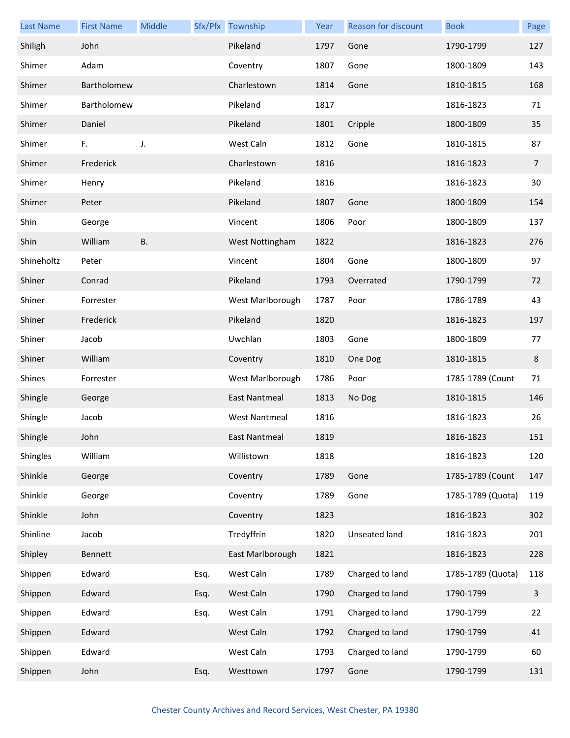| Last Name | First Name | Middle | Sfx/Pfx | Township | Year | Reason for discount | Book | Page |
|---|---|---|---|---|---|---|---|---|
| Shiligh | John | | | Pikeland | 1797 | Gone | 1790-1799 | 127 |
| Shimer | Adam | | | Coventry | 1807 | Gone | 1800-1809 | 143 |
| Shimer | Bartholomew | | | Charlestown | 1814 | Gone | 1810-1815 | 168 |
| Shimer | Bartholomew | | | Pikeland | 1817 | | 1816-1823 | 71 |
| Shimer | Daniel | | | Pikeland | 1801 | Cripple | 1800-1809 | 35 |
| Shimer | F. | J. | | West Caln | 1812 | Gone | 1810-1815 | 87 |
| Shimer | Frederick | | | Charlestown | 1816 | | 1816-1823 | 7 |
| Shimer | Henry | | | Pikeland | 1816 | | 1816-1823 | 30 |
| Shimer | Peter | | | Pikeland | 1807 | Gone | 1800-1809 | 154 |
| Shin | George | | | Vincent | 1806 | Poor | 1800-1809 | 137 |
| Shin | William | B. | | West Nottingham | 1822 | | 1816-1823 | 276 |
| Shineholtz | Peter | | | Vincent | 1804 | Gone | 1800-1809 | 97 |
| Shiner | Conrad | | | Pikeland | 1793 | Overrated | 1790-1799 | 72 |
| Shiner | Forrester | | | West Marlborough | 1787 | Poor | 1786-1789 | 43 |
| Shiner | Frederick | | | Pikeland | 1820 | | 1816-1823 | 197 |
| Shiner | Jacob | | | Uwchlan | 1803 | Gone | 1800-1809 | 77 |
| Shiner | William | | | Coventry | 1810 | One Dog | 1810-1815 | 8 |
| Shines | Forrester | | | West Marlborough | 1786 | Poor | 1785-1789 (Count | 71 |
| Shingle | George | | | East Nantmeal | 1813 | No Dog | 1810-1815 | 146 |
| Shingle | Jacob | | | West Nantmeal | 1816 | | 1816-1823 | 26 |
| Shingle | John | | | East Nantmeal | 1819 | | 1816-1823 | 151 |
| Shingles | William | | | Willistown | 1818 | | 1816-1823 | 120 |
| Shinkle | George | | | Coventry | 1789 | Gone | 1785-1789 (Count | 147 |
| Shinkle | George | | | Coventry | 1789 | Gone | 1785-1789 (Quota) | 119 |
| Shinkle | John | | | Coventry | 1823 | | 1816-1823 | 302 |
| Shinline | Jacob | | | Tredyffrin | 1820 | Unseated land | 1816-1823 | 201 |
| Shipley | Bennett | | | East Marlborough | 1821 | | 1816-1823 | 228 |
| Shippen | Edward | | Esq. | West Caln | 1789 | Charged to land | 1785-1789 (Quota) | 118 |
| Shippen | Edward | | Esq. | West Caln | 1790 | Charged to land | 1790-1799 | 3 |
| Shippen | Edward | | Esq. | West Caln | 1791 | Charged to land | 1790-1799 | 22 |
| Shippen | Edward | | | West Caln | 1792 | Charged to land | 1790-1799 | 41 |
| Shippen | Edward | | | West Caln | 1793 | Charged to land | 1790-1799 | 60 |
| Shippen | John | | Esq. | Westtown | 1797 | Gone | 1790-1799 | 131 |

Chester County Archives and Record Services, West Chester, PA 19380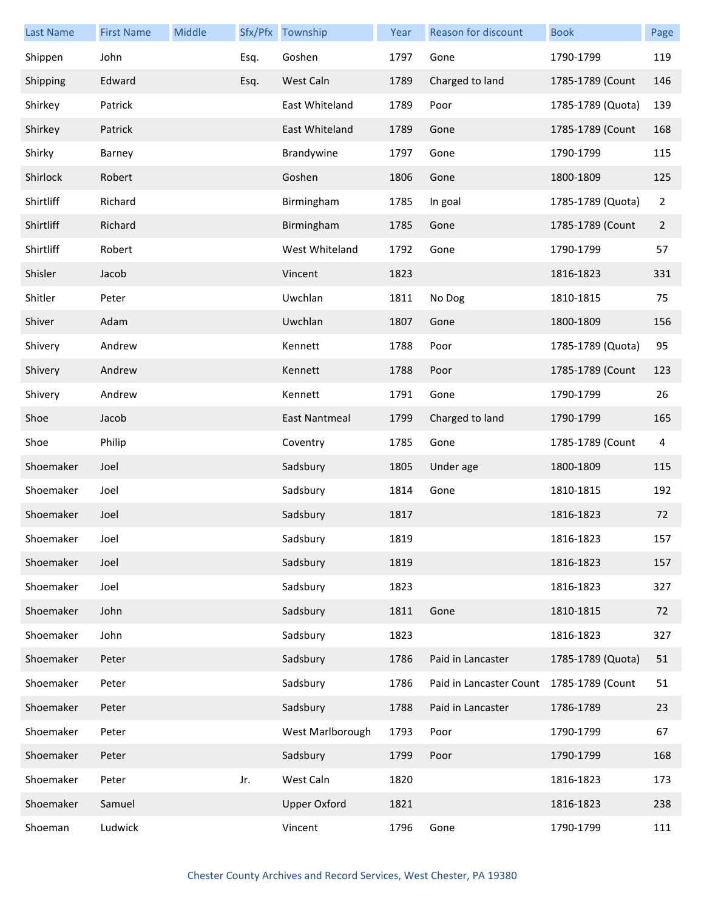| Last Name | First Name | Middle | Sfx/Pfx | Township | Year | Reason for discount | Book | Page |
|---|---|---|---|---|---|---|---|---|
| Shippen | John | | Esq. | Goshen | 1797 | Gone | 1790-1799 | 119 |
| Shipping | Edward | | Esq. | West Caln | 1789 | Charged to land | 1785-1789 (Count | 146 |
| Shirkey | Patrick | | | East Whiteland | 1789 | Poor | 1785-1789 (Quota) | 139 |
| Shirkey | Patrick | | | East Whiteland | 1789 | Gone | 1785-1789 (Count | 168 |
| Shirky | Barney | | | Brandywine | 1797 | Gone | 1790-1799 | 115 |
| Shirlock | Robert | | | Goshen | 1806 | Gone | 1800-1809 | 125 |
| Shirtliff | Richard | | | Birmingham | 1785 | In goal | 1785-1789 (Quota) | 2 |
| Shirtliff | Richard | | | Birmingham | 1785 | Gone | 1785-1789 (Count | 2 |
| Shirtliff | Robert | | | West Whiteland | 1792 | Gone | 1790-1799 | 57 |
| Shisler | Jacob | | | Vincent | 1823 | | 1816-1823 | 331 |
| Shitler | Peter | | | Uwchlan | 1811 | No Dog | 1810-1815 | 75 |
| Shiver | Adam | | | Uwchlan | 1807 | Gone | 1800-1809 | 156 |
| Shivery | Andrew | | | Kennett | 1788 | Poor | 1785-1789 (Quota) | 95 |
| Shivery | Andrew | | | Kennett | 1788 | Poor | 1785-1789 (Count | 123 |
| Shivery | Andrew | | | Kennett | 1791 | Gone | 1790-1799 | 26 |
| Shoe | Jacob | | | East Nantmeal | 1799 | Charged to land | 1790-1799 | 165 |
| Shoe | Philip | | | Coventry | 1785 | Gone | 1785-1789 (Count | 4 |
| Shoemaker | Joel | | | Sadsbury | 1805 | Under age | 1800-1809 | 115 |
| Shoemaker | Joel | | | Sadsbury | 1814 | Gone | 1810-1815 | 192 |
| Shoemaker | Joel | | | Sadsbury | 1817 | | 1816-1823 | 72 |
| Shoemaker | Joel | | | Sadsbury | 1819 | | 1816-1823 | 157 |
| Shoemaker | Joel | | | Sadsbury | 1819 | | 1816-1823 | 157 |
| Shoemaker | Joel | | | Sadsbury | 1823 | | 1816-1823 | 327 |
| Shoemaker | John | | | Sadsbury | 1811 | Gone | 1810-1815 | 72 |
| Shoemaker | John | | | Sadsbury | 1823 | | 1816-1823 | 327 |
| Shoemaker | Peter | | | Sadsbury | 1786 | Paid in Lancaster | 1785-1789 (Quota) | 51 |
| Shoemaker | Peter | | | Sadsbury | 1786 | Paid in Lancaster Count | 1785-1789 (Count | 51 |
| Shoemaker | Peter | | | Sadsbury | 1788 | Paid in Lancaster | 1786-1789 | 23 |
| Shoemaker | Peter | | | West Marlborough | 1793 | Poor | 1790-1799 | 67 |
| Shoemaker | Peter | | | Sadsbury | 1799 | Poor | 1790-1799 | 168 |
| Shoemaker | Peter | | Jr. | West Caln | 1820 | | 1816-1823 | 173 |
| Shoemaker | Samuel | | | Upper Oxford | 1821 | | 1816-1823 | 238 |
| Shoeman | Ludwick | | | Vincent | 1796 | Gone | 1790-1799 | 111 |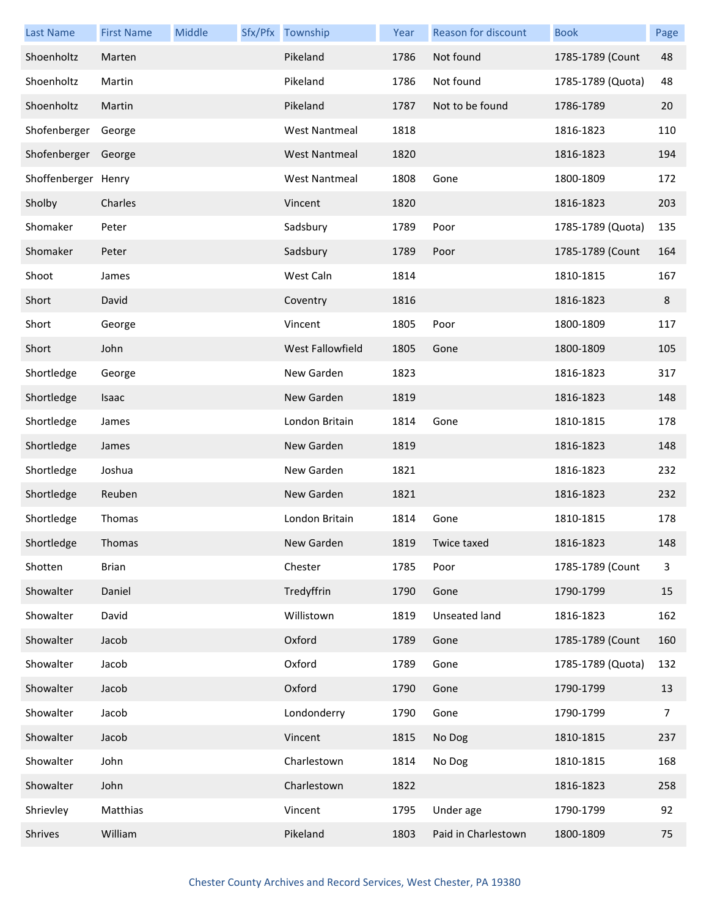| Last Name | First Name | Middle | Sfx/Pfx | Township | Year | Reason for discount | Book | Page |
|---|---|---|---|---|---|---|---|---|
| Shoenholtz | Marten | | | Pikeland | 1786 | Not found | 1785-1789 (Count | 48 |
| Shoenholtz | Martin | | | Pikeland | 1786 | Not found | 1785-1789 (Quota) | 48 |
| Shoenholtz | Martin | | | Pikeland | 1787 | Not to be found | 1786-1789 | 20 |
| Shofenberger | George | | | West Nantmeal | 1818 | | 1816-1823 | 110 |
| Shofenberger | George | | | West Nantmeal | 1820 | | 1816-1823 | 194 |
| Shoffenberger | Henry | | | West Nantmeal | 1808 | Gone | 1800-1809 | 172 |
| Sholby | Charles | | | Vincent | 1820 | | 1816-1823 | 203 |
| Shomaker | Peter | | | Sadsbury | 1789 | Poor | 1785-1789 (Quota) | 135 |
| Shomaker | Peter | | | Sadsbury | 1789 | Poor | 1785-1789 (Count | 164 |
| Shoot | James | | | West Caln | 1814 | | 1810-1815 | 167 |
| Short | David | | | Coventry | 1816 | | 1816-1823 | 8 |
| Short | George | | | Vincent | 1805 | Poor | 1800-1809 | 117 |
| Short | John | | | West Fallowfield | 1805 | Gone | 1800-1809 | 105 |
| Shortledge | George | | | New Garden | 1823 | | 1816-1823 | 317 |
| Shortledge | Isaac | | | New Garden | 1819 | | 1816-1823 | 148 |
| Shortledge | James | | | London Britain | 1814 | Gone | 1810-1815 | 178 |
| Shortledge | James | | | New Garden | 1819 | | 1816-1823 | 148 |
| Shortledge | Joshua | | | New Garden | 1821 | | 1816-1823 | 232 |
| Shortledge | Reuben | | | New Garden | 1821 | | 1816-1823 | 232 |
| Shortledge | Thomas | | | London Britain | 1814 | Gone | 1810-1815 | 178 |
| Shortledge | Thomas | | | New Garden | 1819 | Twice taxed | 1816-1823 | 148 |
| Shotten | Brian | | | Chester | 1785 | Poor | 1785-1789 (Count | 3 |
| Showalter | Daniel | | | Tredyffrin | 1790 | Gone | 1790-1799 | 15 |
| Showalter | David | | | Willistown | 1819 | Unseated land | 1816-1823 | 162 |
| Showalter | Jacob | | | Oxford | 1789 | Gone | 1785-1789 (Count | 160 |
| Showalter | Jacob | | | Oxford | 1789 | Gone | 1785-1789 (Quota) | 132 |
| Showalter | Jacob | | | Oxford | 1790 | Gone | 1790-1799 | 13 |
| Showalter | Jacob | | | Londonderry | 1790 | Gone | 1790-1799 | 7 |
| Showalter | Jacob | | | Vincent | 1815 | No Dog | 1810-1815 | 237 |
| Showalter | John | | | Charlestown | 1814 | No Dog | 1810-1815 | 168 |
| Showalter | John | | | Charlestown | 1822 | | 1816-1823 | 258 |
| Shrievley | Matthias | | | Vincent | 1795 | Under age | 1790-1799 | 92 |
| Shrives | William | | | Pikeland | 1803 | Paid in Charlestown | 1800-1809 | 75 |

Chester County Archives and Record Services, West Chester, PA 19380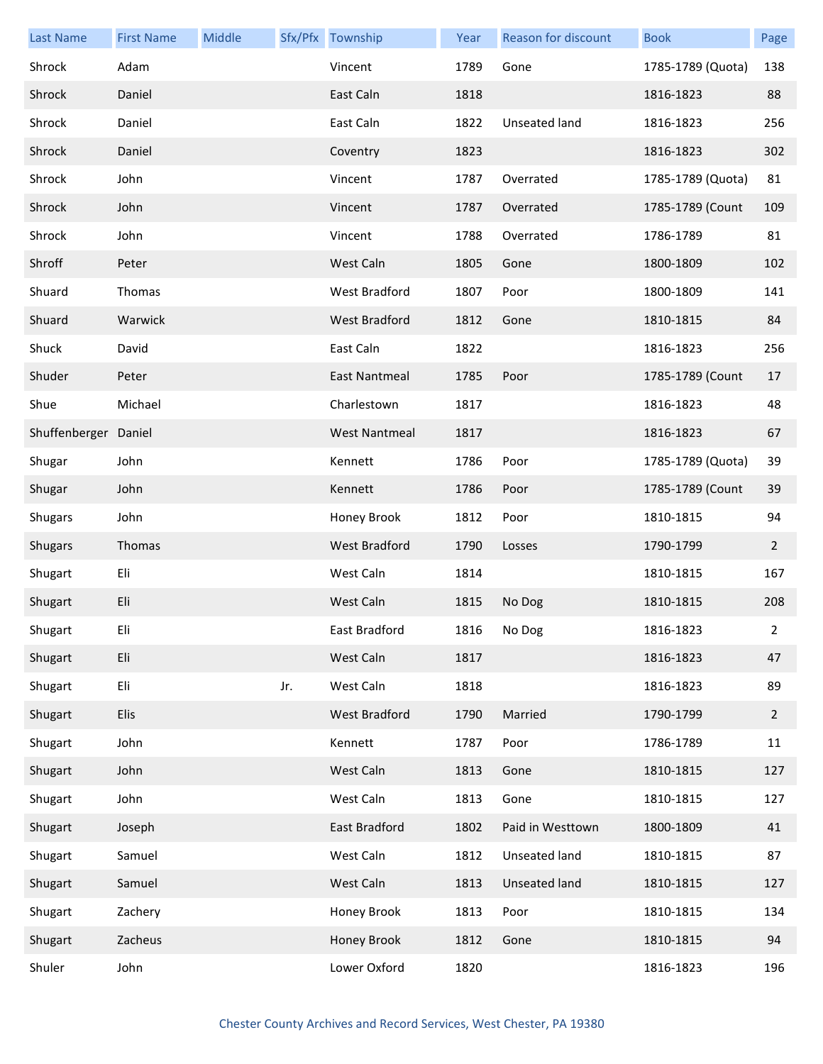| Last Name | First Name | Middle | Sfx/Pfx | Township | Year | Reason for discount | Book | Page |
|---|---|---|---|---|---|---|---|---|
| Shrock | Adam | | | Vincent | 1789 | Gone | 1785-1789 (Quota) | 138 |
| Shrock | Daniel | | | East Caln | 1818 | | 1816-1823 | 88 |
| Shrock | Daniel | | | East Caln | 1822 | Unseated land | 1816-1823 | 256 |
| Shrock | Daniel | | | Coventry | 1823 | | 1816-1823 | 302 |
| Shrock | John | | | Vincent | 1787 | Overrated | 1785-1789 (Quota) | 81 |
| Shrock | John | | | Vincent | 1787 | Overrated | 1785-1789 (Count | 109 |
| Shrock | John | | | Vincent | 1788 | Overrated | 1786-1789 | 81 |
| Shroff | Peter | | | West Caln | 1805 | Gone | 1800-1809 | 102 |
| Shuard | Thomas | | | West Bradford | 1807 | Poor | 1800-1809 | 141 |
| Shuard | Warwick | | | West Bradford | 1812 | Gone | 1810-1815 | 84 |
| Shuck | David | | | East Caln | 1822 | | 1816-1823 | 256 |
| Shuder | Peter | | | East Nantmeal | 1785 | Poor | 1785-1789 (Count | 17 |
| Shue | Michael | | | Charlestown | 1817 | | 1816-1823 | 48 |
| Shuffenberger | Daniel | | | West Nantmeal | 1817 | | 1816-1823 | 67 |
| Shugar | John | | | Kennett | 1786 | Poor | 1785-1789 (Quota) | 39 |
| Shugar | John | | | Kennett | 1786 | Poor | 1785-1789 (Count | 39 |
| Shugars | John | | | Honey Brook | 1812 | Poor | 1810-1815 | 94 |
| Shugars | Thomas | | | West Bradford | 1790 | Losses | 1790-1799 | 2 |
| Shugart | Eli | | | West Caln | 1814 | | 1810-1815 | 167 |
| Shugart | Eli | | | West Caln | 1815 | No Dog | 1810-1815 | 208 |
| Shugart | Eli | | | East Bradford | 1816 | No Dog | 1816-1823 | 2 |
| Shugart | Eli | | | West Caln | 1817 | | 1816-1823 | 47 |
| Shugart | Eli | | Jr. | West Caln | 1818 | | 1816-1823 | 89 |
| Shugart | Elis | | | West Bradford | 1790 | Married | 1790-1799 | 2 |
| Shugart | John | | | Kennett | 1787 | Poor | 1786-1789 | 11 |
| Shugart | John | | | West Caln | 1813 | Gone | 1810-1815 | 127 |
| Shugart | John | | | West Caln | 1813 | Gone | 1810-1815 | 127 |
| Shugart | Joseph | | | East Bradford | 1802 | Paid in Westtown | 1800-1809 | 41 |
| Shugart | Samuel | | | West Caln | 1812 | Unseated land | 1810-1815 | 87 |
| Shugart | Samuel | | | West Caln | 1813 | Unseated land | 1810-1815 | 127 |
| Shugart | Zachery | | | Honey Brook | 1813 | Poor | 1810-1815 | 134 |
| Shugart | Zacheus | | | Honey Brook | 1812 | Gone | 1810-1815 | 94 |
| Shuler | John | | | Lower Oxford | 1820 | | 1816-1823 | 196 |

Chester County Archives and Record Services, West Chester, PA 19380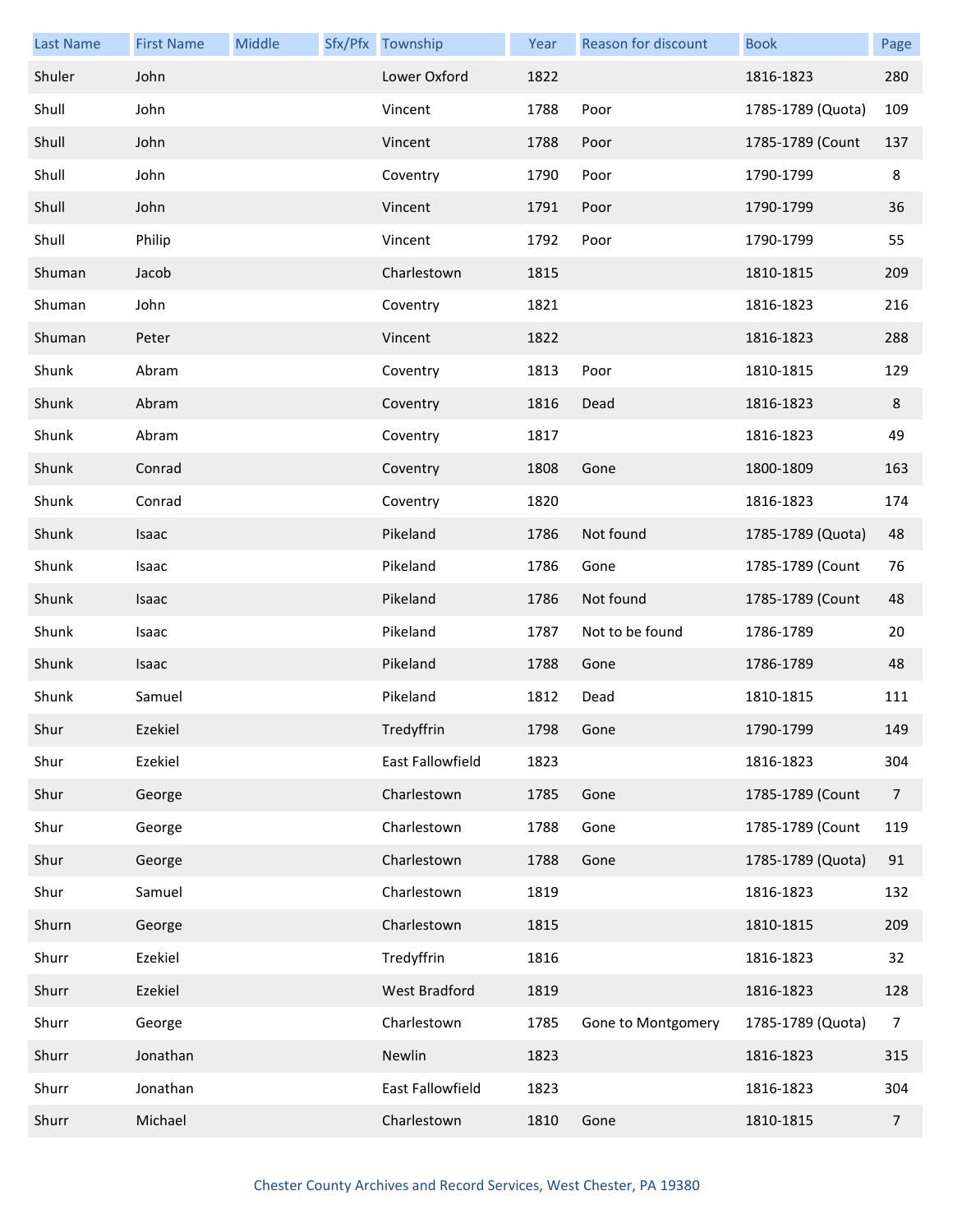| Last Name | First Name | Middle | Sfx/Pfx | Township | Year | Reason for discount | Book | Page |
|---|---|---|---|---|---|---|---|---|
| Shuler | John | | | Lower Oxford | 1822 | | 1816-1823 | 280 |
| Shull | John | | | Vincent | 1788 | Poor | 1785-1789 (Quota) | 109 |
| Shull | John | | | Vincent | 1788 | Poor | 1785-1789 (Count | 137 |
| Shull | John | | | Coventry | 1790 | Poor | 1790-1799 | 8 |
| Shull | John | | | Vincent | 1791 | Poor | 1790-1799 | 36 |
| Shull | Philip | | | Vincent | 1792 | Poor | 1790-1799 | 55 |
| Shuman | Jacob | | | Charlestown | 1815 | | 1810-1815 | 209 |
| Shuman | John | | | Coventry | 1821 | | 1816-1823 | 216 |
| Shuman | Peter | | | Vincent | 1822 | | 1816-1823 | 288 |
| Shunk | Abram | | | Coventry | 1813 | Poor | 1810-1815 | 129 |
| Shunk | Abram | | | Coventry | 1816 | Dead | 1816-1823 | 8 |
| Shunk | Abram | | | Coventry | 1817 | | 1816-1823 | 49 |
| Shunk | Conrad | | | Coventry | 1808 | Gone | 1800-1809 | 163 |
| Shunk | Conrad | | | Coventry | 1820 | | 1816-1823 | 174 |
| Shunk | Isaac | | | Pikeland | 1786 | Not found | 1785-1789 (Quota) | 48 |
| Shunk | Isaac | | | Pikeland | 1786 | Gone | 1785-1789 (Count | 76 |
| Shunk | Isaac | | | Pikeland | 1786 | Not found | 1785-1789 (Count | 48 |
| Shunk | Isaac | | | Pikeland | 1787 | Not to be found | 1786-1789 | 20 |
| Shunk | Isaac | | | Pikeland | 1788 | Gone | 1786-1789 | 48 |
| Shunk | Samuel | | | Pikeland | 1812 | Dead | 1810-1815 | 111 |
| Shur | Ezekiel | | | Tredyffrin | 1798 | Gone | 1790-1799 | 149 |
| Shur | Ezekiel | | | East Fallowfield | 1823 | | 1816-1823 | 304 |
| Shur | George | | | Charlestown | 1785 | Gone | 1785-1789 (Count | 7 |
| Shur | George | | | Charlestown | 1788 | Gone | 1785-1789 (Count | 119 |
| Shur | George | | | Charlestown | 1788 | Gone | 1785-1789 (Quota) | 91 |
| Shur | Samuel | | | Charlestown | 1819 | | 1816-1823 | 132 |
| Shurn | George | | | Charlestown | 1815 | | 1810-1815 | 209 |
| Shurr | Ezekiel | | | Tredyffrin | 1816 | | 1816-1823 | 32 |
| Shurr | Ezekiel | | | West Bradford | 1819 | | 1816-1823 | 128 |
| Shurr | George | | | Charlestown | 1785 | Gone to Montgomery | 1785-1789 (Quota) | 7 |
| Shurr | Jonathan | | | Newlin | 1823 | | 1816-1823 | 315 |
| Shurr | Jonathan | | | East Fallowfield | 1823 | | 1816-1823 | 304 |
| Shurr | Michael | | | Charlestown | 1810 | Gone | 1810-1815 | 7 |

Chester County Archives and Record Services, West Chester, PA 19380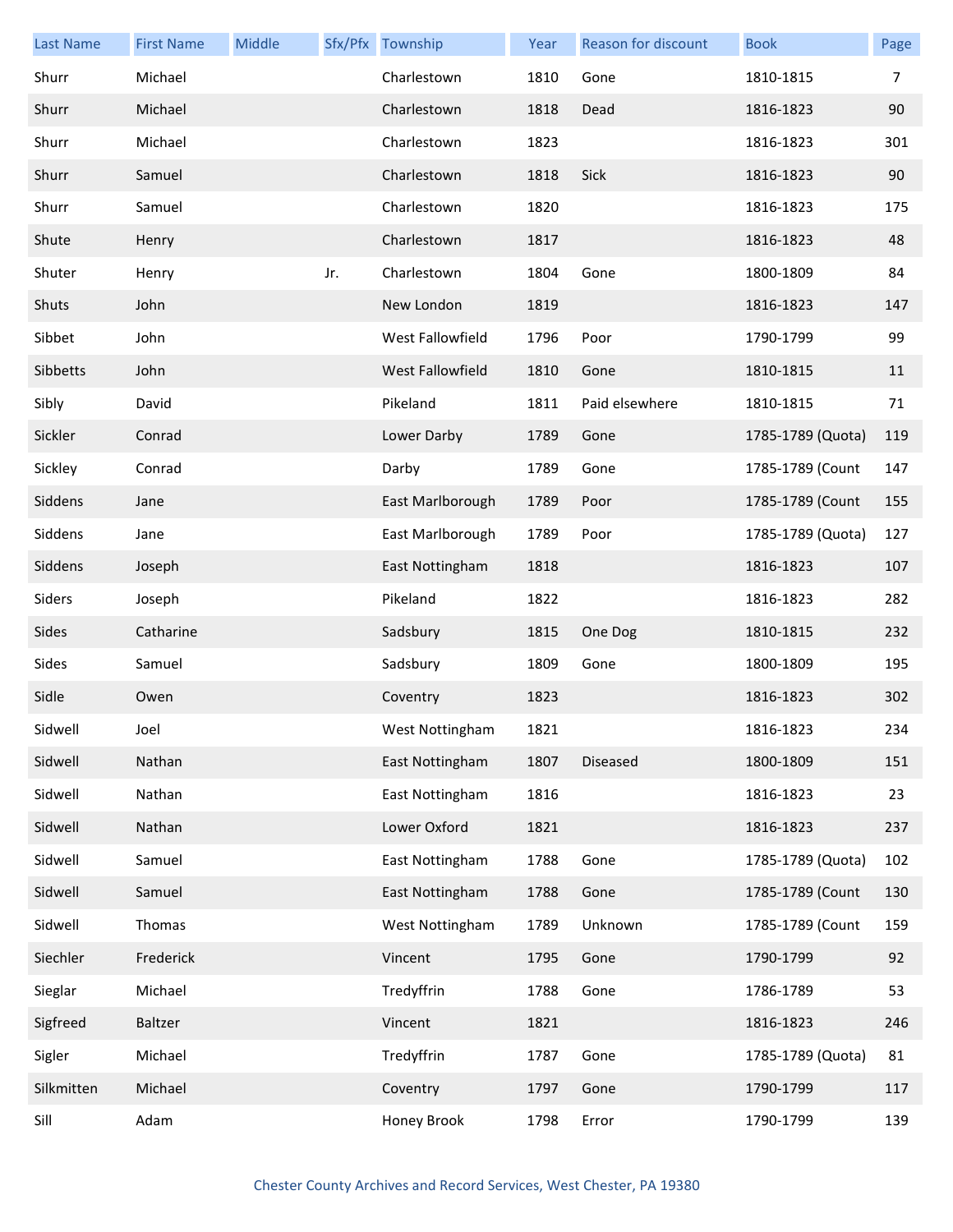| Last Name | First Name | Middle | Sfx/Pfx | Township | Year | Reason for discount | Book | Page |
|---|---|---|---|---|---|---|---|---|
| Shurr | Michael | | | Charlestown | 1810 | Gone | 1810-1815 | 7 |
| Shurr | Michael | | | Charlestown | 1818 | Dead | 1816-1823 | 90 |
| Shurr | Michael | | | Charlestown | 1823 | | 1816-1823 | 301 |
| Shurr | Samuel | | | Charlestown | 1818 | Sick | 1816-1823 | 90 |
| Shurr | Samuel | | | Charlestown | 1820 | | 1816-1823 | 175 |
| Shute | Henry | | | Charlestown | 1817 | | 1816-1823 | 48 |
| Shuter | Henry | | Jr. | Charlestown | 1804 | Gone | 1800-1809 | 84 |
| Shuts | John | | | New London | 1819 | | 1816-1823 | 147 |
| Sibbet | John | | | West Fallowfield | 1796 | Poor | 1790-1799 | 99 |
| Sibbetts | John | | | West Fallowfield | 1810 | Gone | 1810-1815 | 11 |
| Sibly | David | | | Pikeland | 1811 | Paid elsewhere | 1810-1815 | 71 |
| Sickler | Conrad | | | Lower Darby | 1789 | Gone | 1785-1789 (Quota) | 119 |
| Sickley | Conrad | | | Darby | 1789 | Gone | 1785-1789 (Count | 147 |
| Siddens | Jane | | | East Marlborough | 1789 | Poor | 1785-1789 (Count | 155 |
| Siddens | Jane | | | East Marlborough | 1789 | Poor | 1785-1789 (Quota) | 127 |
| Siddens | Joseph | | | East Nottingham | 1818 | | 1816-1823 | 107 |
| Siders | Joseph | | | Pikeland | 1822 | | 1816-1823 | 282 |
| Sides | Catharine | | | Sadsbury | 1815 | One Dog | 1810-1815 | 232 |
| Sides | Samuel | | | Sadsbury | 1809 | Gone | 1800-1809 | 195 |
| Sidle | Owen | | | Coventry | 1823 | | 1816-1823 | 302 |
| Sidwell | Joel | | | West Nottingham | 1821 | | 1816-1823 | 234 |
| Sidwell | Nathan | | | East Nottingham | 1807 | Diseased | 1800-1809 | 151 |
| Sidwell | Nathan | | | East Nottingham | 1816 | | 1816-1823 | 23 |
| Sidwell | Nathan | | | Lower Oxford | 1821 | | 1816-1823 | 237 |
| Sidwell | Samuel | | | East Nottingham | 1788 | Gone | 1785-1789 (Quota) | 102 |
| Sidwell | Samuel | | | East Nottingham | 1788 | Gone | 1785-1789 (Count | 130 |
| Sidwell | Thomas | | | West Nottingham | 1789 | Unknown | 1785-1789 (Count | 159 |
| Siechler | Frederick | | | Vincent | 1795 | Gone | 1790-1799 | 92 |
| Sieglar | Michael | | | Tredyffrin | 1788 | Gone | 1786-1789 | 53 |
| Sigfreed | Baltzer | | | Vincent | 1821 | | 1816-1823 | 246 |
| Sigler | Michael | | | Tredyffrin | 1787 | Gone | 1785-1789 (Quota) | 81 |
| Silkmitten | Michael | | | Coventry | 1797 | Gone | 1790-1799 | 117 |
| Sill | Adam | | | Honey Brook | 1798 | Error | 1790-1799 | 139 |

Chester County Archives and Record Services, West Chester, PA 19380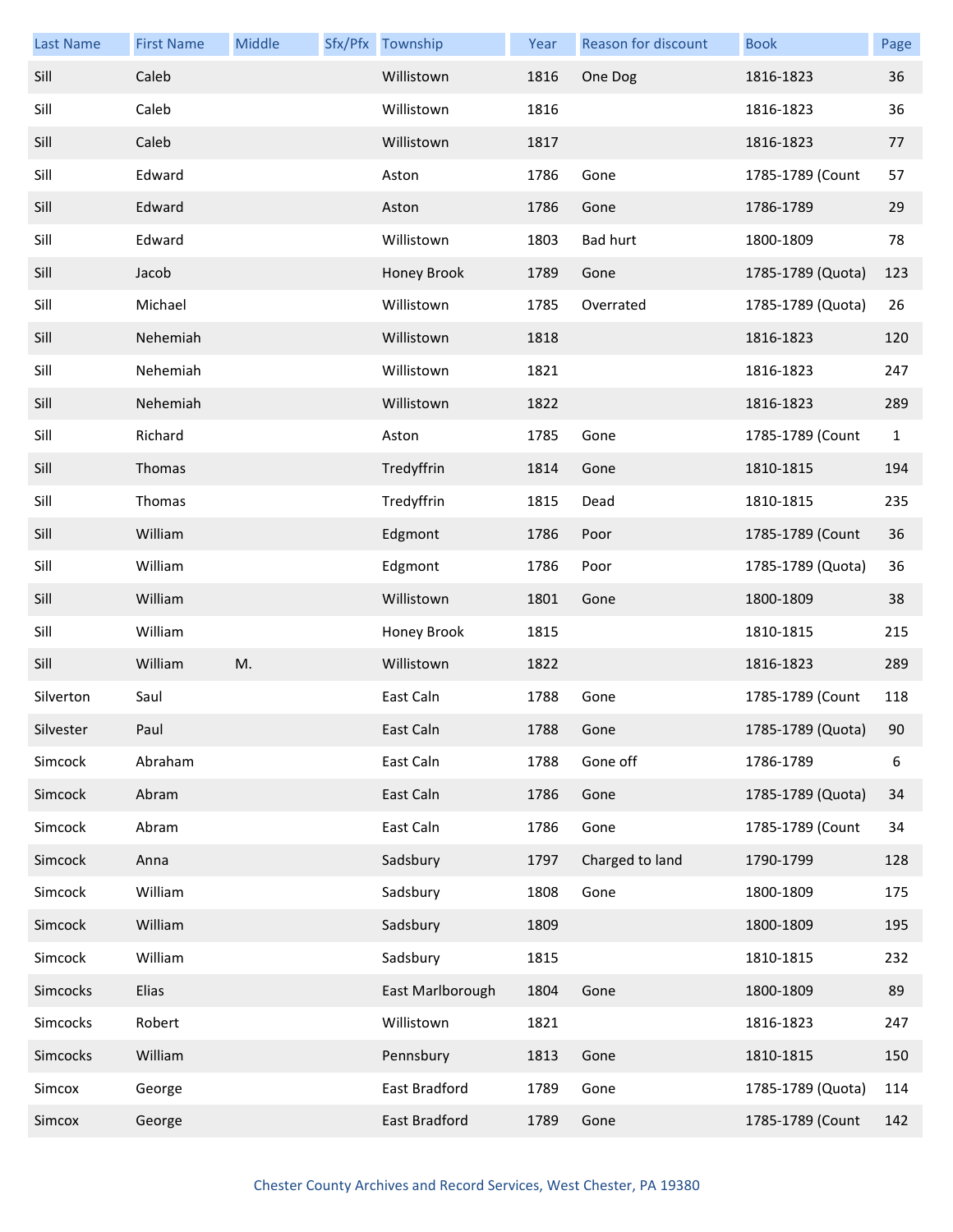| Last Name | First Name | Middle | Sfx/Pfx | Township | Year | Reason for discount | Book | Page |
|---|---|---|---|---|---|---|---|---|
| Sill | Caleb | | | Willistown | 1816 | One Dog | 1816-1823 | 36 |
| Sill | Caleb | | | Willistown | 1816 | | 1816-1823 | 36 |
| Sill | Caleb | | | Willistown | 1817 | | 1816-1823 | 77 |
| Sill | Edward | | | Aston | 1786 | Gone | 1785-1789 (Count | 57 |
| Sill | Edward | | | Aston | 1786 | Gone | 1786-1789 | 29 |
| Sill | Edward | | | Willistown | 1803 | Bad hurt | 1800-1809 | 78 |
| Sill | Jacob | | | Honey Brook | 1789 | Gone | 1785-1789 (Quota) | 123 |
| Sill | Michael | | | Willistown | 1785 | Overrated | 1785-1789 (Quota) | 26 |
| Sill | Nehemiah | | | Willistown | 1818 | | 1816-1823 | 120 |
| Sill | Nehemiah | | | Willistown | 1821 | | 1816-1823 | 247 |
| Sill | Nehemiah | | | Willistown | 1822 | | 1816-1823 | 289 |
| Sill | Richard | | | Aston | 1785 | Gone | 1785-1789 (Count | 1 |
| Sill | Thomas | | | Tredyffrin | 1814 | Gone | 1810-1815 | 194 |
| Sill | Thomas | | | Tredyffrin | 1815 | Dead | 1810-1815 | 235 |
| Sill | William | | | Edgmont | 1786 | Poor | 1785-1789 (Count | 36 |
| Sill | William | | | Edgmont | 1786 | Poor | 1785-1789 (Quota) | 36 |
| Sill | William | | | Willistown | 1801 | Gone | 1800-1809 | 38 |
| Sill | William | | | Honey Brook | 1815 | | 1810-1815 | 215 |
| Sill | William | M. | | Willistown | 1822 | | 1816-1823 | 289 |
| Silverton | Saul | | | East Caln | 1788 | Gone | 1785-1789 (Count | 118 |
| Silvester | Paul | | | East Caln | 1788 | Gone | 1785-1789 (Quota) | 90 |
| Simcock | Abraham | | | East Caln | 1788 | Gone off | 1786-1789 | 6 |
| Simcock | Abram | | | East Caln | 1786 | Gone | 1785-1789 (Quota) | 34 |
| Simcock | Abram | | | East Caln | 1786 | Gone | 1785-1789 (Count | 34 |
| Simcock | Anna | | | Sadsbury | 1797 | Charged to land | 1790-1799 | 128 |
| Simcock | William | | | Sadsbury | 1808 | Gone | 1800-1809 | 175 |
| Simcock | William | | | Sadsbury | 1809 | | 1800-1809 | 195 |
| Simcock | William | | | Sadsbury | 1815 | | 1810-1815 | 232 |
| Simcocks | Elias | | | East Marlborough | 1804 | Gone | 1800-1809 | 89 |
| Simcocks | Robert | | | Willistown | 1821 | | 1816-1823 | 247 |
| Simcocks | William | | | Pennsbury | 1813 | Gone | 1810-1815 | 150 |
| Simcox | George | | | East Bradford | 1789 | Gone | 1785-1789 (Quota) | 114 |
| Simcox | George | | | East Bradford | 1789 | Gone | 1785-1789 (Count | 142 |

Chester County Archives and Record Services, West Chester, PA 19380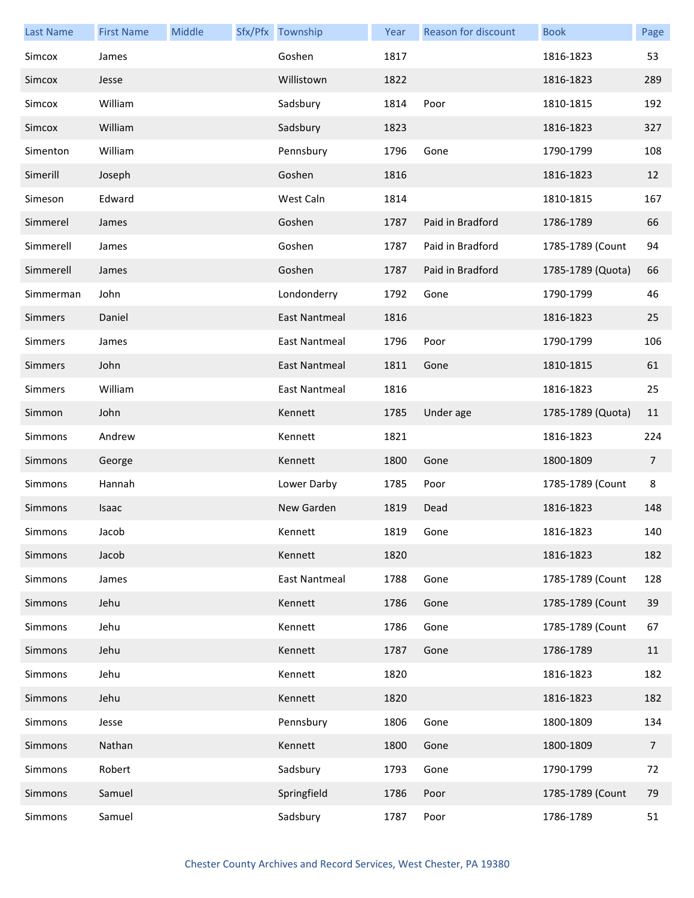| Last Name | First Name | Middle | Sfx/Pfx | Township | Year | Reason for discount | Book | Page |
|---|---|---|---|---|---|---|---|---|
| Simcox | James | | | Goshen | 1817 | | 1816-1823 | 53 |
| Simcox | Jesse | | | Willistown | 1822 | | 1816-1823 | 289 |
| Simcox | William | | | Sadsbury | 1814 | Poor | 1810-1815 | 192 |
| Simcox | William | | | Sadsbury | 1823 | | 1816-1823 | 327 |
| Simenton | William | | | Pennsbury | 1796 | Gone | 1790-1799 | 108 |
| Simerill | Joseph | | | Goshen | 1816 | | 1816-1823 | 12 |
| Simeson | Edward | | | West Caln | 1814 | | 1810-1815 | 167 |
| Simmerel | James | | | Goshen | 1787 | Paid in Bradford | 1786-1789 | 66 |
| Simmerell | James | | | Goshen | 1787 | Paid in Bradford | 1785-1789 (Count | 94 |
| Simmerell | James | | | Goshen | 1787 | Paid in Bradford | 1785-1789 (Quota) | 66 |
| Simmerman | John | | | Londonderry | 1792 | Gone | 1790-1799 | 46 |
| Simmers | Daniel | | | East Nantmeal | 1816 | | 1816-1823 | 25 |
| Simmers | James | | | East Nantmeal | 1796 | Poor | 1790-1799 | 106 |
| Simmers | John | | | East Nantmeal | 1811 | Gone | 1810-1815 | 61 |
| Simmers | William | | | East Nantmeal | 1816 | | 1816-1823 | 25 |
| Simmon | John | | | Kennett | 1785 | Under age | 1785-1789 (Quota) | 11 |
| Simmons | Andrew | | | Kennett | 1821 | | 1816-1823 | 224 |
| Simmons | George | | | Kennett | 1800 | Gone | 1800-1809 | 7 |
| Simmons | Hannah | | | Lower Darby | 1785 | Poor | 1785-1789 (Count | 8 |
| Simmons | Isaac | | | New Garden | 1819 | Dead | 1816-1823 | 148 |
| Simmons | Jacob | | | Kennett | 1819 | Gone | 1816-1823 | 140 |
| Simmons | Jacob | | | Kennett | 1820 | | 1816-1823 | 182 |
| Simmons | James | | | East Nantmeal | 1788 | Gone | 1785-1789 (Count | 128 |
| Simmons | Jehu | | | Kennett | 1786 | Gone | 1785-1789 (Count | 39 |
| Simmons | Jehu | | | Kennett | 1786 | Gone | 1785-1789 (Count | 67 |
| Simmons | Jehu | | | Kennett | 1787 | Gone | 1786-1789 | 11 |
| Simmons | Jehu | | | Kennett | 1820 | | 1816-1823 | 182 |
| Simmons | Jehu | | | Kennett | 1820 | | 1816-1823 | 182 |
| Simmons | Jesse | | | Pennsbury | 1806 | Gone | 1800-1809 | 134 |
| Simmons | Nathan | | | Kennett | 1800 | Gone | 1800-1809 | 7 |
| Simmons | Robert | | | Sadsbury | 1793 | Gone | 1790-1799 | 72 |
| Simmons | Samuel | | | Springfield | 1786 | Poor | 1785-1789 (Count | 79 |
| Simmons | Samuel | | | Sadsbury | 1787 | Poor | 1786-1789 | 51 |

Chester County Archives and Record Services, West Chester, PA 19380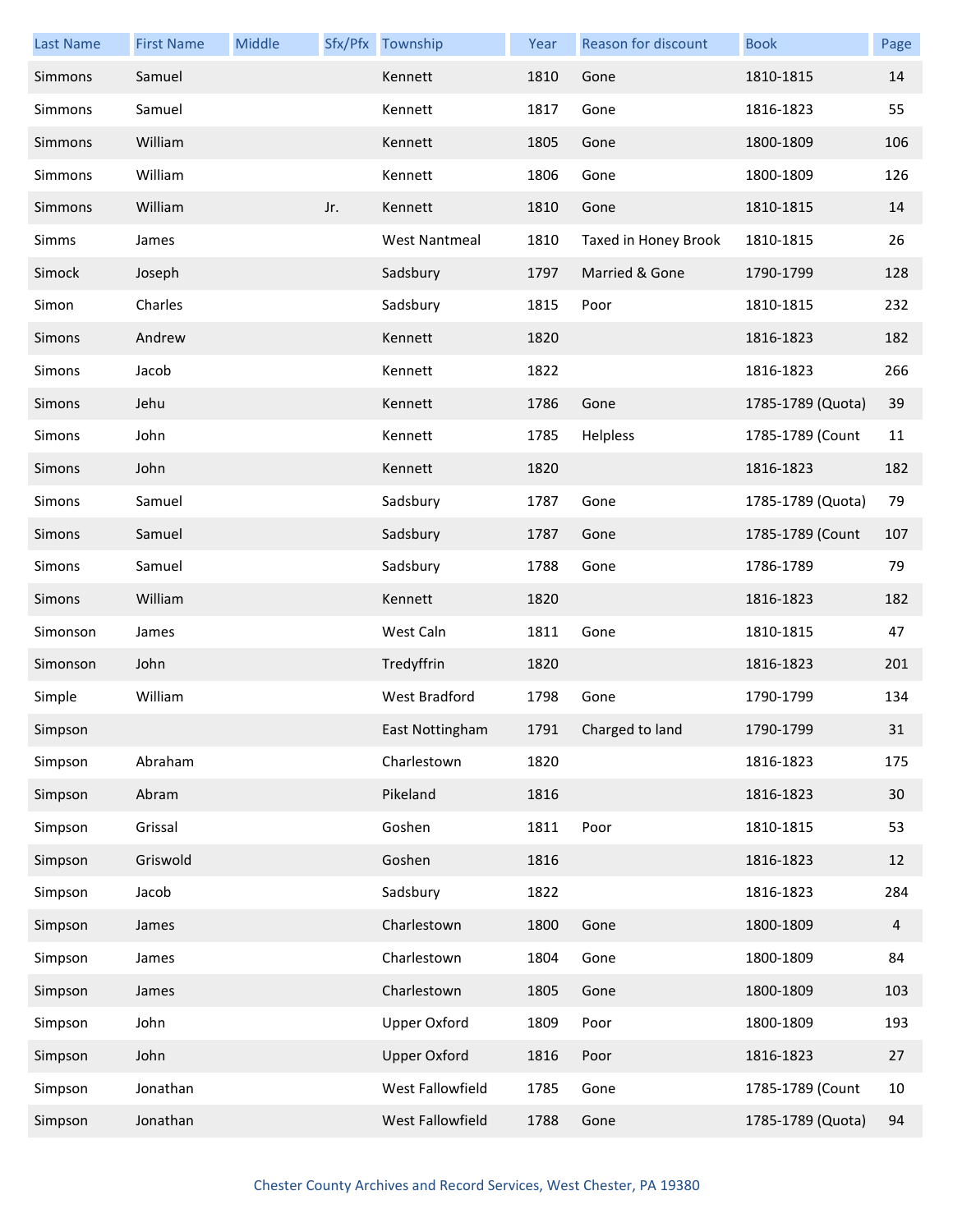| Last Name | First Name | Middle | Sfx/Pfx | Township | Year | Reason for discount | Book | Page |
|---|---|---|---|---|---|---|---|---|
| Simmons | Samuel | | | Kennett | 1810 | Gone | 1810-1815 | 14 |
| Simmons | Samuel | | | Kennett | 1817 | Gone | 1816-1823 | 55 |
| Simmons | William | | | Kennett | 1805 | Gone | 1800-1809 | 106 |
| Simmons | William | | | Kennett | 1806 | Gone | 1800-1809 | 126 |
| Simmons | William | | Jr. | Kennett | 1810 | Gone | 1810-1815 | 14 |
| Simms | James | | | West Nantmeal | 1810 | Taxed in Honey Brook | 1810-1815 | 26 |
| Simock | Joseph | | | Sadsbury | 1797 | Married & Gone | 1790-1799 | 128 |
| Simon | Charles | | | Sadsbury | 1815 | Poor | 1810-1815 | 232 |
| Simons | Andrew | | | Kennett | 1820 | | 1816-1823 | 182 |
| Simons | Jacob | | | Kennett | 1822 | | 1816-1823 | 266 |
| Simons | Jehu | | | Kennett | 1786 | Gone | 1785-1789 (Quota) | 39 |
| Simons | John | | | Kennett | 1785 | Helpless | 1785-1789 (Count | 11 |
| Simons | John | | | Kennett | 1820 | | 1816-1823 | 182 |
| Simons | Samuel | | | Sadsbury | 1787 | Gone | 1785-1789 (Quota) | 79 |
| Simons | Samuel | | | Sadsbury | 1787 | Gone | 1785-1789 (Count | 107 |
| Simons | Samuel | | | Sadsbury | 1788 | Gone | 1786-1789 | 79 |
| Simons | William | | | Kennett | 1820 | | 1816-1823 | 182 |
| Simonson | James | | | West Caln | 1811 | Gone | 1810-1815 | 47 |
| Simonson | John | | | Tredyffrin | 1820 | | 1816-1823 | 201 |
| Simple | William | | | West Bradford | 1798 | Gone | 1790-1799 | 134 |
| Simpson | | | | East Nottingham | 1791 | Charged to land | 1790-1799 | 31 |
| Simpson | Abraham | | | Charlestown | 1820 | | 1816-1823 | 175 |
| Simpson | Abram | | | Pikeland | 1816 | | 1816-1823 | 30 |
| Simpson | Grissal | | | Goshen | 1811 | Poor | 1810-1815 | 53 |
| Simpson | Griswold | | | Goshen | 1816 | | 1816-1823 | 12 |
| Simpson | Jacob | | | Sadsbury | 1822 | | 1816-1823 | 284 |
| Simpson | James | | | Charlestown | 1800 | Gone | 1800-1809 | 4 |
| Simpson | James | | | Charlestown | 1804 | Gone | 1800-1809 | 84 |
| Simpson | James | | | Charlestown | 1805 | Gone | 1800-1809 | 103 |
| Simpson | John | | | Upper Oxford | 1809 | Poor | 1800-1809 | 193 |
| Simpson | John | | | Upper Oxford | 1816 | Poor | 1816-1823 | 27 |
| Simpson | Jonathan | | | West Fallowfield | 1785 | Gone | 1785-1789 (Count | 10 |
| Simpson | Jonathan | | | West Fallowfield | 1788 | Gone | 1785-1789 (Quota) | 94 |

Chester County Archives and Record Services, West Chester, PA 19380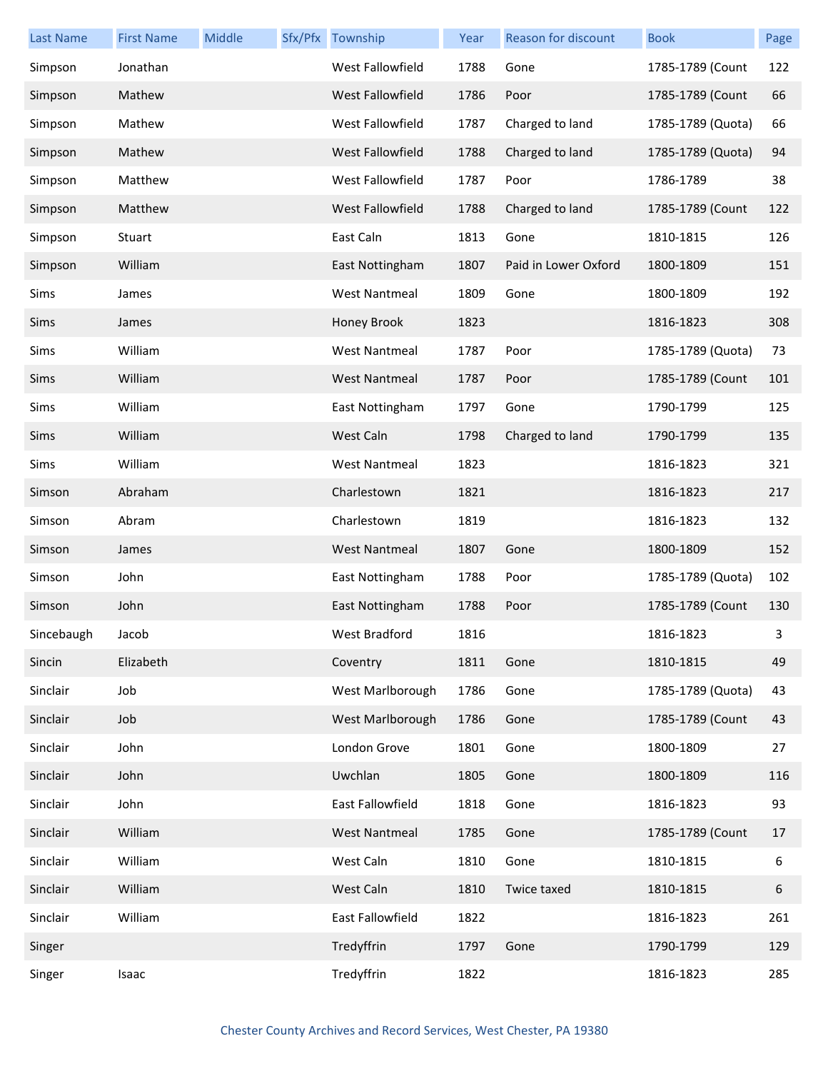| Last Name | First Name | Middle | Sfx/Pfx | Township | Year | Reason for discount | Book | Page |
| --- | --- | --- | --- | --- | --- | --- | --- | --- |
| Simpson | Jonathan | | | West Fallowfield | 1788 | Gone | 1785-1789 (Count | 122 |
| Simpson | Mathew | | | West Fallowfield | 1786 | Poor | 1785-1789 (Count | 66 |
| Simpson | Mathew | | | West Fallowfield | 1787 | Charged to land | 1785-1789 (Quota) | 66 |
| Simpson | Mathew | | | West Fallowfield | 1788 | Charged to land | 1785-1789 (Quota) | 94 |
| Simpson | Matthew | | | West Fallowfield | 1787 | Poor | 1786-1789 | 38 |
| Simpson | Matthew | | | West Fallowfield | 1788 | Charged to land | 1785-1789 (Count | 122 |
| Simpson | Stuart | | | East Caln | 1813 | Gone | 1810-1815 | 126 |
| Simpson | William | | | East Nottingham | 1807 | Paid in Lower Oxford | 1800-1809 | 151 |
| Sims | James | | | West Nantmeal | 1809 | Gone | 1800-1809 | 192 |
| Sims | James | | | Honey Brook | 1823 | | 1816-1823 | 308 |
| Sims | William | | | West Nantmeal | 1787 | Poor | 1785-1789 (Quota) | 73 |
| Sims | William | | | West Nantmeal | 1787 | Poor | 1785-1789 (Count | 101 |
| Sims | William | | | East Nottingham | 1797 | Gone | 1790-1799 | 125 |
| Sims | William | | | West Caln | 1798 | Charged to land | 1790-1799 | 135 |
| Sims | William | | | West Nantmeal | 1823 | | 1816-1823 | 321 |
| Simson | Abraham | | | Charlestown | 1821 | | 1816-1823 | 217 |
| Simson | Abram | | | Charlestown | 1819 | | 1816-1823 | 132 |
| Simson | James | | | West Nantmeal | 1807 | Gone | 1800-1809 | 152 |
| Simson | John | | | East Nottingham | 1788 | Poor | 1785-1789 (Quota) | 102 |
| Simson | John | | | East Nottingham | 1788 | Poor | 1785-1789 (Count | 130 |
| Sincebaugh | Jacob | | | West Bradford | 1816 | | 1816-1823 | 3 |
| Sincin | Elizabeth | | | Coventry | 1811 | Gone | 1810-1815 | 49 |
| Sinclair | Job | | | West Marlborough | 1786 | Gone | 1785-1789 (Quota) | 43 |
| Sinclair | Job | | | West Marlborough | 1786 | Gone | 1785-1789 (Count | 43 |
| Sinclair | John | | | London Grove | 1801 | Gone | 1800-1809 | 27 |
| Sinclair | John | | | Uwchlan | 1805 | Gone | 1800-1809 | 116 |
| Sinclair | John | | | East Fallowfield | 1818 | Gone | 1816-1823 | 93 |
| Sinclair | William | | | West Nantmeal | 1785 | Gone | 1785-1789 (Count | 17 |
| Sinclair | William | | | West Caln | 1810 | Gone | 1810-1815 | 6 |
| Sinclair | William | | | West Caln | 1810 | Twice taxed | 1810-1815 | 6 |
| Sinclair | William | | | East Fallowfield | 1822 | | 1816-1823 | 261 |
| Singer | | | | Tredyffrin | 1797 | Gone | 1790-1799 | 129 |
| Singer | Isaac | | | Tredyffrin | 1822 | | 1816-1823 | 285 |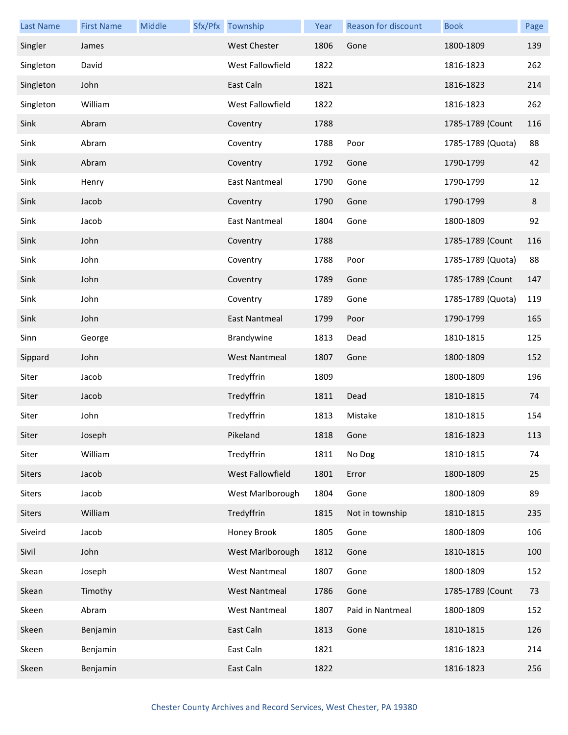| Last Name | First Name | Middle | Sfx/Pfx | Township | Year | Reason for discount | Book | Page |
|---|---|---|---|---|---|---|---|---|
| Singler | James | | | West Chester | 1806 | Gone | 1800-1809 | 139 |
| Singleton | David | | | West Fallowfield | 1822 | | 1816-1823 | 262 |
| Singleton | John | | | East Caln | 1821 | | 1816-1823 | 214 |
| Singleton | William | | | West Fallowfield | 1822 | | 1816-1823 | 262 |
| Sink | Abram | | | Coventry | 1788 | | 1785-1789 (Count | 116 |
| Sink | Abram | | | Coventry | 1788 | Poor | 1785-1789 (Quota) | 88 |
| Sink | Abram | | | Coventry | 1792 | Gone | 1790-1799 | 42 |
| Sink | Henry | | | East Nantmeal | 1790 | Gone | 1790-1799 | 12 |
| Sink | Jacob | | | Coventry | 1790 | Gone | 1790-1799 | 8 |
| Sink | Jacob | | | East Nantmeal | 1804 | Gone | 1800-1809 | 92 |
| Sink | John | | | Coventry | 1788 | | 1785-1789 (Count | 116 |
| Sink | John | | | Coventry | 1788 | Poor | 1785-1789 (Quota) | 88 |
| Sink | John | | | Coventry | 1789 | Gone | 1785-1789 (Count | 147 |
| Sink | John | | | Coventry | 1789 | Gone | 1785-1789 (Quota) | 119 |
| Sink | John | | | East Nantmeal | 1799 | Poor | 1790-1799 | 165 |
| Sinn | George | | | Brandywine | 1813 | Dead | 1810-1815 | 125 |
| Sippard | John | | | West Nantmeal | 1807 | Gone | 1800-1809 | 152 |
| Siter | Jacob | | | Tredyffrin | 1809 | | 1800-1809 | 196 |
| Siter | Jacob | | | Tredyffrin | 1811 | Dead | 1810-1815 | 74 |
| Siter | John | | | Tredyffrin | 1813 | Mistake | 1810-1815 | 154 |
| Siter | Joseph | | | Pikeland | 1818 | Gone | 1816-1823 | 113 |
| Siter | William | | | Tredyffrin | 1811 | No Dog | 1810-1815 | 74 |
| Siters | Jacob | | | West Fallowfield | 1801 | Error | 1800-1809 | 25 |
| Siters | Jacob | | | West Marlborough | 1804 | Gone | 1800-1809 | 89 |
| Siters | William | | | Tredyffrin | 1815 | Not in township | 1810-1815 | 235 |
| Siveird | Jacob | | | Honey Brook | 1805 | Gone | 1800-1809 | 106 |
| Sivil | John | | | West Marlborough | 1812 | Gone | 1810-1815 | 100 |
| Skean | Joseph | | | West Nantmeal | 1807 | Gone | 1800-1809 | 152 |
| Skean | Timothy | | | West Nantmeal | 1786 | Gone | 1785-1789 (Count | 73 |
| Skeen | Abram | | | West Nantmeal | 1807 | Paid in Nantmeal | 1800-1809 | 152 |
| Skeen | Benjamin | | | East Caln | 1813 | Gone | 1810-1815 | 126 |
| Skeen | Benjamin | | | East Caln | 1821 | | 1816-1823 | 214 |
| Skeen | Benjamin | | | East Caln | 1822 | | 1816-1823 | 256 |

Chester County Archives and Record Services, West Chester, PA 19380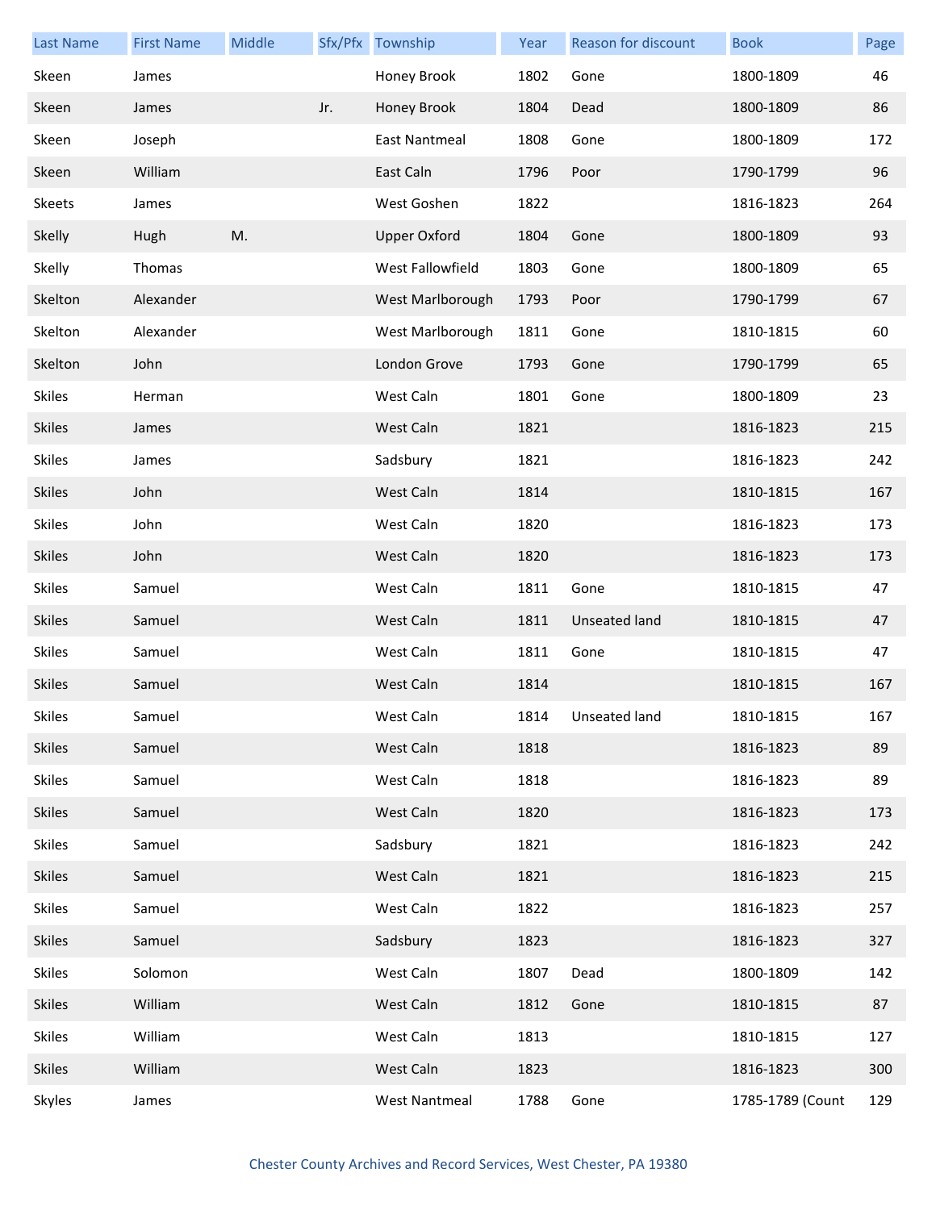| Last Name | First Name | Middle | Sfx/Pfx | Township | Year | Reason for discount | Book | Page |
|---|---|---|---|---|---|---|---|---|
| Skeen | James | | | Honey Brook | 1802 | Gone | 1800-1809 | 46 |
| Skeen | James | | Jr. | Honey Brook | 1804 | Dead | 1800-1809 | 86 |
| Skeen | Joseph | | | East Nantmeal | 1808 | Gone | 1800-1809 | 172 |
| Skeen | William | | | East Caln | 1796 | Poor | 1790-1799 | 96 |
| Skeets | James | | | West Goshen | 1822 | | 1816-1823 | 264 |
| Skelly | Hugh | M. | | Upper Oxford | 1804 | Gone | 1800-1809 | 93 |
| Skelly | Thomas | | | West Fallowfield | 1803 | Gone | 1800-1809 | 65 |
| Skelton | Alexander | | | West Marlborough | 1793 | Poor | 1790-1799 | 67 |
| Skelton | Alexander | | | West Marlborough | 1811 | Gone | 1810-1815 | 60 |
| Skelton | John | | | London Grove | 1793 | Gone | 1790-1799 | 65 |
| Skiles | Herman | | | West Caln | 1801 | Gone | 1800-1809 | 23 |
| Skiles | James | | | West Caln | 1821 | | 1816-1823 | 215 |
| Skiles | James | | | Sadsbury | 1821 | | 1816-1823 | 242 |
| Skiles | John | | | West Caln | 1814 | | 1810-1815 | 167 |
| Skiles | John | | | West Caln | 1820 | | 1816-1823 | 173 |
| Skiles | John | | | West Caln | 1820 | | 1816-1823 | 173 |
| Skiles | Samuel | | | West Caln | 1811 | Gone | 1810-1815 | 47 |
| Skiles | Samuel | | | West Caln | 1811 | Unseated land | 1810-1815 | 47 |
| Skiles | Samuel | | | West Caln | 1811 | Gone | 1810-1815 | 47 |
| Skiles | Samuel | | | West Caln | 1814 | | 1810-1815 | 167 |
| Skiles | Samuel | | | West Caln | 1814 | Unseated land | 1810-1815 | 167 |
| Skiles | Samuel | | | West Caln | 1818 | | 1816-1823 | 89 |
| Skiles | Samuel | | | West Caln | 1818 | | 1816-1823 | 89 |
| Skiles | Samuel | | | West Caln | 1820 | | 1816-1823 | 173 |
| Skiles | Samuel | | | Sadsbury | 1821 | | 1816-1823 | 242 |
| Skiles | Samuel | | | West Caln | 1821 | | 1816-1823 | 215 |
| Skiles | Samuel | | | West Caln | 1822 | | 1816-1823 | 257 |
| Skiles | Samuel | | | Sadsbury | 1823 | | 1816-1823 | 327 |
| Skiles | Solomon | | | West Caln | 1807 | Dead | 1800-1809 | 142 |
| Skiles | William | | | West Caln | 1812 | Gone | 1810-1815 | 87 |
| Skiles | William | | | West Caln | 1813 | | 1810-1815 | 127 |
| Skiles | William | | | West Caln | 1823 | | 1816-1823 | 300 |
| Skyles | James | | | West Nantmeal | 1788 | Gone | 1785-1789 (Count | 129 |

Chester County Archives and Record Services, West Chester, PA 19380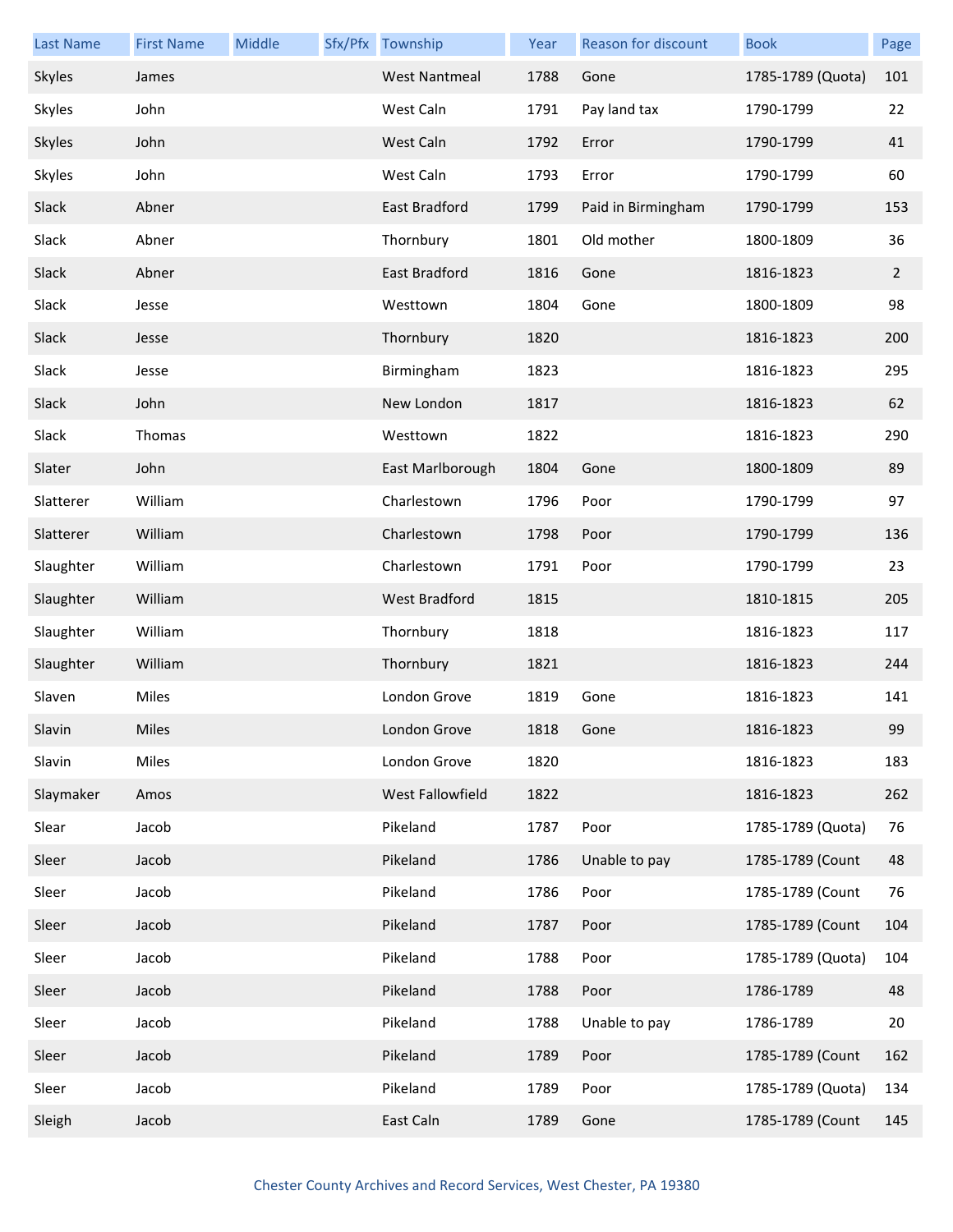| Last Name | First Name | Middle | Sfx/Pfx | Township | Year | Reason for discount | Book | Page |
|---|---|---|---|---|---|---|---|---|
| Skyles | James | | | West Nantmeal | 1788 | Gone | 1785-1789 (Quota) | 101 |
| Skyles | John | | | West Caln | 1791 | Pay land tax | 1790-1799 | 22 |
| Skyles | John | | | West Caln | 1792 | Error | 1790-1799 | 41 |
| Skyles | John | | | West Caln | 1793 | Error | 1790-1799 | 60 |
| Slack | Abner | | | East Bradford | 1799 | Paid in Birmingham | 1790-1799 | 153 |
| Slack | Abner | | | Thornbury | 1801 | Old mother | 1800-1809 | 36 |
| Slack | Abner | | | East Bradford | 1816 | Gone | 1816-1823 | 2 |
| Slack | Jesse | | | Westtown | 1804 | Gone | 1800-1809 | 98 |
| Slack | Jesse | | | Thornbury | 1820 | | 1816-1823 | 200 |
| Slack | Jesse | | | Birmingham | 1823 | | 1816-1823 | 295 |
| Slack | John | | | New London | 1817 | | 1816-1823 | 62 |
| Slack | Thomas | | | Westtown | 1822 | | 1816-1823 | 290 |
| Slater | John | | | East Marlborough | 1804 | Gone | 1800-1809 | 89 |
| Slatterer | William | | | Charlestown | 1796 | Poor | 1790-1799 | 97 |
| Slatterer | William | | | Charlestown | 1798 | Poor | 1790-1799 | 136 |
| Slaughter | William | | | Charlestown | 1791 | Poor | 1790-1799 | 23 |
| Slaughter | William | | | West Bradford | 1815 | | 1810-1815 | 205 |
| Slaughter | William | | | Thornbury | 1818 | | 1816-1823 | 117 |
| Slaughter | William | | | Thornbury | 1821 | | 1816-1823 | 244 |
| Slaven | Miles | | | London Grove | 1819 | Gone | 1816-1823 | 141 |
| Slavin | Miles | | | London Grove | 1818 | Gone | 1816-1823 | 99 |
| Slavin | Miles | | | London Grove | 1820 | | 1816-1823 | 183 |
| Slaymaker | Amos | | | West Fallowfield | 1822 | | 1816-1823 | 262 |
| Slear | Jacob | | | Pikeland | 1787 | Poor | 1785-1789 (Quota) | 76 |
| Sleer | Jacob | | | Pikeland | 1786 | Unable to pay | 1785-1789 (Count | 48 |
| Sleer | Jacob | | | Pikeland | 1786 | Poor | 1785-1789 (Count | 76 |
| Sleer | Jacob | | | Pikeland | 1787 | Poor | 1785-1789 (Count | 104 |
| Sleer | Jacob | | | Pikeland | 1788 | Poor | 1785-1789 (Quota) | 104 |
| Sleer | Jacob | | | Pikeland | 1788 | Poor | 1786-1789 | 48 |
| Sleer | Jacob | | | Pikeland | 1788 | Unable to pay | 1786-1789 | 20 |
| Sleer | Jacob | | | Pikeland | 1789 | Poor | 1785-1789 (Count | 162 |
| Sleer | Jacob | | | Pikeland | 1789 | Poor | 1785-1789 (Quota) | 134 |
| Sleigh | Jacob | | | East Caln | 1789 | Gone | 1785-1789 (Count | 145 |

Chester County Archives and Record Services, West Chester, PA 19380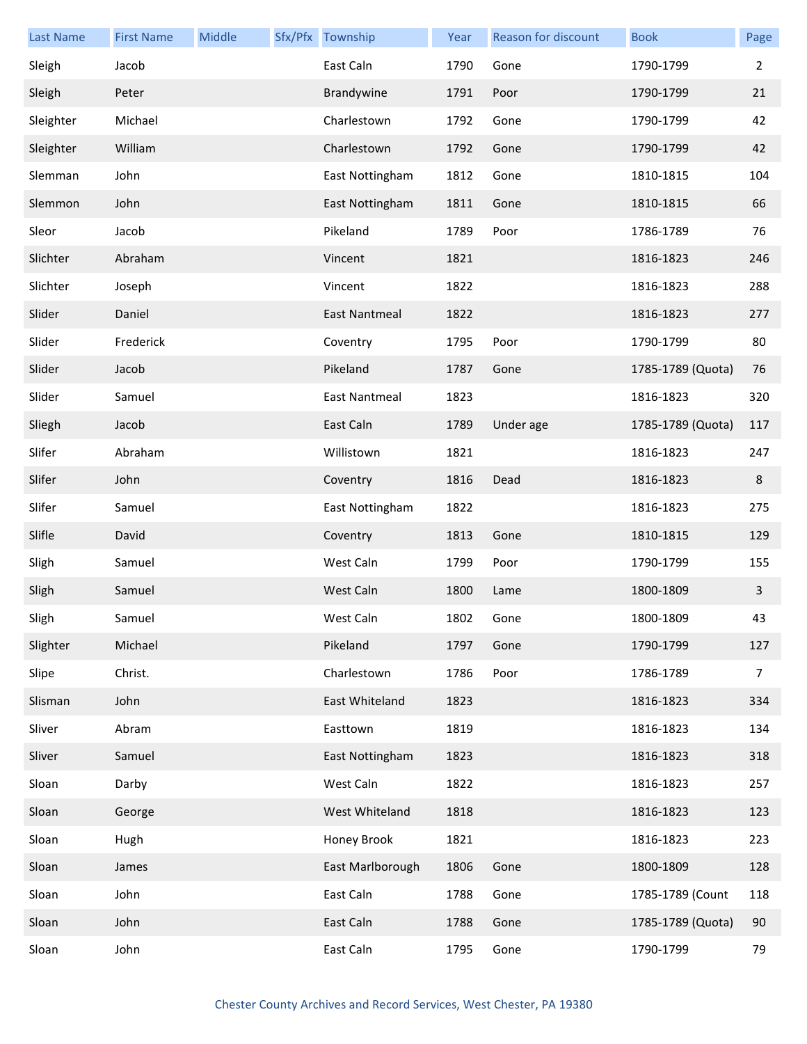| Last Name | First Name | Middle | Sfx/Pfx | Township | Year | Reason for discount | Book | Page |
|---|---|---|---|---|---|---|---|---|
| Sleigh | Jacob | | | East Caln | 1790 | Gone | 1790-1799 | 2 |
| Sleigh | Peter | | | Brandywine | 1791 | Poor | 1790-1799 | 21 |
| Sleighter | Michael | | | Charlestown | 1792 | Gone | 1790-1799 | 42 |
| Sleighter | William | | | Charlestown | 1792 | Gone | 1790-1799 | 42 |
| Slemman | John | | | East Nottingham | 1812 | Gone | 1810-1815 | 104 |
| Slemmon | John | | | East Nottingham | 1811 | Gone | 1810-1815 | 66 |
| Sleor | Jacob | | | Pikeland | 1789 | Poor | 1786-1789 | 76 |
| Slichter | Abraham | | | Vincent | 1821 | | 1816-1823 | 246 |
| Slichter | Joseph | | | Vincent | 1822 | | 1816-1823 | 288 |
| Slider | Daniel | | | East Nantmeal | 1822 | | 1816-1823 | 277 |
| Slider | Frederick | | | Coventry | 1795 | Poor | 1790-1799 | 80 |
| Slider | Jacob | | | Pikeland | 1787 | Gone | 1785-1789 (Quota) | 76 |
| Slider | Samuel | | | East Nantmeal | 1823 | | 1816-1823 | 320 |
| Sliegh | Jacob | | | East Caln | 1789 | Under age | 1785-1789 (Quota) | 117 |
| Slifer | Abraham | | | Willistown | 1821 | | 1816-1823 | 247 |
| Slifer | John | | | Coventry | 1816 | Dead | 1816-1823 | 8 |
| Slifer | Samuel | | | East Nottingham | 1822 | | 1816-1823 | 275 |
| Slifle | David | | | Coventry | 1813 | Gone | 1810-1815 | 129 |
| Sligh | Samuel | | | West Caln | 1799 | Poor | 1790-1799 | 155 |
| Sligh | Samuel | | | West Caln | 1800 | Lame | 1800-1809 | 3 |
| Sligh | Samuel | | | West Caln | 1802 | Gone | 1800-1809 | 43 |
| Slighter | Michael | | | Pikeland | 1797 | Gone | 1790-1799 | 127 |
| Slipe | Christ. | | | Charlestown | 1786 | Poor | 1786-1789 | 7 |
| Slisman | John | | | East Whiteland | 1823 | | 1816-1823 | 334 |
| Sliver | Abram | | | Easttown | 1819 | | 1816-1823 | 134 |
| Sliver | Samuel | | | East Nottingham | 1823 | | 1816-1823 | 318 |
| Sloan | Darby | | | West Caln | 1822 | | 1816-1823 | 257 |
| Sloan | George | | | West Whiteland | 1818 | | 1816-1823 | 123 |
| Sloan | Hugh | | | Honey Brook | 1821 | | 1816-1823 | 223 |
| Sloan | James | | | East Marlborough | 1806 | Gone | 1800-1809 | 128 |
| Sloan | John | | | East Caln | 1788 | Gone | 1785-1789 (Count | 118 |
| Sloan | John | | | East Caln | 1788 | Gone | 1785-1789 (Quota) | 90 |
| Sloan | John | | | East Caln | 1795 | Gone | 1790-1799 | 79 |

Chester County Archives and Record Services, West Chester, PA 19380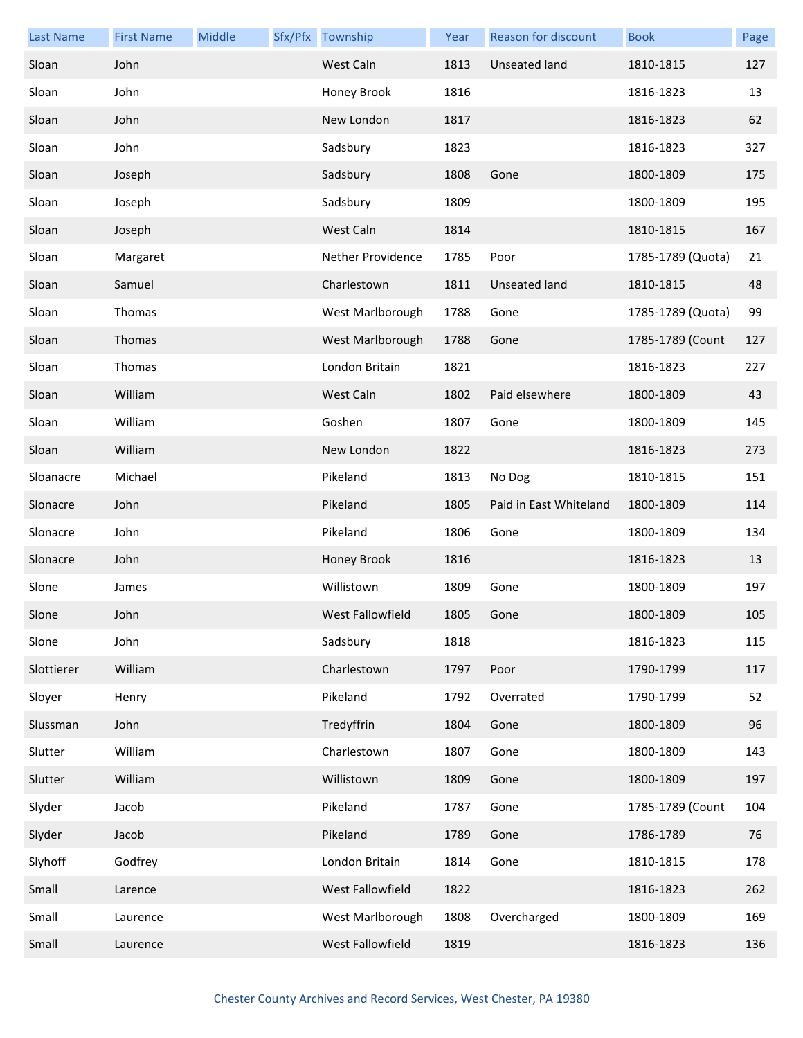| Last Name | First Name | Middle | Sfx/Pfx | Township | Year | Reason for discount | Book | Page |
|---|---|---|---|---|---|---|---|---|
| Sloan | John | | | West Caln | 1813 | Unseated land | 1810-1815 | 127 |
| Sloan | John | | | Honey Brook | 1816 | | 1816-1823 | 13 |
| Sloan | John | | | New London | 1817 | | 1816-1823 | 62 |
| Sloan | John | | | Sadsbury | 1823 | | 1816-1823 | 327 |
| Sloan | Joseph | | | Sadsbury | 1808 | Gone | 1800-1809 | 175 |
| Sloan | Joseph | | | Sadsbury | 1809 | | 1800-1809 | 195 |
| Sloan | Joseph | | | West Caln | 1814 | | 1810-1815 | 167 |
| Sloan | Margaret | | | Nether Providence | 1785 | Poor | 1785-1789 (Quota) | 21 |
| Sloan | Samuel | | | Charlestown | 1811 | Unseated land | 1810-1815 | 48 |
| Sloan | Thomas | | | West Marlborough | 1788 | Gone | 1785-1789 (Quota) | 99 |
| Sloan | Thomas | | | West Marlborough | 1788 | Gone | 1785-1789 (Count | 127 |
| Sloan | Thomas | | | London Britain | 1821 | | 1816-1823 | 227 |
| Sloan | William | | | West Caln | 1802 | Paid elsewhere | 1800-1809 | 43 |
| Sloan | William | | | Goshen | 1807 | Gone | 1800-1809 | 145 |
| Sloan | William | | | New London | 1822 | | 1816-1823 | 273 |
| Sloanacre | Michael | | | Pikeland | 1813 | No Dog | 1810-1815 | 151 |
| Slonacre | John | | | Pikeland | 1805 | Paid in East Whiteland | 1800-1809 | 114 |
| Slonacre | John | | | Pikeland | 1806 | Gone | 1800-1809 | 134 |
| Slonacre | John | | | Honey Brook | 1816 | | 1816-1823 | 13 |
| Slone | James | | | Willistown | 1809 | Gone | 1800-1809 | 197 |
| Slone | John | | | West Fallowfield | 1805 | Gone | 1800-1809 | 105 |
| Slone | John | | | Sadsbury | 1818 | | 1816-1823 | 115 |
| Slottierer | William | | | Charlestown | 1797 | Poor | 1790-1799 | 117 |
| Sloyer | Henry | | | Pikeland | 1792 | Overrated | 1790-1799 | 52 |
| Slussman | John | | | Tredyffrin | 1804 | Gone | 1800-1809 | 96 |
| Slutter | William | | | Charlestown | 1807 | Gone | 1800-1809 | 143 |
| Slutter | William | | | Willistown | 1809 | Gone | 1800-1809 | 197 |
| Slyder | Jacob | | | Pikeland | 1787 | Gone | 1785-1789 (Count | 104 |
| Slyder | Jacob | | | Pikeland | 1789 | Gone | 1786-1789 | 76 |
| Slyhoff | Godfrey | | | London Britain | 1814 | Gone | 1810-1815 | 178 |
| Small | Larence | | | West Fallowfield | 1822 | | 1816-1823 | 262 |
| Small | Laurence | | | West Marlborough | 1808 | Overcharged | 1800-1809 | 169 |
| Small | Laurence | | | West Fallowfield | 1819 | | 1816-1823 | 136 |

Chester County Archives and Record Services, West Chester, PA 19380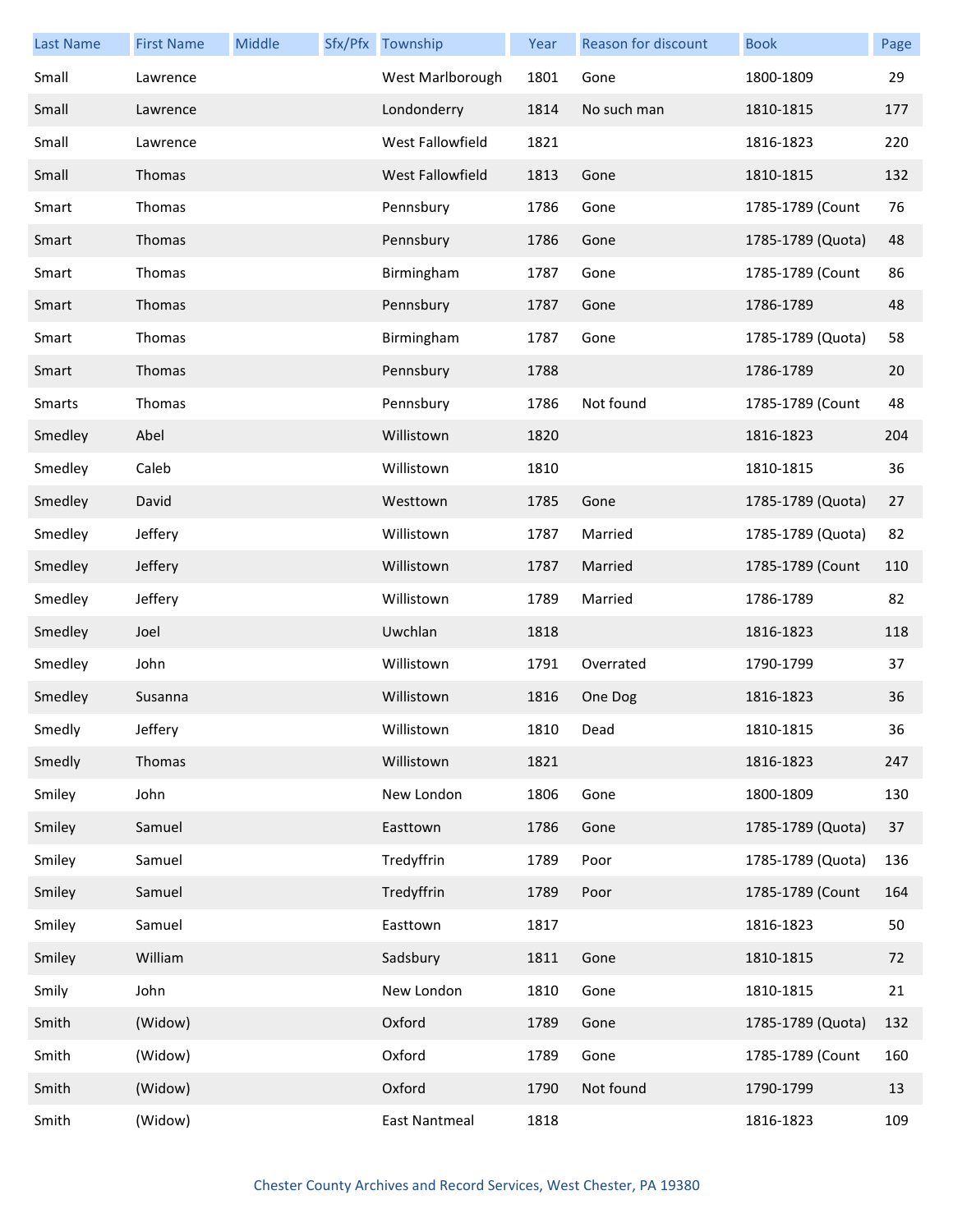| Last Name | First Name | Middle | Sfx/Pfx | Township | Year | Reason for discount | Book | Page |
|---|---|---|---|---|---|---|---|---|
| Small | Lawrence | | | West Marlborough | 1801 | Gone | 1800-1809 | 29 |
| Small | Lawrence | | | Londonderry | 1814 | No such man | 1810-1815 | 177 |
| Small | Lawrence | | | West Fallowfield | 1821 | | 1816-1823 | 220 |
| Small | Thomas | | | West Fallowfield | 1813 | Gone | 1810-1815 | 132 |
| Smart | Thomas | | | Pennsbury | 1786 | Gone | 1785-1789 (Count | 76 |
| Smart | Thomas | | | Pennsbury | 1786 | Gone | 1785-1789 (Quota) | 48 |
| Smart | Thomas | | | Birmingham | 1787 | Gone | 1785-1789 (Count | 86 |
| Smart | Thomas | | | Pennsbury | 1787 | Gone | 1786-1789 | 48 |
| Smart | Thomas | | | Birmingham | 1787 | Gone | 1785-1789 (Quota) | 58 |
| Smart | Thomas | | | Pennsbury | 1788 | | 1786-1789 | 20 |
| Smarts | Thomas | | | Pennsbury | 1786 | Not found | 1785-1789 (Count | 48 |
| Smedley | Abel | | | Willistown | 1820 | | 1816-1823 | 204 |
| Smedley | Caleb | | | Willistown | 1810 | | 1810-1815 | 36 |
| Smedley | David | | | Westtown | 1785 | Gone | 1785-1789 (Quota) | 27 |
| Smedley | Jeffery | | | Willistown | 1787 | Married | 1785-1789 (Quota) | 82 |
| Smedley | Jeffery | | | Willistown | 1787 | Married | 1785-1789 (Count | 110 |
| Smedley | Jeffery | | | Willistown | 1789 | Married | 1786-1789 | 82 |
| Smedley | Joel | | | Uwchlan | 1818 | | 1816-1823 | 118 |
| Smedley | John | | | Willistown | 1791 | Overrated | 1790-1799 | 37 |
| Smedley | Susanna | | | Willistown | 1816 | One Dog | 1816-1823 | 36 |
| Smedly | Jeffery | | | Willistown | 1810 | Dead | 1810-1815 | 36 |
| Smedly | Thomas | | | Willistown | 1821 | | 1816-1823 | 247 |
| Smiley | John | | | New London | 1806 | Gone | 1800-1809 | 130 |
| Smiley | Samuel | | | Easttown | 1786 | Gone | 1785-1789 (Quota) | 37 |
| Smiley | Samuel | | | Tredyffrin | 1789 | Poor | 1785-1789 (Quota) | 136 |
| Smiley | Samuel | | | Tredyffrin | 1789 | Poor | 1785-1789 (Count | 164 |
| Smiley | Samuel | | | Easttown | 1817 | | 1816-1823 | 50 |
| Smiley | William | | | Sadsbury | 1811 | Gone | 1810-1815 | 72 |
| Smily | John | | | New London | 1810 | Gone | 1810-1815 | 21 |
| Smith | (Widow) | | | Oxford | 1789 | Gone | 1785-1789 (Quota) | 132 |
| Smith | (Widow) | | | Oxford | 1789 | Gone | 1785-1789 (Count | 160 |
| Smith | (Widow) | | | Oxford | 1790 | Not found | 1790-1799 | 13 |
| Smith | (Widow) | | | East Nantmeal | 1818 | | 1816-1823 | 109 |

Chester County Archives and Record Services, West Chester, PA 19380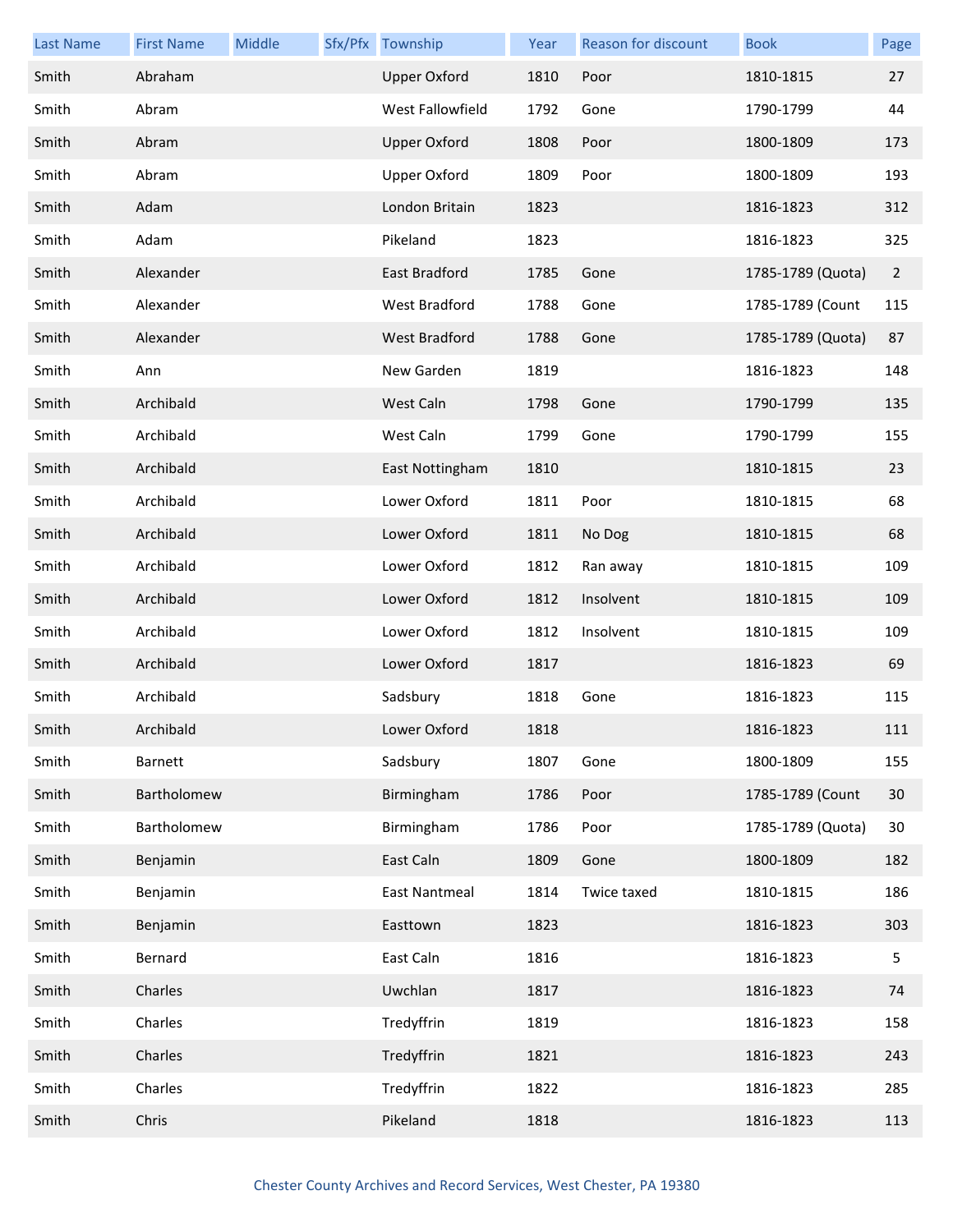| Last Name | First Name | Middle | Sfx/Pfx | Township | Year | Reason for discount | Book | Page |
|---|---|---|---|---|---|---|---|---|
| Smith | Abraham | | | Upper Oxford | 1810 | Poor | 1810-1815 | 27 |
| Smith | Abram | | | West Fallowfield | 1792 | Gone | 1790-1799 | 44 |
| Smith | Abram | | | Upper Oxford | 1808 | Poor | 1800-1809 | 173 |
| Smith | Abram | | | Upper Oxford | 1809 | Poor | 1800-1809 | 193 |
| Smith | Adam | | | London Britain | 1823 | | 1816-1823 | 312 |
| Smith | Adam | | | Pikeland | 1823 | | 1816-1823 | 325 |
| Smith | Alexander | | | East Bradford | 1785 | Gone | 1785-1789 (Quota) | 2 |
| Smith | Alexander | | | West Bradford | 1788 | Gone | 1785-1789 (Count | 115 |
| Smith | Alexander | | | West Bradford | 1788 | Gone | 1785-1789 (Quota) | 87 |
| Smith | Ann | | | New Garden | 1819 | | 1816-1823 | 148 |
| Smith | Archibald | | | West Caln | 1798 | Gone | 1790-1799 | 135 |
| Smith | Archibald | | | West Caln | 1799 | Gone | 1790-1799 | 155 |
| Smith | Archibald | | | East Nottingham | 1810 | | 1810-1815 | 23 |
| Smith | Archibald | | | Lower Oxford | 1811 | Poor | 1810-1815 | 68 |
| Smith | Archibald | | | Lower Oxford | 1811 | No Dog | 1810-1815 | 68 |
| Smith | Archibald | | | Lower Oxford | 1812 | Ran away | 1810-1815 | 109 |
| Smith | Archibald | | | Lower Oxford | 1812 | Insolvent | 1810-1815 | 109 |
| Smith | Archibald | | | Lower Oxford | 1812 | Insolvent | 1810-1815 | 109 |
| Smith | Archibald | | | Lower Oxford | 1817 | | 1816-1823 | 69 |
| Smith | Archibald | | | Sadsbury | 1818 | Gone | 1816-1823 | 115 |
| Smith | Archibald | | | Lower Oxford | 1818 | | 1816-1823 | 111 |
| Smith | Barnett | | | Sadsbury | 1807 | Gone | 1800-1809 | 155 |
| Smith | Bartholomew | | | Birmingham | 1786 | Poor | 1785-1789 (Count | 30 |
| Smith | Bartholomew | | | Birmingham | 1786 | Poor | 1785-1789 (Quota) | 30 |
| Smith | Benjamin | | | East Caln | 1809 | Gone | 1800-1809 | 182 |
| Smith | Benjamin | | | East Nantmeal | 1814 | Twice taxed | 1810-1815 | 186 |
| Smith | Benjamin | | | Easttown | 1823 | | 1816-1823 | 303 |
| Smith | Bernard | | | East Caln | 1816 | | 1816-1823 | 5 |
| Smith | Charles | | | Uwchlan | 1817 | | 1816-1823 | 74 |
| Smith | Charles | | | Tredyffrin | 1819 | | 1816-1823 | 158 |
| Smith | Charles | | | Tredyffrin | 1821 | | 1816-1823 | 243 |
| Smith | Charles | | | Tredyffrin | 1822 | | 1816-1823 | 285 |
| Smith | Chris | | | Pikeland | 1818 | | 1816-1823 | 113 |

Chester County Archives and Record Services, West Chester, PA 19380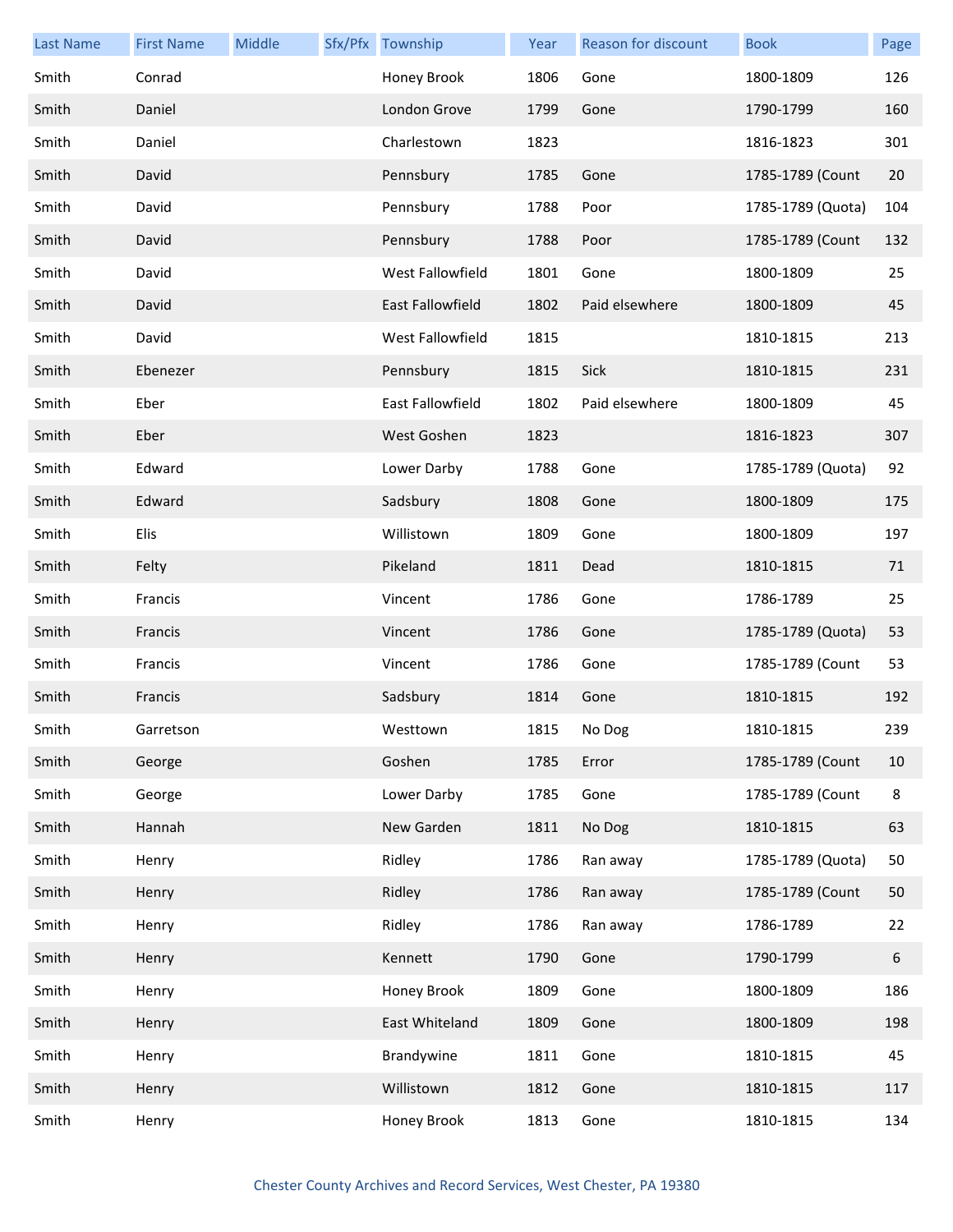| Last Name | First Name | Middle | Sfx/Pfx | Township | Year | Reason for discount | Book | Page |
|---|---|---|---|---|---|---|---|---|
| Smith | Conrad | | | Honey Brook | 1806 | Gone | 1800-1809 | 126 |
| Smith | Daniel | | | London Grove | 1799 | Gone | 1790-1799 | 160 |
| Smith | Daniel | | | Charlestown | 1823 | | 1816-1823 | 301 |
| Smith | David | | | Pennsbury | 1785 | Gone | 1785-1789 (Count | 20 |
| Smith | David | | | Pennsbury | 1788 | Poor | 1785-1789 (Quota) | 104 |
| Smith | David | | | Pennsbury | 1788 | Poor | 1785-1789 (Count | 132 |
| Smith | David | | | West Fallowfield | 1801 | Gone | 1800-1809 | 25 |
| Smith | David | | | East Fallowfield | 1802 | Paid elsewhere | 1800-1809 | 45 |
| Smith | David | | | West Fallowfield | 1815 | | 1810-1815 | 213 |
| Smith | Ebenezer | | | Pennsbury | 1815 | Sick | 1810-1815 | 231 |
| Smith | Eber | | | East Fallowfield | 1802 | Paid elsewhere | 1800-1809 | 45 |
| Smith | Eber | | | West Goshen | 1823 | | 1816-1823 | 307 |
| Smith | Edward | | | Lower Darby | 1788 | Gone | 1785-1789 (Quota) | 92 |
| Smith | Edward | | | Sadsbury | 1808 | Gone | 1800-1809 | 175 |
| Smith | Elis | | | Willistown | 1809 | Gone | 1800-1809 | 197 |
| Smith | Felty | | | Pikeland | 1811 | Dead | 1810-1815 | 71 |
| Smith | Francis | | | Vincent | 1786 | Gone | 1786-1789 | 25 |
| Smith | Francis | | | Vincent | 1786 | Gone | 1785-1789 (Quota) | 53 |
| Smith | Francis | | | Vincent | 1786 | Gone | 1785-1789 (Count | 53 |
| Smith | Francis | | | Sadsbury | 1814 | Gone | 1810-1815 | 192 |
| Smith | Garretson | | | Westtown | 1815 | No Dog | 1810-1815 | 239 |
| Smith | George | | | Goshen | 1785 | Error | 1785-1789 (Count | 10 |
| Smith | George | | | Lower Darby | 1785 | Gone | 1785-1789 (Count | 8 |
| Smith | Hannah | | | New Garden | 1811 | No Dog | 1810-1815 | 63 |
| Smith | Henry | | | Ridley | 1786 | Ran away | 1785-1789 (Quota) | 50 |
| Smith | Henry | | | Ridley | 1786 | Ran away | 1785-1789 (Count | 50 |
| Smith | Henry | | | Ridley | 1786 | Ran away | 1786-1789 | 22 |
| Smith | Henry | | | Kennett | 1790 | Gone | 1790-1799 | 6 |
| Smith | Henry | | | Honey Brook | 1809 | Gone | 1800-1809 | 186 |
| Smith | Henry | | | East Whiteland | 1809 | Gone | 1800-1809 | 198 |
| Smith | Henry | | | Brandywine | 1811 | Gone | 1810-1815 | 45 |
| Smith | Henry | | | Willistown | 1812 | Gone | 1810-1815 | 117 |
| Smith | Henry | | | Honey Brook | 1813 | Gone | 1810-1815 | 134 |

Chester County Archives and Record Services, West Chester, PA 19380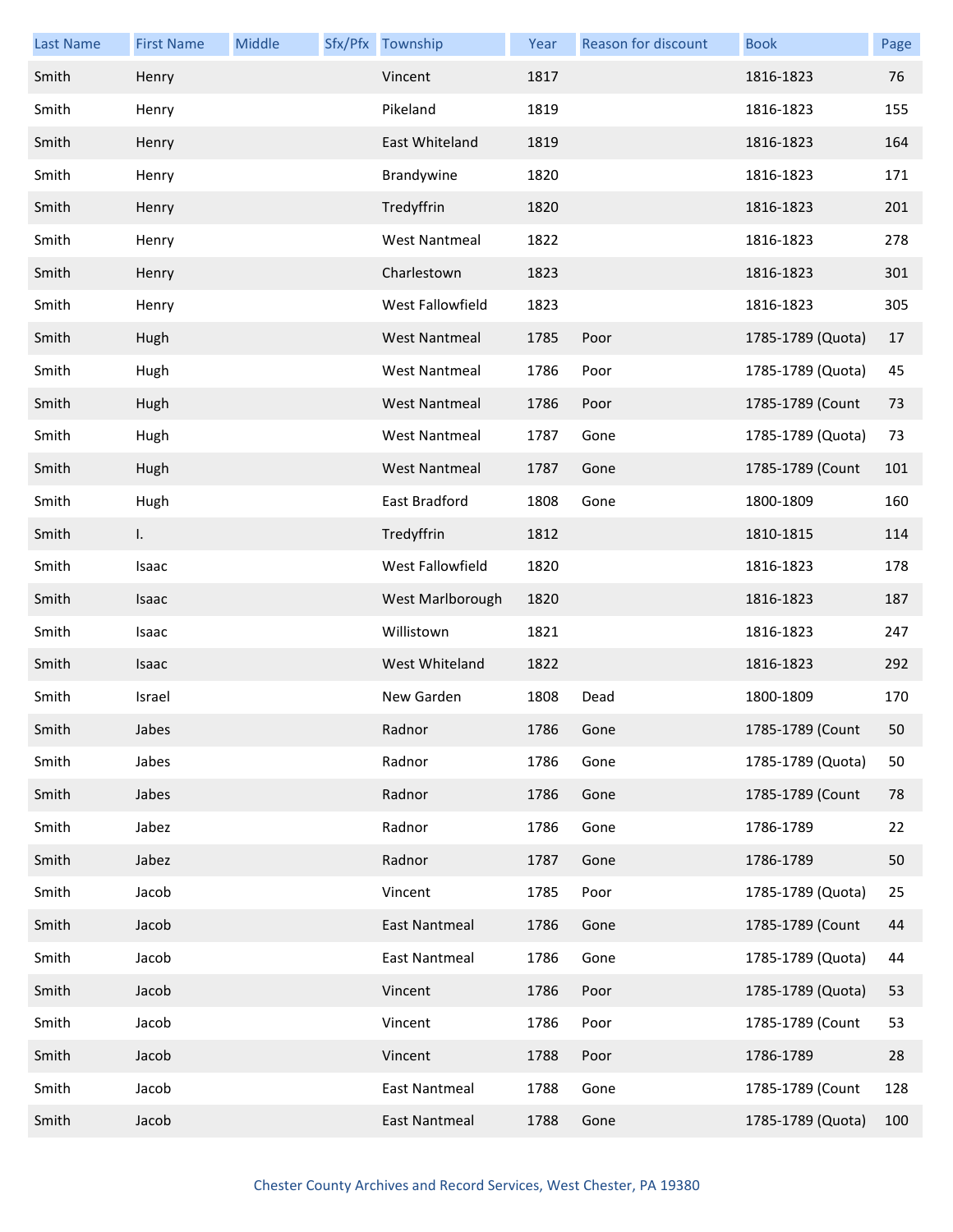| Last Name | First Name | Middle | Sfx/Pfx | Township | Year | Reason for discount | Book | Page |
|---|---|---|---|---|---|---|---|---|
| Smith | Henry | | | Vincent | 1817 | | 1816-1823 | 76 |
| Smith | Henry | | | Pikeland | 1819 | | 1816-1823 | 155 |
| Smith | Henry | | | East Whiteland | 1819 | | 1816-1823 | 164 |
| Smith | Henry | | | Brandywine | 1820 | | 1816-1823 | 171 |
| Smith | Henry | | | Tredyffrin | 1820 | | 1816-1823 | 201 |
| Smith | Henry | | | West Nantmeal | 1822 | | 1816-1823 | 278 |
| Smith | Henry | | | Charlestown | 1823 | | 1816-1823 | 301 |
| Smith | Henry | | | West Fallowfield | 1823 | | 1816-1823 | 305 |
| Smith | Hugh | | | West Nantmeal | 1785 | Poor | 1785-1789 (Quota) | 17 |
| Smith | Hugh | | | West Nantmeal | 1786 | Poor | 1785-1789 (Quota) | 45 |
| Smith | Hugh | | | West Nantmeal | 1786 | Poor | 1785-1789 (Count | 73 |
| Smith | Hugh | | | West Nantmeal | 1787 | Gone | 1785-1789 (Quota) | 73 |
| Smith | Hugh | | | West Nantmeal | 1787 | Gone | 1785-1789 (Count | 101 |
| Smith | Hugh | | | East Bradford | 1808 | Gone | 1800-1809 | 160 |
| Smith | I. | | | Tredyffrin | 1812 | | 1810-1815 | 114 |
| Smith | Isaac | | | West Fallowfield | 1820 | | 1816-1823 | 178 |
| Smith | Isaac | | | West Marlborough | 1820 | | 1816-1823 | 187 |
| Smith | Isaac | | | Willistown | 1821 | | 1816-1823 | 247 |
| Smith | Isaac | | | West Whiteland | 1822 | | 1816-1823 | 292 |
| Smith | Israel | | | New Garden | 1808 | Dead | 1800-1809 | 170 |
| Smith | Jabes | | | Radnor | 1786 | Gone | 1785-1789 (Count | 50 |
| Smith | Jabes | | | Radnor | 1786 | Gone | 1785-1789 (Quota) | 50 |
| Smith | Jabes | | | Radnor | 1786 | Gone | 1785-1789 (Count | 78 |
| Smith | Jabez | | | Radnor | 1786 | Gone | 1786-1789 | 22 |
| Smith | Jabez | | | Radnor | 1787 | Gone | 1786-1789 | 50 |
| Smith | Jacob | | | Vincent | 1785 | Poor | 1785-1789 (Quota) | 25 |
| Smith | Jacob | | | East Nantmeal | 1786 | Gone | 1785-1789 (Count | 44 |
| Smith | Jacob | | | East Nantmeal | 1786 | Gone | 1785-1789 (Quota) | 44 |
| Smith | Jacob | | | Vincent | 1786 | Poor | 1785-1789 (Quota) | 53 |
| Smith | Jacob | | | Vincent | 1786 | Poor | 1785-1789 (Count | 53 |
| Smith | Jacob | | | Vincent | 1788 | Poor | 1786-1789 | 28 |
| Smith | Jacob | | | East Nantmeal | 1788 | Gone | 1785-1789 (Count | 128 |
| Smith | Jacob | | | East Nantmeal | 1788 | Gone | 1785-1789 (Quota) | 100 |

Chester County Archives and Record Services, West Chester, PA 19380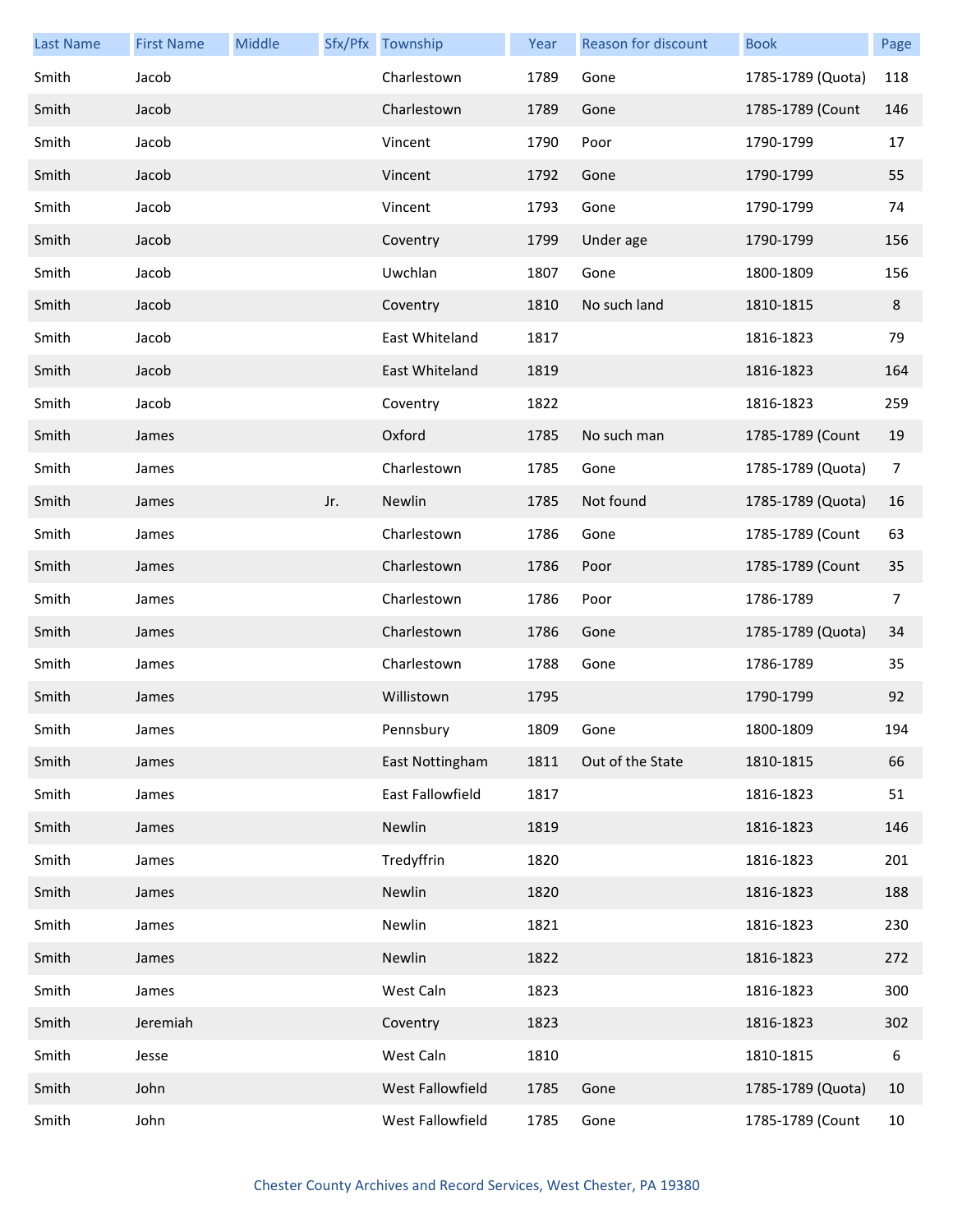| Last Name | First Name | Middle | Sfx/Pfx | Township | Year | Reason for discount | Book | Page |
|---|---|---|---|---|---|---|---|---|
| Smith | Jacob | | | Charlestown | 1789 | Gone | 1785-1789 (Quota) | 118 |
| Smith | Jacob | | | Charlestown | 1789 | Gone | 1785-1789 (Count | 146 |
| Smith | Jacob | | | Vincent | 1790 | Poor | 1790-1799 | 17 |
| Smith | Jacob | | | Vincent | 1792 | Gone | 1790-1799 | 55 |
| Smith | Jacob | | | Vincent | 1793 | Gone | 1790-1799 | 74 |
| Smith | Jacob | | | Coventry | 1799 | Under age | 1790-1799 | 156 |
| Smith | Jacob | | | Uwchlan | 1807 | Gone | 1800-1809 | 156 |
| Smith | Jacob | | | Coventry | 1810 | No such land | 1810-1815 | 8 |
| Smith | Jacob | | | East Whiteland | 1817 | | 1816-1823 | 79 |
| Smith | Jacob | | | East Whiteland | 1819 | | 1816-1823 | 164 |
| Smith | Jacob | | | Coventry | 1822 | | 1816-1823 | 259 |
| Smith | James | | | Oxford | 1785 | No such man | 1785-1789 (Count | 19 |
| Smith | James | | | Charlestown | 1785 | Gone | 1785-1789 (Quota) | 7 |
| Smith | James | | Jr. | Newlin | 1785 | Not found | 1785-1789 (Quota) | 16 |
| Smith | James | | | Charlestown | 1786 | Gone | 1785-1789 (Count | 63 |
| Smith | James | | | Charlestown | 1786 | Poor | 1785-1789 (Count | 35 |
| Smith | James | | | Charlestown | 1786 | Poor | 1786-1789 | 7 |
| Smith | James | | | Charlestown | 1786 | Gone | 1785-1789 (Quota) | 34 |
| Smith | James | | | Charlestown | 1788 | Gone | 1786-1789 | 35 |
| Smith | James | | | Willistown | 1795 | | 1790-1799 | 92 |
| Smith | James | | | Pennsbury | 1809 | Gone | 1800-1809 | 194 |
| Smith | James | | | East Nottingham | 1811 | Out of the State | 1810-1815 | 66 |
| Smith | James | | | East Fallowfield | 1817 | | 1816-1823 | 51 |
| Smith | James | | | Newlin | 1819 | | 1816-1823 | 146 |
| Smith | James | | | Tredyffrin | 1820 | | 1816-1823 | 201 |
| Smith | James | | | Newlin | 1820 | | 1816-1823 | 188 |
| Smith | James | | | Newlin | 1821 | | 1816-1823 | 230 |
| Smith | James | | | Newlin | 1822 | | 1816-1823 | 272 |
| Smith | James | | | West Caln | 1823 | | 1816-1823 | 300 |
| Smith | Jeremiah | | | Coventry | 1823 | | 1816-1823 | 302 |
| Smith | Jesse | | | West Caln | 1810 | | 1810-1815 | 6 |
| Smith | John | | | West Fallowfield | 1785 | Gone | 1785-1789 (Quota) | 10 |
| Smith | John | | | West Fallowfield | 1785 | Gone | 1785-1789 (Count | 10 |

Chester County Archives and Record Services, West Chester, PA 19380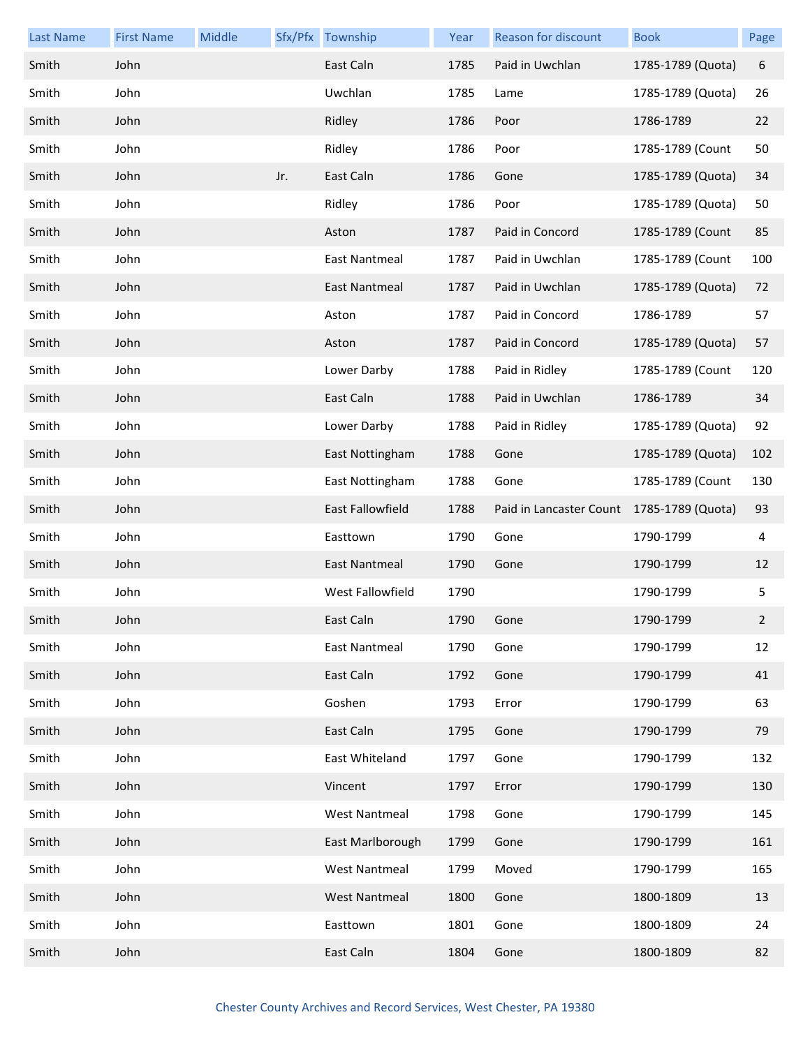| Last Name | First Name | Middle | Sfx/Pfx | Township | Year | Reason for discount | Book | Page |
|---|---|---|---|---|---|---|---|---|
| Smith | John | | | East Caln | 1785 | Paid in Uwchlan | 1785-1789 (Quota) | 6 |
| Smith | John | | | Uwchlan | 1785 | Lame | 1785-1789 (Quota) | 26 |
| Smith | John | | | Ridley | 1786 | Poor | 1786-1789 | 22 |
| Smith | John | | | Ridley | 1786 | Poor | 1785-1789 (Count | 50 |
| Smith | John | | Jr. | East Caln | 1786 | Gone | 1785-1789 (Quota) | 34 |
| Smith | John | | | Ridley | 1786 | Poor | 1785-1789 (Quota) | 50 |
| Smith | John | | | Aston | 1787 | Paid in Concord | 1785-1789 (Count | 85 |
| Smith | John | | | East Nantmeal | 1787 | Paid in Uwchlan | 1785-1789 (Count | 100 |
| Smith | John | | | East Nantmeal | 1787 | Paid in Uwchlan | 1785-1789 (Quota) | 72 |
| Smith | John | | | Aston | 1787 | Paid in Concord | 1786-1789 | 57 |
| Smith | John | | | Aston | 1787 | Paid in Concord | 1785-1789 (Quota) | 57 |
| Smith | John | | | Lower Darby | 1788 | Paid in Ridley | 1785-1789 (Count | 120 |
| Smith | John | | | East Caln | 1788 | Paid in Uwchlan | 1786-1789 | 34 |
| Smith | John | | | Lower Darby | 1788 | Paid in Ridley | 1785-1789 (Quota) | 92 |
| Smith | John | | | East Nottingham | 1788 | Gone | 1785-1789 (Quota) | 102 |
| Smith | John | | | East Nottingham | 1788 | Gone | 1785-1789 (Count | 130 |
| Smith | John | | | East Fallowfield | 1788 | Paid in Lancaster Count | 1785-1789 (Quota) | 93 |
| Smith | John | | | Easttown | 1790 | Gone | 1790-1799 | 4 |
| Smith | John | | | East Nantmeal | 1790 | Gone | 1790-1799 | 12 |
| Smith | John | | | West Fallowfield | 1790 | | 1790-1799 | 5 |
| Smith | John | | | East Caln | 1790 | Gone | 1790-1799 | 2 |
| Smith | John | | | East Nantmeal | 1790 | Gone | 1790-1799 | 12 |
| Smith | John | | | East Caln | 1792 | Gone | 1790-1799 | 41 |
| Smith | John | | | Goshen | 1793 | Error | 1790-1799 | 63 |
| Smith | John | | | East Caln | 1795 | Gone | 1790-1799 | 79 |
| Smith | John | | | East Whiteland | 1797 | Gone | 1790-1799 | 132 |
| Smith | John | | | Vincent | 1797 | Error | 1790-1799 | 130 |
| Smith | John | | | West Nantmeal | 1798 | Gone | 1790-1799 | 145 |
| Smith | John | | | East Marlborough | 1799 | Gone | 1790-1799 | 161 |
| Smith | John | | | West Nantmeal | 1799 | Moved | 1790-1799 | 165 |
| Smith | John | | | West Nantmeal | 1800 | Gone | 1800-1809 | 13 |
| Smith | John | | | Easttown | 1801 | Gone | 1800-1809 | 24 |
| Smith | John | | | East Caln | 1804 | Gone | 1800-1809 | 82 |

Chester County Archives and Record Services, West Chester, PA 19380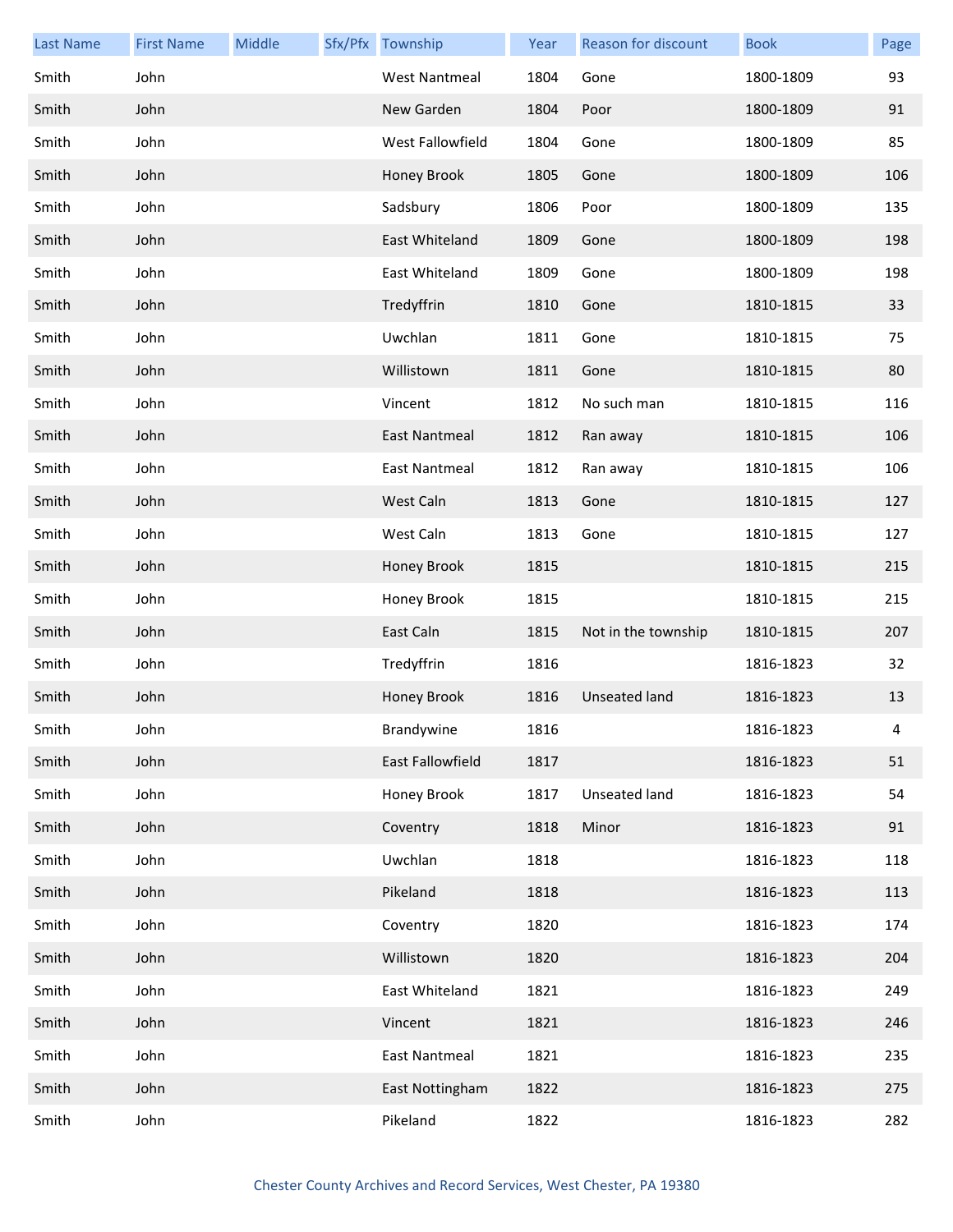| Last Name | First Name | Middle | Sfx/Pfx | Township | Year | Reason for discount | Book | Page |
|---|---|---|---|---|---|---|---|---|
| Smith | John | | | West Nantmeal | 1804 | Gone | 1800-1809 | 93 |
| Smith | John | | | New Garden | 1804 | Poor | 1800-1809 | 91 |
| Smith | John | | | West Fallowfield | 1804 | Gone | 1800-1809 | 85 |
| Smith | John | | | Honey Brook | 1805 | Gone | 1800-1809 | 106 |
| Smith | John | | | Sadsbury | 1806 | Poor | 1800-1809 | 135 |
| Smith | John | | | East Whiteland | 1809 | Gone | 1800-1809 | 198 |
| Smith | John | | | East Whiteland | 1809 | Gone | 1800-1809 | 198 |
| Smith | John | | | Tredyffrin | 1810 | Gone | 1810-1815 | 33 |
| Smith | John | | | Uwchlan | 1811 | Gone | 1810-1815 | 75 |
| Smith | John | | | Willistown | 1811 | Gone | 1810-1815 | 80 |
| Smith | John | | | Vincent | 1812 | No such man | 1810-1815 | 116 |
| Smith | John | | | East Nantmeal | 1812 | Ran away | 1810-1815 | 106 |
| Smith | John | | | East Nantmeal | 1812 | Ran away | 1810-1815 | 106 |
| Smith | John | | | West Caln | 1813 | Gone | 1810-1815 | 127 |
| Smith | John | | | West Caln | 1813 | Gone | 1810-1815 | 127 |
| Smith | John | | | Honey Brook | 1815 | | 1810-1815 | 215 |
| Smith | John | | | Honey Brook | 1815 | | 1810-1815 | 215 |
| Smith | John | | | East Caln | 1815 | Not in the township | 1810-1815 | 207 |
| Smith | John | | | Tredyffrin | 1816 | | 1816-1823 | 32 |
| Smith | John | | | Honey Brook | 1816 | Unseated land | 1816-1823 | 13 |
| Smith | John | | | Brandywine | 1816 | | 1816-1823 | 4 |
| Smith | John | | | East Fallowfield | 1817 | | 1816-1823 | 51 |
| Smith | John | | | Honey Brook | 1817 | Unseated land | 1816-1823 | 54 |
| Smith | John | | | Coventry | 1818 | Minor | 1816-1823 | 91 |
| Smith | John | | | Uwchlan | 1818 | | 1816-1823 | 118 |
| Smith | John | | | Pikeland | 1818 | | 1816-1823 | 113 |
| Smith | John | | | Coventry | 1820 | | 1816-1823 | 174 |
| Smith | John | | | Willistown | 1820 | | 1816-1823 | 204 |
| Smith | John | | | East Whiteland | 1821 | | 1816-1823 | 249 |
| Smith | John | | | Vincent | 1821 | | 1816-1823 | 246 |
| Smith | John | | | East Nantmeal | 1821 | | 1816-1823 | 235 |
| Smith | John | | | East Nottingham | 1822 | | 1816-1823 | 275 |
| Smith | John | | | Pikeland | 1822 | | 1816-1823 | 282 |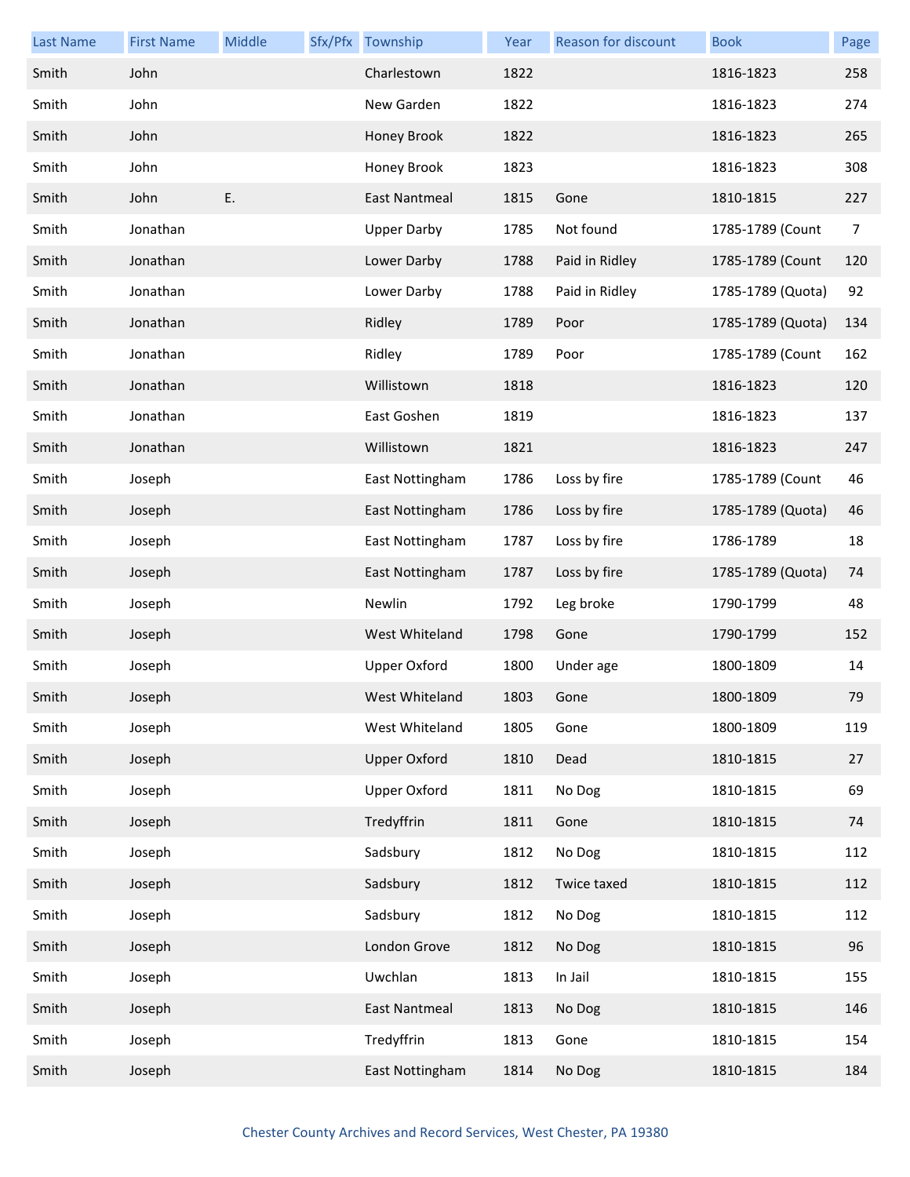| Last Name | First Name | Middle | Sfx/Pfx | Township | Year | Reason for discount | Book | Page |
|---|---|---|---|---|---|---|---|---|
| Smith | John | | | Charlestown | 1822 | | 1816-1823 | 258 |
| Smith | John | | | New Garden | 1822 | | 1816-1823 | 274 |
| Smith | John | | | Honey Brook | 1822 | | 1816-1823 | 265 |
| Smith | John | | | Honey Brook | 1823 | | 1816-1823 | 308 |
| Smith | John | E. | | East Nantmeal | 1815 | Gone | 1810-1815 | 227 |
| Smith | Jonathan | | | Upper Darby | 1785 | Not found | 1785-1789 (Count | 7 |
| Smith | Jonathan | | | Lower Darby | 1788 | Paid in Ridley | 1785-1789 (Count | 120 |
| Smith | Jonathan | | | Lower Darby | 1788 | Paid in Ridley | 1785-1789 (Quota) | 92 |
| Smith | Jonathan | | | Ridley | 1789 | Poor | 1785-1789 (Quota) | 134 |
| Smith | Jonathan | | | Ridley | 1789 | Poor | 1785-1789 (Count | 162 |
| Smith | Jonathan | | | Willistown | 1818 | | 1816-1823 | 120 |
| Smith | Jonathan | | | East Goshen | 1819 | | 1816-1823 | 137 |
| Smith | Jonathan | | | Willistown | 1821 | | 1816-1823 | 247 |
| Smith | Joseph | | | East Nottingham | 1786 | Loss by fire | 1785-1789 (Count | 46 |
| Smith | Joseph | | | East Nottingham | 1786 | Loss by fire | 1785-1789 (Quota) | 46 |
| Smith | Joseph | | | East Nottingham | 1787 | Loss by fire | 1786-1789 | 18 |
| Smith | Joseph | | | East Nottingham | 1787 | Loss by fire | 1785-1789 (Quota) | 74 |
| Smith | Joseph | | | Newlin | 1792 | Leg broke | 1790-1799 | 48 |
| Smith | Joseph | | | West Whiteland | 1798 | Gone | 1790-1799 | 152 |
| Smith | Joseph | | | Upper Oxford | 1800 | Under age | 1800-1809 | 14 |
| Smith | Joseph | | | West Whiteland | 1803 | Gone | 1800-1809 | 79 |
| Smith | Joseph | | | West Whiteland | 1805 | Gone | 1800-1809 | 119 |
| Smith | Joseph | | | Upper Oxford | 1810 | Dead | 1810-1815 | 27 |
| Smith | Joseph | | | Upper Oxford | 1811 | No Dog | 1810-1815 | 69 |
| Smith | Joseph | | | Tredyffrin | 1811 | Gone | 1810-1815 | 74 |
| Smith | Joseph | | | Sadsbury | 1812 | No Dog | 1810-1815 | 112 |
| Smith | Joseph | | | Sadsbury | 1812 | Twice taxed | 1810-1815 | 112 |
| Smith | Joseph | | | Sadsbury | 1812 | No Dog | 1810-1815 | 112 |
| Smith | Joseph | | | London Grove | 1812 | No Dog | 1810-1815 | 96 |
| Smith | Joseph | | | Uwchlan | 1813 | In Jail | 1810-1815 | 155 |
| Smith | Joseph | | | East Nantmeal | 1813 | No Dog | 1810-1815 | 146 |
| Smith | Joseph | | | Tredyffrin | 1813 | Gone | 1810-1815 | 154 |
| Smith | Joseph | | | East Nottingham | 1814 | No Dog | 1810-1815 | 184 |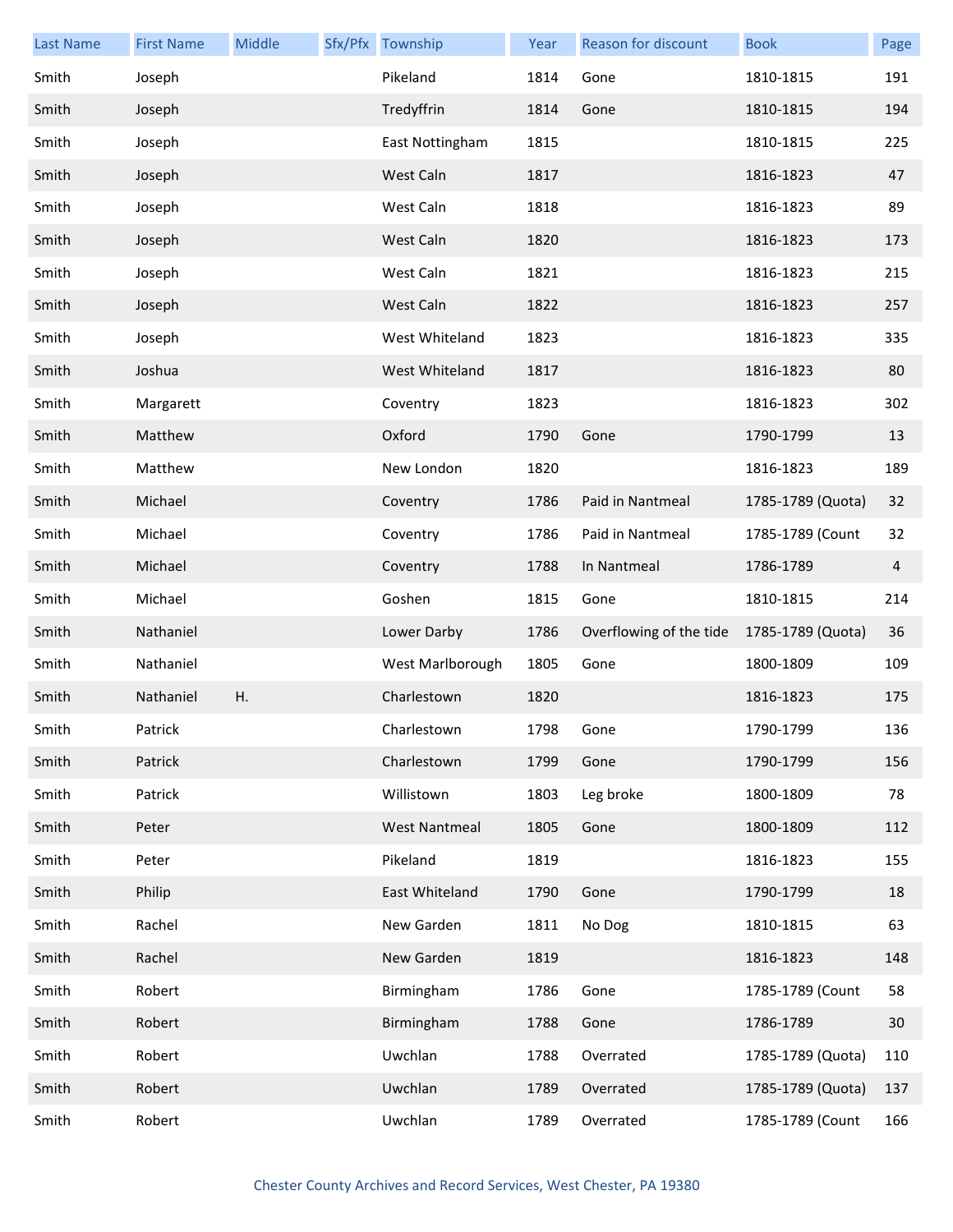| Last Name | First Name | Middle | Sfx/Pfx | Township | Year | Reason for discount | Book | Page |
|---|---|---|---|---|---|---|---|---|
| Smith | Joseph | | | Pikeland | 1814 | Gone | 1810-1815 | 191 |
| Smith | Joseph | | | Tredyffrin | 1814 | Gone | 1810-1815 | 194 |
| Smith | Joseph | | | East Nottingham | 1815 | | 1810-1815 | 225 |
| Smith | Joseph | | | West Caln | 1817 | | 1816-1823 | 47 |
| Smith | Joseph | | | West Caln | 1818 | | 1816-1823 | 89 |
| Smith | Joseph | | | West Caln | 1820 | | 1816-1823 | 173 |
| Smith | Joseph | | | West Caln | 1821 | | 1816-1823 | 215 |
| Smith | Joseph | | | West Caln | 1822 | | 1816-1823 | 257 |
| Smith | Joseph | | | West Whiteland | 1823 | | 1816-1823 | 335 |
| Smith | Joshua | | | West Whiteland | 1817 | | 1816-1823 | 80 |
| Smith | Margarett | | | Coventry | 1823 | | 1816-1823 | 302 |
| Smith | Matthew | | | Oxford | 1790 | Gone | 1790-1799 | 13 |
| Smith | Matthew | | | New London | 1820 | | 1816-1823 | 189 |
| Smith | Michael | | | Coventry | 1786 | Paid in Nantmeal | 1785-1789 (Quota) | 32 |
| Smith | Michael | | | Coventry | 1786 | Paid in Nantmeal | 1785-1789 (Count | 32 |
| Smith | Michael | | | Coventry | 1788 | In Nantmeal | 1786-1789 | 4 |
| Smith | Michael | | | Goshen | 1815 | Gone | 1810-1815 | 214 |
| Smith | Nathaniel | | | Lower Darby | 1786 | Overflowing of the tide | 1785-1789 (Quota) | 36 |
| Smith | Nathaniel | | | West Marlborough | 1805 | Gone | 1800-1809 | 109 |
| Smith | Nathaniel | H. | | Charlestown | 1820 | | 1816-1823 | 175 |
| Smith | Patrick | | | Charlestown | 1798 | Gone | 1790-1799 | 136 |
| Smith | Patrick | | | Charlestown | 1799 | Gone | 1790-1799 | 156 |
| Smith | Patrick | | | Willistown | 1803 | Leg broke | 1800-1809 | 78 |
| Smith | Peter | | | West Nantmeal | 1805 | Gone | 1800-1809 | 112 |
| Smith | Peter | | | Pikeland | 1819 | | 1816-1823 | 155 |
| Smith | Philip | | | East Whiteland | 1790 | Gone | 1790-1799 | 18 |
| Smith | Rachel | | | New Garden | 1811 | No Dog | 1810-1815 | 63 |
| Smith | Rachel | | | New Garden | 1819 | | 1816-1823 | 148 |
| Smith | Robert | | | Birmingham | 1786 | Gone | 1785-1789 (Count | 58 |
| Smith | Robert | | | Birmingham | 1788 | Gone | 1786-1789 | 30 |
| Smith | Robert | | | Uwchlan | 1788 | Overrated | 1785-1789 (Quota) | 110 |
| Smith | Robert | | | Uwchlan | 1789 | Overrated | 1785-1789 (Quota) | 137 |
| Smith | Robert | | | Uwchlan | 1789 | Overrated | 1785-1789 (Count | 166 |

Chester County Archives and Record Services, West Chester, PA 19380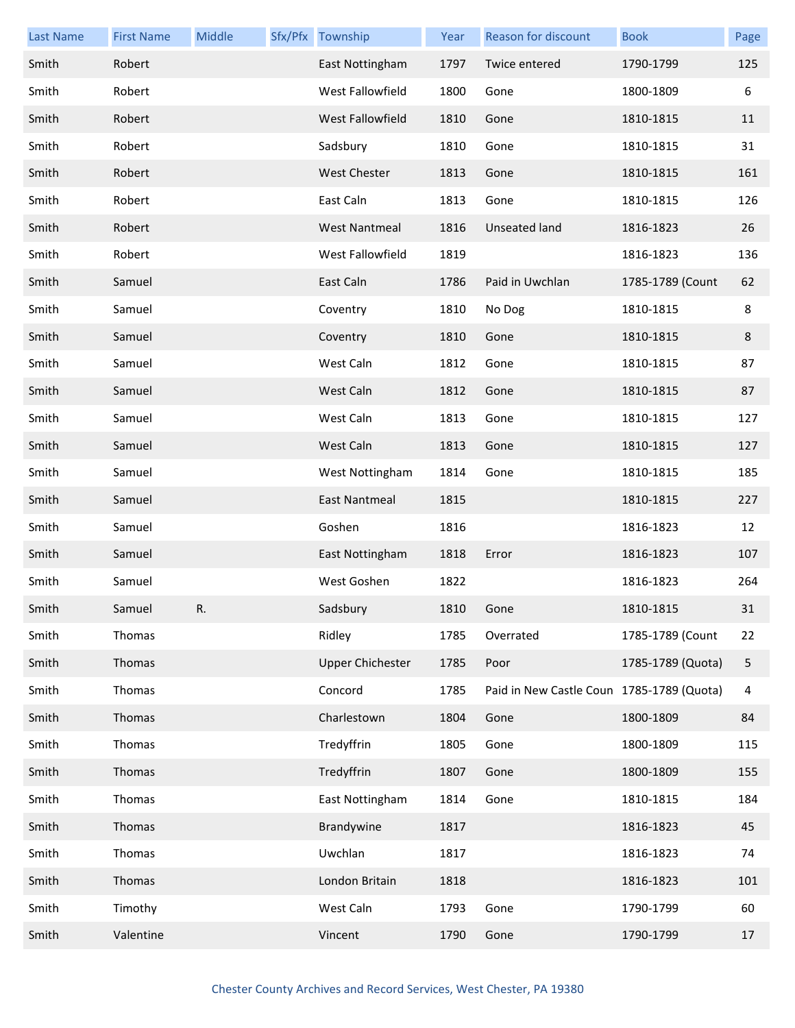| Last Name | First Name | Middle | Sfx/Pfx | Township | Year | Reason for discount | Book | Page |
|---|---|---|---|---|---|---|---|---|
| Smith | Robert | | | East Nottingham | 1797 | Twice entered | 1790-1799 | 125 |
| Smith | Robert | | | West Fallowfield | 1800 | Gone | 1800-1809 | 6 |
| Smith | Robert | | | West Fallowfield | 1810 | Gone | 1810-1815 | 11 |
| Smith | Robert | | | Sadsbury | 1810 | Gone | 1810-1815 | 31 |
| Smith | Robert | | | West Chester | 1813 | Gone | 1810-1815 | 161 |
| Smith | Robert | | | East Caln | 1813 | Gone | 1810-1815 | 126 |
| Smith | Robert | | | West Nantmeal | 1816 | Unseated land | 1816-1823 | 26 |
| Smith | Robert | | | West Fallowfield | 1819 | | 1816-1823 | 136 |
| Smith | Samuel | | | East Caln | 1786 | Paid in Uwchlan | 1785-1789 (Count | 62 |
| Smith | Samuel | | | Coventry | 1810 | No Dog | 1810-1815 | 8 |
| Smith | Samuel | | | Coventry | 1810 | Gone | 1810-1815 | 8 |
| Smith | Samuel | | | West Caln | 1812 | Gone | 1810-1815 | 87 |
| Smith | Samuel | | | West Caln | 1812 | Gone | 1810-1815 | 87 |
| Smith | Samuel | | | West Caln | 1813 | Gone | 1810-1815 | 127 |
| Smith | Samuel | | | West Caln | 1813 | Gone | 1810-1815 | 127 |
| Smith | Samuel | | | West Nottingham | 1814 | Gone | 1810-1815 | 185 |
| Smith | Samuel | | | East Nantmeal | 1815 | | 1810-1815 | 227 |
| Smith | Samuel | | | Goshen | 1816 | | 1816-1823 | 12 |
| Smith | Samuel | | | East Nottingham | 1818 | Error | 1816-1823 | 107 |
| Smith | Samuel | | | West Goshen | 1822 | | 1816-1823 | 264 |
| Smith | Samuel | R. | | Sadsbury | 1810 | Gone | 1810-1815 | 31 |
| Smith | Thomas | | | Ridley | 1785 | Overrated | 1785-1789 (Count | 22 |
| Smith | Thomas | | | Upper Chichester | 1785 | Poor | 1785-1789 (Quota) | 5 |
| Smith | Thomas | | | Concord | 1785 | Paid in New Castle Coun | 1785-1789 (Quota) | 4 |
| Smith | Thomas | | | Charlestown | 1804 | Gone | 1800-1809 | 84 |
| Smith | Thomas | | | Tredyffrin | 1805 | Gone | 1800-1809 | 115 |
| Smith | Thomas | | | Tredyffrin | 1807 | Gone | 1800-1809 | 155 |
| Smith | Thomas | | | East Nottingham | 1814 | Gone | 1810-1815 | 184 |
| Smith | Thomas | | | Brandywine | 1817 | | 1816-1823 | 45 |
| Smith | Thomas | | | Uwchlan | 1817 | | 1816-1823 | 74 |
| Smith | Thomas | | | London Britain | 1818 | | 1816-1823 | 101 |
| Smith | Timothy | | | West Caln | 1793 | Gone | 1790-1799 | 60 |
| Smith | Valentine | | | Vincent | 1790 | Gone | 1790-1799 | 17 |

Chester County Archives and Record Services, West Chester, PA 19380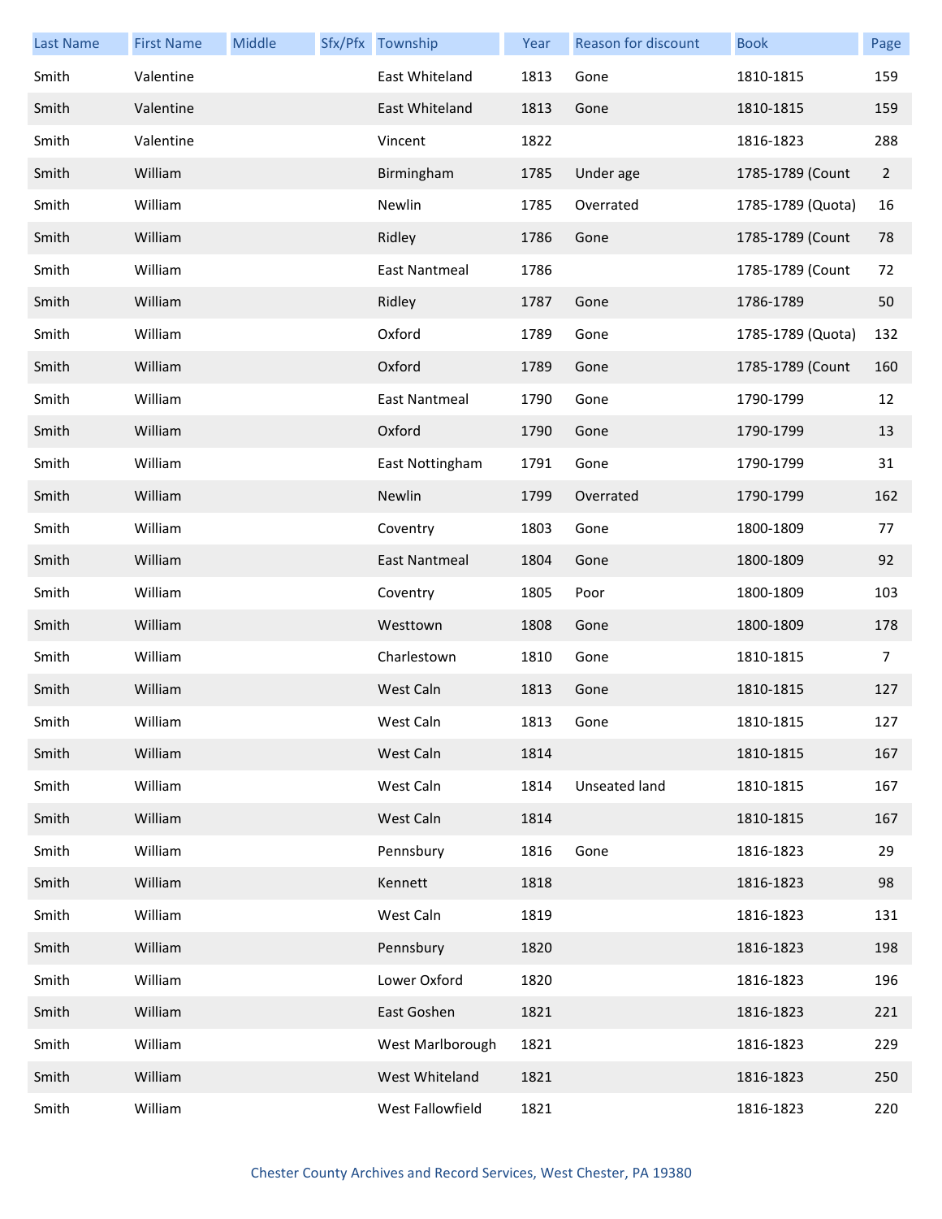| Last Name | First Name | Middle | Sfx/Pfx | Township | Year | Reason for discount | Book | Page |
|---|---|---|---|---|---|---|---|---|
| Smith | Valentine | | | East Whiteland | 1813 | Gone | 1810-1815 | 159 |
| Smith | Valentine | | | East Whiteland | 1813 | Gone | 1810-1815 | 159 |
| Smith | Valentine | | | Vincent | 1822 | | 1816-1823 | 288 |
| Smith | William | | | Birmingham | 1785 | Under age | 1785-1789 (Count | 2 |
| Smith | William | | | Newlin | 1785 | Overrated | 1785-1789 (Quota) | 16 |
| Smith | William | | | Ridley | 1786 | Gone | 1785-1789 (Count | 78 |
| Smith | William | | | East Nantmeal | 1786 | | 1785-1789 (Count | 72 |
| Smith | William | | | Ridley | 1787 | Gone | 1786-1789 | 50 |
| Smith | William | | | Oxford | 1789 | Gone | 1785-1789 (Quota) | 132 |
| Smith | William | | | Oxford | 1789 | Gone | 1785-1789 (Count | 160 |
| Smith | William | | | East Nantmeal | 1790 | Gone | 1790-1799 | 12 |
| Smith | William | | | Oxford | 1790 | Gone | 1790-1799 | 13 |
| Smith | William | | | East Nottingham | 1791 | Gone | 1790-1799 | 31 |
| Smith | William | | | Newlin | 1799 | Overrated | 1790-1799 | 162 |
| Smith | William | | | Coventry | 1803 | Gone | 1800-1809 | 77 |
| Smith | William | | | East Nantmeal | 1804 | Gone | 1800-1809 | 92 |
| Smith | William | | | Coventry | 1805 | Poor | 1800-1809 | 103 |
| Smith | William | | | Westtown | 1808 | Gone | 1800-1809 | 178 |
| Smith | William | | | Charlestown | 1810 | Gone | 1810-1815 | 7 |
| Smith | William | | | West Caln | 1813 | Gone | 1810-1815 | 127 |
| Smith | William | | | West Caln | 1813 | Gone | 1810-1815 | 127 |
| Smith | William | | | West Caln | 1814 | | 1810-1815 | 167 |
| Smith | William | | | West Caln | 1814 | Unseated land | 1810-1815 | 167 |
| Smith | William | | | West Caln | 1814 | | 1810-1815 | 167 |
| Smith | William | | | Pennsbury | 1816 | Gone | 1816-1823 | 29 |
| Smith | William | | | Kennett | 1818 | | 1816-1823 | 98 |
| Smith | William | | | West Caln | 1819 | | 1816-1823 | 131 |
| Smith | William | | | Pennsbury | 1820 | | 1816-1823 | 198 |
| Smith | William | | | Lower Oxford | 1820 | | 1816-1823 | 196 |
| Smith | William | | | East Goshen | 1821 | | 1816-1823 | 221 |
| Smith | William | | | West Marlborough | 1821 | | 1816-1823 | 229 |
| Smith | William | | | West Whiteland | 1821 | | 1816-1823 | 250 |
| Smith | William | | | West Fallowfield | 1821 | | 1816-1823 | 220 |

Chester County Archives and Record Services, West Chester, PA 19380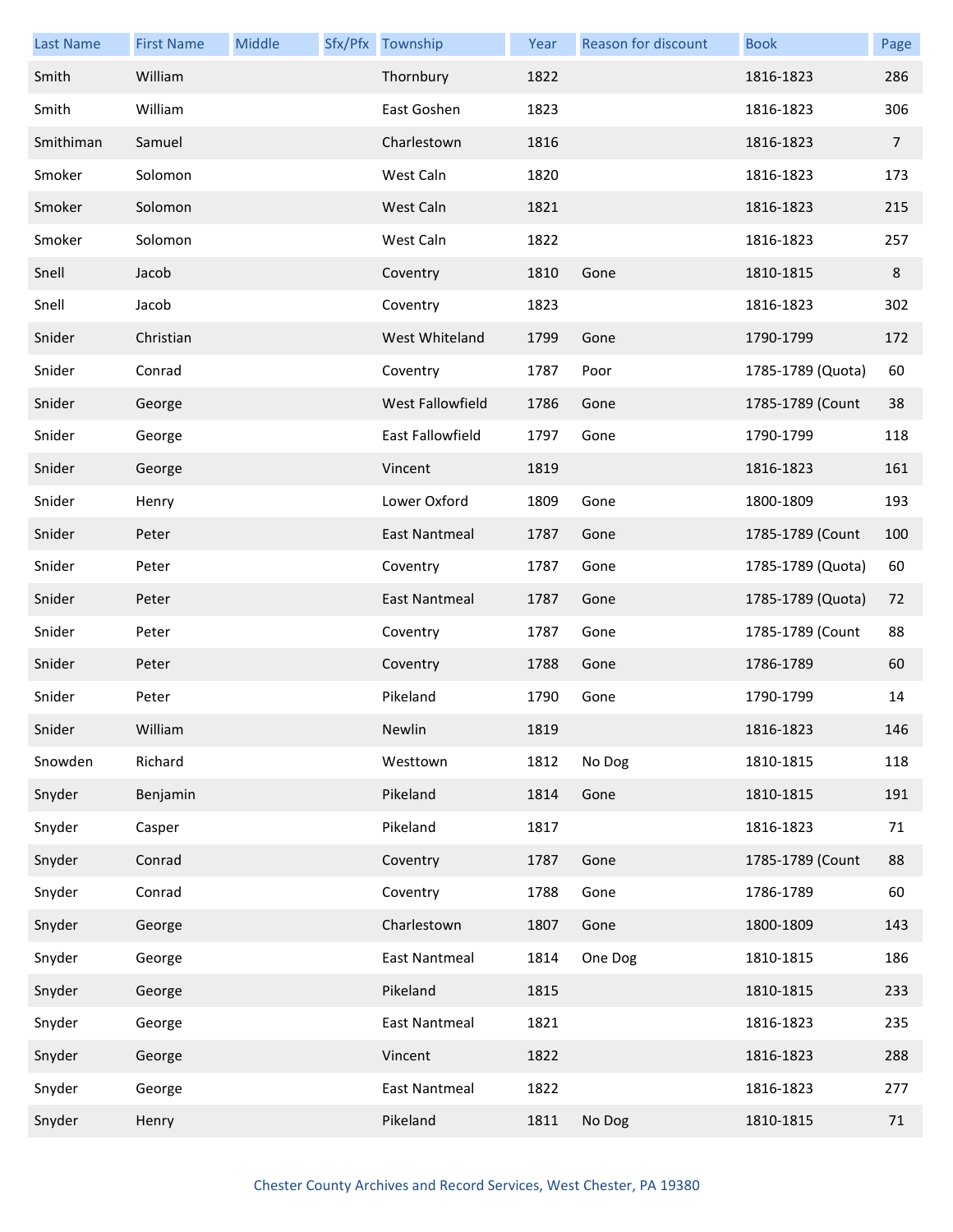| Last Name | First Name | Middle | Sfx/Pfx | Township | Year | Reason for discount | Book | Page |
|---|---|---|---|---|---|---|---|---|
| Smith | William | | | Thornbury | 1822 | | 1816-1823 | 286 |
| Smith | William | | | East Goshen | 1823 | | 1816-1823 | 306 |
| Smithiman | Samuel | | | Charlestown | 1816 | | 1816-1823 | 7 |
| Smoker | Solomon | | | West Caln | 1820 | | 1816-1823 | 173 |
| Smoker | Solomon | | | West Caln | 1821 | | 1816-1823 | 215 |
| Smoker | Solomon | | | West Caln | 1822 | | 1816-1823 | 257 |
| Snell | Jacob | | | Coventry | 1810 | Gone | 1810-1815 | 8 |
| Snell | Jacob | | | Coventry | 1823 | | 1816-1823 | 302 |
| Snider | Christian | | | West Whiteland | 1799 | Gone | 1790-1799 | 172 |
| Snider | Conrad | | | Coventry | 1787 | Poor | 1785-1789 (Quota) | 60 |
| Snider | George | | | West Fallowfield | 1786 | Gone | 1785-1789 (Count | 38 |
| Snider | George | | | East Fallowfield | 1797 | Gone | 1790-1799 | 118 |
| Snider | George | | | Vincent | 1819 | | 1816-1823 | 161 |
| Snider | Henry | | | Lower Oxford | 1809 | Gone | 1800-1809 | 193 |
| Snider | Peter | | | East Nantmeal | 1787 | Gone | 1785-1789 (Count | 100 |
| Snider | Peter | | | Coventry | 1787 | Gone | 1785-1789 (Quota) | 60 |
| Snider | Peter | | | East Nantmeal | 1787 | Gone | 1785-1789 (Quota) | 72 |
| Snider | Peter | | | Coventry | 1787 | Gone | 1785-1789 (Count | 88 |
| Snider | Peter | | | Coventry | 1788 | Gone | 1786-1789 | 60 |
| Snider | Peter | | | Pikeland | 1790 | Gone | 1790-1799 | 14 |
| Snider | William | | | Newlin | 1819 | | 1816-1823 | 146 |
| Snowden | Richard | | | Westtown | 1812 | No Dog | 1810-1815 | 118 |
| Snyder | Benjamin | | | Pikeland | 1814 | Gone | 1810-1815 | 191 |
| Snyder | Casper | | | Pikeland | 1817 | | 1816-1823 | 71 |
| Snyder | Conrad | | | Coventry | 1787 | Gone | 1785-1789 (Count | 88 |
| Snyder | Conrad | | | Coventry | 1788 | Gone | 1786-1789 | 60 |
| Snyder | George | | | Charlestown | 1807 | Gone | 1800-1809 | 143 |
| Snyder | George | | | East Nantmeal | 1814 | One Dog | 1810-1815 | 186 |
| Snyder | George | | | Pikeland | 1815 | | 1810-1815 | 233 |
| Snyder | George | | | East Nantmeal | 1821 | | 1816-1823 | 235 |
| Snyder | George | | | Vincent | 1822 | | 1816-1823 | 288 |
| Snyder | George | | | East Nantmeal | 1822 | | 1816-1823 | 277 |
| Snyder | Henry | | | Pikeland | 1811 | No Dog | 1810-1815 | 71 |

Chester County Archives and Record Services, West Chester, PA 19380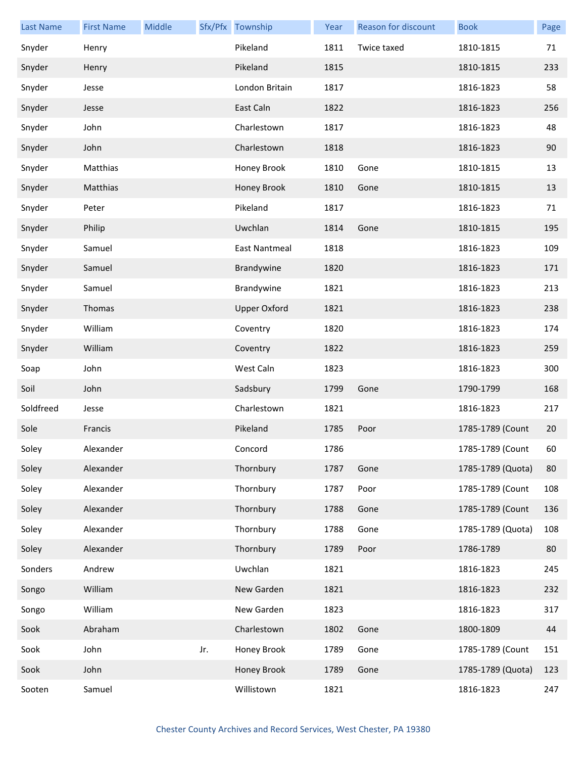| Last Name | First Name | Middle | Sfx/Pfx | Township | Year | Reason for discount | Book | Page |
| --- | --- | --- | --- | --- | --- | --- | --- | --- |
| Snyder | Henry | | | Pikeland | 1811 | Twice taxed | 1810-1815 | 71 |
| Snyder | Henry | | | Pikeland | 1815 | | 1810-1815 | 233 |
| Snyder | Jesse | | | London Britain | 1817 | | 1816-1823 | 58 |
| Snyder | Jesse | | | East Caln | 1822 | | 1816-1823 | 256 |
| Snyder | John | | | Charlestown | 1817 | | 1816-1823 | 48 |
| Snyder | John | | | Charlestown | 1818 | | 1816-1823 | 90 |
| Snyder | Matthias | | | Honey Brook | 1810 | Gone | 1810-1815 | 13 |
| Snyder | Matthias | | | Honey Brook | 1810 | Gone | 1810-1815 | 13 |
| Snyder | Peter | | | Pikeland | 1817 | | 1816-1823 | 71 |
| Snyder | Philip | | | Uwchlan | 1814 | Gone | 1810-1815 | 195 |
| Snyder | Samuel | | | East Nantmeal | 1818 | | 1816-1823 | 109 |
| Snyder | Samuel | | | Brandywine | 1820 | | 1816-1823 | 171 |
| Snyder | Samuel | | | Brandywine | 1821 | | 1816-1823 | 213 |
| Snyder | Thomas | | | Upper Oxford | 1821 | | 1816-1823 | 238 |
| Snyder | William | | | Coventry | 1820 | | 1816-1823 | 174 |
| Snyder | William | | | Coventry | 1822 | | 1816-1823 | 259 |
| Soap | John | | | West Caln | 1823 | | 1816-1823 | 300 |
| Soil | John | | | Sadsbury | 1799 | Gone | 1790-1799 | 168 |
| Soldfreed | Jesse | | | Charlestown | 1821 | | 1816-1823 | 217 |
| Sole | Francis | | | Pikeland | 1785 | Poor | 1785-1789 (Count | 20 |
| Soley | Alexander | | | Concord | 1786 | | 1785-1789 (Count | 60 |
| Soley | Alexander | | | Thornbury | 1787 | Gone | 1785-1789 (Quota) | 80 |
| Soley | Alexander | | | Thornbury | 1787 | Poor | 1785-1789 (Count | 108 |
| Soley | Alexander | | | Thornbury | 1788 | Gone | 1785-1789 (Count | 136 |
| Soley | Alexander | | | Thornbury | 1788 | Gone | 1785-1789 (Quota) | 108 |
| Soley | Alexander | | | Thornbury | 1789 | Poor | 1786-1789 | 80 |
| Sonders | Andrew | | | Uwchlan | 1821 | | 1816-1823 | 245 |
| Songo | William | | | New Garden | 1821 | | 1816-1823 | 232 |
| Songo | William | | | New Garden | 1823 | | 1816-1823 | 317 |
| Sook | Abraham | | | Charlestown | 1802 | Gone | 1800-1809 | 44 |
| Sook | John | | Jr. | Honey Brook | 1789 | Gone | 1785-1789 (Count | 151 |
| Sook | John | | | Honey Brook | 1789 | Gone | 1785-1789 (Quota) | 123 |
| Sooten | Samuel | | | Willistown | 1821 | | 1816-1823 | 247 |

Chester County Archives and Record Services, West Chester, PA 19380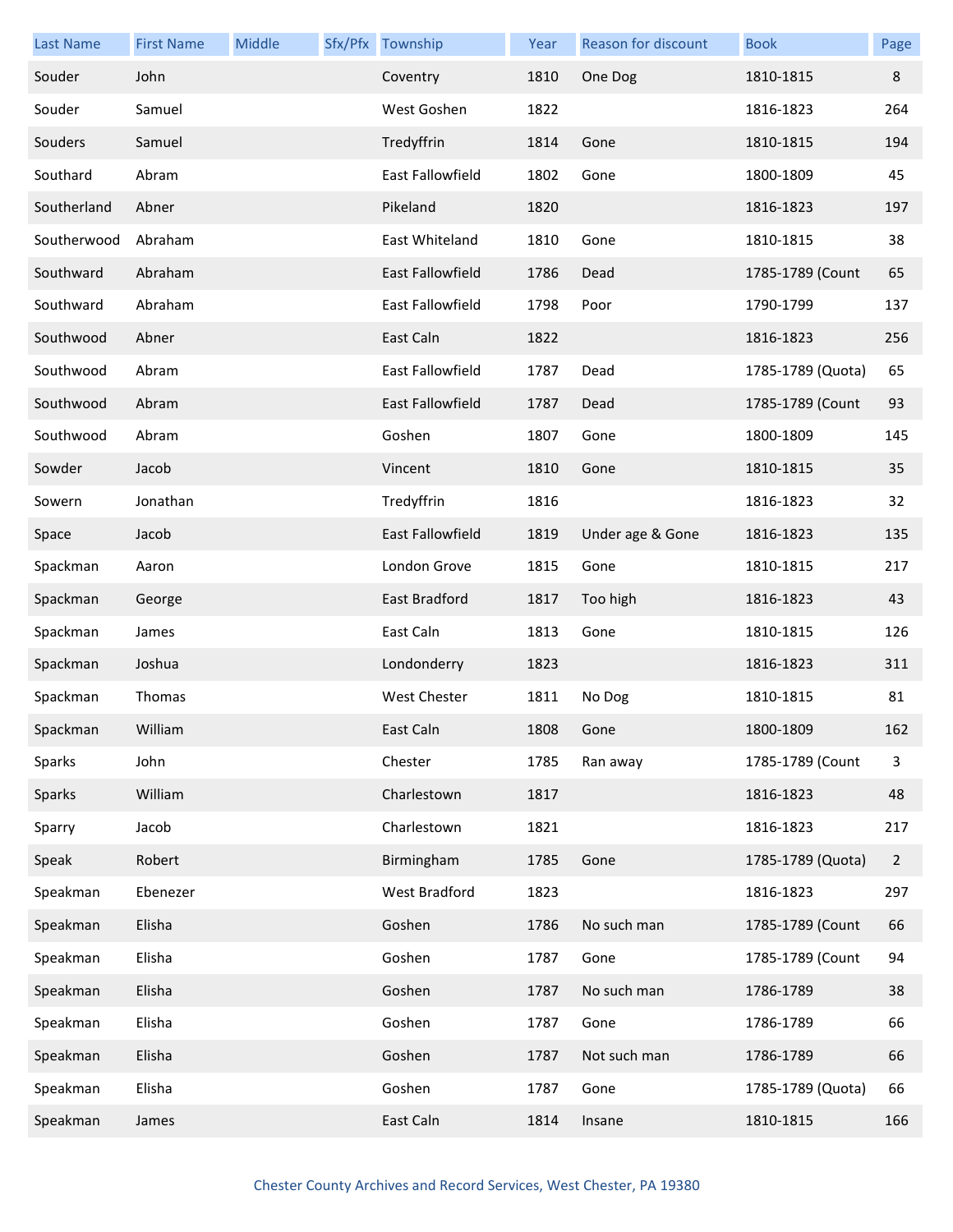| Last Name | First Name | Middle | Sfx/Pfx | Township | Year | Reason for discount | Book | Page |
|---|---|---|---|---|---|---|---|---|
| Souder | John | | | Coventry | 1810 | One Dog | 1810-1815 | 8 |
| Souder | Samuel | | | West Goshen | 1822 | | 1816-1823 | 264 |
| Souders | Samuel | | | Tredyffrin | 1814 | Gone | 1810-1815 | 194 |
| Southard | Abram | | | East Fallowfield | 1802 | Gone | 1800-1809 | 45 |
| Southerland | Abner | | | Pikeland | 1820 | | 1816-1823 | 197 |
| Southerwood | Abraham | | | East Whiteland | 1810 | Gone | 1810-1815 | 38 |
| Southward | Abraham | | | East Fallowfield | 1786 | Dead | 1785-1789 (Count | 65 |
| Southward | Abraham | | | East Fallowfield | 1798 | Poor | 1790-1799 | 137 |
| Southwood | Abner | | | East Caln | 1822 | | 1816-1823 | 256 |
| Southwood | Abram | | | East Fallowfield | 1787 | Dead | 1785-1789 (Quota) | 65 |
| Southwood | Abram | | | East Fallowfield | 1787 | Dead | 1785-1789 (Count | 93 |
| Southwood | Abram | | | Goshen | 1807 | Gone | 1800-1809 | 145 |
| Sowder | Jacob | | | Vincent | 1810 | Gone | 1810-1815 | 35 |
| Sowern | Jonathan | | | Tredyffrin | 1816 | | 1816-1823 | 32 |
| Space | Jacob | | | East Fallowfield | 1819 | Under age & Gone | 1816-1823 | 135 |
| Spackman | Aaron | | | London Grove | 1815 | Gone | 1810-1815 | 217 |
| Spackman | George | | | East Bradford | 1817 | Too high | 1816-1823 | 43 |
| Spackman | James | | | East Caln | 1813 | Gone | 1810-1815 | 126 |
| Spackman | Joshua | | | Londonderry | 1823 | | 1816-1823 | 311 |
| Spackman | Thomas | | | West Chester | 1811 | No Dog | 1810-1815 | 81 |
| Spackman | William | | | East Caln | 1808 | Gone | 1800-1809 | 162 |
| Sparks | John | | | Chester | 1785 | Ran away | 1785-1789 (Count | 3 |
| Sparks | William | | | Charlestown | 1817 | | 1816-1823 | 48 |
| Sparry | Jacob | | | Charlestown | 1821 | | 1816-1823 | 217 |
| Speak | Robert | | | Birmingham | 1785 | Gone | 1785-1789 (Quota) | 2 |
| Speakman | Ebenezer | | | West Bradford | 1823 | | 1816-1823 | 297 |
| Speakman | Elisha | | | Goshen | 1786 | No such man | 1785-1789 (Count | 66 |
| Speakman | Elisha | | | Goshen | 1787 | Gone | 1785-1789 (Count | 94 |
| Speakman | Elisha | | | Goshen | 1787 | No such man | 1786-1789 | 38 |
| Speakman | Elisha | | | Goshen | 1787 | Gone | 1786-1789 | 66 |
| Speakman | Elisha | | | Goshen | 1787 | Not such man | 1786-1789 | 66 |
| Speakman | Elisha | | | Goshen | 1787 | Gone | 1785-1789 (Quota) | 66 |
| Speakman | James | | | East Caln | 1814 | Insane | 1810-1815 | 166 |

Chester County Archives and Record Services, West Chester, PA 19380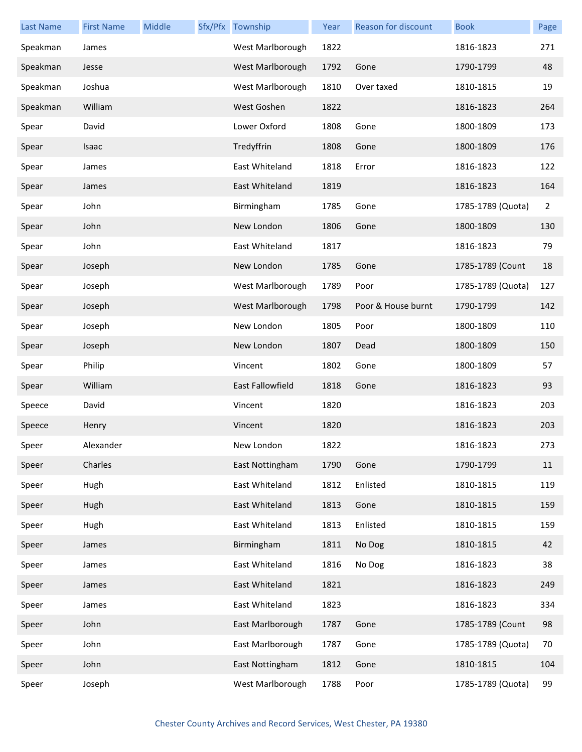| Last Name | First Name | Middle | Sfx/Pfx | Township | Year | Reason for discount | Book | Page |
|---|---|---|---|---|---|---|---|---|
| Speakman | James | | | West Marlborough | 1822 | | 1816-1823 | 271 |
| Speakman | Jesse | | | West Marlborough | 1792 | Gone | 1790-1799 | 48 |
| Speakman | Joshua | | | West Marlborough | 1810 | Over taxed | 1810-1815 | 19 |
| Speakman | William | | | West Goshen | 1822 | | 1816-1823 | 264 |
| Spear | David | | | Lower Oxford | 1808 | Gone | 1800-1809 | 173 |
| Spear | Isaac | | | Tredyffrin | 1808 | Gone | 1800-1809 | 176 |
| Spear | James | | | East Whiteland | 1818 | Error | 1816-1823 | 122 |
| Spear | James | | | East Whiteland | 1819 | | 1816-1823 | 164 |
| Spear | John | | | Birmingham | 1785 | Gone | 1785-1789 (Quota) | 2 |
| Spear | John | | | New London | 1806 | Gone | 1800-1809 | 130 |
| Spear | John | | | East Whiteland | 1817 | | 1816-1823 | 79 |
| Spear | Joseph | | | New London | 1785 | Gone | 1785-1789 (Count | 18 |
| Spear | Joseph | | | West Marlborough | 1789 | Poor | 1785-1789 (Quota) | 127 |
| Spear | Joseph | | | West Marlborough | 1798 | Poor & House burnt | 1790-1799 | 142 |
| Spear | Joseph | | | New London | 1805 | Poor | 1800-1809 | 110 |
| Spear | Joseph | | | New London | 1807 | Dead | 1800-1809 | 150 |
| Spear | Philip | | | Vincent | 1802 | Gone | 1800-1809 | 57 |
| Spear | William | | | East Fallowfield | 1818 | Gone | 1816-1823 | 93 |
| Speece | David | | | Vincent | 1820 | | 1816-1823 | 203 |
| Speece | Henry | | | Vincent | 1820 | | 1816-1823 | 203 |
| Speer | Alexander | | | New London | 1822 | | 1816-1823 | 273 |
| Speer | Charles | | | East Nottingham | 1790 | Gone | 1790-1799 | 11 |
| Speer | Hugh | | | East Whiteland | 1812 | Enlisted | 1810-1815 | 119 |
| Speer | Hugh | | | East Whiteland | 1813 | Gone | 1810-1815 | 159 |
| Speer | Hugh | | | East Whiteland | 1813 | Enlisted | 1810-1815 | 159 |
| Speer | James | | | Birmingham | 1811 | No Dog | 1810-1815 | 42 |
| Speer | James | | | East Whiteland | 1816 | No Dog | 1816-1823 | 38 |
| Speer | James | | | East Whiteland | 1821 | | 1816-1823 | 249 |
| Speer | James | | | East Whiteland | 1823 | | 1816-1823 | 334 |
| Speer | John | | | East Marlborough | 1787 | Gone | 1785-1789 (Count | 98 |
| Speer | John | | | East Marlborough | 1787 | Gone | 1785-1789 (Quota) | 70 |
| Speer | John | | | East Nottingham | 1812 | Gone | 1810-1815 | 104 |
| Speer | Joseph | | | West Marlborough | 1788 | Poor | 1785-1789 (Quota) | 99 |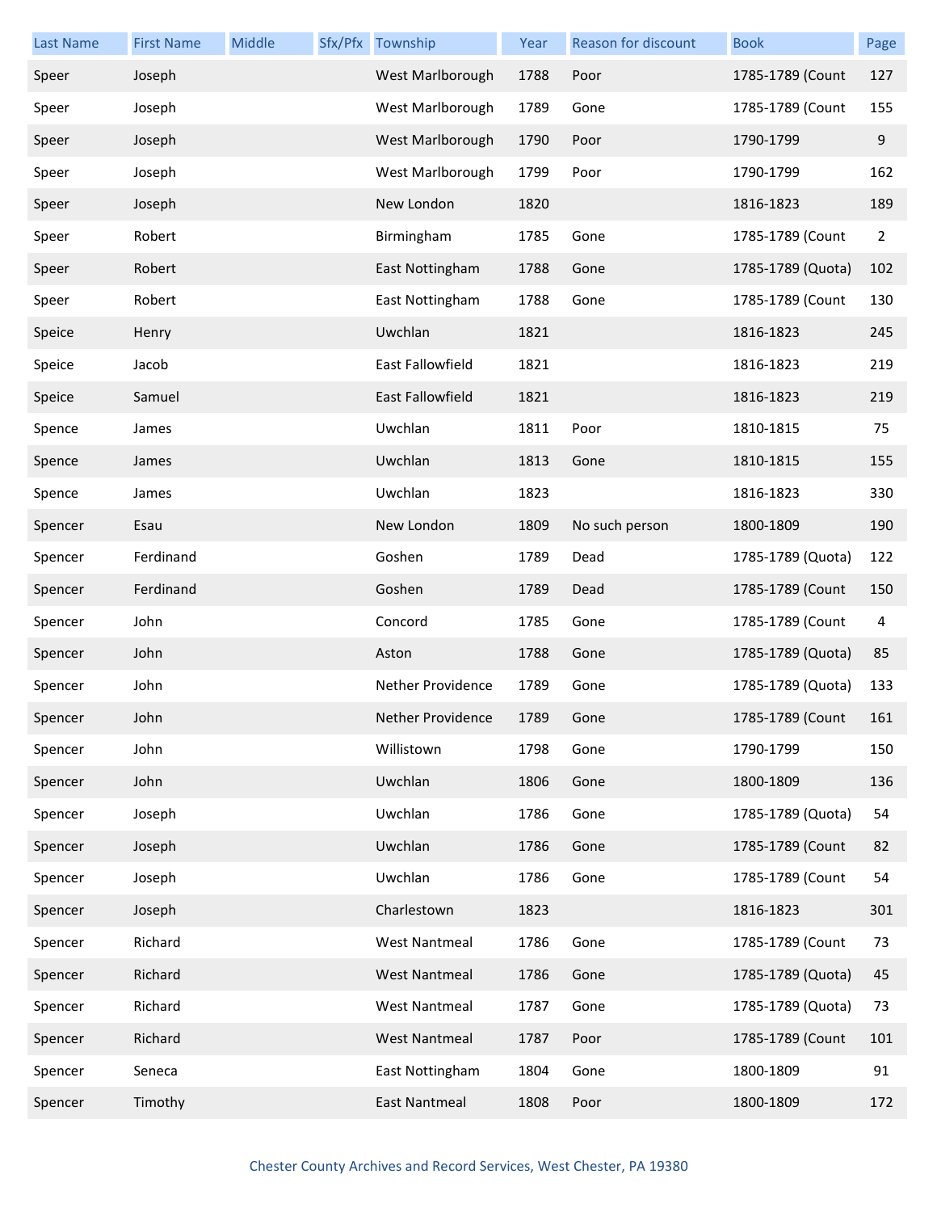| Last Name | First Name | Middle | Sfx/Pfx | Township | Year | Reason for discount | Book | Page |
|---|---|---|---|---|---|---|---|---|
| Speer | Joseph | | | West Marlborough | 1788 | Poor | 1785-1789 (Count | 127 |
| Speer | Joseph | | | West Marlborough | 1789 | Gone | 1785-1789 (Count | 155 |
| Speer | Joseph | | | West Marlborough | 1790 | Poor | 1790-1799 | 9 |
| Speer | Joseph | | | West Marlborough | 1799 | Poor | 1790-1799 | 162 |
| Speer | Joseph | | | New London | 1820 | | 1816-1823 | 189 |
| Speer | Robert | | | Birmingham | 1785 | Gone | 1785-1789 (Count | 2 |
| Speer | Robert | | | East Nottingham | 1788 | Gone | 1785-1789 (Quota) | 102 |
| Speer | Robert | | | East Nottingham | 1788 | Gone | 1785-1789 (Count | 130 |
| Speice | Henry | | | Uwchlan | 1821 | | 1816-1823 | 245 |
| Speice | Jacob | | | East Fallowfield | 1821 | | 1816-1823 | 219 |
| Speice | Samuel | | | East Fallowfield | 1821 | | 1816-1823 | 219 |
| Spence | James | | | Uwchlan | 1811 | Poor | 1810-1815 | 75 |
| Spence | James | | | Uwchlan | 1813 | Gone | 1810-1815 | 155 |
| Spence | James | | | Uwchlan | 1823 | | 1816-1823 | 330 |
| Spencer | Esau | | | New London | 1809 | No such person | 1800-1809 | 190 |
| Spencer | Ferdinand | | | Goshen | 1789 | Dead | 1785-1789 (Quota) | 122 |
| Spencer | Ferdinand | | | Goshen | 1789 | Dead | 1785-1789 (Count | 150 |
| Spencer | John | | | Concord | 1785 | Gone | 1785-1789 (Count | 4 |
| Spencer | John | | | Aston | 1788 | Gone | 1785-1789 (Quota) | 85 |
| Spencer | John | | | Nether Providence | 1789 | Gone | 1785-1789 (Quota) | 133 |
| Spencer | John | | | Nether Providence | 1789 | Gone | 1785-1789 (Count | 161 |
| Spencer | John | | | Willistown | 1798 | Gone | 1790-1799 | 150 |
| Spencer | John | | | Uwchlan | 1806 | Gone | 1800-1809 | 136 |
| Spencer | Joseph | | | Uwchlan | 1786 | Gone | 1785-1789 (Quota) | 54 |
| Spencer | Joseph | | | Uwchlan | 1786 | Gone | 1785-1789 (Count | 82 |
| Spencer | Joseph | | | Uwchlan | 1786 | Gone | 1785-1789 (Count | 54 |
| Spencer | Joseph | | | Charlestown | 1823 | | 1816-1823 | 301 |
| Spencer | Richard | | | West Nantmeal | 1786 | Gone | 1785-1789 (Count | 73 |
| Spencer | Richard | | | West Nantmeal | 1786 | Gone | 1785-1789 (Quota) | 45 |
| Spencer | Richard | | | West Nantmeal | 1787 | Gone | 1785-1789 (Quota) | 73 |
| Spencer | Richard | | | West Nantmeal | 1787 | Poor | 1785-1789 (Count | 101 |
| Spencer | Seneca | | | East Nottingham | 1804 | Gone | 1800-1809 | 91 |
| Spencer | Timothy | | | East Nantmeal | 1808 | Poor | 1800-1809 | 172 |

Chester County Archives and Record Services, West Chester, PA 19380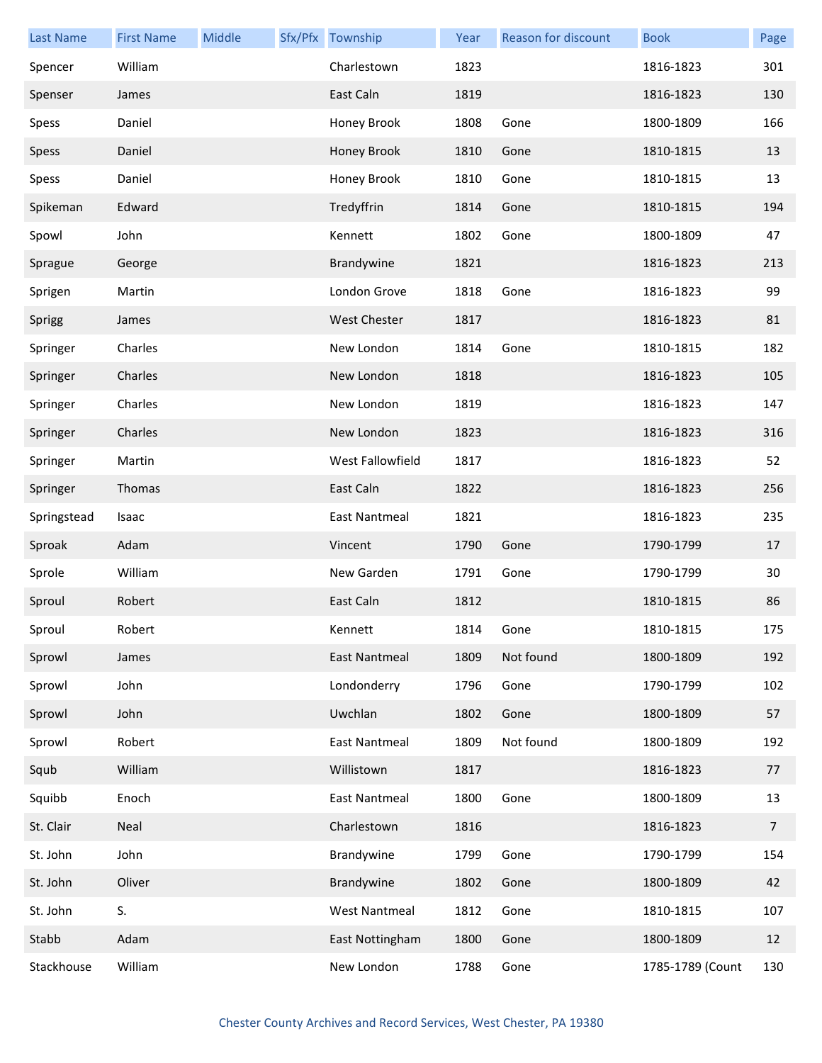| Last Name | First Name | Middle | Sfx/Pfx | Township | Year | Reason for discount | Book | Page |
|---|---|---|---|---|---|---|---|---|
| Spencer | William | | | Charlestown | 1823 | | 1816-1823 | 301 |
| Spenser | James | | | East Caln | 1819 | | 1816-1823 | 130 |
| Spess | Daniel | | | Honey Brook | 1808 | Gone | 1800-1809 | 166 |
| Spess | Daniel | | | Honey Brook | 1810 | Gone | 1810-1815 | 13 |
| Spess | Daniel | | | Honey Brook | 1810 | Gone | 1810-1815 | 13 |
| Spikeman | Edward | | | Tredyffrin | 1814 | Gone | 1810-1815 | 194 |
| Spowl | John | | | Kennett | 1802 | Gone | 1800-1809 | 47 |
| Sprague | George | | | Brandywine | 1821 | | 1816-1823 | 213 |
| Sprigen | Martin | | | London Grove | 1818 | Gone | 1816-1823 | 99 |
| Sprigg | James | | | West Chester | 1817 | | 1816-1823 | 81 |
| Springer | Charles | | | New London | 1814 | Gone | 1810-1815 | 182 |
| Springer | Charles | | | New London | 1818 | | 1816-1823 | 105 |
| Springer | Charles | | | New London | 1819 | | 1816-1823 | 147 |
| Springer | Charles | | | New London | 1823 | | 1816-1823 | 316 |
| Springer | Martin | | | West Fallowfield | 1817 | | 1816-1823 | 52 |
| Springer | Thomas | | | East Caln | 1822 | | 1816-1823 | 256 |
| Springstead | Isaac | | | East Nantmeal | 1821 | | 1816-1823 | 235 |
| Sproak | Adam | | | Vincent | 1790 | Gone | 1790-1799 | 17 |
| Sprole | William | | | New Garden | 1791 | Gone | 1790-1799 | 30 |
| Sproul | Robert | | | East Caln | 1812 | | 1810-1815 | 86 |
| Sproul | Robert | | | Kennett | 1814 | Gone | 1810-1815 | 175 |
| Sprowl | James | | | East Nantmeal | 1809 | Not found | 1800-1809 | 192 |
| Sprowl | John | | | Londonderry | 1796 | Gone | 1790-1799 | 102 |
| Sprowl | John | | | Uwchlan | 1802 | Gone | 1800-1809 | 57 |
| Sprowl | Robert | | | East Nantmeal | 1809 | Not found | 1800-1809 | 192 |
| Squb | William | | | Willistown | 1817 | | 1816-1823 | 77 |
| Squibb | Enoch | | | East Nantmeal | 1800 | Gone | 1800-1809 | 13 |
| St. Clair | Neal | | | Charlestown | 1816 | | 1816-1823 | 7 |
| St. John | John | | | Brandywine | 1799 | Gone | 1790-1799 | 154 |
| St. John | Oliver | | | Brandywine | 1802 | Gone | 1800-1809 | 42 |
| St. John | S. | | | West Nantmeal | 1812 | Gone | 1810-1815 | 107 |
| Stabb | Adam | | | East Nottingham | 1800 | Gone | 1800-1809 | 12 |
| Stackhouse | William | | | New London | 1788 | Gone | 1785-1789 (Count | 130 |

Chester County Archives and Record Services, West Chester, PA 19380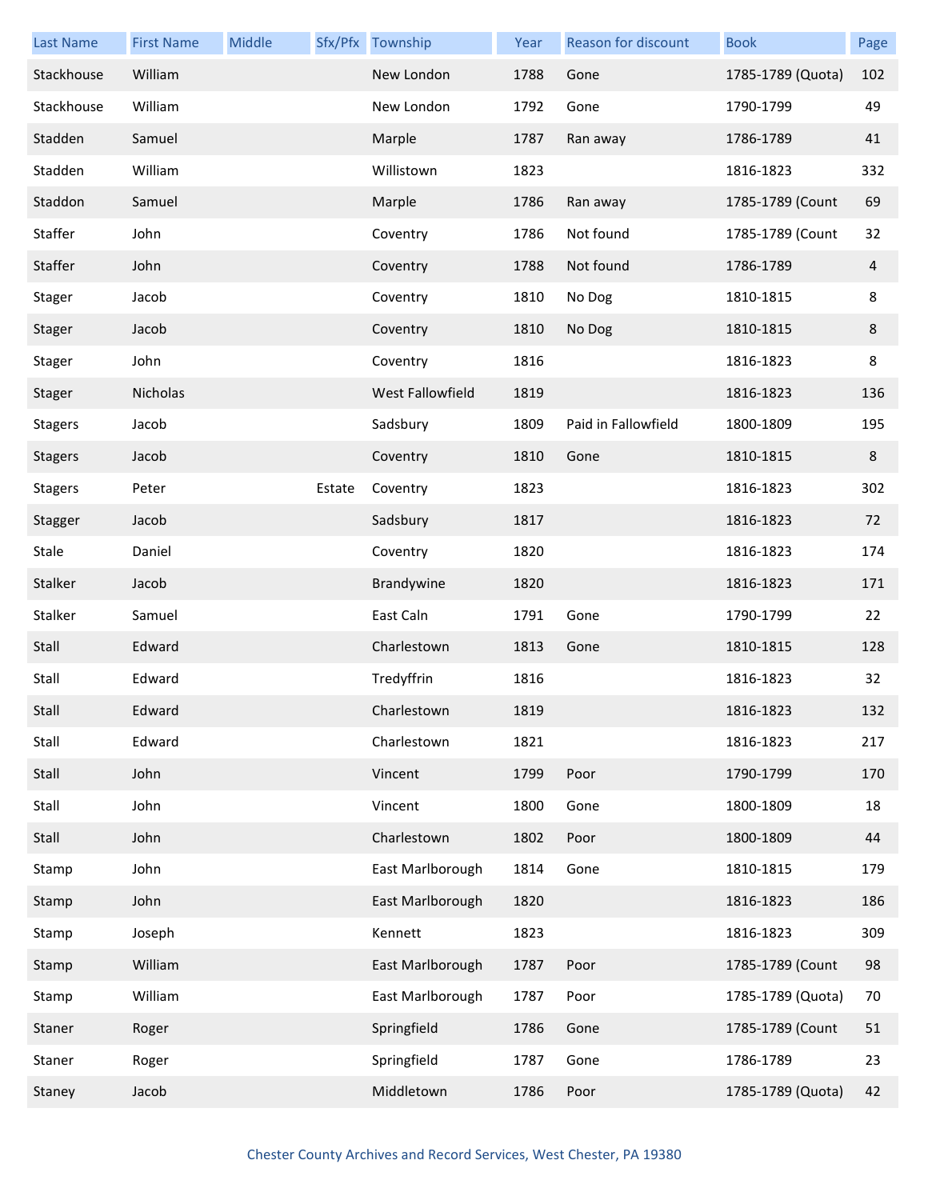| Last Name | First Name | Middle | Sfx/Pfx | Township | Year | Reason for discount | Book | Page |
|---|---|---|---|---|---|---|---|---|
| Stackhouse | William | | | New London | 1788 | Gone | 1785-1789 (Quota) | 102 |
| Stackhouse | William | | | New London | 1792 | Gone | 1790-1799 | 49 |
| Stadden | Samuel | | | Marple | 1787 | Ran away | 1786-1789 | 41 |
| Stadden | William | | | Willistown | 1823 | | 1816-1823 | 332 |
| Staddon | Samuel | | | Marple | 1786 | Ran away | 1785-1789 (Count | 69 |
| Staffer | John | | | Coventry | 1786 | Not found | 1785-1789 (Count | 32 |
| Staffer | John | | | Coventry | 1788 | Not found | 1786-1789 | 4 |
| Stager | Jacob | | | Coventry | 1810 | No Dog | 1810-1815 | 8 |
| Stager | Jacob | | | Coventry | 1810 | No Dog | 1810-1815 | 8 |
| Stager | John | | | Coventry | 1816 | | 1816-1823 | 8 |
| Stager | Nicholas | | | West Fallowfield | 1819 | | 1816-1823 | 136 |
| Stagers | Jacob | | | Sadsbury | 1809 | Paid in Fallowfield | 1800-1809 | 195 |
| Stagers | Jacob | | | Coventry | 1810 | Gone | 1810-1815 | 8 |
| Stagers | Peter | | Estate | Coventry | 1823 | | 1816-1823 | 302 |
| Stagger | Jacob | | | Sadsbury | 1817 | | 1816-1823 | 72 |
| Stale | Daniel | | | Coventry | 1820 | | 1816-1823 | 174 |
| Stalker | Jacob | | | Brandywine | 1820 | | 1816-1823 | 171 |
| Stalker | Samuel | | | East Caln | 1791 | Gone | 1790-1799 | 22 |
| Stall | Edward | | | Charlestown | 1813 | Gone | 1810-1815 | 128 |
| Stall | Edward | | | Tredyffrin | 1816 | | 1816-1823 | 32 |
| Stall | Edward | | | Charlestown | 1819 | | 1816-1823 | 132 |
| Stall | Edward | | | Charlestown | 1821 | | 1816-1823 | 217 |
| Stall | John | | | Vincent | 1799 | Poor | 1790-1799 | 170 |
| Stall | John | | | Vincent | 1800 | Gone | 1800-1809 | 18 |
| Stall | John | | | Charlestown | 1802 | Poor | 1800-1809 | 44 |
| Stamp | John | | | East Marlborough | 1814 | Gone | 1810-1815 | 179 |
| Stamp | John | | | East Marlborough | 1820 | | 1816-1823 | 186 |
| Stamp | Joseph | | | Kennett | 1823 | | 1816-1823 | 309 |
| Stamp | William | | | East Marlborough | 1787 | Poor | 1785-1789 (Count | 98 |
| Stamp | William | | | East Marlborough | 1787 | Poor | 1785-1789 (Quota) | 70 |
| Staner | Roger | | | Springfield | 1786 | Gone | 1785-1789 (Count | 51 |
| Staner | Roger | | | Springfield | 1787 | Gone | 1786-1789 | 23 |
| Staney | Jacob | | | Middletown | 1786 | Poor | 1785-1789 (Quota) | 42 |

Chester County Archives and Record Services, West Chester, PA 19380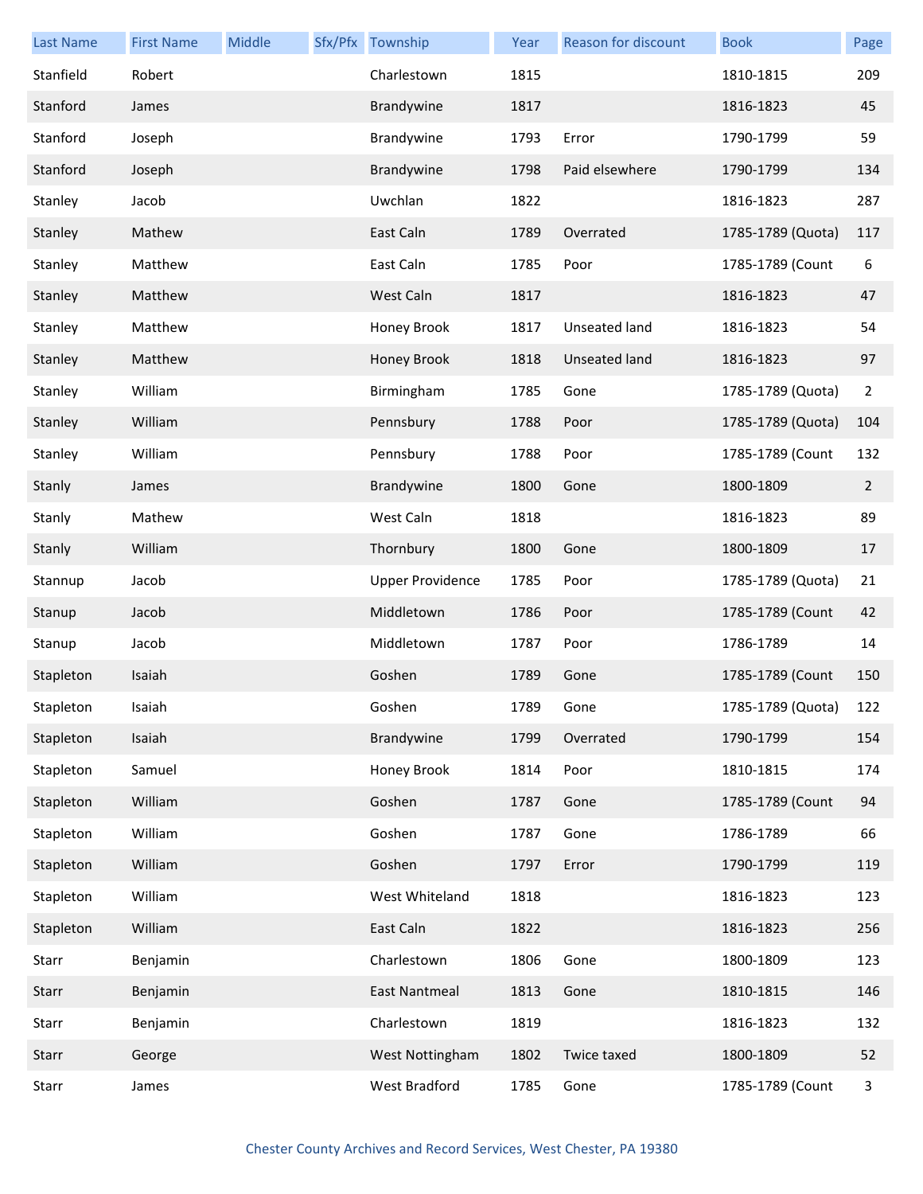| Last Name | First Name | Middle | Sfx/Pfx | Township | Year | Reason for discount | Book | Page |
|---|---|---|---|---|---|---|---|---|
| Stanfield | Robert | | | Charlestown | 1815 | | 1810-1815 | 209 |
| Stanford | James | | | Brandywine | 1817 | | 1816-1823 | 45 |
| Stanford | Joseph | | | Brandywine | 1793 | Error | 1790-1799 | 59 |
| Stanford | Joseph | | | Brandywine | 1798 | Paid elsewhere | 1790-1799 | 134 |
| Stanley | Jacob | | | Uwchlan | 1822 | | 1816-1823 | 287 |
| Stanley | Mathew | | | East Caln | 1789 | Overrated | 1785-1789 (Quota) | 117 |
| Stanley | Matthew | | | East Caln | 1785 | Poor | 1785-1789 (Count | 6 |
| Stanley | Matthew | | | West Caln | 1817 | | 1816-1823 | 47 |
| Stanley | Matthew | | | Honey Brook | 1817 | Unseated land | 1816-1823 | 54 |
| Stanley | Matthew | | | Honey Brook | 1818 | Unseated land | 1816-1823 | 97 |
| Stanley | William | | | Birmingham | 1785 | Gone | 1785-1789 (Quota) | 2 |
| Stanley | William | | | Pennsbury | 1788 | Poor | 1785-1789 (Quota) | 104 |
| Stanley | William | | | Pennsbury | 1788 | Poor | 1785-1789 (Count | 132 |
| Stanly | James | | | Brandywine | 1800 | Gone | 1800-1809 | 2 |
| Stanly | Mathew | | | West Caln | 1818 | | 1816-1823 | 89 |
| Stanly | William | | | Thornbury | 1800 | Gone | 1800-1809 | 17 |
| Stannup | Jacob | | | Upper Providence | 1785 | Poor | 1785-1789 (Quota) | 21 |
| Stanup | Jacob | | | Middletown | 1786 | Poor | 1785-1789 (Count | 42 |
| Stanup | Jacob | | | Middletown | 1787 | Poor | 1786-1789 | 14 |
| Stapleton | Isaiah | | | Goshen | 1789 | Gone | 1785-1789 (Count | 150 |
| Stapleton | Isaiah | | | Goshen | 1789 | Gone | 1785-1789 (Quota) | 122 |
| Stapleton | Isaiah | | | Brandywine | 1799 | Overrated | 1790-1799 | 154 |
| Stapleton | Samuel | | | Honey Brook | 1814 | Poor | 1810-1815 | 174 |
| Stapleton | William | | | Goshen | 1787 | Gone | 1785-1789 (Count | 94 |
| Stapleton | William | | | Goshen | 1787 | Gone | 1786-1789 | 66 |
| Stapleton | William | | | Goshen | 1797 | Error | 1790-1799 | 119 |
| Stapleton | William | | | West Whiteland | 1818 | | 1816-1823 | 123 |
| Stapleton | William | | | East Caln | 1822 | | 1816-1823 | 256 |
| Starr | Benjamin | | | Charlestown | 1806 | Gone | 1800-1809 | 123 |
| Starr | Benjamin | | | East Nantmeal | 1813 | Gone | 1810-1815 | 146 |
| Starr | Benjamin | | | Charlestown | 1819 | | 1816-1823 | 132 |
| Starr | George | | | West Nottingham | 1802 | Twice taxed | 1800-1809 | 52 |
| Starr | James | | | West Bradford | 1785 | Gone | 1785-1789 (Count | 3 |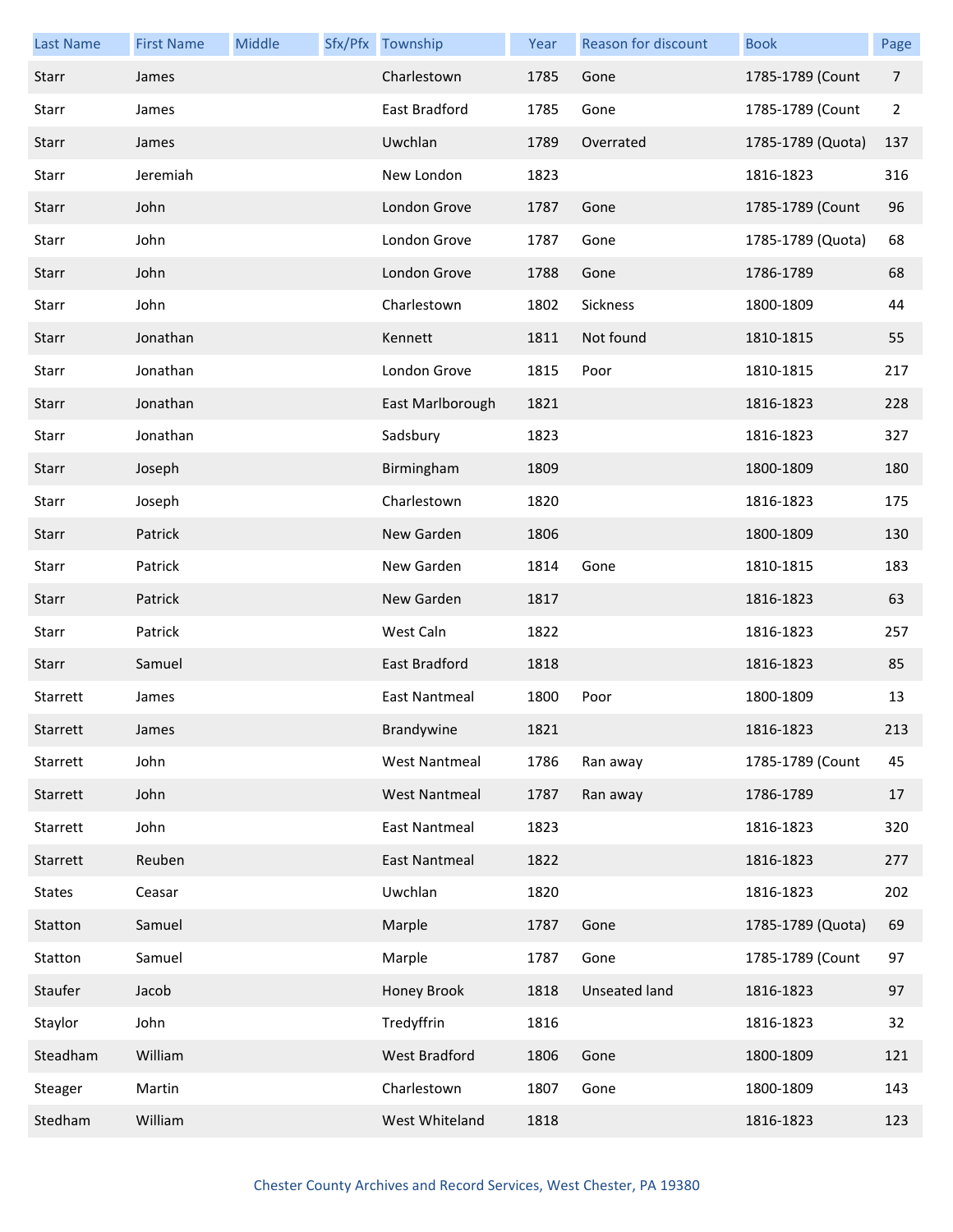| Last Name | First Name | Middle | Sfx/Pfx | Township | Year | Reason for discount | Book | Page |
|---|---|---|---|---|---|---|---|---|
| Starr | James | | | Charlestown | 1785 | Gone | 1785-1789 (Count | 7 |
| Starr | James | | | East Bradford | 1785 | Gone | 1785-1789 (Count | 2 |
| Starr | James | | | Uwchlan | 1789 | Overrated | 1785-1789 (Quota) | 137 |
| Starr | Jeremiah | | | New London | 1823 | | 1816-1823 | 316 |
| Starr | John | | | London Grove | 1787 | Gone | 1785-1789 (Count | 96 |
| Starr | John | | | London Grove | 1787 | Gone | 1785-1789 (Quota) | 68 |
| Starr | John | | | London Grove | 1788 | Gone | 1786-1789 | 68 |
| Starr | John | | | Charlestown | 1802 | Sickness | 1800-1809 | 44 |
| Starr | Jonathan | | | Kennett | 1811 | Not found | 1810-1815 | 55 |
| Starr | Jonathan | | | London Grove | 1815 | Poor | 1810-1815 | 217 |
| Starr | Jonathan | | | East Marlborough | 1821 | | 1816-1823 | 228 |
| Starr | Jonathan | | | Sadsbury | 1823 | | 1816-1823 | 327 |
| Starr | Joseph | | | Birmingham | 1809 | | 1800-1809 | 180 |
| Starr | Joseph | | | Charlestown | 1820 | | 1816-1823 | 175 |
| Starr | Patrick | | | New Garden | 1806 | | 1800-1809 | 130 |
| Starr | Patrick | | | New Garden | 1814 | Gone | 1810-1815 | 183 |
| Starr | Patrick | | | New Garden | 1817 | | 1816-1823 | 63 |
| Starr | Patrick | | | West Caln | 1822 | | 1816-1823 | 257 |
| Starr | Samuel | | | East Bradford | 1818 | | 1816-1823 | 85 |
| Starrett | James | | | East Nantmeal | 1800 | Poor | 1800-1809 | 13 |
| Starrett | James | | | Brandywine | 1821 | | 1816-1823 | 213 |
| Starrett | John | | | West Nantmeal | 1786 | Ran away | 1785-1789 (Count | 45 |
| Starrett | John | | | West Nantmeal | 1787 | Ran away | 1786-1789 | 17 |
| Starrett | John | | | East Nantmeal | 1823 | | 1816-1823 | 320 |
| Starrett | Reuben | | | East Nantmeal | 1822 | | 1816-1823 | 277 |
| States | Ceasar | | | Uwchlan | 1820 | | 1816-1823 | 202 |
| Statton | Samuel | | | Marple | 1787 | Gone | 1785-1789 (Quota) | 69 |
| Statton | Samuel | | | Marple | 1787 | Gone | 1785-1789 (Count | 97 |
| Staufer | Jacob | | | Honey Brook | 1818 | Unseated land | 1816-1823 | 97 |
| Staylor | John | | | Tredyffrin | 1816 | | 1816-1823 | 32 |
| Steadham | William | | | West Bradford | 1806 | Gone | 1800-1809 | 121 |
| Steager | Martin | | | Charlestown | 1807 | Gone | 1800-1809 | 143 |
| Stedham | William | | | West Whiteland | 1818 | | 1816-1823 | 123 |

Chester County Archives and Record Services, West Chester, PA 19380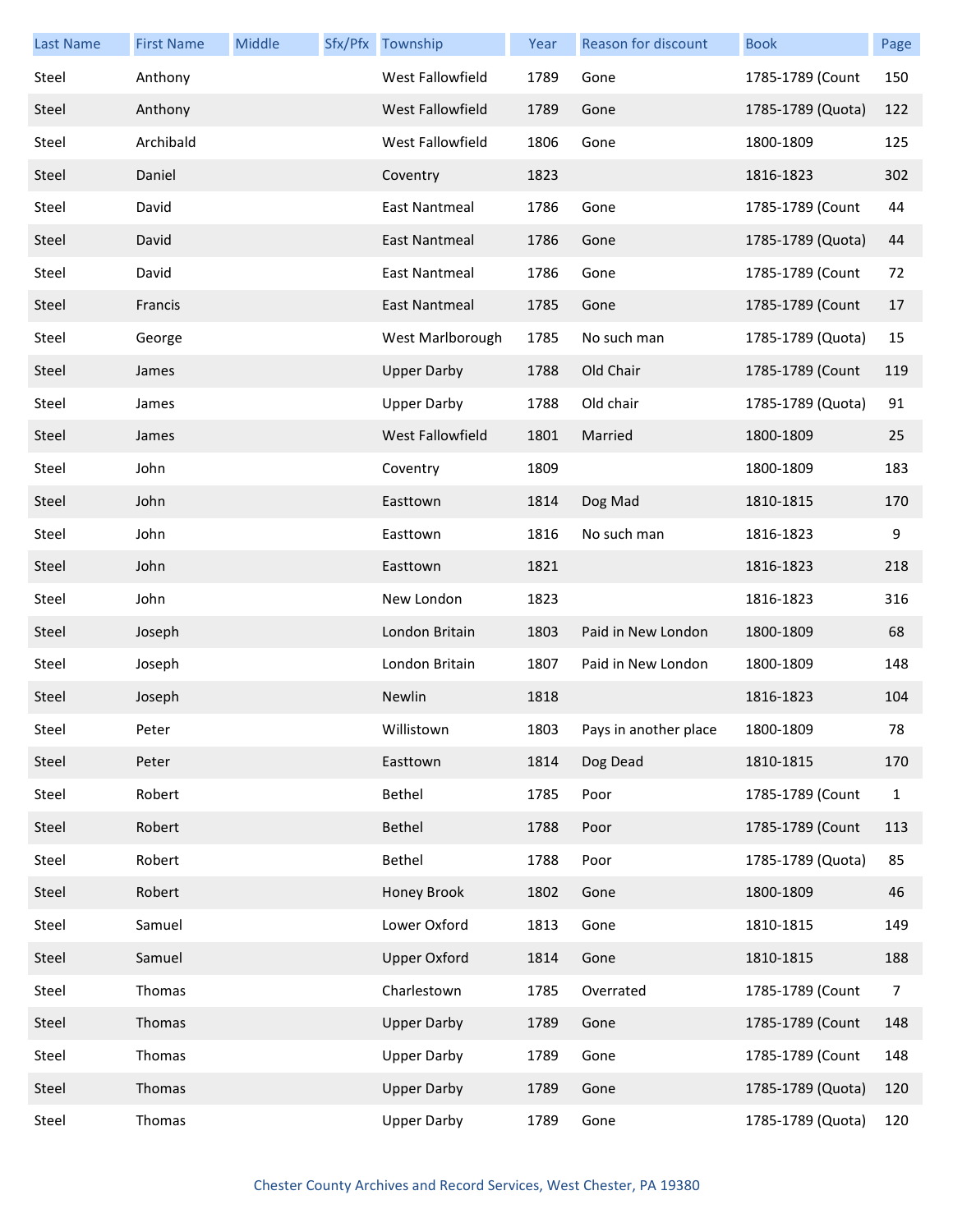| Last Name | First Name | Middle | Sfx/Pfx | Township | Year | Reason for discount | Book | Page |
|---|---|---|---|---|---|---|---|---|
| Steel | Anthony | | | West Fallowfield | 1789 | Gone | 1785-1789 (Count | 150 |
| Steel | Anthony | | | West Fallowfield | 1789 | Gone | 1785-1789 (Quota) | 122 |
| Steel | Archibald | | | West Fallowfield | 1806 | Gone | 1800-1809 | 125 |
| Steel | Daniel | | | Coventry | 1823 | | 1816-1823 | 302 |
| Steel | David | | | East Nantmeal | 1786 | Gone | 1785-1789 (Count | 44 |
| Steel | David | | | East Nantmeal | 1786 | Gone | 1785-1789 (Quota) | 44 |
| Steel | David | | | East Nantmeal | 1786 | Gone | 1785-1789 (Count | 72 |
| Steel | Francis | | | East Nantmeal | 1785 | Gone | 1785-1789 (Count | 17 |
| Steel | George | | | West Marlborough | 1785 | No such man | 1785-1789 (Quota) | 15 |
| Steel | James | | | Upper Darby | 1788 | Old Chair | 1785-1789 (Count | 119 |
| Steel | James | | | Upper Darby | 1788 | Old chair | 1785-1789 (Quota) | 91 |
| Steel | James | | | West Fallowfield | 1801 | Married | 1800-1809 | 25 |
| Steel | John | | | Coventry | 1809 | | 1800-1809 | 183 |
| Steel | John | | | Easttown | 1814 | Dog Mad | 1810-1815 | 170 |
| Steel | John | | | Easttown | 1816 | No such man | 1816-1823 | 9 |
| Steel | John | | | Easttown | 1821 | | 1816-1823 | 218 |
| Steel | John | | | New London | 1823 | | 1816-1823 | 316 |
| Steel | Joseph | | | London Britain | 1803 | Paid in New London | 1800-1809 | 68 |
| Steel | Joseph | | | London Britain | 1807 | Paid in New London | 1800-1809 | 148 |
| Steel | Joseph | | | Newlin | 1818 | | 1816-1823 | 104 |
| Steel | Peter | | | Willistown | 1803 | Pays in another place | 1800-1809 | 78 |
| Steel | Peter | | | Easttown | 1814 | Dog Dead | 1810-1815 | 170 |
| Steel | Robert | | | Bethel | 1785 | Poor | 1785-1789 (Count | 1 |
| Steel | Robert | | | Bethel | 1788 | Poor | 1785-1789 (Count | 113 |
| Steel | Robert | | | Bethel | 1788 | Poor | 1785-1789 (Quota) | 85 |
| Steel | Robert | | | Honey Brook | 1802 | Gone | 1800-1809 | 46 |
| Steel | Samuel | | | Lower Oxford | 1813 | Gone | 1810-1815 | 149 |
| Steel | Samuel | | | Upper Oxford | 1814 | Gone | 1810-1815 | 188 |
| Steel | Thomas | | | Charlestown | 1785 | Overrated | 1785-1789 (Count | 7 |
| Steel | Thomas | | | Upper Darby | 1789 | Gone | 1785-1789 (Count | 148 |
| Steel | Thomas | | | Upper Darby | 1789 | Gone | 1785-1789 (Count | 148 |
| Steel | Thomas | | | Upper Darby | 1789 | Gone | 1785-1789 (Quota) | 120 |
| Steel | Thomas | | | Upper Darby | 1789 | Gone | 1785-1789 (Quota) | 120 |

Chester County Archives and Record Services, West Chester, PA 19380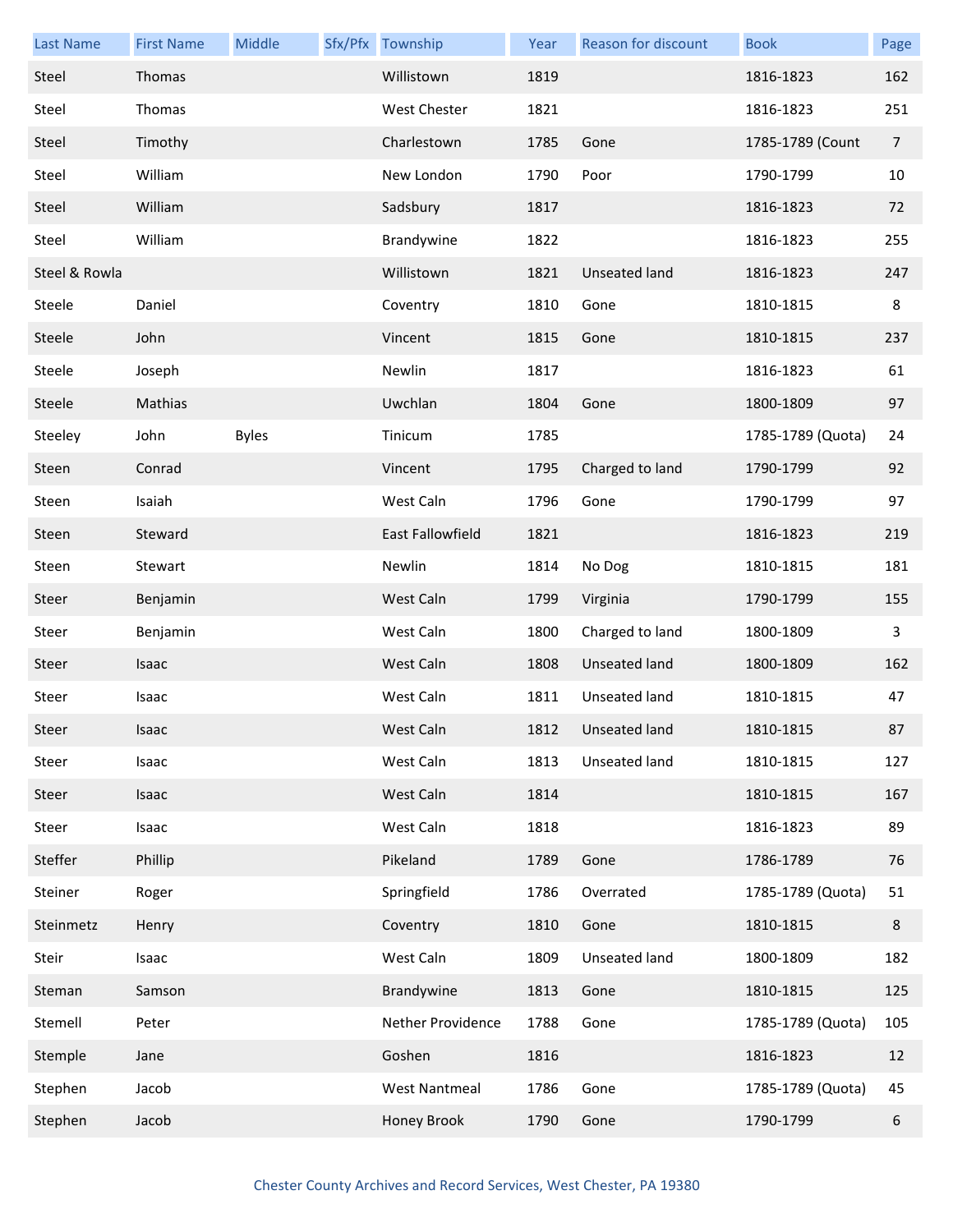| Last Name | First Name | Middle | Sfx/Pfx | Township | Year | Reason for discount | Book | Page |
|---|---|---|---|---|---|---|---|---|
| Steel | Thomas | | | Willistown | 1819 | | 1816-1823 | 162 |
| Steel | Thomas | | | West Chester | 1821 | | 1816-1823 | 251 |
| Steel | Timothy | | | Charlestown | 1785 | Gone | 1785-1789 (Count | 7 |
| Steel | William | | | New London | 1790 | Poor | 1790-1799 | 10 |
| Steel | William | | | Sadsbury | 1817 | | 1816-1823 | 72 |
| Steel | William | | | Brandywine | 1822 | | 1816-1823 | 255 |
| Steel & Rowla | | | | Willistown | 1821 | Unseated land | 1816-1823 | 247 |
| Steele | Daniel | | | Coventry | 1810 | Gone | 1810-1815 | 8 |
| Steele | John | | | Vincent | 1815 | Gone | 1810-1815 | 237 |
| Steele | Joseph | | | Newlin | 1817 | | 1816-1823 | 61 |
| Steele | Mathias | | | Uwchlan | 1804 | Gone | 1800-1809 | 97 |
| Steeley | John | Byles | | Tinicum | 1785 | | 1785-1789 (Quota) | 24 |
| Steen | Conrad | | | Vincent | 1795 | Charged to land | 1790-1799 | 92 |
| Steen | Isaiah | | | West Caln | 1796 | Gone | 1790-1799 | 97 |
| Steen | Steward | | | East Fallowfield | 1821 | | 1816-1823 | 219 |
| Steen | Stewart | | | Newlin | 1814 | No Dog | 1810-1815 | 181 |
| Steer | Benjamin | | | West Caln | 1799 | Virginia | 1790-1799 | 155 |
| Steer | Benjamin | | | West Caln | 1800 | Charged to land | 1800-1809 | 3 |
| Steer | Isaac | | | West Caln | 1808 | Unseated land | 1800-1809 | 162 |
| Steer | Isaac | | | West Caln | 1811 | Unseated land | 1810-1815 | 47 |
| Steer | Isaac | | | West Caln | 1812 | Unseated land | 1810-1815 | 87 |
| Steer | Isaac | | | West Caln | 1813 | Unseated land | 1810-1815 | 127 |
| Steer | Isaac | | | West Caln | 1814 | | 1810-1815 | 167 |
| Steer | Isaac | | | West Caln | 1818 | | 1816-1823 | 89 |
| Steffer | Phillip | | | Pikeland | 1789 | Gone | 1786-1789 | 76 |
| Steiner | Roger | | | Springfield | 1786 | Overrated | 1785-1789 (Quota) | 51 |
| Steinmetz | Henry | | | Coventry | 1810 | Gone | 1810-1815 | 8 |
| Steir | Isaac | | | West Caln | 1809 | Unseated land | 1800-1809 | 182 |
| Steman | Samson | | | Brandywine | 1813 | Gone | 1810-1815 | 125 |
| Stemell | Peter | | | Nether Providence | 1788 | Gone | 1785-1789 (Quota) | 105 |
| Stemple | Jane | | | Goshen | 1816 | | 1816-1823 | 12 |
| Stephen | Jacob | | | West Nantmeal | 1786 | Gone | 1785-1789 (Quota) | 45 |
| Stephen | Jacob | | | Honey Brook | 1790 | Gone | 1790-1799 | 6 |

Chester County Archives and Record Services, West Chester, PA 19380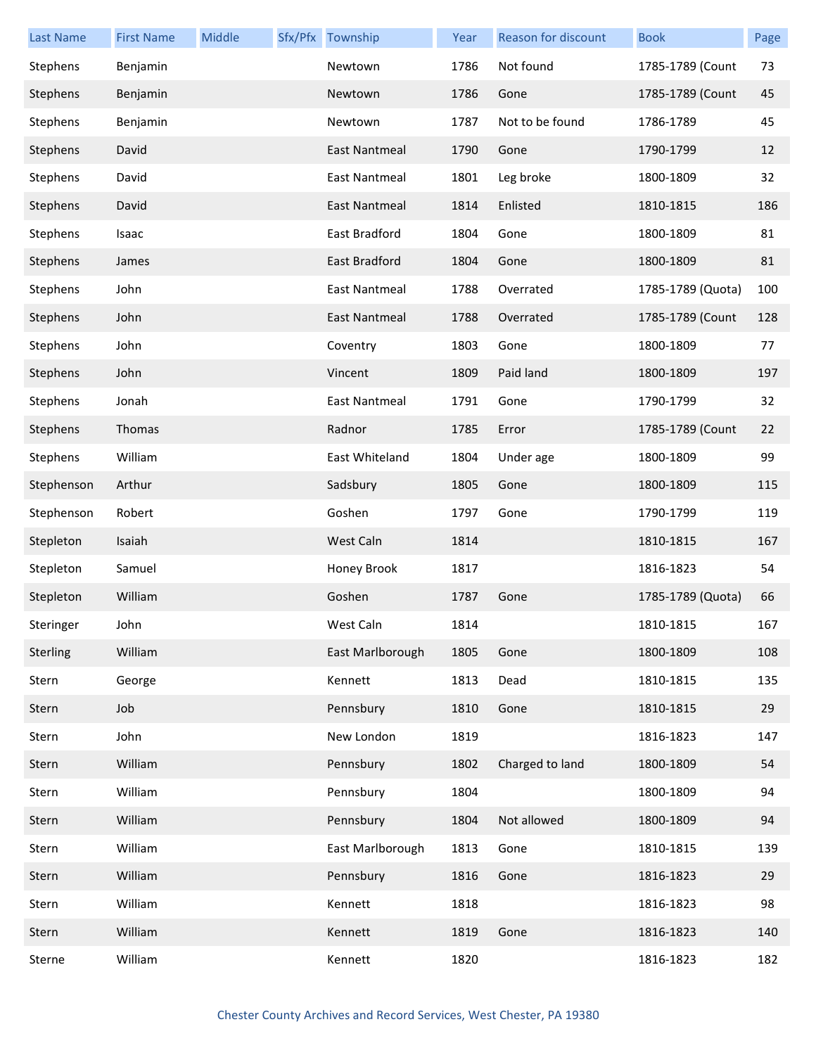| Last Name | First Name | Middle | Sfx/Pfx | Township | Year | Reason for discount | Book | Page |
|---|---|---|---|---|---|---|---|---|
| Stephens | Benjamin | | | Newtown | 1786 | Not found | 1785-1789 (Count | 73 |
| Stephens | Benjamin | | | Newtown | 1786 | Gone | 1785-1789 (Count | 45 |
| Stephens | Benjamin | | | Newtown | 1787 | Not to be found | 1786-1789 | 45 |
| Stephens | David | | | East Nantmeal | 1790 | Gone | 1790-1799 | 12 |
| Stephens | David | | | East Nantmeal | 1801 | Leg broke | 1800-1809 | 32 |
| Stephens | David | | | East Nantmeal | 1814 | Enlisted | 1810-1815 | 186 |
| Stephens | Isaac | | | East Bradford | 1804 | Gone | 1800-1809 | 81 |
| Stephens | James | | | East Bradford | 1804 | Gone | 1800-1809 | 81 |
| Stephens | John | | | East Nantmeal | 1788 | Overrated | 1785-1789 (Quota) | 100 |
| Stephens | John | | | East Nantmeal | 1788 | Overrated | 1785-1789 (Count | 128 |
| Stephens | John | | | Coventry | 1803 | Gone | 1800-1809 | 77 |
| Stephens | John | | | Vincent | 1809 | Paid land | 1800-1809 | 197 |
| Stephens | Jonah | | | East Nantmeal | 1791 | Gone | 1790-1799 | 32 |
| Stephens | Thomas | | | Radnor | 1785 | Error | 1785-1789 (Count | 22 |
| Stephens | William | | | East Whiteland | 1804 | Under age | 1800-1809 | 99 |
| Stephenson | Arthur | | | Sadsbury | 1805 | Gone | 1800-1809 | 115 |
| Stephenson | Robert | | | Goshen | 1797 | Gone | 1790-1799 | 119 |
| Stepleton | Isaiah | | | West Caln | 1814 | | 1810-1815 | 167 |
| Stepleton | Samuel | | | Honey Brook | 1817 | | 1816-1823 | 54 |
| Stepleton | William | | | Goshen | 1787 | Gone | 1785-1789 (Quota) | 66 |
| Steringer | John | | | West Caln | 1814 | | 1810-1815 | 167 |
| Sterling | William | | | East Marlborough | 1805 | Gone | 1800-1809 | 108 |
| Stern | George | | | Kennett | 1813 | Dead | 1810-1815 | 135 |
| Stern | Job | | | Pennsbury | 1810 | Gone | 1810-1815 | 29 |
| Stern | John | | | New London | 1819 | | 1816-1823 | 147 |
| Stern | William | | | Pennsbury | 1802 | Charged to land | 1800-1809 | 54 |
| Stern | William | | | Pennsbury | 1804 | | 1800-1809 | 94 |
| Stern | William | | | Pennsbury | 1804 | Not allowed | 1800-1809 | 94 |
| Stern | William | | | East Marlborough | 1813 | Gone | 1810-1815 | 139 |
| Stern | William | | | Pennsbury | 1816 | Gone | 1816-1823 | 29 |
| Stern | William | | | Kennett | 1818 | | 1816-1823 | 98 |
| Stern | William | | | Kennett | 1819 | Gone | 1816-1823 | 140 |
| Sterne | William | | | Kennett | 1820 | | 1816-1823 | 182 |

Chester County Archives and Record Services, West Chester, PA 19380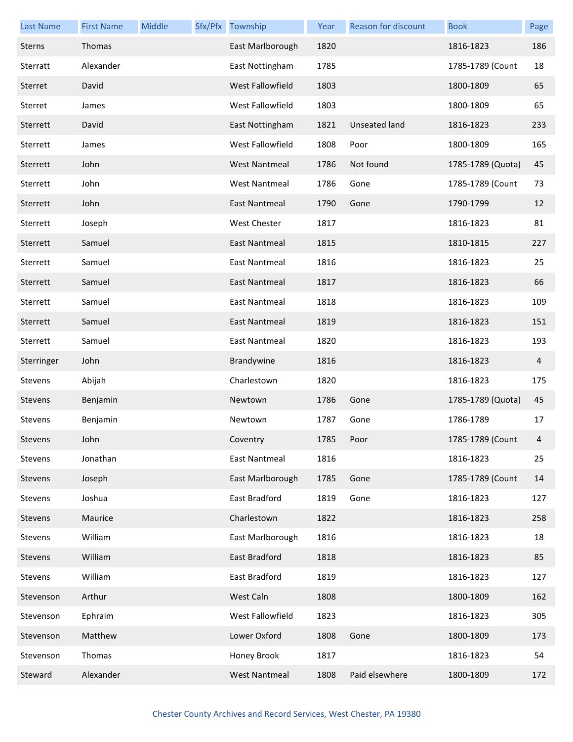| Last Name | First Name | Middle | Sfx/Pfx | Township | Year | Reason for discount | Book | Page |
|---|---|---|---|---|---|---|---|---|
| Sterns | Thomas | | | East Marlborough | 1820 | | 1816-1823 | 186 |
| Sterratt | Alexander | | | East Nottingham | 1785 | | 1785-1789 (Count | 18 |
| Sterret | David | | | West Fallowfield | 1803 | | 1800-1809 | 65 |
| Sterret | James | | | West Fallowfield | 1803 | | 1800-1809 | 65 |
| Sterrett | David | | | East Nottingham | 1821 | Unseated land | 1816-1823 | 233 |
| Sterrett | James | | | West Fallowfield | 1808 | Poor | 1800-1809 | 165 |
| Sterrett | John | | | West Nantmeal | 1786 | Not found | 1785-1789 (Quota) | 45 |
| Sterrett | John | | | West Nantmeal | 1786 | Gone | 1785-1789 (Count | 73 |
| Sterrett | John | | | East Nantmeal | 1790 | Gone | 1790-1799 | 12 |
| Sterrett | Joseph | | | West Chester | 1817 | | 1816-1823 | 81 |
| Sterrett | Samuel | | | East Nantmeal | 1815 | | 1810-1815 | 227 |
| Sterrett | Samuel | | | East Nantmeal | 1816 | | 1816-1823 | 25 |
| Sterrett | Samuel | | | East Nantmeal | 1817 | | 1816-1823 | 66 |
| Sterrett | Samuel | | | East Nantmeal | 1818 | | 1816-1823 | 109 |
| Sterrett | Samuel | | | East Nantmeal | 1819 | | 1816-1823 | 151 |
| Sterrett | Samuel | | | East Nantmeal | 1820 | | 1816-1823 | 193 |
| Sterringer | John | | | Brandywine | 1816 | | 1816-1823 | 4 |
| Stevens | Abijah | | | Charlestown | 1820 | | 1816-1823 | 175 |
| Stevens | Benjamin | | | Newtown | 1786 | Gone | 1785-1789 (Quota) | 45 |
| Stevens | Benjamin | | | Newtown | 1787 | Gone | 1786-1789 | 17 |
| Stevens | John | | | Coventry | 1785 | Poor | 1785-1789 (Count | 4 |
| Stevens | Jonathan | | | East Nantmeal | 1816 | | 1816-1823 | 25 |
| Stevens | Joseph | | | East Marlborough | 1785 | Gone | 1785-1789 (Count | 14 |
| Stevens | Joshua | | | East Bradford | 1819 | Gone | 1816-1823 | 127 |
| Stevens | Maurice | | | Charlestown | 1822 | | 1816-1823 | 258 |
| Stevens | William | | | East Marlborough | 1816 | | 1816-1823 | 18 |
| Stevens | William | | | East Bradford | 1818 | | 1816-1823 | 85 |
| Stevens | William | | | East Bradford | 1819 | | 1816-1823 | 127 |
| Stevenson | Arthur | | | West Caln | 1808 | | 1800-1809 | 162 |
| Stevenson | Ephraim | | | West Fallowfield | 1823 | | 1816-1823 | 305 |
| Stevenson | Matthew | | | Lower Oxford | 1808 | Gone | 1800-1809 | 173 |
| Stevenson | Thomas | | | Honey Brook | 1817 | | 1816-1823 | 54 |
| Steward | Alexander | | | West Nantmeal | 1808 | Paid elsewhere | 1800-1809 | 172 |

Chester County Archives and Record Services, West Chester, PA 19380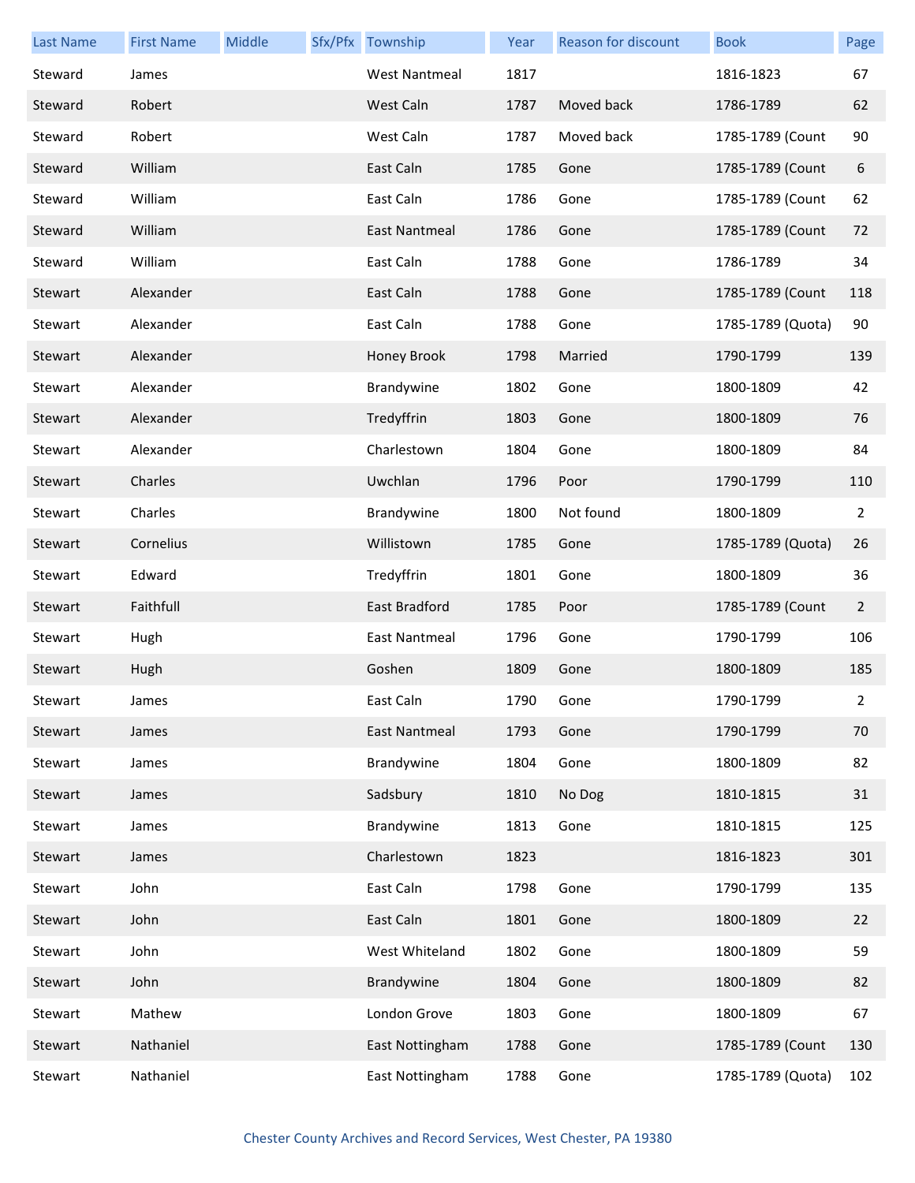| Last Name | First Name | Middle | Sfx/Pfx | Township | Year | Reason for discount | Book | Page |
|---|---|---|---|---|---|---|---|---|
| Steward | James | | | West Nantmeal | 1817 | | 1816-1823 | 67 |
| Steward | Robert | | | West Caln | 1787 | Moved back | 1786-1789 | 62 |
| Steward | Robert | | | West Caln | 1787 | Moved back | 1785-1789 (Count | 90 |
| Steward | William | | | East Caln | 1785 | Gone | 1785-1789 (Count | 6 |
| Steward | William | | | East Caln | 1786 | Gone | 1785-1789 (Count | 62 |
| Steward | William | | | East Nantmeal | 1786 | Gone | 1785-1789 (Count | 72 |
| Steward | William | | | East Caln | 1788 | Gone | 1786-1789 | 34 |
| Stewart | Alexander | | | East Caln | 1788 | Gone | 1785-1789 (Count | 118 |
| Stewart | Alexander | | | East Caln | 1788 | Gone | 1785-1789 (Quota) | 90 |
| Stewart | Alexander | | | Honey Brook | 1798 | Married | 1790-1799 | 139 |
| Stewart | Alexander | | | Brandywine | 1802 | Gone | 1800-1809 | 42 |
| Stewart | Alexander | | | Tredyffrin | 1803 | Gone | 1800-1809 | 76 |
| Stewart | Alexander | | | Charlestown | 1804 | Gone | 1800-1809 | 84 |
| Stewart | Charles | | | Uwchlan | 1796 | Poor | 1790-1799 | 110 |
| Stewart | Charles | | | Brandywine | 1800 | Not found | 1800-1809 | 2 |
| Stewart | Cornelius | | | Willistown | 1785 | Gone | 1785-1789 (Quota) | 26 |
| Stewart | Edward | | | Tredyffrin | 1801 | Gone | 1800-1809 | 36 |
| Stewart | Faithfull | | | East Bradford | 1785 | Poor | 1785-1789 (Count | 2 |
| Stewart | Hugh | | | East Nantmeal | 1796 | Gone | 1790-1799 | 106 |
| Stewart | Hugh | | | Goshen | 1809 | Gone | 1800-1809 | 185 |
| Stewart | James | | | East Caln | 1790 | Gone | 1790-1799 | 2 |
| Stewart | James | | | East Nantmeal | 1793 | Gone | 1790-1799 | 70 |
| Stewart | James | | | Brandywine | 1804 | Gone | 1800-1809 | 82 |
| Stewart | James | | | Sadsbury | 1810 | No Dog | 1810-1815 | 31 |
| Stewart | James | | | Brandywine | 1813 | Gone | 1810-1815 | 125 |
| Stewart | James | | | Charlestown | 1823 | | 1816-1823 | 301 |
| Stewart | John | | | East Caln | 1798 | Gone | 1790-1799 | 135 |
| Stewart | John | | | East Caln | 1801 | Gone | 1800-1809 | 22 |
| Stewart | John | | | West Whiteland | 1802 | Gone | 1800-1809 | 59 |
| Stewart | John | | | Brandywine | 1804 | Gone | 1800-1809 | 82 |
| Stewart | Mathew | | | London Grove | 1803 | Gone | 1800-1809 | 67 |
| Stewart | Nathaniel | | | East Nottingham | 1788 | Gone | 1785-1789 (Count | 130 |
| Stewart | Nathaniel | | | East Nottingham | 1788 | Gone | 1785-1789 (Quota) | 102 |

Chester County Archives and Record Services, West Chester, PA 19380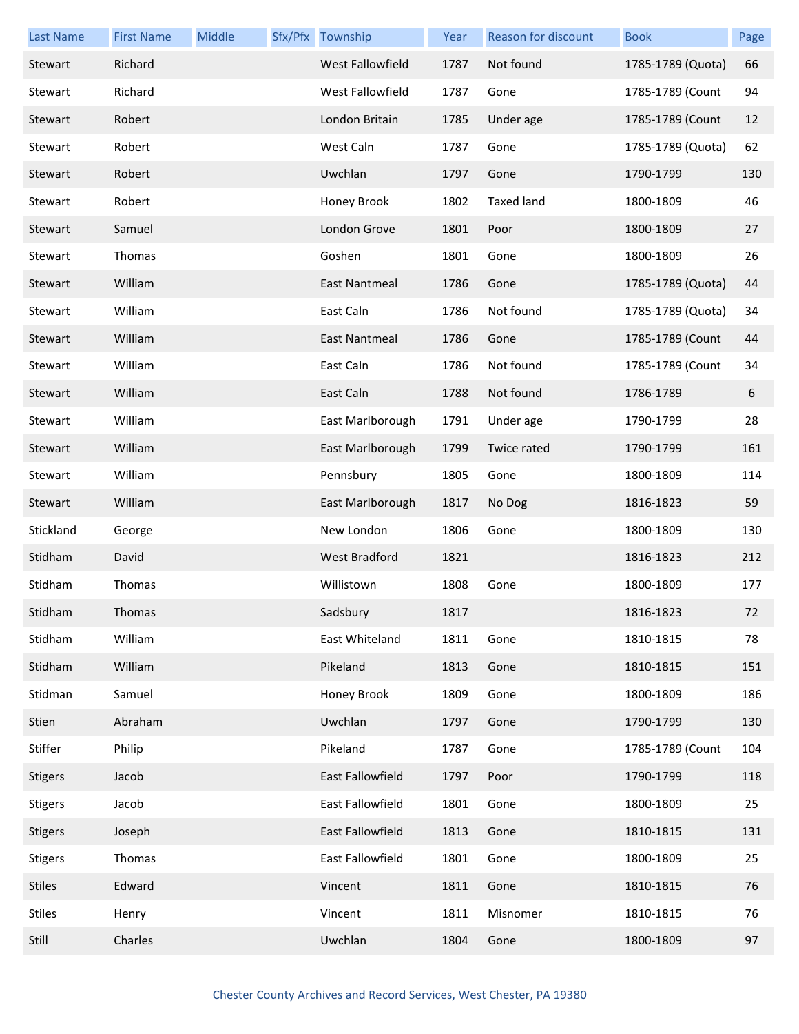| Last Name | First Name | Middle | Sfx/Pfx | Township | Year | Reason for discount | Book | Page |
|---|---|---|---|---|---|---|---|---|
| Stewart | Richard | | | West Fallowfield | 1787 | Not found | 1785-1789 (Quota) | 66 |
| Stewart | Richard | | | West Fallowfield | 1787 | Gone | 1785-1789 (Count | 94 |
| Stewart | Robert | | | London Britain | 1785 | Under age | 1785-1789 (Count | 12 |
| Stewart | Robert | | | West Caln | 1787 | Gone | 1785-1789 (Quota) | 62 |
| Stewart | Robert | | | Uwchlan | 1797 | Gone | 1790-1799 | 130 |
| Stewart | Robert | | | Honey Brook | 1802 | Taxed land | 1800-1809 | 46 |
| Stewart | Samuel | | | London Grove | 1801 | Poor | 1800-1809 | 27 |
| Stewart | Thomas | | | Goshen | 1801 | Gone | 1800-1809 | 26 |
| Stewart | William | | | East Nantmeal | 1786 | Gone | 1785-1789 (Quota) | 44 |
| Stewart | William | | | East Caln | 1786 | Not found | 1785-1789 (Quota) | 34 |
| Stewart | William | | | East Nantmeal | 1786 | Gone | 1785-1789 (Count | 44 |
| Stewart | William | | | East Caln | 1786 | Not found | 1785-1789 (Count | 34 |
| Stewart | William | | | East Caln | 1788 | Not found | 1786-1789 | 6 |
| Stewart | William | | | East Marlborough | 1791 | Under age | 1790-1799 | 28 |
| Stewart | William | | | East Marlborough | 1799 | Twice rated | 1790-1799 | 161 |
| Stewart | William | | | Pennsbury | 1805 | Gone | 1800-1809 | 114 |
| Stewart | William | | | East Marlborough | 1817 | No Dog | 1816-1823 | 59 |
| Stickland | George | | | New London | 1806 | Gone | 1800-1809 | 130 |
| Stidham | David | | | West Bradford | 1821 | | 1816-1823 | 212 |
| Stidham | Thomas | | | Willistown | 1808 | Gone | 1800-1809 | 177 |
| Stidham | Thomas | | | Sadsbury | 1817 | | 1816-1823 | 72 |
| Stidham | William | | | East Whiteland | 1811 | Gone | 1810-1815 | 78 |
| Stidham | William | | | Pikeland | 1813 | Gone | 1810-1815 | 151 |
| Stidman | Samuel | | | Honey Brook | 1809 | Gone | 1800-1809 | 186 |
| Stien | Abraham | | | Uwchlan | 1797 | Gone | 1790-1799 | 130 |
| Stiffer | Philip | | | Pikeland | 1787 | Gone | 1785-1789 (Count | 104 |
| Stigers | Jacob | | | East Fallowfield | 1797 | Poor | 1790-1799 | 118 |
| Stigers | Jacob | | | East Fallowfield | 1801 | Gone | 1800-1809 | 25 |
| Stigers | Joseph | | | East Fallowfield | 1813 | Gone | 1810-1815 | 131 |
| Stigers | Thomas | | | East Fallowfield | 1801 | Gone | 1800-1809 | 25 |
| Stiles | Edward | | | Vincent | 1811 | Gone | 1810-1815 | 76 |
| Stiles | Henry | | | Vincent | 1811 | Misnomer | 1810-1815 | 76 |
| Still | Charles | | | Uwchlan | 1804 | Gone | 1800-1809 | 97 |

Chester County Archives and Record Services, West Chester, PA 19380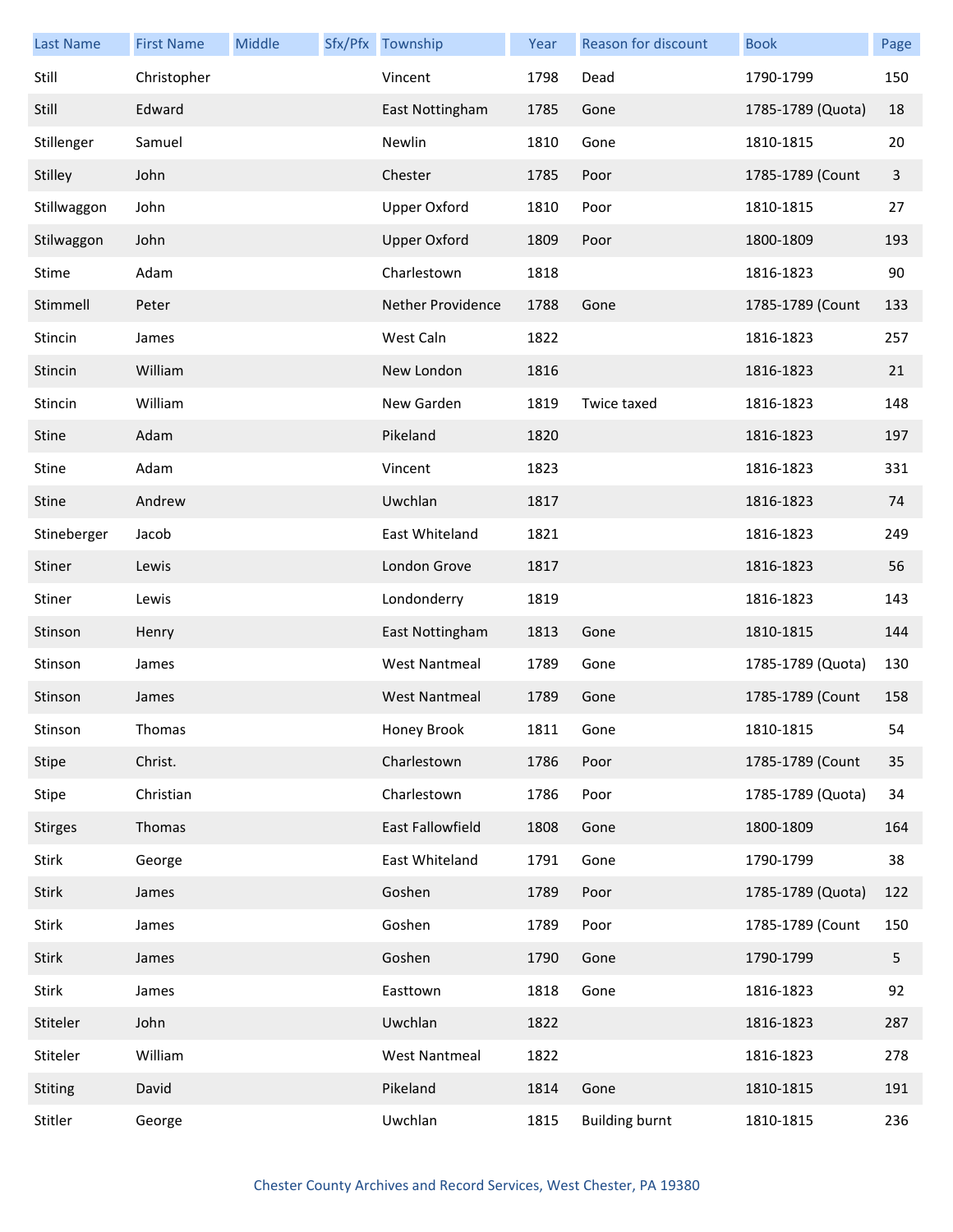| Last Name | First Name | Middle | Sfx/Pfx | Township | Year | Reason for discount | Book | Page |
|---|---|---|---|---|---|---|---|---|
| Still | Christopher | | | Vincent | 1798 | Dead | 1790-1799 | 150 |
| Still | Edward | | | East Nottingham | 1785 | Gone | 1785-1789 (Quota) | 18 |
| Stillenger | Samuel | | | Newlin | 1810 | Gone | 1810-1815 | 20 |
| Stilley | John | | | Chester | 1785 | Poor | 1785-1789 (Count | 3 |
| Stillwaggon | John | | | Upper Oxford | 1810 | Poor | 1810-1815 | 27 |
| Stilwaggon | John | | | Upper Oxford | 1809 | Poor | 1800-1809 | 193 |
| Stime | Adam | | | Charlestown | 1818 | | 1816-1823 | 90 |
| Stimmell | Peter | | | Nether Providence | 1788 | Gone | 1785-1789 (Count | 133 |
| Stincin | James | | | West Caln | 1822 | | 1816-1823 | 257 |
| Stincin | William | | | New London | 1816 | | 1816-1823 | 21 |
| Stincin | William | | | New Garden | 1819 | Twice taxed | 1816-1823 | 148 |
| Stine | Adam | | | Pikeland | 1820 | | 1816-1823 | 197 |
| Stine | Adam | | | Vincent | 1823 | | 1816-1823 | 331 |
| Stine | Andrew | | | Uwchlan | 1817 | | 1816-1823 | 74 |
| Stineberger | Jacob | | | East Whiteland | 1821 | | 1816-1823 | 249 |
| Stiner | Lewis | | | London Grove | 1817 | | 1816-1823 | 56 |
| Stiner | Lewis | | | Londonderry | 1819 | | 1816-1823 | 143 |
| Stinson | Henry | | | East Nottingham | 1813 | Gone | 1810-1815 | 144 |
| Stinson | James | | | West Nantmeal | 1789 | Gone | 1785-1789 (Quota) | 130 |
| Stinson | James | | | West Nantmeal | 1789 | Gone | 1785-1789 (Count | 158 |
| Stinson | Thomas | | | Honey Brook | 1811 | Gone | 1810-1815 | 54 |
| Stipe | Christ. | | | Charlestown | 1786 | Poor | 1785-1789 (Count | 35 |
| Stipe | Christian | | | Charlestown | 1786 | Poor | 1785-1789 (Quota) | 34 |
| Stirges | Thomas | | | East Fallowfield | 1808 | Gone | 1800-1809 | 164 |
| Stirk | George | | | East Whiteland | 1791 | Gone | 1790-1799 | 38 |
| Stirk | James | | | Goshen | 1789 | Poor | 1785-1789 (Quota) | 122 |
| Stirk | James | | | Goshen | 1789 | Poor | 1785-1789 (Count | 150 |
| Stirk | James | | | Goshen | 1790 | Gone | 1790-1799 | 5 |
| Stirk | James | | | Easttown | 1818 | Gone | 1816-1823 | 92 |
| Stiteler | John | | | Uwchlan | 1822 | | 1816-1823 | 287 |
| Stiteler | William | | | West Nantmeal | 1822 | | 1816-1823 | 278 |
| Stiting | David | | | Pikeland | 1814 | Gone | 1810-1815 | 191 |
| Stitler | George | | | Uwchlan | 1815 | Building burnt | 1810-1815 | 236 |

Chester County Archives and Record Services, West Chester, PA 19380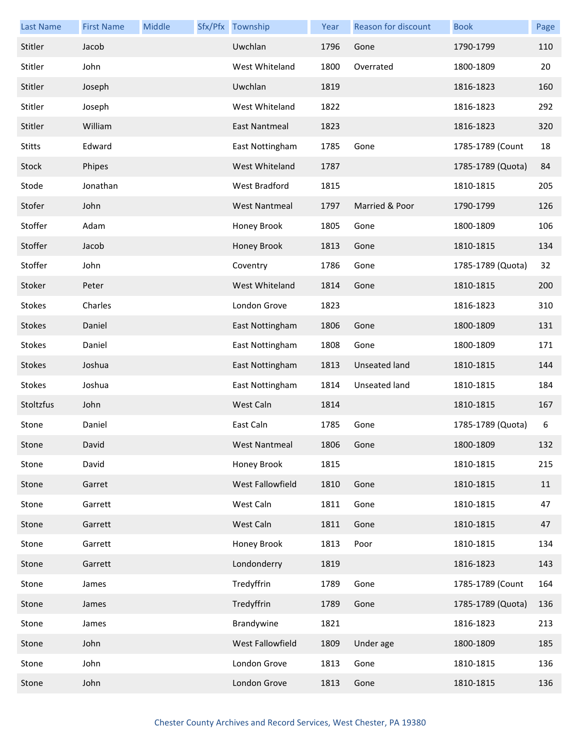| Last Name | First Name | Middle | Sfx/Pfx | Township | Year | Reason for discount | Book | Page |
|---|---|---|---|---|---|---|---|---|
| Stitler | Jacob | | | Uwchlan | 1796 | Gone | 1790-1799 | 110 |
| Stitler | John | | | West Whiteland | 1800 | Overrated | 1800-1809 | 20 |
| Stitler | Joseph | | | Uwchlan | 1819 | | 1816-1823 | 160 |
| Stitler | Joseph | | | West Whiteland | 1822 | | 1816-1823 | 292 |
| Stitler | William | | | East Nantmeal | 1823 | | 1816-1823 | 320 |
| Stitts | Edward | | | East Nottingham | 1785 | Gone | 1785-1789 (Count | 18 |
| Stock | Phipes | | | West Whiteland | 1787 | | 1785-1789 (Quota) | 84 |
| Stode | Jonathan | | | West Bradford | 1815 | | 1810-1815 | 205 |
| Stofer | John | | | West Nantmeal | 1797 | Married & Poor | 1790-1799 | 126 |
| Stoffer | Adam | | | Honey Brook | 1805 | Gone | 1800-1809 | 106 |
| Stoffer | Jacob | | | Honey Brook | 1813 | Gone | 1810-1815 | 134 |
| Stoffer | John | | | Coventry | 1786 | Gone | 1785-1789 (Quota) | 32 |
| Stoker | Peter | | | West Whiteland | 1814 | Gone | 1810-1815 | 200 |
| Stokes | Charles | | | London Grove | 1823 | | 1816-1823 | 310 |
| Stokes | Daniel | | | East Nottingham | 1806 | Gone | 1800-1809 | 131 |
| Stokes | Daniel | | | East Nottingham | 1808 | Gone | 1800-1809 | 171 |
| Stokes | Joshua | | | East Nottingham | 1813 | Unseated land | 1810-1815 | 144 |
| Stokes | Joshua | | | East Nottingham | 1814 | Unseated land | 1810-1815 | 184 |
| Stoltzfus | John | | | West Caln | 1814 | | 1810-1815 | 167 |
| Stone | Daniel | | | East Caln | 1785 | Gone | 1785-1789 (Quota) | 6 |
| Stone | David | | | West Nantmeal | 1806 | Gone | 1800-1809 | 132 |
| Stone | David | | | Honey Brook | 1815 | | 1810-1815 | 215 |
| Stone | Garret | | | West Fallowfield | 1810 | Gone | 1810-1815 | 11 |
| Stone | Garrett | | | West Caln | 1811 | Gone | 1810-1815 | 47 |
| Stone | Garrett | | | West Caln | 1811 | Gone | 1810-1815 | 47 |
| Stone | Garrett | | | Honey Brook | 1813 | Poor | 1810-1815 | 134 |
| Stone | Garrett | | | Londonderry | 1819 | | 1816-1823 | 143 |
| Stone | James | | | Tredyffrin | 1789 | Gone | 1785-1789 (Count | 164 |
| Stone | James | | | Tredyffrin | 1789 | Gone | 1785-1789 (Quota) | 136 |
| Stone | James | | | Brandywine | 1821 | | 1816-1823 | 213 |
| Stone | John | | | West Fallowfield | 1809 | Under age | 1800-1809 | 185 |
| Stone | John | | | London Grove | 1813 | Gone | 1810-1815 | 136 |
| Stone | John | | | London Grove | 1813 | Gone | 1810-1815 | 136 |

Chester County Archives and Record Services, West Chester, PA 19380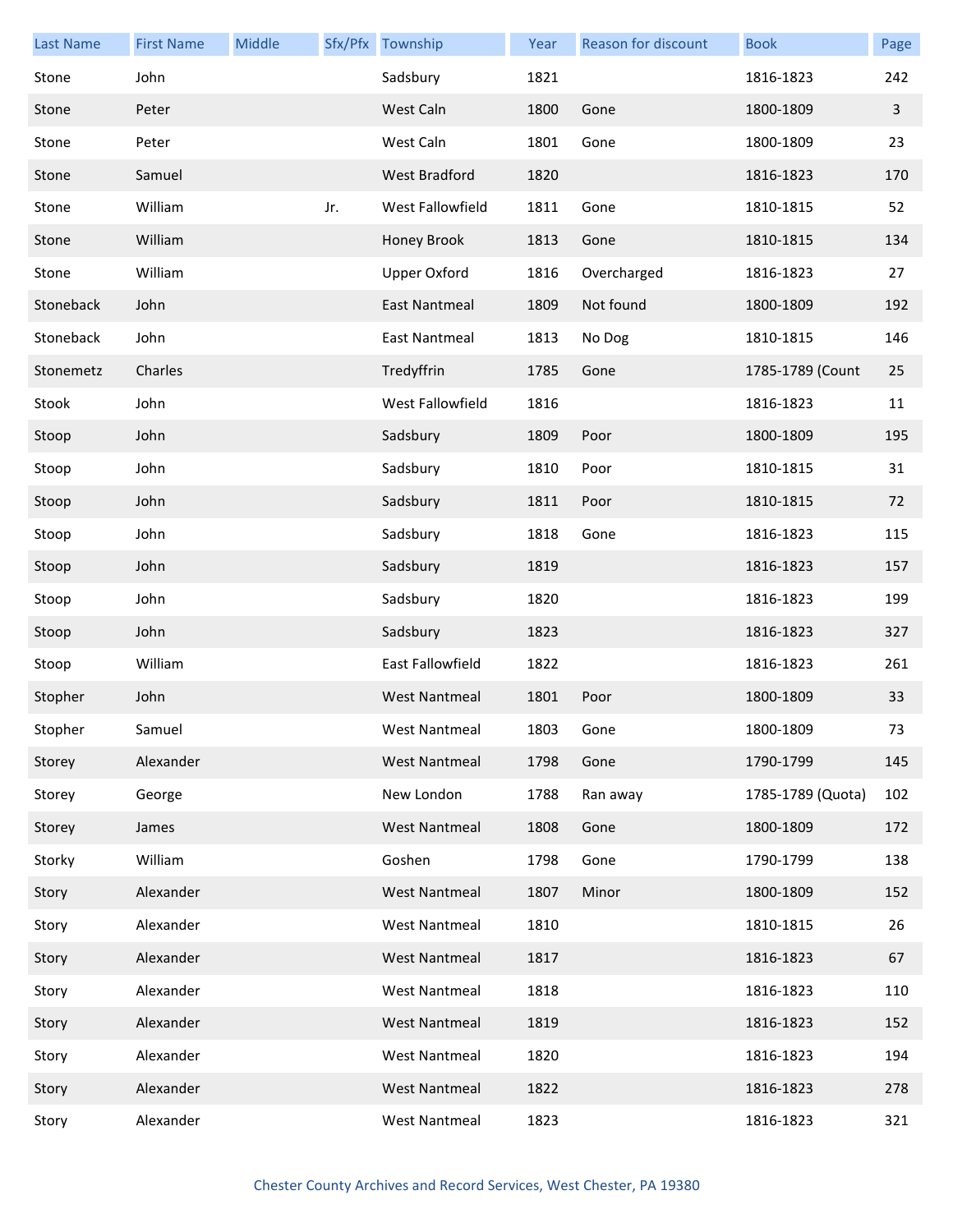| Last Name | First Name | Middle | Sfx/Pfx | Township | Year | Reason for discount | Book | Page |
| --- | --- | --- | --- | --- | --- | --- | --- | --- |
| Stone | John | | | Sadsbury | 1821 | | 1816-1823 | 242 |
| Stone | Peter | | | West Caln | 1800 | Gone | 1800-1809 | 3 |
| Stone | Peter | | | West Caln | 1801 | Gone | 1800-1809 | 23 |
| Stone | Samuel | | | West Bradford | 1820 | | 1816-1823 | 170 |
| Stone | William | | Jr. | West Fallowfield | 1811 | Gone | 1810-1815 | 52 |
| Stone | William | | | Honey Brook | 1813 | Gone | 1810-1815 | 134 |
| Stone | William | | | Upper Oxford | 1816 | Overcharged | 1816-1823 | 27 |
| Stoneback | John | | | East Nantmeal | 1809 | Not found | 1800-1809 | 192 |
| Stoneback | John | | | East Nantmeal | 1813 | No Dog | 1810-1815 | 146 |
| Stonemetz | Charles | | | Tredyffrin | 1785 | Gone | 1785-1789 (Count | 25 |
| Stook | John | | | West Fallowfield | 1816 | | 1816-1823 | 11 |
| Stoop | John | | | Sadsbury | 1809 | Poor | 1800-1809 | 195 |
| Stoop | John | | | Sadsbury | 1810 | Poor | 1810-1815 | 31 |
| Stoop | John | | | Sadsbury | 1811 | Poor | 1810-1815 | 72 |
| Stoop | John | | | Sadsbury | 1818 | Gone | 1816-1823 | 115 |
| Stoop | John | | | Sadsbury | 1819 | | 1816-1823 | 157 |
| Stoop | John | | | Sadsbury | 1820 | | 1816-1823 | 199 |
| Stoop | John | | | Sadsbury | 1823 | | 1816-1823 | 327 |
| Stoop | William | | | East Fallowfield | 1822 | | 1816-1823 | 261 |
| Stopher | John | | | West Nantmeal | 1801 | Poor | 1800-1809 | 33 |
| Stopher | Samuel | | | West Nantmeal | 1803 | Gone | 1800-1809 | 73 |
| Storey | Alexander | | | West Nantmeal | 1798 | Gone | 1790-1799 | 145 |
| Storey | George | | | New London | 1788 | Ran away | 1785-1789 (Quota) | 102 |
| Storey | James | | | West Nantmeal | 1808 | Gone | 1800-1809 | 172 |
| Storky | William | | | Goshen | 1798 | Gone | 1790-1799 | 138 |
| Story | Alexander | | | West Nantmeal | 1807 | Minor | 1800-1809 | 152 |
| Story | Alexander | | | West Nantmeal | 1810 | | 1810-1815 | 26 |
| Story | Alexander | | | West Nantmeal | 1817 | | 1816-1823 | 67 |
| Story | Alexander | | | West Nantmeal | 1818 | | 1816-1823 | 110 |
| Story | Alexander | | | West Nantmeal | 1819 | | 1816-1823 | 152 |
| Story | Alexander | | | West Nantmeal | 1820 | | 1816-1823 | 194 |
| Story | Alexander | | | West Nantmeal | 1822 | | 1816-1823 | 278 |
| Story | Alexander | | | West Nantmeal | 1823 | | 1816-1823 | 321 |

Chester County Archives and Record Services, West Chester, PA 19380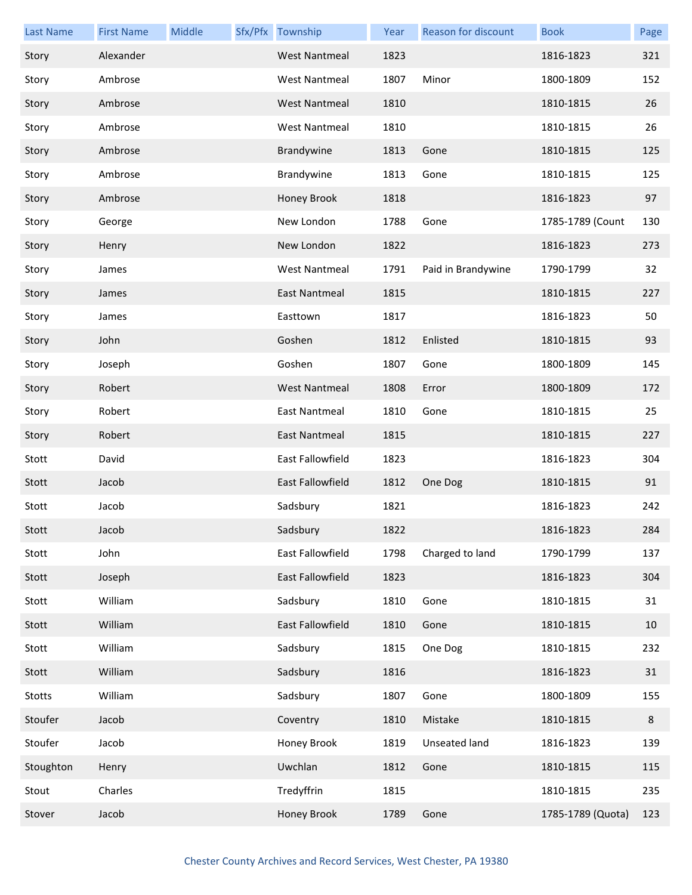| Last Name | First Name | Middle | Sfx/Pfx | Township | Year | Reason for discount | Book | Page |
|---|---|---|---|---|---|---|---|---|
| Story | Alexander | | | West Nantmeal | 1823 | | 1816-1823 | 321 |
| Story | Ambrose | | | West Nantmeal | 1807 | Minor | 1800-1809 | 152 |
| Story | Ambrose | | | West Nantmeal | 1810 | | 1810-1815 | 26 |
| Story | Ambrose | | | West Nantmeal | 1810 | | 1810-1815 | 26 |
| Story | Ambrose | | | Brandywine | 1813 | Gone | 1810-1815 | 125 |
| Story | Ambrose | | | Brandywine | 1813 | Gone | 1810-1815 | 125 |
| Story | Ambrose | | | Honey Brook | 1818 | | 1816-1823 | 97 |
| Story | George | | | New London | 1788 | Gone | 1785-1789 (Count | 130 |
| Story | Henry | | | New London | 1822 | | 1816-1823 | 273 |
| Story | James | | | West Nantmeal | 1791 | Paid in Brandywine | 1790-1799 | 32 |
| Story | James | | | East Nantmeal | 1815 | | 1810-1815 | 227 |
| Story | James | | | Easttown | 1817 | | 1816-1823 | 50 |
| Story | John | | | Goshen | 1812 | Enlisted | 1810-1815 | 93 |
| Story | Joseph | | | Goshen | 1807 | Gone | 1800-1809 | 145 |
| Story | Robert | | | West Nantmeal | 1808 | Error | 1800-1809 | 172 |
| Story | Robert | | | East Nantmeal | 1810 | Gone | 1810-1815 | 25 |
| Story | Robert | | | East Nantmeal | 1815 | | 1810-1815 | 227 |
| Stott | David | | | East Fallowfield | 1823 | | 1816-1823 | 304 |
| Stott | Jacob | | | East Fallowfield | 1812 | One Dog | 1810-1815 | 91 |
| Stott | Jacob | | | Sadsbury | 1821 | | 1816-1823 | 242 |
| Stott | Jacob | | | Sadsbury | 1822 | | 1816-1823 | 284 |
| Stott | John | | | East Fallowfield | 1798 | Charged to land | 1790-1799 | 137 |
| Stott | Joseph | | | East Fallowfield | 1823 | | 1816-1823 | 304 |
| Stott | William | | | Sadsbury | 1810 | Gone | 1810-1815 | 31 |
| Stott | William | | | East Fallowfield | 1810 | Gone | 1810-1815 | 10 |
| Stott | William | | | Sadsbury | 1815 | One Dog | 1810-1815 | 232 |
| Stott | William | | | Sadsbury | 1816 | | 1816-1823 | 31 |
| Stotts | William | | | Sadsbury | 1807 | Gone | 1800-1809 | 155 |
| Stoufer | Jacob | | | Coventry | 1810 | Mistake | 1810-1815 | 8 |
| Stoufer | Jacob | | | Honey Brook | 1819 | Unseated land | 1816-1823 | 139 |
| Stoughton | Henry | | | Uwchlan | 1812 | Gone | 1810-1815 | 115 |
| Stout | Charles | | | Tredyffrin | 1815 | | 1810-1815 | 235 |
| Stover | Jacob | | | Honey Brook | 1789 | Gone | 1785-1789 (Quota) | 123 |

Chester County Archives and Record Services, West Chester, PA 19380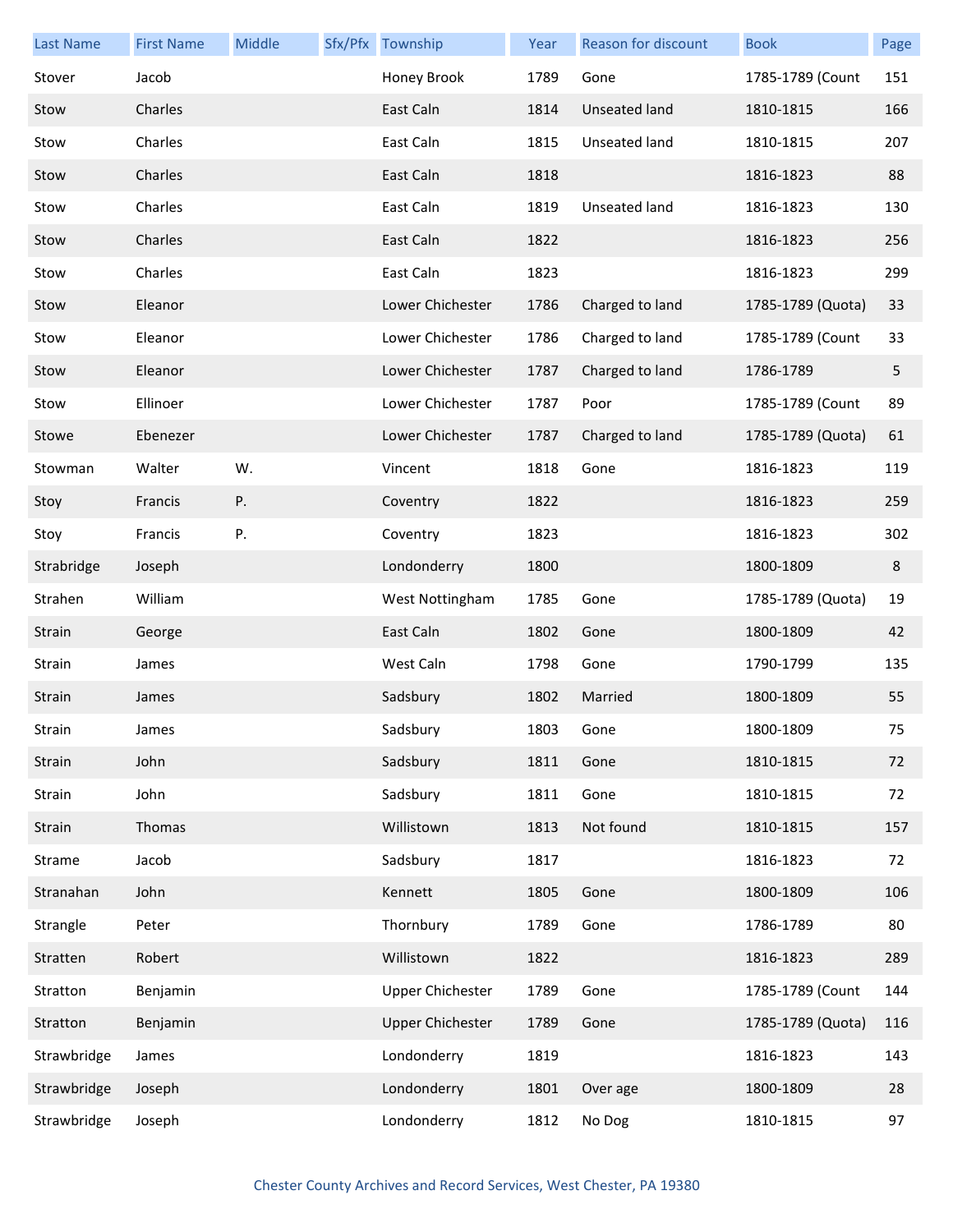| Last Name | First Name | Middle | Sfx/Pfx | Township | Year | Reason for discount | Book | Page |
| --- | --- | --- | --- | --- | --- | --- | --- | --- |
| Stover | Jacob | | | Honey Brook | 1789 | Gone | 1785-1789 (Count | 151 |
| Stow | Charles | | | East Caln | 1814 | Unseated land | 1810-1815 | 166 |
| Stow | Charles | | | East Caln | 1815 | Unseated land | 1810-1815 | 207 |
| Stow | Charles | | | East Caln | 1818 | | 1816-1823 | 88 |
| Stow | Charles | | | East Caln | 1819 | Unseated land | 1816-1823 | 130 |
| Stow | Charles | | | East Caln | 1822 | | 1816-1823 | 256 |
| Stow | Charles | | | East Caln | 1823 | | 1816-1823 | 299 |
| Stow | Eleanor | | | Lower Chichester | 1786 | Charged to land | 1785-1789 (Quota) | 33 |
| Stow | Eleanor | | | Lower Chichester | 1786 | Charged to land | 1785-1789 (Count | 33 |
| Stow | Eleanor | | | Lower Chichester | 1787 | Charged to land | 1786-1789 | 5 |
| Stow | Ellinoer | | | Lower Chichester | 1787 | Poor | 1785-1789 (Count | 89 |
| Stowe | Ebenezer | | | Lower Chichester | 1787 | Charged to land | 1785-1789 (Quota) | 61 |
| Stowman | Walter | W. | | Vincent | 1818 | Gone | 1816-1823 | 119 |
| Stoy | Francis | P. | | Coventry | 1822 | | 1816-1823 | 259 |
| Stoy | Francis | P. | | Coventry | 1823 | | 1816-1823 | 302 |
| Strabridge | Joseph | | | Londonderry | 1800 | | 1800-1809 | 8 |
| Strahen | William | | | West Nottingham | 1785 | Gone | 1785-1789 (Quota) | 19 |
| Strain | George | | | East Caln | 1802 | Gone | 1800-1809 | 42 |
| Strain | James | | | West Caln | 1798 | Gone | 1790-1799 | 135 |
| Strain | James | | | Sadsbury | 1802 | Married | 1800-1809 | 55 |
| Strain | James | | | Sadsbury | 1803 | Gone | 1800-1809 | 75 |
| Strain | John | | | Sadsbury | 1811 | Gone | 1810-1815 | 72 |
| Strain | John | | | Sadsbury | 1811 | Gone | 1810-1815 | 72 |
| Strain | Thomas | | | Willistown | 1813 | Not found | 1810-1815 | 157 |
| Strame | Jacob | | | Sadsbury | 1817 | | 1816-1823 | 72 |
| Stranahan | John | | | Kennett | 1805 | Gone | 1800-1809 | 106 |
| Strangle | Peter | | | Thornbury | 1789 | Gone | 1786-1789 | 80 |
| Stratten | Robert | | | Willistown | 1822 | | 1816-1823 | 289 |
| Stratton | Benjamin | | | Upper Chichester | 1789 | Gone | 1785-1789 (Count | 144 |
| Stratton | Benjamin | | | Upper Chichester | 1789 | Gone | 1785-1789 (Quota) | 116 |
| Strawbridge | James | | | Londonderry | 1819 | | 1816-1823 | 143 |
| Strawbridge | Joseph | | | Londonderry | 1801 | Over age | 1800-1809 | 28 |
| Strawbridge | Joseph | | | Londonderry | 1812 | No Dog | 1810-1815 | 97 |

Chester County Archives and Record Services, West Chester, PA 19380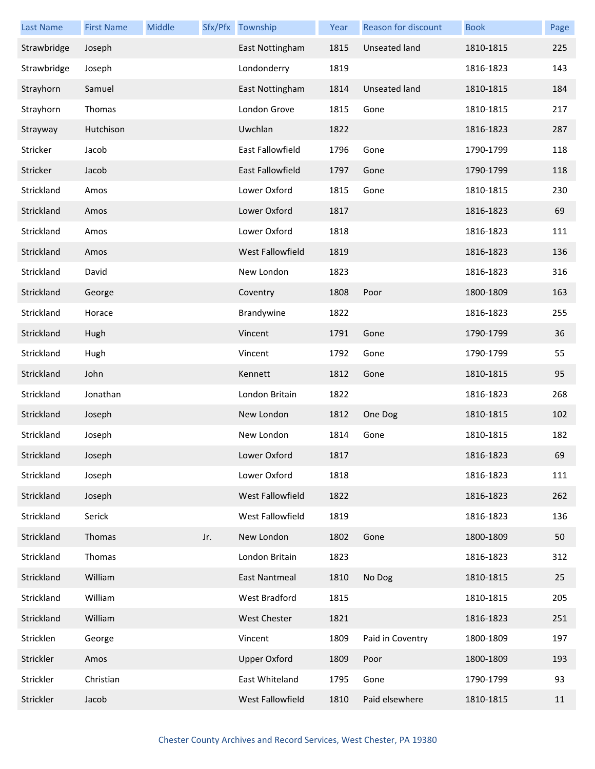| Last Name | First Name | Middle | Sfx/Pfx | Township | Year | Reason for discount | Book | Page |
|---|---|---|---|---|---|---|---|---|
| Strawbridge | Joseph | | | East Nottingham | 1815 | Unseated land | 1810-1815 | 225 |
| Strawbridge | Joseph | | | Londonderry | 1819 | | 1816-1823 | 143 |
| Strayhorn | Samuel | | | East Nottingham | 1814 | Unseated land | 1810-1815 | 184 |
| Strayhorn | Thomas | | | London Grove | 1815 | Gone | 1810-1815 | 217 |
| Strayway | Hutchison | | | Uwchlan | 1822 | | 1816-1823 | 287 |
| Stricker | Jacob | | | East Fallowfield | 1796 | Gone | 1790-1799 | 118 |
| Stricker | Jacob | | | East Fallowfield | 1797 | Gone | 1790-1799 | 118 |
| Strickland | Amos | | | Lower Oxford | 1815 | Gone | 1810-1815 | 230 |
| Strickland | Amos | | | Lower Oxford | 1817 | | 1816-1823 | 69 |
| Strickland | Amos | | | Lower Oxford | 1818 | | 1816-1823 | 111 |
| Strickland | Amos | | | West Fallowfield | 1819 | | 1816-1823 | 136 |
| Strickland | David | | | New London | 1823 | | 1816-1823 | 316 |
| Strickland | George | | | Coventry | 1808 | Poor | 1800-1809 | 163 |
| Strickland | Horace | | | Brandywine | 1822 | | 1816-1823 | 255 |
| Strickland | Hugh | | | Vincent | 1791 | Gone | 1790-1799 | 36 |
| Strickland | Hugh | | | Vincent | 1792 | Gone | 1790-1799 | 55 |
| Strickland | John | | | Kennett | 1812 | Gone | 1810-1815 | 95 |
| Strickland | Jonathan | | | London Britain | 1822 | | 1816-1823 | 268 |
| Strickland | Joseph | | | New London | 1812 | One Dog | 1810-1815 | 102 |
| Strickland | Joseph | | | New London | 1814 | Gone | 1810-1815 | 182 |
| Strickland | Joseph | | | Lower Oxford | 1817 | | 1816-1823 | 69 |
| Strickland | Joseph | | | Lower Oxford | 1818 | | 1816-1823 | 111 |
| Strickland | Joseph | | | West Fallowfield | 1822 | | 1816-1823 | 262 |
| Strickland | Serick | | | West Fallowfield | 1819 | | 1816-1823 | 136 |
| Strickland | Thomas | | Jr. | New London | 1802 | Gone | 1800-1809 | 50 |
| Strickland | Thomas | | | London Britain | 1823 | | 1816-1823 | 312 |
| Strickland | William | | | East Nantmeal | 1810 | No Dog | 1810-1815 | 25 |
| Strickland | William | | | West Bradford | 1815 | | 1810-1815 | 205 |
| Strickland | William | | | West Chester | 1821 | | 1816-1823 | 251 |
| Stricklen | George | | | Vincent | 1809 | Paid in Coventry | 1800-1809 | 197 |
| Strickler | Amos | | | Upper Oxford | 1809 | Poor | 1800-1809 | 193 |
| Strickler | Christian | | | East Whiteland | 1795 | Gone | 1790-1799 | 93 |
| Strickler | Jacob | | | West Fallowfield | 1810 | Paid elsewhere | 1810-1815 | 11 |

Chester County Archives and Record Services, West Chester, PA 19380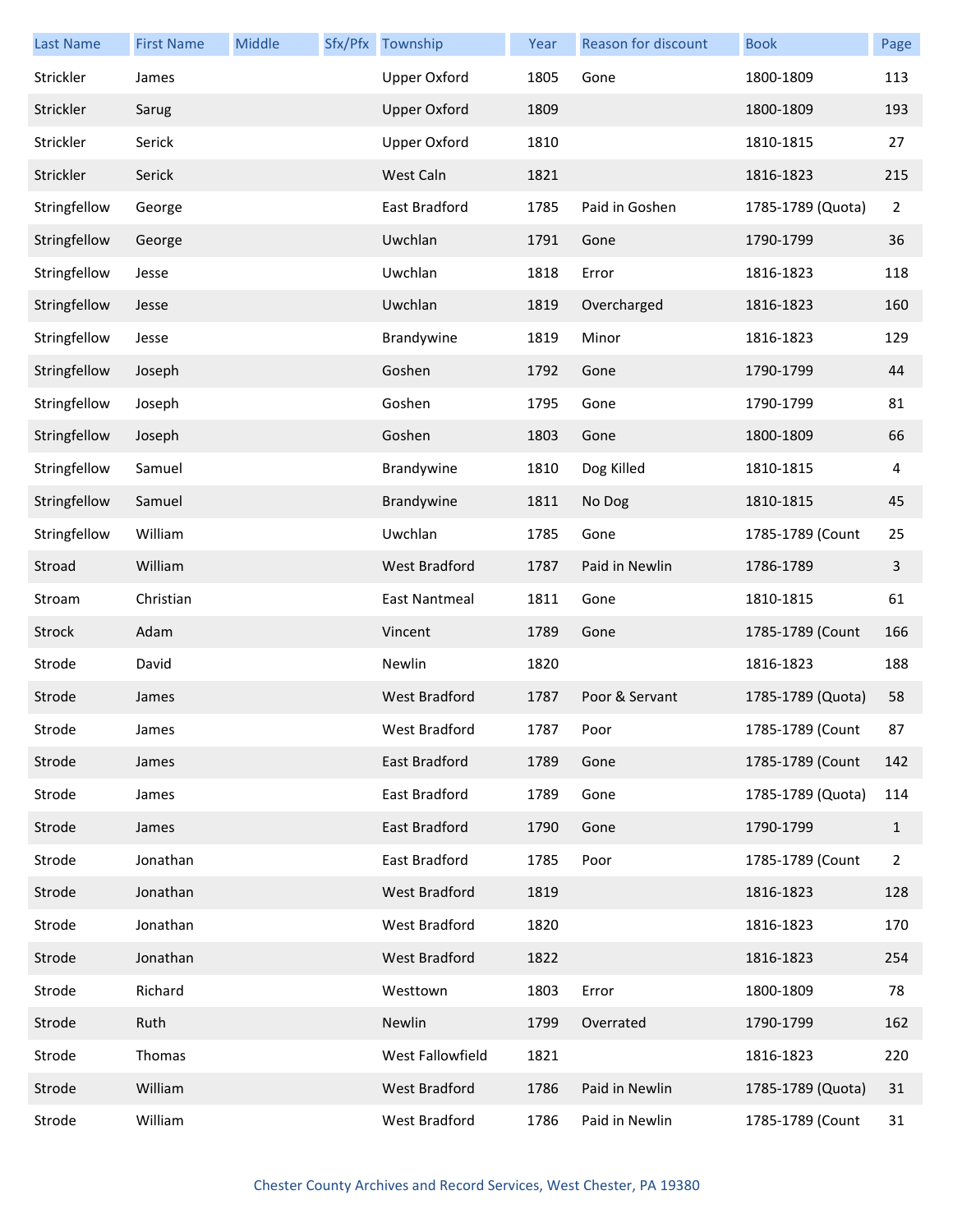| Last Name | First Name | Middle | Sfx/Pfx | Township | Year | Reason for discount | Book | Page |
|---|---|---|---|---|---|---|---|---|
| Strickler | James | | | Upper Oxford | 1805 | Gone | 1800-1809 | 113 |
| Strickler | Sarug | | | Upper Oxford | 1809 | | 1800-1809 | 193 |
| Strickler | Serick | | | Upper Oxford | 1810 | | 1810-1815 | 27 |
| Strickler | Serick | | | West Caln | 1821 | | 1816-1823 | 215 |
| Stringfellow | George | | | East Bradford | 1785 | Paid in Goshen | 1785-1789 (Quota) | 2 |
| Stringfellow | George | | | Uwchlan | 1791 | Gone | 1790-1799 | 36 |
| Stringfellow | Jesse | | | Uwchlan | 1818 | Error | 1816-1823 | 118 |
| Stringfellow | Jesse | | | Uwchlan | 1819 | Overcharged | 1816-1823 | 160 |
| Stringfellow | Jesse | | | Brandywine | 1819 | Minor | 1816-1823 | 129 |
| Stringfellow | Joseph | | | Goshen | 1792 | Gone | 1790-1799 | 44 |
| Stringfellow | Joseph | | | Goshen | 1795 | Gone | 1790-1799 | 81 |
| Stringfellow | Joseph | | | Goshen | 1803 | Gone | 1800-1809 | 66 |
| Stringfellow | Samuel | | | Brandywine | 1810 | Dog Killed | 1810-1815 | 4 |
| Stringfellow | Samuel | | | Brandywine | 1811 | No Dog | 1810-1815 | 45 |
| Stringfellow | William | | | Uwchlan | 1785 | Gone | 1785-1789 (Count | 25 |
| Stroad | William | | | West Bradford | 1787 | Paid in Newlin | 1786-1789 | 3 |
| Stroam | Christian | | | East Nantmeal | 1811 | Gone | 1810-1815 | 61 |
| Strock | Adam | | | Vincent | 1789 | Gone | 1785-1789 (Count | 166 |
| Strode | David | | | Newlin | 1820 | | 1816-1823 | 188 |
| Strode | James | | | West Bradford | 1787 | Poor & Servant | 1785-1789 (Quota) | 58 |
| Strode | James | | | West Bradford | 1787 | Poor | 1785-1789 (Count | 87 |
| Strode | James | | | East Bradford | 1789 | Gone | 1785-1789 (Count | 142 |
| Strode | James | | | East Bradford | 1789 | Gone | 1785-1789 (Quota) | 114 |
| Strode | James | | | East Bradford | 1790 | Gone | 1790-1799 | 1 |
| Strode | Jonathan | | | East Bradford | 1785 | Poor | 1785-1789 (Count | 2 |
| Strode | Jonathan | | | West Bradford | 1819 | | 1816-1823 | 128 |
| Strode | Jonathan | | | West Bradford | 1820 | | 1816-1823 | 170 |
| Strode | Jonathan | | | West Bradford | 1822 | | 1816-1823 | 254 |
| Strode | Richard | | | Westtown | 1803 | Error | 1800-1809 | 78 |
| Strode | Ruth | | | Newlin | 1799 | Overrated | 1790-1799 | 162 |
| Strode | Thomas | | | West Fallowfield | 1821 | | 1816-1823 | 220 |
| Strode | William | | | West Bradford | 1786 | Paid in Newlin | 1785-1789 (Quota) | 31 |
| Strode | William | | | West Bradford | 1786 | Paid in Newlin | 1785-1789 (Count | 31 |

Chester County Archives and Record Services, West Chester, PA 19380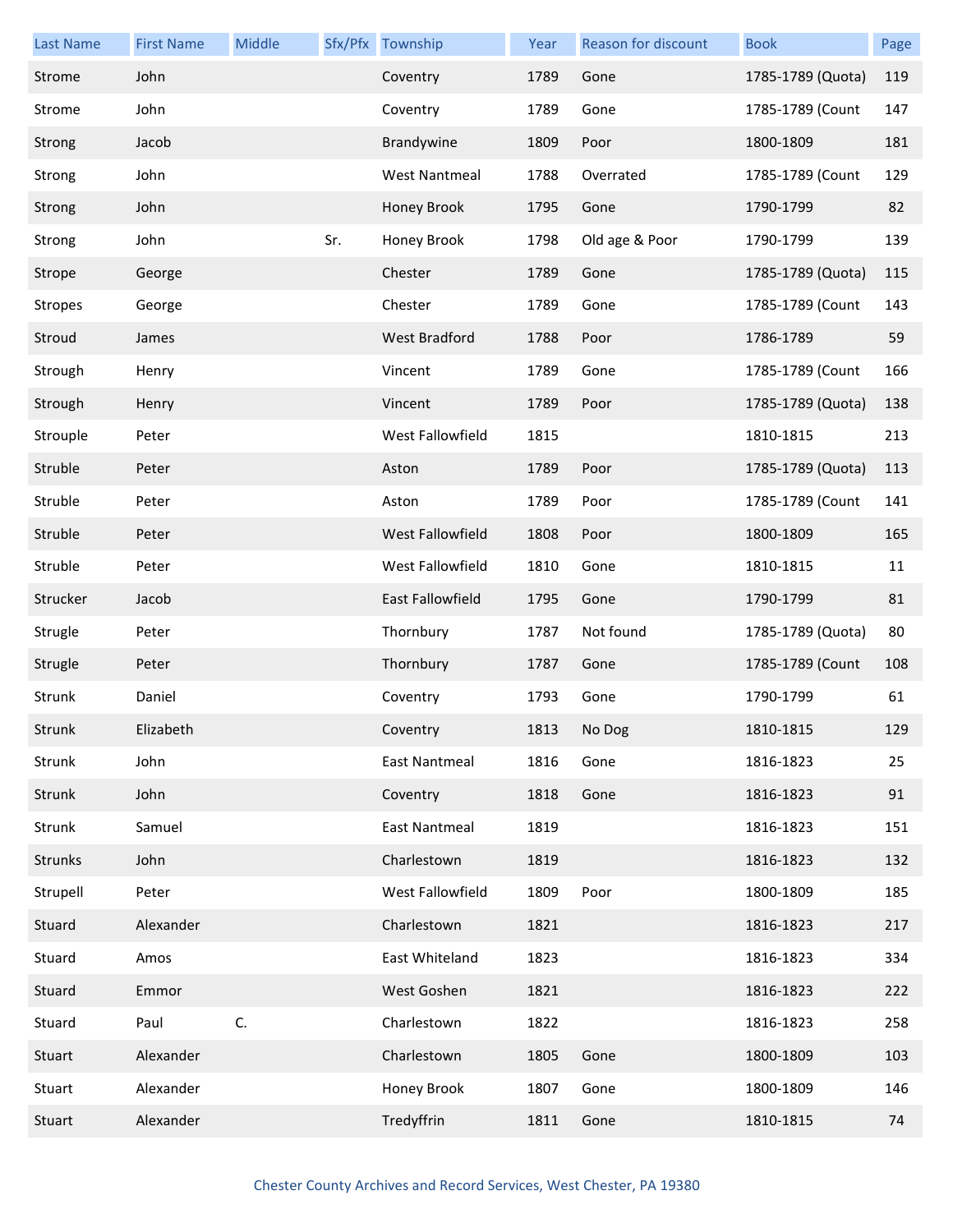| Last Name | First Name | Middle | Sfx/Pfx | Township | Year | Reason for discount | Book | Page |
|---|---|---|---|---|---|---|---|---|
| Strome | John | | | Coventry | 1789 | Gone | 1785-1789 (Quota) | 119 |
| Strome | John | | | Coventry | 1789 | Gone | 1785-1789 (Count | 147 |
| Strong | Jacob | | | Brandywine | 1809 | Poor | 1800-1809 | 181 |
| Strong | John | | | West Nantmeal | 1788 | Overrated | 1785-1789 (Count | 129 |
| Strong | John | | | Honey Brook | 1795 | Gone | 1790-1799 | 82 |
| Strong | John | | Sr. | Honey Brook | 1798 | Old age & Poor | 1790-1799 | 139 |
| Strope | George | | | Chester | 1789 | Gone | 1785-1789 (Quota) | 115 |
| Stropes | George | | | Chester | 1789 | Gone | 1785-1789 (Count | 143 |
| Stroud | James | | | West Bradford | 1788 | Poor | 1786-1789 | 59 |
| Strough | Henry | | | Vincent | 1789 | Gone | 1785-1789 (Count | 166 |
| Strough | Henry | | | Vincent | 1789 | Poor | 1785-1789 (Quota) | 138 |
| Strouple | Peter | | | West Fallowfield | 1815 | | 1810-1815 | 213 |
| Struble | Peter | | | Aston | 1789 | Poor | 1785-1789 (Quota) | 113 |
| Struble | Peter | | | Aston | 1789 | Poor | 1785-1789 (Count | 141 |
| Struble | Peter | | | West Fallowfield | 1808 | Poor | 1800-1809 | 165 |
| Struble | Peter | | | West Fallowfield | 1810 | Gone | 1810-1815 | 11 |
| Strucker | Jacob | | | East Fallowfield | 1795 | Gone | 1790-1799 | 81 |
| Strugle | Peter | | | Thornbury | 1787 | Not found | 1785-1789 (Quota) | 80 |
| Strugle | Peter | | | Thornbury | 1787 | Gone | 1785-1789 (Count | 108 |
| Strunk | Daniel | | | Coventry | 1793 | Gone | 1790-1799 | 61 |
| Strunk | Elizabeth | | | Coventry | 1813 | No Dog | 1810-1815 | 129 |
| Strunk | John | | | East Nantmeal | 1816 | Gone | 1816-1823 | 25 |
| Strunk | John | | | Coventry | 1818 | Gone | 1816-1823 | 91 |
| Strunk | Samuel | | | East Nantmeal | 1819 | | 1816-1823 | 151 |
| Strunks | John | | | Charlestown | 1819 | | 1816-1823 | 132 |
| Strupell | Peter | | | West Fallowfield | 1809 | Poor | 1800-1809 | 185 |
| Stuard | Alexander | | | Charlestown | 1821 | | 1816-1823 | 217 |
| Stuard | Amos | | | East Whiteland | 1823 | | 1816-1823 | 334 |
| Stuard | Emmor | | | West Goshen | 1821 | | 1816-1823 | 222 |
| Stuard | Paul | C. | | Charlestown | 1822 | | 1816-1823 | 258 |
| Stuart | Alexander | | | Charlestown | 1805 | Gone | 1800-1809 | 103 |
| Stuart | Alexander | | | Honey Brook | 1807 | Gone | 1800-1809 | 146 |
| Stuart | Alexander | | | Tredyffrin | 1811 | Gone | 1810-1815 | 74 |

Chester County Archives and Record Services, West Chester, PA 19380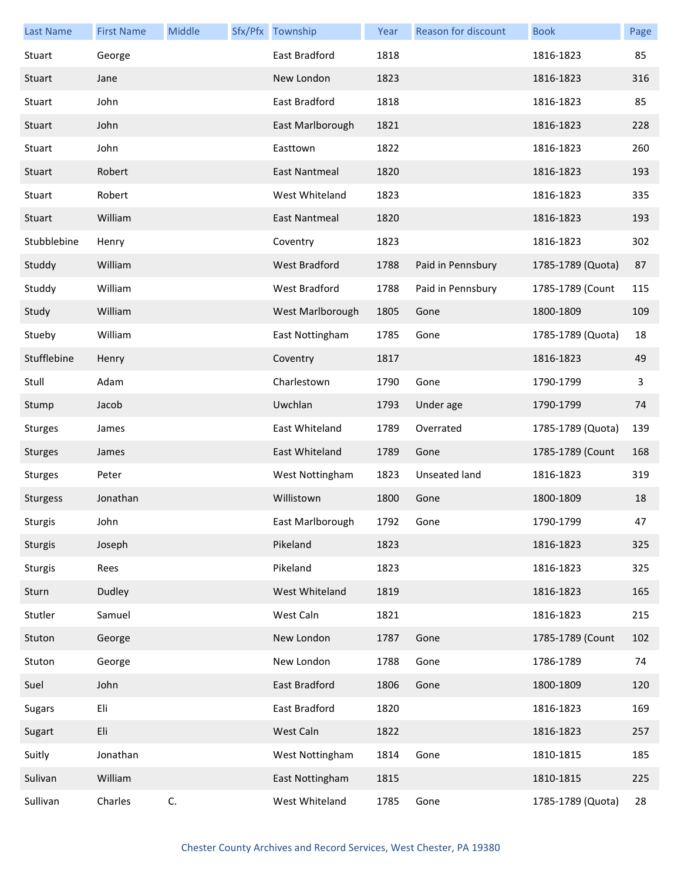| Last Name | First Name | Middle | Sfx/Pfx | Township | Year | Reason for discount | Book | Page |
|---|---|---|---|---|---|---|---|---|
| Stuart | George | | | East Bradford | 1818 | | 1816-1823 | 85 |
| Stuart | Jane | | | New London | 1823 | | 1816-1823 | 316 |
| Stuart | John | | | East Bradford | 1818 | | 1816-1823 | 85 |
| Stuart | John | | | East Marlborough | 1821 | | 1816-1823 | 228 |
| Stuart | John | | | Easttown | 1822 | | 1816-1823 | 260 |
| Stuart | Robert | | | East Nantmeal | 1820 | | 1816-1823 | 193 |
| Stuart | Robert | | | West Whiteland | 1823 | | 1816-1823 | 335 |
| Stuart | William | | | East Nantmeal | 1820 | | 1816-1823 | 193 |
| Stubblebine | Henry | | | Coventry | 1823 | | 1816-1823 | 302 |
| Studdy | William | | | West Bradford | 1788 | Paid in Pennsbury | 1785-1789 (Quota) | 87 |
| Studdy | William | | | West Bradford | 1788 | Paid in Pennsbury | 1785-1789 (Count | 115 |
| Study | William | | | West Marlborough | 1805 | Gone | 1800-1809 | 109 |
| Stueby | William | | | East Nottingham | 1785 | Gone | 1785-1789 (Quota) | 18 |
| Stufflebine | Henry | | | Coventry | 1817 | | 1816-1823 | 49 |
| Stull | Adam | | | Charlestown | 1790 | Gone | 1790-1799 | 3 |
| Stump | Jacob | | | Uwchlan | 1793 | Under age | 1790-1799 | 74 |
| Sturges | James | | | East Whiteland | 1789 | Overrated | 1785-1789 (Quota) | 139 |
| Sturges | James | | | East Whiteland | 1789 | Gone | 1785-1789 (Count | 168 |
| Sturges | Peter | | | West Nottingham | 1823 | Unseated land | 1816-1823 | 319 |
| Sturgess | Jonathan | | | Willistown | 1800 | Gone | 1800-1809 | 18 |
| Sturgis | John | | | East Marlborough | 1792 | Gone | 1790-1799 | 47 |
| Sturgis | Joseph | | | Pikeland | 1823 | | 1816-1823 | 325 |
| Sturgis | Rees | | | Pikeland | 1823 | | 1816-1823 | 325 |
| Sturn | Dudley | | | West Whiteland | 1819 | | 1816-1823 | 165 |
| Stutler | Samuel | | | West Caln | 1821 | | 1816-1823 | 215 |
| Stuton | George | | | New London | 1787 | Gone | 1785-1789 (Count | 102 |
| Stuton | George | | | New London | 1788 | Gone | 1786-1789 | 74 |
| Suel | John | | | East Bradford | 1806 | Gone | 1800-1809 | 120 |
| Sugars | Eli | | | East Bradford | 1820 | | 1816-1823 | 169 |
| Sugart | Eli | | | West Caln | 1822 | | 1816-1823 | 257 |
| Suitly | Jonathan | | | West Nottingham | 1814 | Gone | 1810-1815 | 185 |
| Sulivan | William | | | East Nottingham | 1815 | | 1810-1815 | 225 |
| Sullivan | Charles | C. | | West Whiteland | 1785 | Gone | 1785-1789 (Quota) | 28 |

Chester County Archives and Record Services, West Chester, PA 19380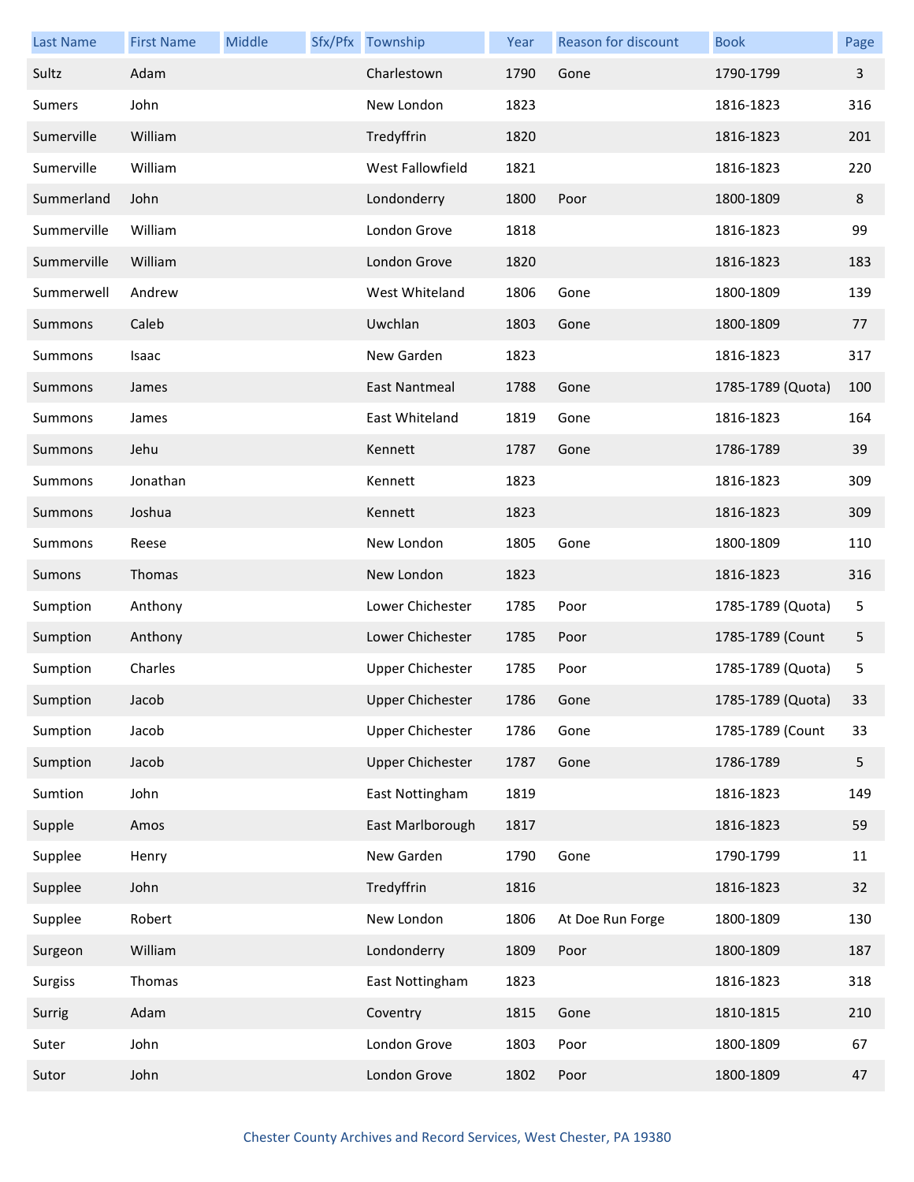| Last Name | First Name | Middle | Sfx/Pfx | Township | Year | Reason for discount | Book | Page |
|---|---|---|---|---|---|---|---|---|
| Sultz | Adam | | | Charlestown | 1790 | Gone | 1790-1799 | 3 |
| Sumers | John | | | New London | 1823 | | 1816-1823 | 316 |
| Sumerville | William | | | Tredyffrin | 1820 | | 1816-1823 | 201 |
| Sumerville | William | | | West Fallowfield | 1821 | | 1816-1823 | 220 |
| Summerland | John | | | Londonderry | 1800 | Poor | 1800-1809 | 8 |
| Summerville | William | | | London Grove | 1818 | | 1816-1823 | 99 |
| Summerville | William | | | London Grove | 1820 | | 1816-1823 | 183 |
| Summerwell | Andrew | | | West Whiteland | 1806 | Gone | 1800-1809 | 139 |
| Summons | Caleb | | | Uwchlan | 1803 | Gone | 1800-1809 | 77 |
| Summons | Isaac | | | New Garden | 1823 | | 1816-1823 | 317 |
| Summons | James | | | East Nantmeal | 1788 | Gone | 1785-1789 (Quota) | 100 |
| Summons | James | | | East Whiteland | 1819 | Gone | 1816-1823 | 164 |
| Summons | Jehu | | | Kennett | 1787 | Gone | 1786-1789 | 39 |
| Summons | Jonathan | | | Kennett | 1823 | | 1816-1823 | 309 |
| Summons | Joshua | | | Kennett | 1823 | | 1816-1823 | 309 |
| Summons | Reese | | | New London | 1805 | Gone | 1800-1809 | 110 |
| Sumons | Thomas | | | New London | 1823 | | 1816-1823 | 316 |
| Sumption | Anthony | | | Lower Chichester | 1785 | Poor | 1785-1789 (Quota) | 5 |
| Sumption | Anthony | | | Lower Chichester | 1785 | Poor | 1785-1789 (Count | 5 |
| Sumption | Charles | | | Upper Chichester | 1785 | Poor | 1785-1789 (Quota) | 5 |
| Sumption | Jacob | | | Upper Chichester | 1786 | Gone | 1785-1789 (Quota) | 33 |
| Sumption | Jacob | | | Upper Chichester | 1786 | Gone | 1785-1789 (Count | 33 |
| Sumption | Jacob | | | Upper Chichester | 1787 | Gone | 1786-1789 | 5 |
| Sumtion | John | | | East Nottingham | 1819 | | 1816-1823 | 149 |
| Supple | Amos | | | East Marlborough | 1817 | | 1816-1823 | 59 |
| Supplee | Henry | | | New Garden | 1790 | Gone | 1790-1799 | 11 |
| Supplee | John | | | Tredyffrin | 1816 | | 1816-1823 | 32 |
| Supplee | Robert | | | New London | 1806 | At Doe Run Forge | 1800-1809 | 130 |
| Surgeon | William | | | Londonderry | 1809 | Poor | 1800-1809 | 187 |
| Surgiss | Thomas | | | East Nottingham | 1823 | | 1816-1823 | 318 |
| Surrig | Adam | | | Coventry | 1815 | Gone | 1810-1815 | 210 |
| Suter | John | | | London Grove | 1803 | Poor | 1800-1809 | 67 |
| Sutor | John | | | London Grove | 1802 | Poor | 1800-1809 | 47 |

Chester County Archives and Record Services, West Chester, PA 19380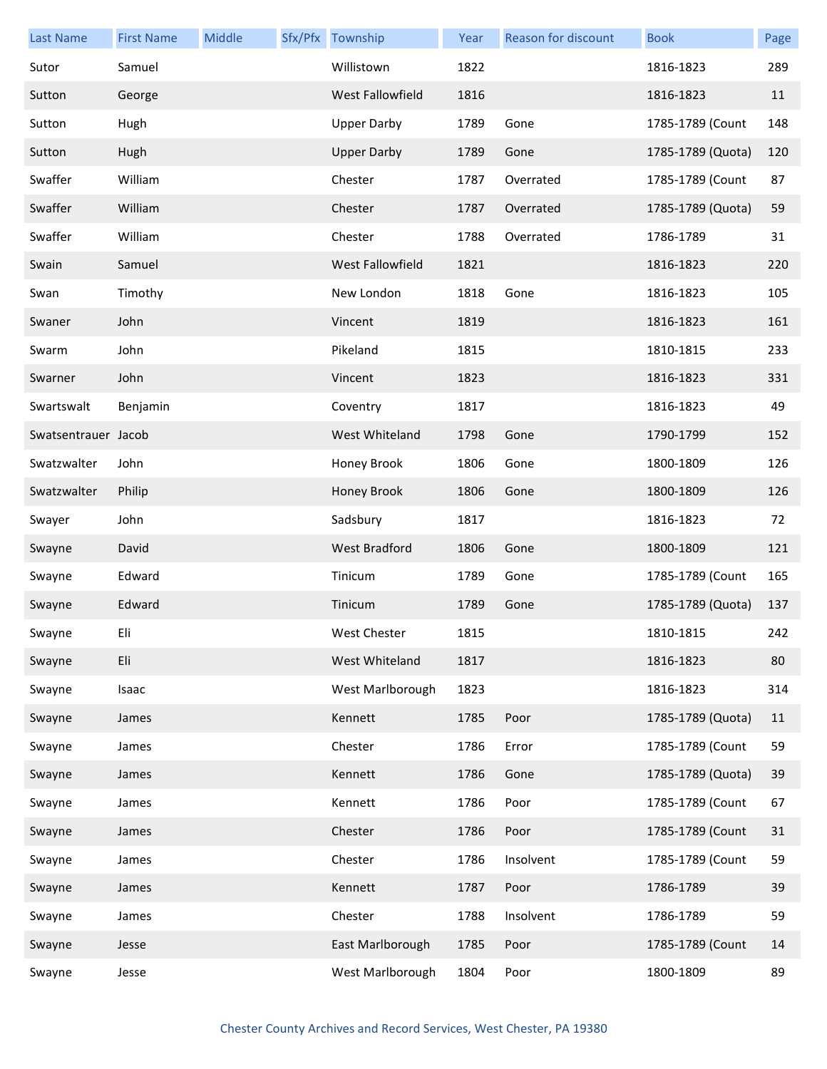| Last Name | First Name | Middle | Sfx/Pfx | Township | Year | Reason for discount | Book | Page |
|---|---|---|---|---|---|---|---|---|
| Sutor | Samuel | | | Willistown | 1822 | | 1816-1823 | 289 |
| Sutton | George | | | West Fallowfield | 1816 | | 1816-1823 | 11 |
| Sutton | Hugh | | | Upper Darby | 1789 | Gone | 1785-1789 (Count | 148 |
| Sutton | Hugh | | | Upper Darby | 1789 | Gone | 1785-1789 (Quota) | 120 |
| Swaffer | William | | | Chester | 1787 | Overrated | 1785-1789 (Count | 87 |
| Swaffer | William | | | Chester | 1787 | Overrated | 1785-1789 (Quota) | 59 |
| Swaffer | William | | | Chester | 1788 | Overrated | 1786-1789 | 31 |
| Swain | Samuel | | | West Fallowfield | 1821 | | 1816-1823 | 220 |
| Swan | Timothy | | | New London | 1818 | Gone | 1816-1823 | 105 |
| Swaner | John | | | Vincent | 1819 | | 1816-1823 | 161 |
| Swarm | John | | | Pikeland | 1815 | | 1810-1815 | 233 |
| Swarner | John | | | Vincent | 1823 | | 1816-1823 | 331 |
| Swartswalt | Benjamin | | | Coventry | 1817 | | 1816-1823 | 49 |
| Swatsentrauer | Jacob | | | West Whiteland | 1798 | Gone | 1790-1799 | 152 |
| Swatzwalter | John | | | Honey Brook | 1806 | Gone | 1800-1809 | 126 |
| Swatzwalter | Philip | | | Honey Brook | 1806 | Gone | 1800-1809 | 126 |
| Swayer | John | | | Sadsbury | 1817 | | 1816-1823 | 72 |
| Swayne | David | | | West Bradford | 1806 | Gone | 1800-1809 | 121 |
| Swayne | Edward | | | Tinicum | 1789 | Gone | 1785-1789 (Count | 165 |
| Swayne | Edward | | | Tinicum | 1789 | Gone | 1785-1789 (Quota) | 137 |
| Swayne | Eli | | | West Chester | 1815 | | 1810-1815 | 242 |
| Swayne | Eli | | | West Whiteland | 1817 | | 1816-1823 | 80 |
| Swayne | Isaac | | | West Marlborough | 1823 | | 1816-1823 | 314 |
| Swayne | James | | | Kennett | 1785 | Poor | 1785-1789 (Quota) | 11 |
| Swayne | James | | | Chester | 1786 | Error | 1785-1789 (Count | 59 |
| Swayne | James | | | Kennett | 1786 | Gone | 1785-1789 (Quota) | 39 |
| Swayne | James | | | Kennett | 1786 | Poor | 1785-1789 (Count | 67 |
| Swayne | James | | | Chester | 1786 | Poor | 1785-1789 (Count | 31 |
| Swayne | James | | | Chester | 1786 | Insolvent | 1785-1789 (Count | 59 |
| Swayne | James | | | Kennett | 1787 | Poor | 1786-1789 | 39 |
| Swayne | James | | | Chester | 1788 | Insolvent | 1786-1789 | 59 |
| Swayne | Jesse | | | East Marlborough | 1785 | Poor | 1785-1789 (Count | 14 |
| Swayne | Jesse | | | West Marlborough | 1804 | Poor | 1800-1809 | 89 |

Chester County Archives and Record Services, West Chester, PA 19380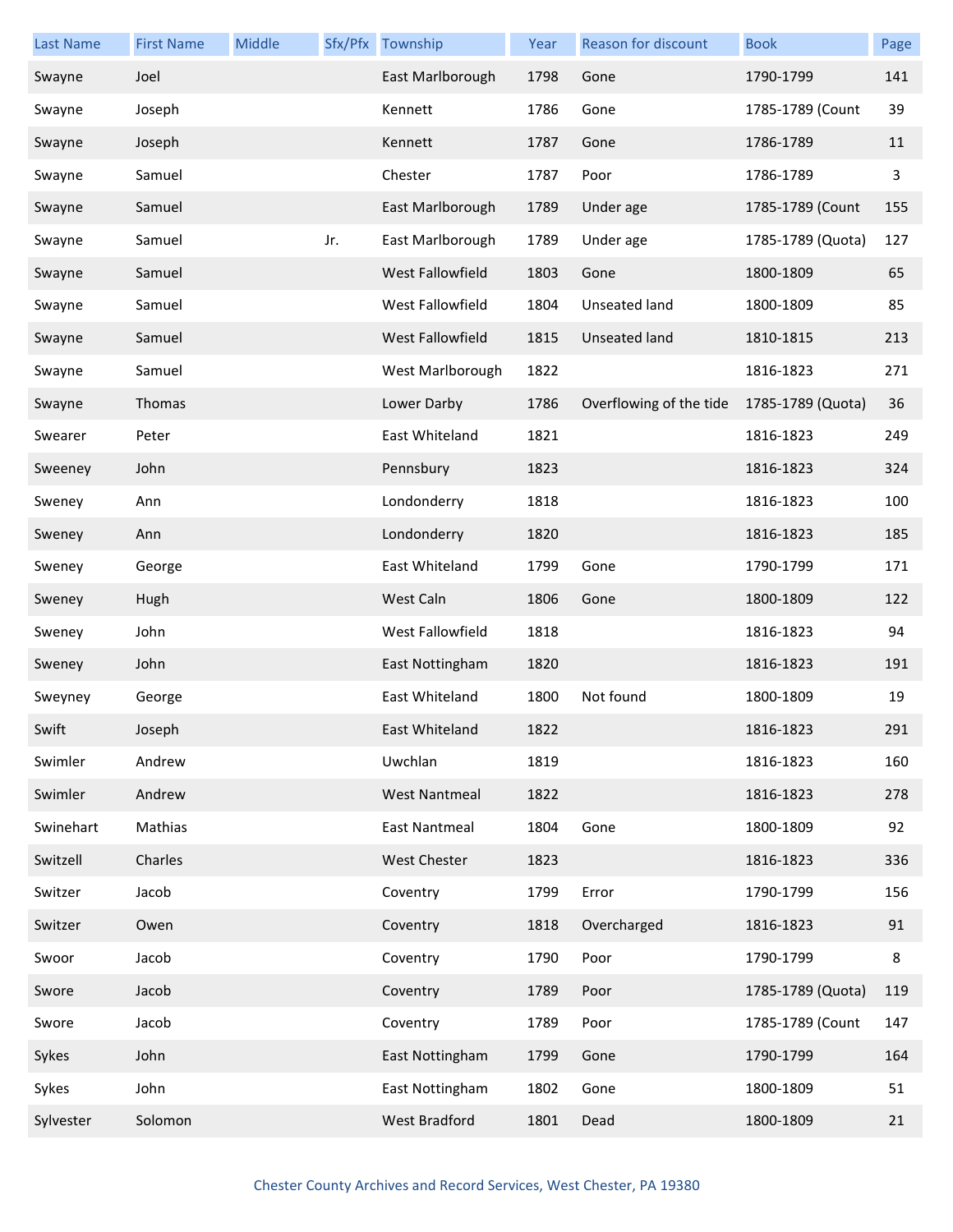| Last Name | First Name | Middle | Sfx/Pfx | Township | Year | Reason for discount | Book | Page |
|---|---|---|---|---|---|---|---|---|
| Swayne | Joel | | | East Marlborough | 1798 | Gone | 1790-1799 | 141 |
| Swayne | Joseph | | | Kennett | 1786 | Gone | 1785-1789 (Count | 39 |
| Swayne | Joseph | | | Kennett | 1787 | Gone | 1786-1789 | 11 |
| Swayne | Samuel | | | Chester | 1787 | Poor | 1786-1789 | 3 |
| Swayne | Samuel | | | East Marlborough | 1789 | Under age | 1785-1789 (Count | 155 |
| Swayne | Samuel | | Jr. | East Marlborough | 1789 | Under age | 1785-1789 (Quota) | 127 |
| Swayne | Samuel | | | West Fallowfield | 1803 | Gone | 1800-1809 | 65 |
| Swayne | Samuel | | | West Fallowfield | 1804 | Unseated land | 1800-1809 | 85 |
| Swayne | Samuel | | | West Fallowfield | 1815 | Unseated land | 1810-1815 | 213 |
| Swayne | Samuel | | | West Marlborough | 1822 | | 1816-1823 | 271 |
| Swayne | Thomas | | | Lower Darby | 1786 | Overflowing of the tide | 1785-1789 (Quota) | 36 |
| Swearer | Peter | | | East Whiteland | 1821 | | 1816-1823 | 249 |
| Sweeney | John | | | Pennsbury | 1823 | | 1816-1823 | 324 |
| Sweney | Ann | | | Londonderry | 1818 | | 1816-1823 | 100 |
| Sweney | Ann | | | Londonderry | 1820 | | 1816-1823 | 185 |
| Sweney | George | | | East Whiteland | 1799 | Gone | 1790-1799 | 171 |
| Sweney | Hugh | | | West Caln | 1806 | Gone | 1800-1809 | 122 |
| Sweney | John | | | West Fallowfield | 1818 | | 1816-1823 | 94 |
| Sweney | John | | | East Nottingham | 1820 | | 1816-1823 | 191 |
| Sweyney | George | | | East Whiteland | 1800 | Not found | 1800-1809 | 19 |
| Swift | Joseph | | | East Whiteland | 1822 | | 1816-1823 | 291 |
| Swimler | Andrew | | | Uwchlan | 1819 | | 1816-1823 | 160 |
| Swimler | Andrew | | | West Nantmeal | 1822 | | 1816-1823 | 278 |
| Swinehart | Mathias | | | East Nantmeal | 1804 | Gone | 1800-1809 | 92 |
| Switzell | Charles | | | West Chester | 1823 | | 1816-1823 | 336 |
| Switzer | Jacob | | | Coventry | 1799 | Error | 1790-1799 | 156 |
| Switzer | Owen | | | Coventry | 1818 | Overcharged | 1816-1823 | 91 |
| Swoor | Jacob | | | Coventry | 1790 | Poor | 1790-1799 | 8 |
| Swore | Jacob | | | Coventry | 1789 | Poor | 1785-1789 (Quota) | 119 |
| Swore | Jacob | | | Coventry | 1789 | Poor | 1785-1789 (Count | 147 |
| Sykes | John | | | East Nottingham | 1799 | Gone | 1790-1799 | 164 |
| Sykes | John | | | East Nottingham | 1802 | Gone | 1800-1809 | 51 |
| Sylvester | Solomon | | | West Bradford | 1801 | Dead | 1800-1809 | 21 |

Chester County Archives and Record Services, West Chester, PA 19380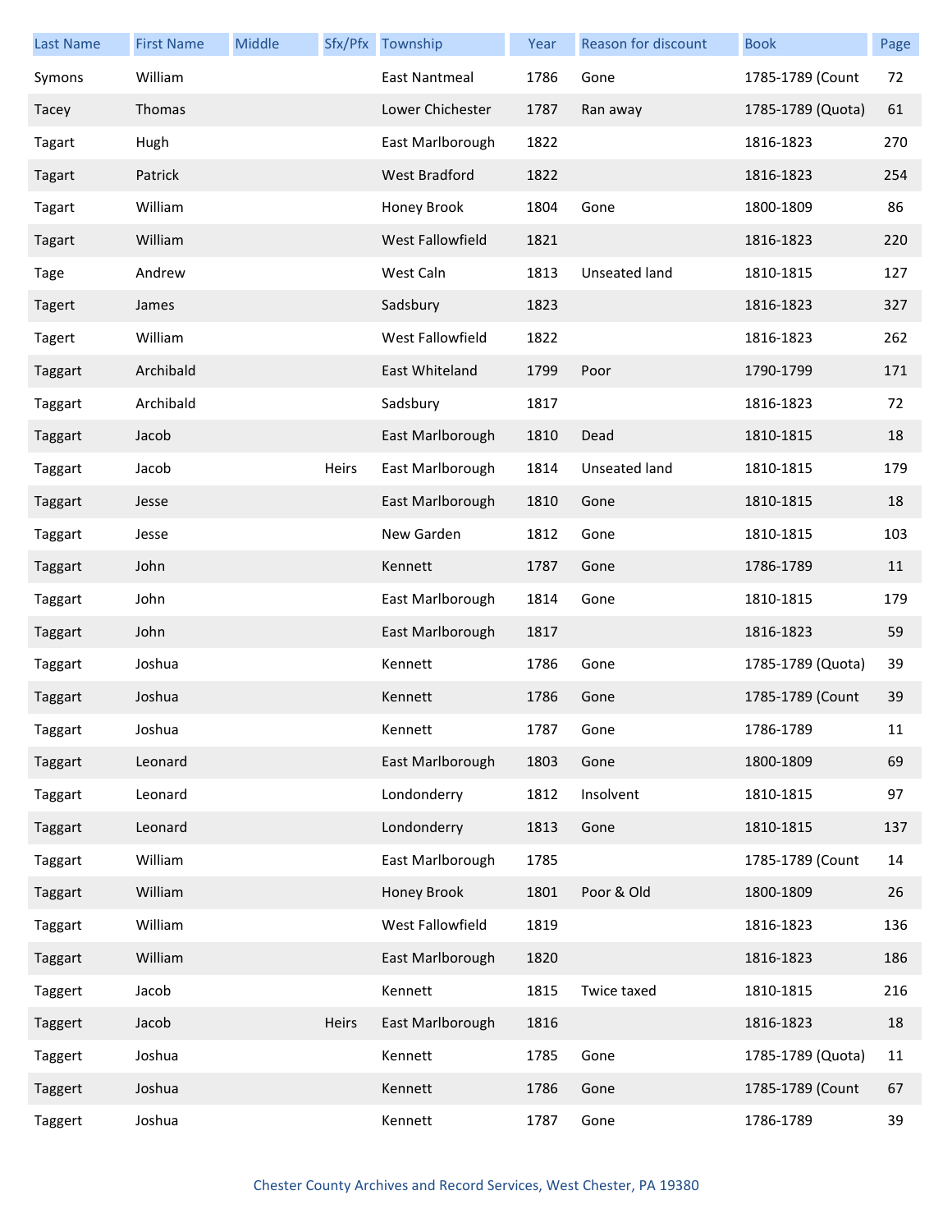| Last Name | First Name | Middle | Sfx/Pfx | Township | Year | Reason for discount | Book | Page |
|---|---|---|---|---|---|---|---|---|
| Symons | William | | | East Nantmeal | 1786 | Gone | 1785-1789 (Count | 72 |
| Tacey | Thomas | | | Lower Chichester | 1787 | Ran away | 1785-1789 (Quota) | 61 |
| Tagart | Hugh | | | East Marlborough | 1822 | | 1816-1823 | 270 |
| Tagart | Patrick | | | West Bradford | 1822 | | 1816-1823 | 254 |
| Tagart | William | | | Honey Brook | 1804 | Gone | 1800-1809 | 86 |
| Tagart | William | | | West Fallowfield | 1821 | | 1816-1823 | 220 |
| Tage | Andrew | | | West Caln | 1813 | Unseated land | 1810-1815 | 127 |
| Tagert | James | | | Sadsbury | 1823 | | 1816-1823 | 327 |
| Tagert | William | | | West Fallowfield | 1822 | | 1816-1823 | 262 |
| Taggart | Archibald | | | East Whiteland | 1799 | Poor | 1790-1799 | 171 |
| Taggart | Archibald | | | Sadsbury | 1817 | | 1816-1823 | 72 |
| Taggart | Jacob | | | East Marlborough | 1810 | Dead | 1810-1815 | 18 |
| Taggart | Jacob | | Heirs | East Marlborough | 1814 | Unseated land | 1810-1815 | 179 |
| Taggart | Jesse | | | East Marlborough | 1810 | Gone | 1810-1815 | 18 |
| Taggart | Jesse | | | New Garden | 1812 | Gone | 1810-1815 | 103 |
| Taggart | John | | | Kennett | 1787 | Gone | 1786-1789 | 11 |
| Taggart | John | | | East Marlborough | 1814 | Gone | 1810-1815 | 179 |
| Taggart | John | | | East Marlborough | 1817 | | 1816-1823 | 59 |
| Taggart | Joshua | | | Kennett | 1786 | Gone | 1785-1789 (Quota) | 39 |
| Taggart | Joshua | | | Kennett | 1786 | Gone | 1785-1789 (Count | 39 |
| Taggart | Joshua | | | Kennett | 1787 | Gone | 1786-1789 | 11 |
| Taggart | Leonard | | | East Marlborough | 1803 | Gone | 1800-1809 | 69 |
| Taggart | Leonard | | | Londonderry | 1812 | Insolvent | 1810-1815 | 97 |
| Taggart | Leonard | | | Londonderry | 1813 | Gone | 1810-1815 | 137 |
| Taggart | William | | | East Marlborough | 1785 | | 1785-1789 (Count | 14 |
| Taggart | William | | | Honey Brook | 1801 | Poor & Old | 1800-1809 | 26 |
| Taggart | William | | | West Fallowfield | 1819 | | 1816-1823 | 136 |
| Taggart | William | | | East Marlborough | 1820 | | 1816-1823 | 186 |
| Taggert | Jacob | | | Kennett | 1815 | Twice taxed | 1810-1815 | 216 |
| Taggert | Jacob | | Heirs | East Marlborough | 1816 | | 1816-1823 | 18 |
| Taggert | Joshua | | | Kennett | 1785 | Gone | 1785-1789 (Quota) | 11 |
| Taggert | Joshua | | | Kennett | 1786 | Gone | 1785-1789 (Count | 67 |
| Taggert | Joshua | | | Kennett | 1787 | Gone | 1786-1789 | 39 |

Chester County Archives and Record Services, West Chester, PA 19380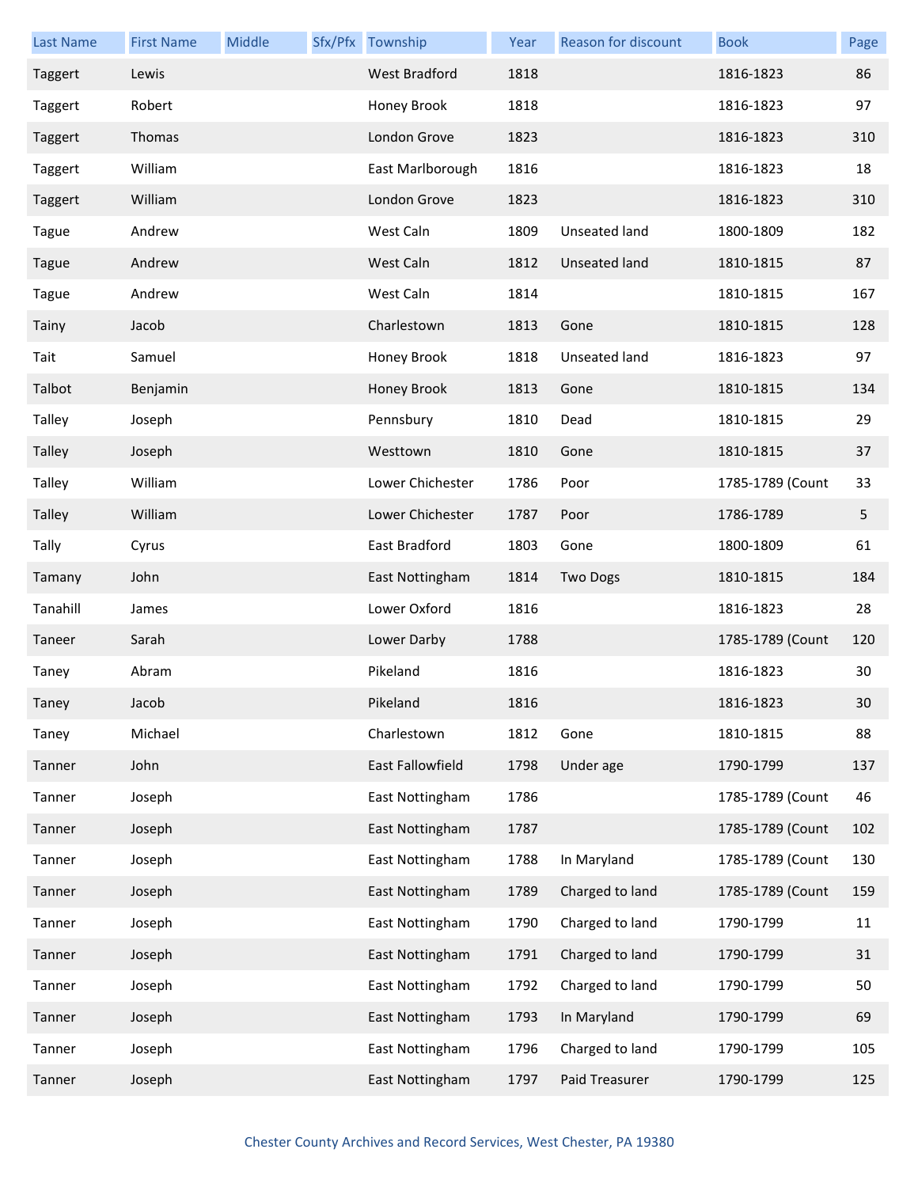| Last Name | First Name | Middle | Sfx/Pfx | Township | Year | Reason for discount | Book | Page |
|---|---|---|---|---|---|---|---|---|
| Taggert | Lewis | | | West Bradford | 1818 | | 1816-1823 | 86 |
| Taggert | Robert | | | Honey Brook | 1818 | | 1816-1823 | 97 |
| Taggert | Thomas | | | London Grove | 1823 | | 1816-1823 | 310 |
| Taggert | William | | | East Marlborough | 1816 | | 1816-1823 | 18 |
| Taggert | William | | | London Grove | 1823 | | 1816-1823 | 310 |
| Tague | Andrew | | | West Caln | 1809 | Unseated land | 1800-1809 | 182 |
| Tague | Andrew | | | West Caln | 1812 | Unseated land | 1810-1815 | 87 |
| Tague | Andrew | | | West Caln | 1814 | | 1810-1815 | 167 |
| Tainy | Jacob | | | Charlestown | 1813 | Gone | 1810-1815 | 128 |
| Tait | Samuel | | | Honey Brook | 1818 | Unseated land | 1816-1823 | 97 |
| Talbot | Benjamin | | | Honey Brook | 1813 | Gone | 1810-1815 | 134 |
| Talley | Joseph | | | Pennsbury | 1810 | Dead | 1810-1815 | 29 |
| Talley | Joseph | | | Westtown | 1810 | Gone | 1810-1815 | 37 |
| Talley | William | | | Lower Chichester | 1786 | Poor | 1785-1789 (Count | 33 |
| Talley | William | | | Lower Chichester | 1787 | Poor | 1786-1789 | 5 |
| Tally | Cyrus | | | East Bradford | 1803 | Gone | 1800-1809 | 61 |
| Tamany | John | | | East Nottingham | 1814 | Two Dogs | 1810-1815 | 184 |
| Tanahill | James | | | Lower Oxford | 1816 | | 1816-1823 | 28 |
| Taneer | Sarah | | | Lower Darby | 1788 | | 1785-1789 (Count | 120 |
| Taney | Abram | | | Pikeland | 1816 | | 1816-1823 | 30 |
| Taney | Jacob | | | Pikeland | 1816 | | 1816-1823 | 30 |
| Taney | Michael | | | Charlestown | 1812 | Gone | 1810-1815 | 88 |
| Tanner | John | | | East Fallowfield | 1798 | Under age | 1790-1799 | 137 |
| Tanner | Joseph | | | East Nottingham | 1786 | | 1785-1789 (Count | 46 |
| Tanner | Joseph | | | East Nottingham | 1787 | | 1785-1789 (Count | 102 |
| Tanner | Joseph | | | East Nottingham | 1788 | In Maryland | 1785-1789 (Count | 130 |
| Tanner | Joseph | | | East Nottingham | 1789 | Charged to land | 1785-1789 (Count | 159 |
| Tanner | Joseph | | | East Nottingham | 1790 | Charged to land | 1790-1799 | 11 |
| Tanner | Joseph | | | East Nottingham | 1791 | Charged to land | 1790-1799 | 31 |
| Tanner | Joseph | | | East Nottingham | 1792 | Charged to land | 1790-1799 | 50 |
| Tanner | Joseph | | | East Nottingham | 1793 | In Maryland | 1790-1799 | 69 |
| Tanner | Joseph | | | East Nottingham | 1796 | Charged to land | 1790-1799 | 105 |
| Tanner | Joseph | | | East Nottingham | 1797 | Paid Treasurer | 1790-1799 | 125 |

Chester County Archives and Record Services, West Chester, PA 19380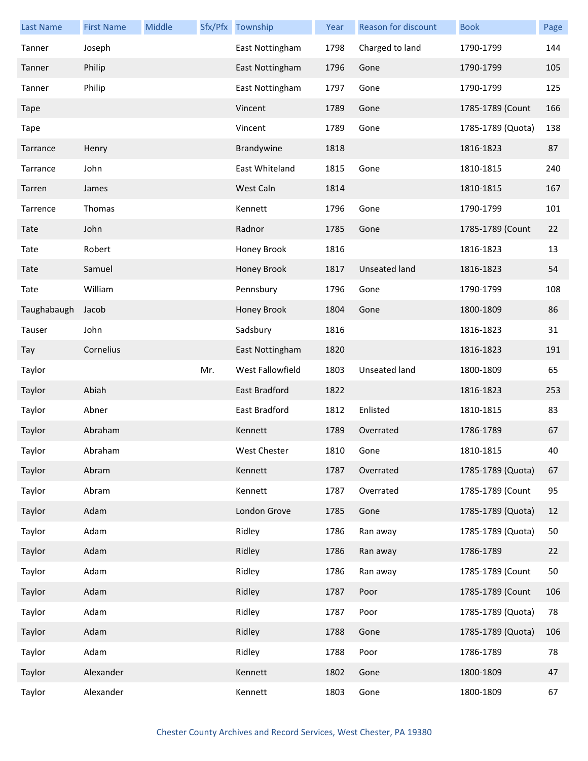| Last Name | First Name | Middle | Sfx/Pfx | Township | Year | Reason for discount | Book | Page |
|---|---|---|---|---|---|---|---|---|
| Tanner | Joseph | | | East Nottingham | 1798 | Charged to land | 1790-1799 | 144 |
| Tanner | Philip | | | East Nottingham | 1796 | Gone | 1790-1799 | 105 |
| Tanner | Philip | | | East Nottingham | 1797 | Gone | 1790-1799 | 125 |
| Tape | | | | Vincent | 1789 | Gone | 1785-1789 (Count | 166 |
| Tape | | | | Vincent | 1789 | Gone | 1785-1789 (Quota) | 138 |
| Tarrance | Henry | | | Brandywine | 1818 | | 1816-1823 | 87 |
| Tarrance | John | | | East Whiteland | 1815 | Gone | 1810-1815 | 240 |
| Tarren | James | | | West Caln | 1814 | | 1810-1815 | 167 |
| Tarrence | Thomas | | | Kennett | 1796 | Gone | 1790-1799 | 101 |
| Tate | John | | | Radnor | 1785 | Gone | 1785-1789 (Count | 22 |
| Tate | Robert | | | Honey Brook | 1816 | | 1816-1823 | 13 |
| Tate | Samuel | | | Honey Brook | 1817 | Unseated land | 1816-1823 | 54 |
| Tate | William | | | Pennsbury | 1796 | Gone | 1790-1799 | 108 |
| Taughabaugh | Jacob | | | Honey Brook | 1804 | Gone | 1800-1809 | 86 |
| Tauser | John | | | Sadsbury | 1816 | | 1816-1823 | 31 |
| Tay | Cornelius | | | East Nottingham | 1820 | | 1816-1823 | 191 |
| Taylor | | | Mr. | West Fallowfield | 1803 | Unseated land | 1800-1809 | 65 |
| Taylor | Abiah | | | East Bradford | 1822 | | 1816-1823 | 253 |
| Taylor | Abner | | | East Bradford | 1812 | Enlisted | 1810-1815 | 83 |
| Taylor | Abraham | | | Kennett | 1789 | Overrated | 1786-1789 | 67 |
| Taylor | Abraham | | | West Chester | 1810 | Gone | 1810-1815 | 40 |
| Taylor | Abram | | | Kennett | 1787 | Overrated | 1785-1789 (Quota) | 67 |
| Taylor | Abram | | | Kennett | 1787 | Overrated | 1785-1789 (Count | 95 |
| Taylor | Adam | | | London Grove | 1785 | Gone | 1785-1789 (Quota) | 12 |
| Taylor | Adam | | | Ridley | 1786 | Ran away | 1785-1789 (Quota) | 50 |
| Taylor | Adam | | | Ridley | 1786 | Ran away | 1786-1789 | 22 |
| Taylor | Adam | | | Ridley | 1786 | Ran away | 1785-1789 (Count | 50 |
| Taylor | Adam | | | Ridley | 1787 | Poor | 1785-1789 (Count | 106 |
| Taylor | Adam | | | Ridley | 1787 | Poor | 1785-1789 (Quota) | 78 |
| Taylor | Adam | | | Ridley | 1788 | Gone | 1785-1789 (Quota) | 106 |
| Taylor | Adam | | | Ridley | 1788 | Poor | 1786-1789 | 78 |
| Taylor | Alexander | | | Kennett | 1802 | Gone | 1800-1809 | 47 |
| Taylor | Alexander | | | Kennett | 1803 | Gone | 1800-1809 | 67 |

Chester County Archives and Record Services, West Chester, PA 19380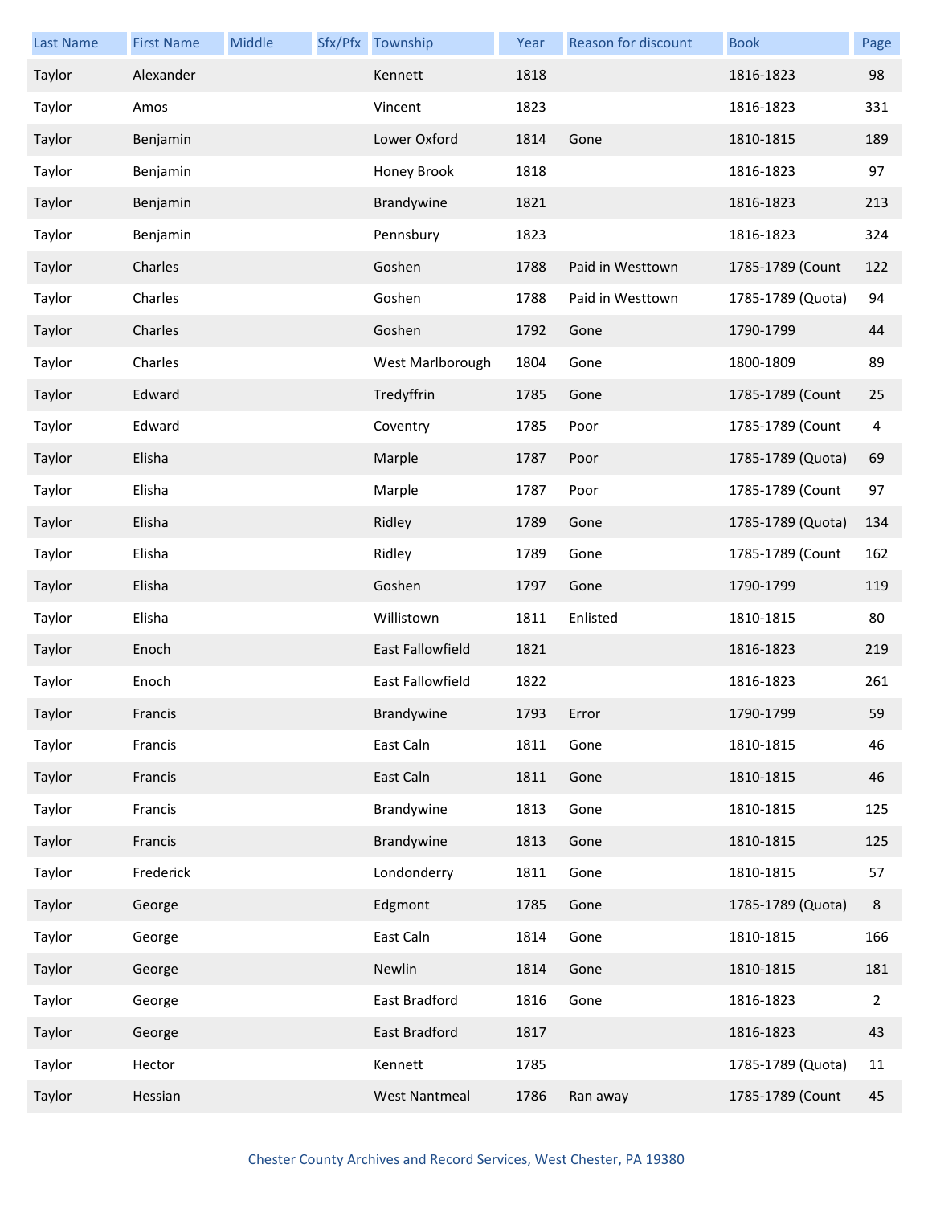| Last Name | First Name | Middle | Sfx/Pfx | Township | Year | Reason for discount | Book | Page |
|---|---|---|---|---|---|---|---|---|
| Taylor | Alexander | | | Kennett | 1818 | | 1816-1823 | 98 |
| Taylor | Amos | | | Vincent | 1823 | | 1816-1823 | 331 |
| Taylor | Benjamin | | | Lower Oxford | 1814 | Gone | 1810-1815 | 189 |
| Taylor | Benjamin | | | Honey Brook | 1818 | | 1816-1823 | 97 |
| Taylor | Benjamin | | | Brandywine | 1821 | | 1816-1823 | 213 |
| Taylor | Benjamin | | | Pennsbury | 1823 | | 1816-1823 | 324 |
| Taylor | Charles | | | Goshen | 1788 | Paid in Westtown | 1785-1789 (Count | 122 |
| Taylor | Charles | | | Goshen | 1788 | Paid in Westtown | 1785-1789 (Quota) | 94 |
| Taylor | Charles | | | Goshen | 1792 | Gone | 1790-1799 | 44 |
| Taylor | Charles | | | West Marlborough | 1804 | Gone | 1800-1809 | 89 |
| Taylor | Edward | | | Tredyffrin | 1785 | Gone | 1785-1789 (Count | 25 |
| Taylor | Edward | | | Coventry | 1785 | Poor | 1785-1789 (Count | 4 |
| Taylor | Elisha | | | Marple | 1787 | Poor | 1785-1789 (Quota) | 69 |
| Taylor | Elisha | | | Marple | 1787 | Poor | 1785-1789 (Count | 97 |
| Taylor | Elisha | | | Ridley | 1789 | Gone | 1785-1789 (Quota) | 134 |
| Taylor | Elisha | | | Ridley | 1789 | Gone | 1785-1789 (Count | 162 |
| Taylor | Elisha | | | Goshen | 1797 | Gone | 1790-1799 | 119 |
| Taylor | Elisha | | | Willistown | 1811 | Enlisted | 1810-1815 | 80 |
| Taylor | Enoch | | | East Fallowfield | 1821 | | 1816-1823 | 219 |
| Taylor | Enoch | | | East Fallowfield | 1822 | | 1816-1823 | 261 |
| Taylor | Francis | | | Brandywine | 1793 | Error | 1790-1799 | 59 |
| Taylor | Francis | | | East Caln | 1811 | Gone | 1810-1815 | 46 |
| Taylor | Francis | | | East Caln | 1811 | Gone | 1810-1815 | 46 |
| Taylor | Francis | | | Brandywine | 1813 | Gone | 1810-1815 | 125 |
| Taylor | Francis | | | Brandywine | 1813 | Gone | 1810-1815 | 125 |
| Taylor | Frederick | | | Londonderry | 1811 | Gone | 1810-1815 | 57 |
| Taylor | George | | | Edgmont | 1785 | Gone | 1785-1789 (Quota) | 8 |
| Taylor | George | | | East Caln | 1814 | Gone | 1810-1815 | 166 |
| Taylor | George | | | Newlin | 1814 | Gone | 1810-1815 | 181 |
| Taylor | George | | | East Bradford | 1816 | Gone | 1816-1823 | 2 |
| Taylor | George | | | East Bradford | 1817 | | 1816-1823 | 43 |
| Taylor | Hector | | | Kennett | 1785 | | 1785-1789 (Quota) | 11 |
| Taylor | Hessian | | | West Nantmeal | 1786 | Ran away | 1785-1789 (Count | 45 |

Chester County Archives and Record Services, West Chester, PA 19380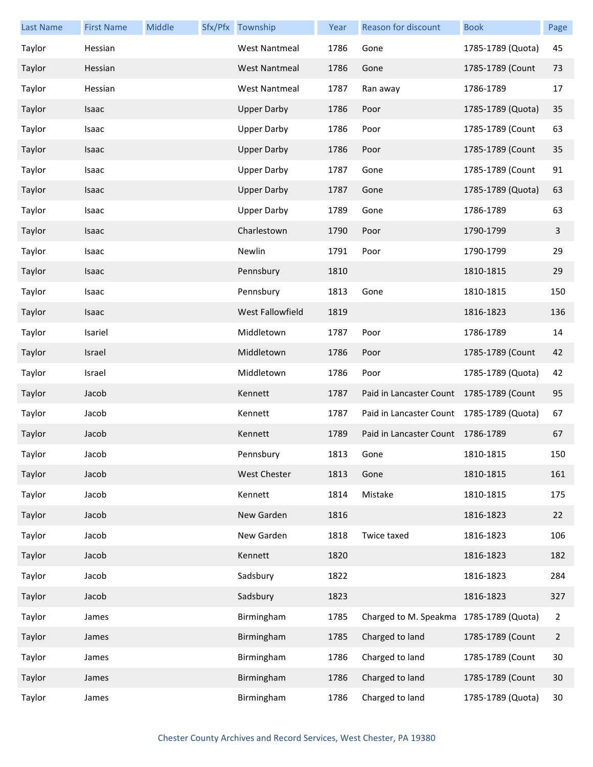| Last Name | First Name | Middle | Sfx/Pfx | Township | Year | Reason for discount | Book | Page |
| --- | --- | --- | --- | --- | --- | --- | --- | --- |
| Taylor | Hessian | | | West Nantmeal | 1786 | Gone | 1785-1789 (Quota) | 45 |
| Taylor | Hessian | | | West Nantmeal | 1786 | Gone | 1785-1789 (Count | 73 |
| Taylor | Hessian | | | West Nantmeal | 1787 | Ran away | 1786-1789 | 17 |
| Taylor | Isaac | | | Upper Darby | 1786 | Poor | 1785-1789 (Quota) | 35 |
| Taylor | Isaac | | | Upper Darby | 1786 | Poor | 1785-1789 (Count | 63 |
| Taylor | Isaac | | | Upper Darby | 1786 | Poor | 1785-1789 (Count | 35 |
| Taylor | Isaac | | | Upper Darby | 1787 | Gone | 1785-1789 (Count | 91 |
| Taylor | Isaac | | | Upper Darby | 1787 | Gone | 1785-1789 (Quota) | 63 |
| Taylor | Isaac | | | Upper Darby | 1789 | Gone | 1786-1789 | 63 |
| Taylor | Isaac | | | Charlestown | 1790 | Poor | 1790-1799 | 3 |
| Taylor | Isaac | | | Newlin | 1791 | Poor | 1790-1799 | 29 |
| Taylor | Isaac | | | Pennsbury | 1810 | | 1810-1815 | 29 |
| Taylor | Isaac | | | Pennsbury | 1813 | Gone | 1810-1815 | 150 |
| Taylor | Isaac | | | West Fallowfield | 1819 | | 1816-1823 | 136 |
| Taylor | Isariel | | | Middletown | 1787 | Poor | 1786-1789 | 14 |
| Taylor | Israel | | | Middletown | 1786 | Poor | 1785-1789 (Count | 42 |
| Taylor | Israel | | | Middletown | 1786 | Poor | 1785-1789 (Quota) | 42 |
| Taylor | Jacob | | | Kennett | 1787 | Paid in Lancaster Count | 1785-1789 (Count | 95 |
| Taylor | Jacob | | | Kennett | 1787 | Paid in Lancaster Count | 1785-1789 (Quota) | 67 |
| Taylor | Jacob | | | Kennett | 1789 | Paid in Lancaster Count | 1786-1789 | 67 |
| Taylor | Jacob | | | Pennsbury | 1813 | Gone | 1810-1815 | 150 |
| Taylor | Jacob | | | West Chester | 1813 | Gone | 1810-1815 | 161 |
| Taylor | Jacob | | | Kennett | 1814 | Mistake | 1810-1815 | 175 |
| Taylor | Jacob | | | New Garden | 1816 | | 1816-1823 | 22 |
| Taylor | Jacob | | | New Garden | 1818 | Twice taxed | 1816-1823 | 106 |
| Taylor | Jacob | | | Kennett | 1820 | | 1816-1823 | 182 |
| Taylor | Jacob | | | Sadsbury | 1822 | | 1816-1823 | 284 |
| Taylor | Jacob | | | Sadsbury | 1823 | | 1816-1823 | 327 |
| Taylor | James | | | Birmingham | 1785 | Charged to M. Speakma | 1785-1789 (Quota) | 2 |
| Taylor | James | | | Birmingham | 1785 | Charged to land | 1785-1789 (Count | 2 |
| Taylor | James | | | Birmingham | 1786 | Charged to land | 1785-1789 (Count | 30 |
| Taylor | James | | | Birmingham | 1786 | Charged to land | 1785-1789 (Count | 30 |
| Taylor | James | | | Birmingham | 1786 | Charged to land | 1785-1789 (Quota) | 30 |

Chester County Archives and Record Services, West Chester, PA 19380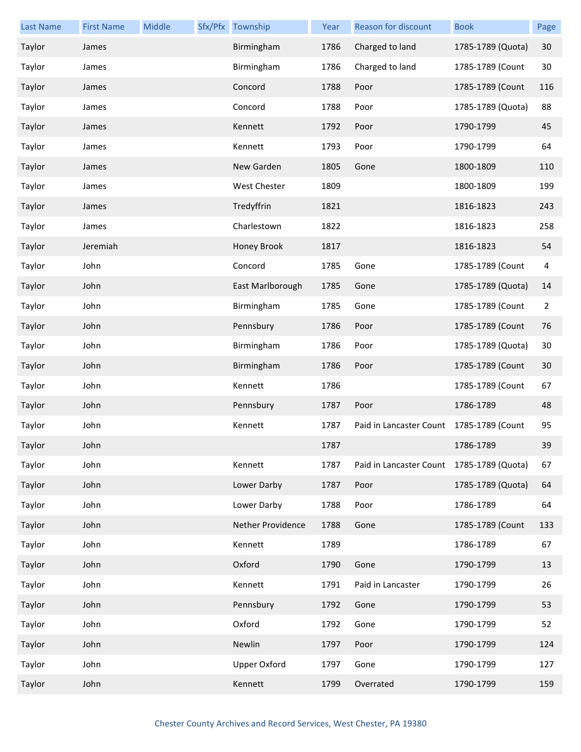| Last Name | First Name | Middle | Sfx/Pfx | Township | Year | Reason for discount | Book | Page |
|---|---|---|---|---|---|---|---|---|
| Taylor | James | | | Birmingham | 1786 | Charged to land | 1785-1789 (Quota) | 30 |
| Taylor | James | | | Birmingham | 1786 | Charged to land | 1785-1789 (Count | 30 |
| Taylor | James | | | Concord | 1788 | Poor | 1785-1789 (Count | 116 |
| Taylor | James | | | Concord | 1788 | Poor | 1785-1789 (Quota) | 88 |
| Taylor | James | | | Kennett | 1792 | Poor | 1790-1799 | 45 |
| Taylor | James | | | Kennett | 1793 | Poor | 1790-1799 | 64 |
| Taylor | James | | | New Garden | 1805 | Gone | 1800-1809 | 110 |
| Taylor | James | | | West Chester | 1809 | | 1800-1809 | 199 |
| Taylor | James | | | Tredyffrin | 1821 | | 1816-1823 | 243 |
| Taylor | James | | | Charlestown | 1822 | | 1816-1823 | 258 |
| Taylor | Jeremiah | | | Honey Brook | 1817 | | 1816-1823 | 54 |
| Taylor | John | | | Concord | 1785 | Gone | 1785-1789 (Count | 4 |
| Taylor | John | | | East Marlborough | 1785 | Gone | 1785-1789 (Quota) | 14 |
| Taylor | John | | | Birmingham | 1785 | Gone | 1785-1789 (Count | 2 |
| Taylor | John | | | Pennsbury | 1786 | Poor | 1785-1789 (Count | 76 |
| Taylor | John | | | Birmingham | 1786 | Poor | 1785-1789 (Quota) | 30 |
| Taylor | John | | | Birmingham | 1786 | Poor | 1785-1789 (Count | 30 |
| Taylor | John | | | Kennett | 1786 | | 1785-1789 (Count | 67 |
| Taylor | John | | | Pennsbury | 1787 | Poor | 1786-1789 | 48 |
| Taylor | John | | | Kennett | 1787 | Paid in Lancaster Count | 1785-1789 (Count | 95 |
| Taylor | John | | | | 1787 | | 1786-1789 | 39 |
| Taylor | John | | | Kennett | 1787 | Paid in Lancaster Count | 1785-1789 (Quota) | 67 |
| Taylor | John | | | Lower Darby | 1787 | Poor | 1785-1789 (Quota) | 64 |
| Taylor | John | | | Lower Darby | 1788 | Poor | 1786-1789 | 64 |
| Taylor | John | | | Nether Providence | 1788 | Gone | 1785-1789 (Count | 133 |
| Taylor | John | | | Kennett | 1789 | | 1786-1789 | 67 |
| Taylor | John | | | Oxford | 1790 | Gone | 1790-1799 | 13 |
| Taylor | John | | | Kennett | 1791 | Paid in Lancaster | 1790-1799 | 26 |
| Taylor | John | | | Pennsbury | 1792 | Gone | 1790-1799 | 53 |
| Taylor | John | | | Oxford | 1792 | Gone | 1790-1799 | 52 |
| Taylor | John | | | Newlin | 1797 | Poor | 1790-1799 | 124 |
| Taylor | John | | | Upper Oxford | 1797 | Gone | 1790-1799 | 127 |
| Taylor | John | | | Kennett | 1799 | Overrated | 1790-1799 | 159 |

Chester County Archives and Record Services, West Chester, PA 19380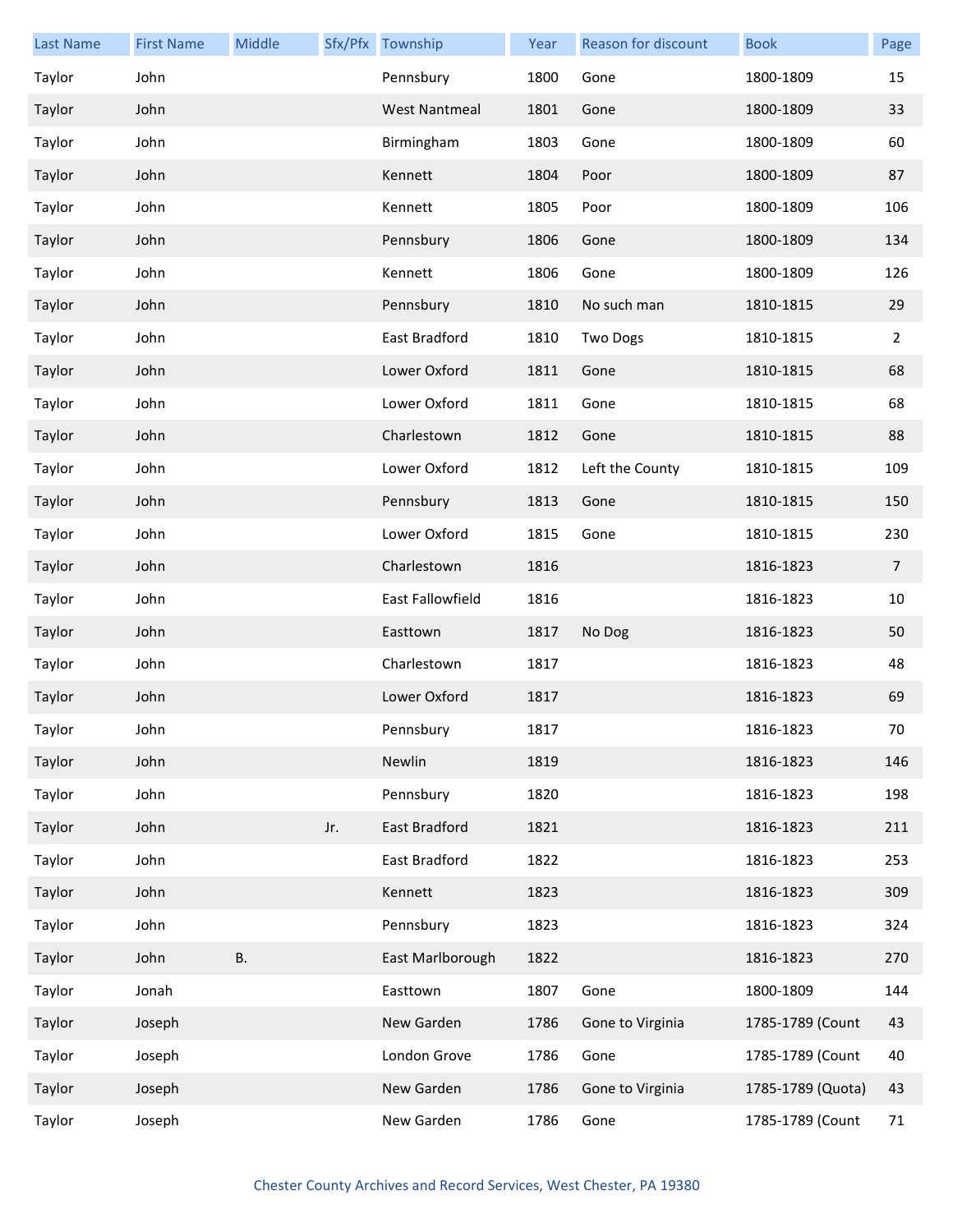| Last Name | First Name | Middle | Sfx/Pfx | Township | Year | Reason for discount | Book | Page |
| --- | --- | --- | --- | --- | --- | --- | --- | --- |
| Taylor | John | | | Pennsbury | 1800 | Gone | 1800-1809 | 15 |
| Taylor | John | | | West Nantmeal | 1801 | Gone | 1800-1809 | 33 |
| Taylor | John | | | Birmingham | 1803 | Gone | 1800-1809 | 60 |
| Taylor | John | | | Kennett | 1804 | Poor | 1800-1809 | 87 |
| Taylor | John | | | Kennett | 1805 | Poor | 1800-1809 | 106 |
| Taylor | John | | | Pennsbury | 1806 | Gone | 1800-1809 | 134 |
| Taylor | John | | | Kennett | 1806 | Gone | 1800-1809 | 126 |
| Taylor | John | | | Pennsbury | 1810 | No such man | 1810-1815 | 29 |
| Taylor | John | | | East Bradford | 1810 | Two Dogs | 1810-1815 | 2 |
| Taylor | John | | | Lower Oxford | 1811 | Gone | 1810-1815 | 68 |
| Taylor | John | | | Lower Oxford | 1811 | Gone | 1810-1815 | 68 |
| Taylor | John | | | Charlestown | 1812 | Gone | 1810-1815 | 88 |
| Taylor | John | | | Lower Oxford | 1812 | Left the County | 1810-1815 | 109 |
| Taylor | John | | | Pennsbury | 1813 | Gone | 1810-1815 | 150 |
| Taylor | John | | | Lower Oxford | 1815 | Gone | 1810-1815 | 230 |
| Taylor | John | | | Charlestown | 1816 | | 1816-1823 | 7 |
| Taylor | John | | | East Fallowfield | 1816 | | 1816-1823 | 10 |
| Taylor | John | | | Easttown | 1817 | No Dog | 1816-1823 | 50 |
| Taylor | John | | | Charlestown | 1817 | | 1816-1823 | 48 |
| Taylor | John | | | Lower Oxford | 1817 | | 1816-1823 | 69 |
| Taylor | John | | | Pennsbury | 1817 | | 1816-1823 | 70 |
| Taylor | John | | | Newlin | 1819 | | 1816-1823 | 146 |
| Taylor | John | | | Pennsbury | 1820 | | 1816-1823 | 198 |
| Taylor | John | | Jr. | East Bradford | 1821 | | 1816-1823 | 211 |
| Taylor | John | | | East Bradford | 1822 | | 1816-1823 | 253 |
| Taylor | John | | | Kennett | 1823 | | 1816-1823 | 309 |
| Taylor | John | | | Pennsbury | 1823 | | 1816-1823 | 324 |
| Taylor | John | B. | | East Marlborough | 1822 | | 1816-1823 | 270 |
| Taylor | Jonah | | | Easttown | 1807 | Gone | 1800-1809 | 144 |
| Taylor | Joseph | | | New Garden | 1786 | Gone to Virginia | 1785-1789 (Count | 43 |
| Taylor | Joseph | | | London Grove | 1786 | Gone | 1785-1789 (Count | 40 |
| Taylor | Joseph | | | New Garden | 1786 | Gone to Virginia | 1785-1789 (Quota) | 43 |
| Taylor | Joseph | | | New Garden | 1786 | Gone | 1785-1789 (Count | 71 |

Chester County Archives and Record Services, West Chester, PA 19380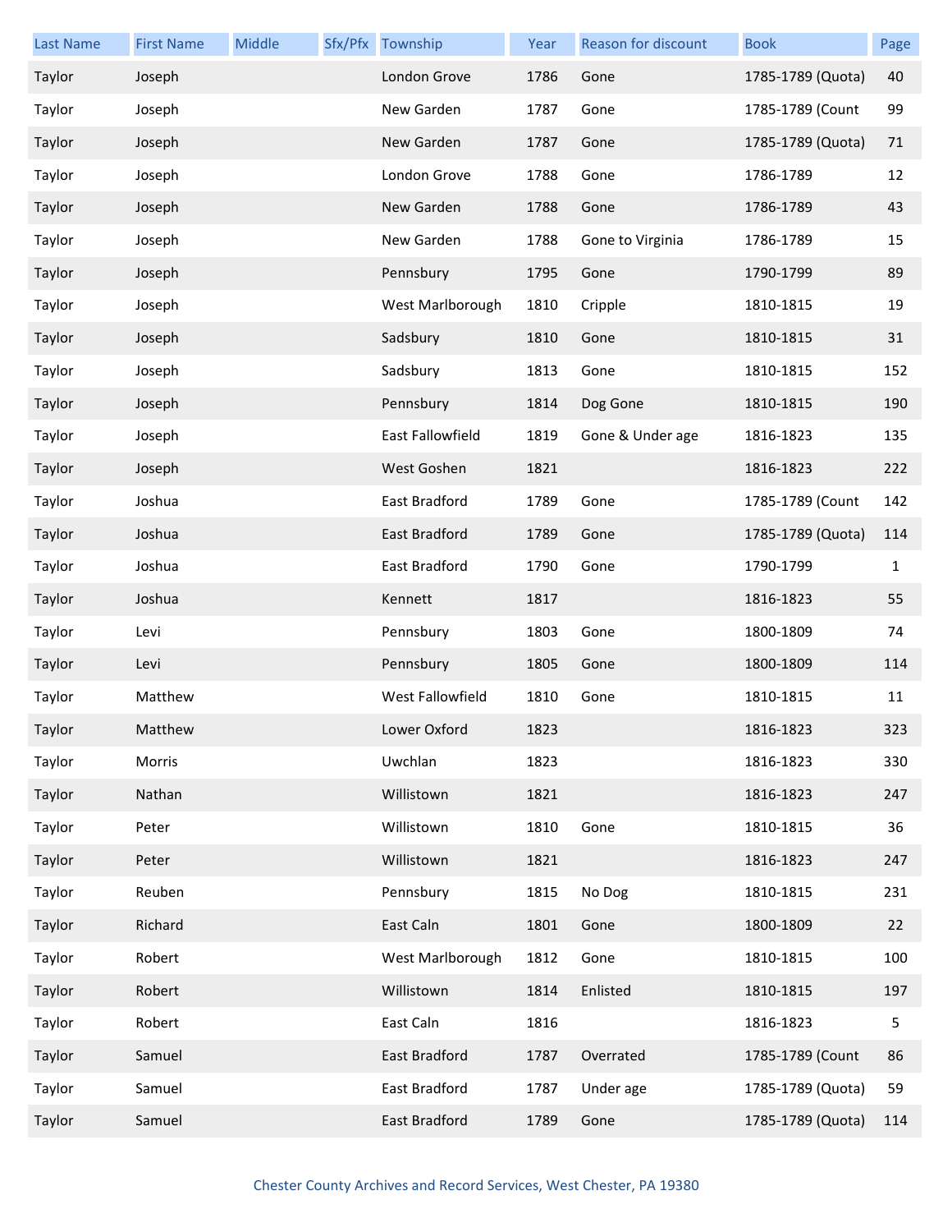| Last Name | First Name | Middle | Sfx/Pfx | Township | Year | Reason for discount | Book | Page |
|---|---|---|---|---|---|---|---|---|
| Taylor | Joseph | | | London Grove | 1786 | Gone | 1785-1789 (Quota) | 40 |
| Taylor | Joseph | | | New Garden | 1787 | Gone | 1785-1789 (Count | 99 |
| Taylor | Joseph | | | New Garden | 1787 | Gone | 1785-1789 (Quota) | 71 |
| Taylor | Joseph | | | London Grove | 1788 | Gone | 1786-1789 | 12 |
| Taylor | Joseph | | | New Garden | 1788 | Gone | 1786-1789 | 43 |
| Taylor | Joseph | | | New Garden | 1788 | Gone to Virginia | 1786-1789 | 15 |
| Taylor | Joseph | | | Pennsbury | 1795 | Gone | 1790-1799 | 89 |
| Taylor | Joseph | | | West Marlborough | 1810 | Cripple | 1810-1815 | 19 |
| Taylor | Joseph | | | Sadsbury | 1810 | Gone | 1810-1815 | 31 |
| Taylor | Joseph | | | Sadsbury | 1813 | Gone | 1810-1815 | 152 |
| Taylor | Joseph | | | Pennsbury | 1814 | Dog Gone | 1810-1815 | 190 |
| Taylor | Joseph | | | East Fallowfield | 1819 | Gone & Under age | 1816-1823 | 135 |
| Taylor | Joseph | | | West Goshen | 1821 | | 1816-1823 | 222 |
| Taylor | Joshua | | | East Bradford | 1789 | Gone | 1785-1789 (Count | 142 |
| Taylor | Joshua | | | East Bradford | 1789 | Gone | 1785-1789 (Quota) | 114 |
| Taylor | Joshua | | | East Bradford | 1790 | Gone | 1790-1799 | 1 |
| Taylor | Joshua | | | Kennett | 1817 | | 1816-1823 | 55 |
| Taylor | Levi | | | Pennsbury | 1803 | Gone | 1800-1809 | 74 |
| Taylor | Levi | | | Pennsbury | 1805 | Gone | 1800-1809 | 114 |
| Taylor | Matthew | | | West Fallowfield | 1810 | Gone | 1810-1815 | 11 |
| Taylor | Matthew | | | Lower Oxford | 1823 | | 1816-1823 | 323 |
| Taylor | Morris | | | Uwchlan | 1823 | | 1816-1823 | 330 |
| Taylor | Nathan | | | Willistown | 1821 | | 1816-1823 | 247 |
| Taylor | Peter | | | Willistown | 1810 | Gone | 1810-1815 | 36 |
| Taylor | Peter | | | Willistown | 1821 | | 1816-1823 | 247 |
| Taylor | Reuben | | | Pennsbury | 1815 | No Dog | 1810-1815 | 231 |
| Taylor | Richard | | | East Caln | 1801 | Gone | 1800-1809 | 22 |
| Taylor | Robert | | | West Marlborough | 1812 | Gone | 1810-1815 | 100 |
| Taylor | Robert | | | Willistown | 1814 | Enlisted | 1810-1815 | 197 |
| Taylor | Robert | | | East Caln | 1816 | | 1816-1823 | 5 |
| Taylor | Samuel | | | East Bradford | 1787 | Overrated | 1785-1789 (Count | 86 |
| Taylor | Samuel | | | East Bradford | 1787 | Under age | 1785-1789 (Quota) | 59 |
| Taylor | Samuel | | | East Bradford | 1789 | Gone | 1785-1789 (Quota) | 114 |

Chester County Archives and Record Services, West Chester, PA 19380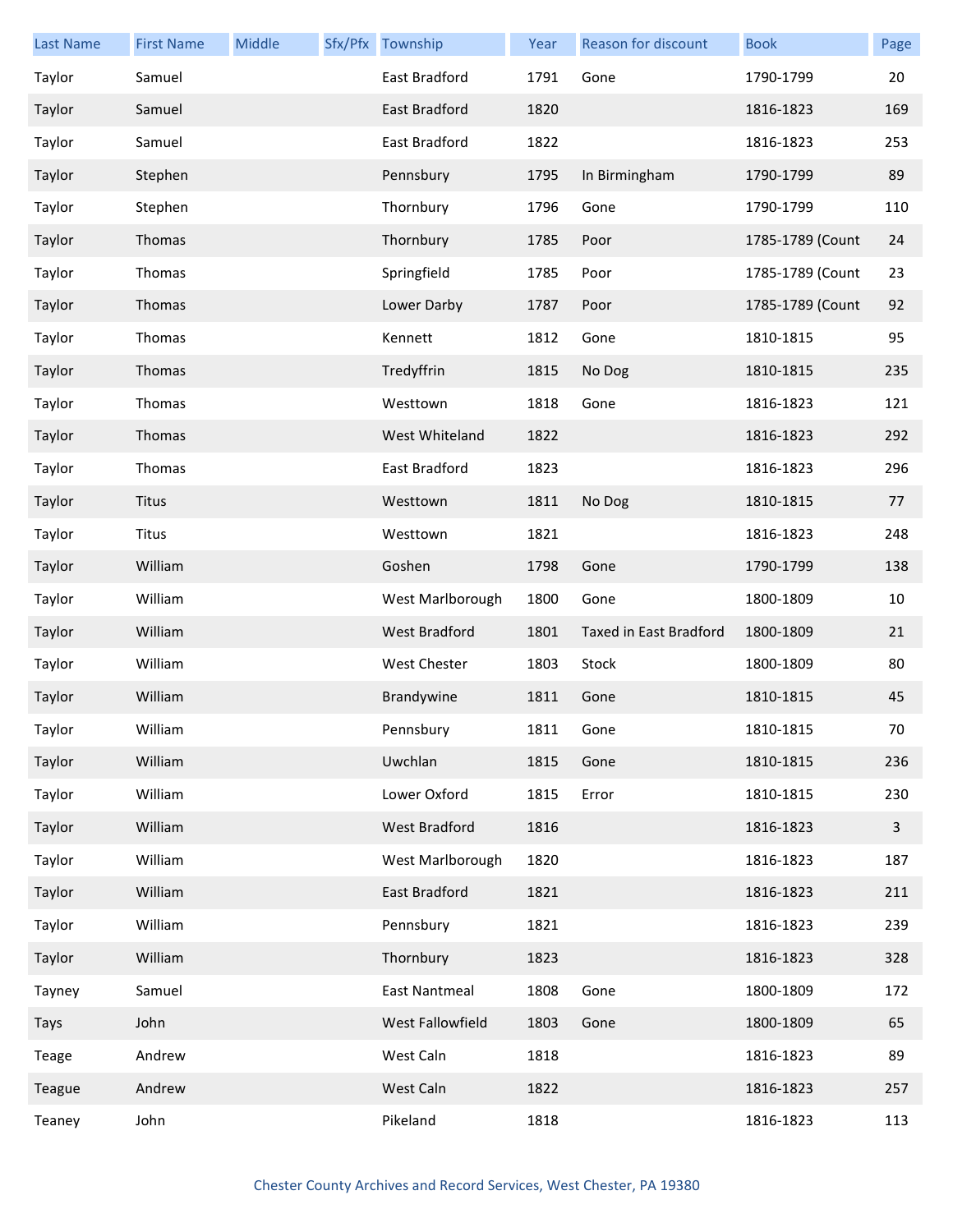| Last Name | First Name | Middle | Sfx/Pfx | Township | Year | Reason for discount | Book | Page |
|---|---|---|---|---|---|---|---|---|
| Taylor | Samuel | | | East Bradford | 1791 | Gone | 1790-1799 | 20 |
| Taylor | Samuel | | | East Bradford | 1820 | | 1816-1823 | 169 |
| Taylor | Samuel | | | East Bradford | 1822 | | 1816-1823 | 253 |
| Taylor | Stephen | | | Pennsbury | 1795 | In Birmingham | 1790-1799 | 89 |
| Taylor | Stephen | | | Thornbury | 1796 | Gone | 1790-1799 | 110 |
| Taylor | Thomas | | | Thornbury | 1785 | Poor | 1785-1789 (Count | 24 |
| Taylor | Thomas | | | Springfield | 1785 | Poor | 1785-1789 (Count | 23 |
| Taylor | Thomas | | | Lower Darby | 1787 | Poor | 1785-1789 (Count | 92 |
| Taylor | Thomas | | | Kennett | 1812 | Gone | 1810-1815 | 95 |
| Taylor | Thomas | | | Tredyffrin | 1815 | No Dog | 1810-1815 | 235 |
| Taylor | Thomas | | | Westtown | 1818 | Gone | 1816-1823 | 121 |
| Taylor | Thomas | | | West Whiteland | 1822 | | 1816-1823 | 292 |
| Taylor | Thomas | | | East Bradford | 1823 | | 1816-1823 | 296 |
| Taylor | Titus | | | Westtown | 1811 | No Dog | 1810-1815 | 77 |
| Taylor | Titus | | | Westtown | 1821 | | 1816-1823 | 248 |
| Taylor | William | | | Goshen | 1798 | Gone | 1790-1799 | 138 |
| Taylor | William | | | West Marlborough | 1800 | Gone | 1800-1809 | 10 |
| Taylor | William | | | West Bradford | 1801 | Taxed in East Bradford | 1800-1809 | 21 |
| Taylor | William | | | West Chester | 1803 | Stock | 1800-1809 | 80 |
| Taylor | William | | | Brandywine | 1811 | Gone | 1810-1815 | 45 |
| Taylor | William | | | Pennsbury | 1811 | Gone | 1810-1815 | 70 |
| Taylor | William | | | Uwchlan | 1815 | Gone | 1810-1815 | 236 |
| Taylor | William | | | Lower Oxford | 1815 | Error | 1810-1815 | 230 |
| Taylor | William | | | West Bradford | 1816 | | 1816-1823 | 3 |
| Taylor | William | | | West Marlborough | 1820 | | 1816-1823 | 187 |
| Taylor | William | | | East Bradford | 1821 | | 1816-1823 | 211 |
| Taylor | William | | | Pennsbury | 1821 | | 1816-1823 | 239 |
| Taylor | William | | | Thornbury | 1823 | | 1816-1823 | 328 |
| Tayney | Samuel | | | East Nantmeal | 1808 | Gone | 1800-1809 | 172 |
| Tays | John | | | West Fallowfield | 1803 | Gone | 1800-1809 | 65 |
| Teage | Andrew | | | West Caln | 1818 | | 1816-1823 | 89 |
| Teague | Andrew | | | West Caln | 1822 | | 1816-1823 | 257 |
| Teaney | John | | | Pikeland | 1818 | | 1816-1823 | 113 |

Chester County Archives and Record Services, West Chester, PA 19380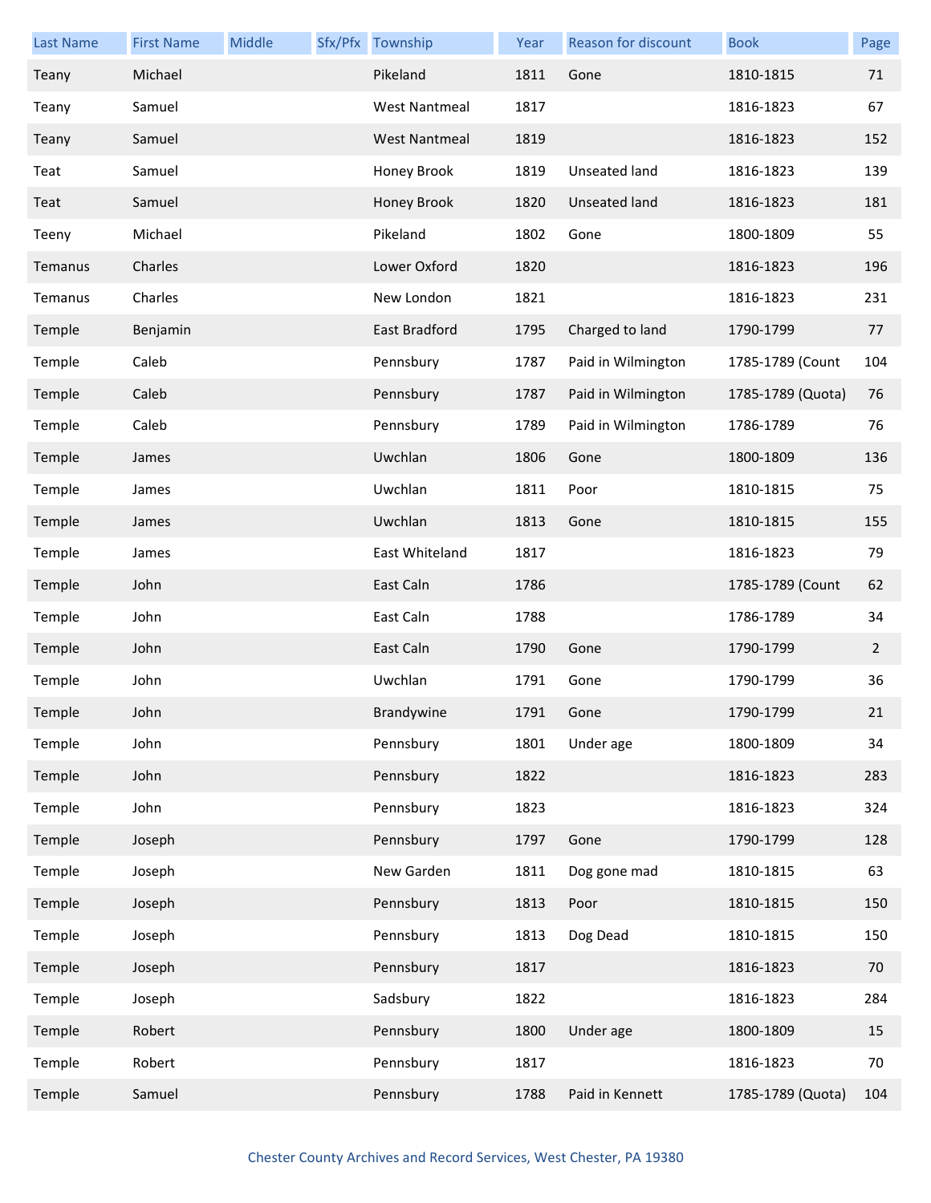| Last Name | First Name | Middle | Sfx/Pfx | Township | Year | Reason for discount | Book | Page |
|---|---|---|---|---|---|---|---|---|
| Teany | Michael | | | Pikeland | 1811 | Gone | 1810-1815 | 71 |
| Teany | Samuel | | | West Nantmeal | 1817 | | 1816-1823 | 67 |
| Teany | Samuel | | | West Nantmeal | 1819 | | 1816-1823 | 152 |
| Teat | Samuel | | | Honey Brook | 1819 | Unseated land | 1816-1823 | 139 |
| Teat | Samuel | | | Honey Brook | 1820 | Unseated land | 1816-1823 | 181 |
| Teeny | Michael | | | Pikeland | 1802 | Gone | 1800-1809 | 55 |
| Temanus | Charles | | | Lower Oxford | 1820 | | 1816-1823 | 196 |
| Temanus | Charles | | | New London | 1821 | | 1816-1823 | 231 |
| Temple | Benjamin | | | East Bradford | 1795 | Charged to land | 1790-1799 | 77 |
| Temple | Caleb | | | Pennsbury | 1787 | Paid in Wilmington | 1785-1789 (Count | 104 |
| Temple | Caleb | | | Pennsbury | 1787 | Paid in Wilmington | 1785-1789 (Quota) | 76 |
| Temple | Caleb | | | Pennsbury | 1789 | Paid in Wilmington | 1786-1789 | 76 |
| Temple | James | | | Uwchlan | 1806 | Gone | 1800-1809 | 136 |
| Temple | James | | | Uwchlan | 1811 | Poor | 1810-1815 | 75 |
| Temple | James | | | Uwchlan | 1813 | Gone | 1810-1815 | 155 |
| Temple | James | | | East Whiteland | 1817 | | 1816-1823 | 79 |
| Temple | John | | | East Caln | 1786 | | 1785-1789 (Count | 62 |
| Temple | John | | | East Caln | 1788 | | 1786-1789 | 34 |
| Temple | John | | | East Caln | 1790 | Gone | 1790-1799 | 2 |
| Temple | John | | | Uwchlan | 1791 | Gone | 1790-1799 | 36 |
| Temple | John | | | Brandywine | 1791 | Gone | 1790-1799 | 21 |
| Temple | John | | | Pennsbury | 1801 | Under age | 1800-1809 | 34 |
| Temple | John | | | Pennsbury | 1822 | | 1816-1823 | 283 |
| Temple | John | | | Pennsbury | 1823 | | 1816-1823 | 324 |
| Temple | Joseph | | | Pennsbury | 1797 | Gone | 1790-1799 | 128 |
| Temple | Joseph | | | New Garden | 1811 | Dog gone mad | 1810-1815 | 63 |
| Temple | Joseph | | | Pennsbury | 1813 | Poor | 1810-1815 | 150 |
| Temple | Joseph | | | Pennsbury | 1813 | Dog Dead | 1810-1815 | 150 |
| Temple | Joseph | | | Pennsbury | 1817 | | 1816-1823 | 70 |
| Temple | Joseph | | | Sadsbury | 1822 | | 1816-1823 | 284 |
| Temple | Robert | | | Pennsbury | 1800 | Under age | 1800-1809 | 15 |
| Temple | Robert | | | Pennsbury | 1817 | | 1816-1823 | 70 |
| Temple | Samuel | | | Pennsbury | 1788 | Paid in Kennett | 1785-1789 (Quota) | 104 |

Chester County Archives and Record Services, West Chester, PA 19380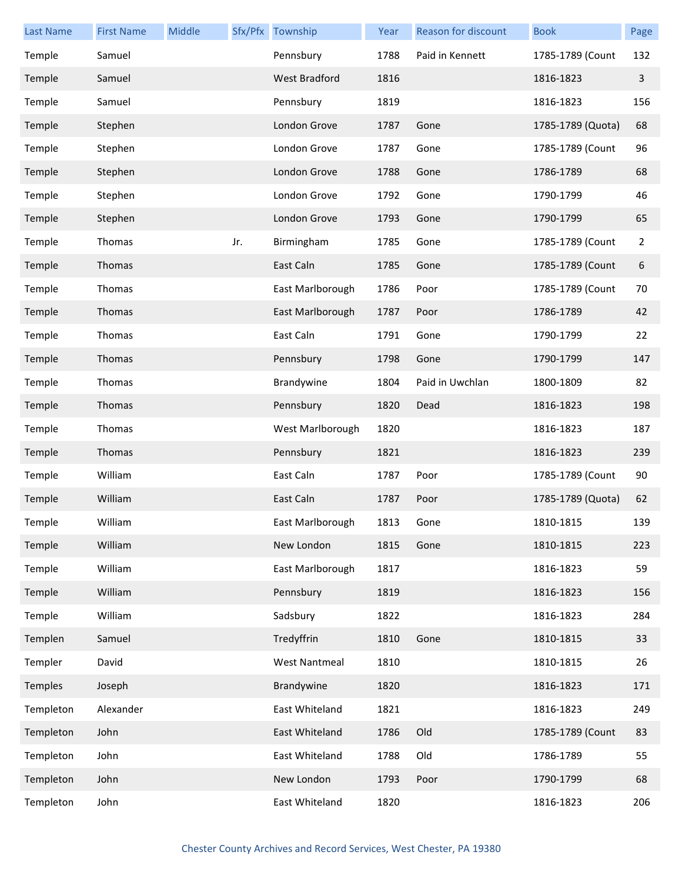| Last Name | First Name | Middle | Sfx/Pfx | Township | Year | Reason for discount | Book | Page |
|---|---|---|---|---|---|---|---|---|
| Temple | Samuel | | | Pennsbury | 1788 | Paid in Kennett | 1785-1789 (Count | 132 |
| Temple | Samuel | | | West Bradford | 1816 | | 1816-1823 | 3 |
| Temple | Samuel | | | Pennsbury | 1819 | | 1816-1823 | 156 |
| Temple | Stephen | | | London Grove | 1787 | Gone | 1785-1789 (Quota) | 68 |
| Temple | Stephen | | | London Grove | 1787 | Gone | 1785-1789 (Count | 96 |
| Temple | Stephen | | | London Grove | 1788 | Gone | 1786-1789 | 68 |
| Temple | Stephen | | | London Grove | 1792 | Gone | 1790-1799 | 46 |
| Temple | Stephen | | | London Grove | 1793 | Gone | 1790-1799 | 65 |
| Temple | Thomas | | Jr. | Birmingham | 1785 | Gone | 1785-1789 (Count | 2 |
| Temple | Thomas | | | East Caln | 1785 | Gone | 1785-1789 (Count | 6 |
| Temple | Thomas | | | East Marlborough | 1786 | Poor | 1785-1789 (Count | 70 |
| Temple | Thomas | | | East Marlborough | 1787 | Poor | 1786-1789 | 42 |
| Temple | Thomas | | | East Caln | 1791 | Gone | 1790-1799 | 22 |
| Temple | Thomas | | | Pennsbury | 1798 | Gone | 1790-1799 | 147 |
| Temple | Thomas | | | Brandywine | 1804 | Paid in Uwchlan | 1800-1809 | 82 |
| Temple | Thomas | | | Pennsbury | 1820 | Dead | 1816-1823 | 198 |
| Temple | Thomas | | | West Marlborough | 1820 | | 1816-1823 | 187 |
| Temple | Thomas | | | Pennsbury | 1821 | | 1816-1823 | 239 |
| Temple | William | | | East Caln | 1787 | Poor | 1785-1789 (Count | 90 |
| Temple | William | | | East Caln | 1787 | Poor | 1785-1789 (Quota) | 62 |
| Temple | William | | | East Marlborough | 1813 | Gone | 1810-1815 | 139 |
| Temple | William | | | New London | 1815 | Gone | 1810-1815 | 223 |
| Temple | William | | | East Marlborough | 1817 | | 1816-1823 | 59 |
| Temple | William | | | Pennsbury | 1819 | | 1816-1823 | 156 |
| Temple | William | | | Sadsbury | 1822 | | 1816-1823 | 284 |
| Templen | Samuel | | | Tredyffrin | 1810 | Gone | 1810-1815 | 33 |
| Templer | David | | | West Nantmeal | 1810 | | 1810-1815 | 26 |
| Temples | Joseph | | | Brandywine | 1820 | | 1816-1823 | 171 |
| Templeton | Alexander | | | East Whiteland | 1821 | | 1816-1823 | 249 |
| Templeton | John | | | East Whiteland | 1786 | Old | 1785-1789 (Count | 83 |
| Templeton | John | | | East Whiteland | 1788 | Old | 1786-1789 | 55 |
| Templeton | John | | | New London | 1793 | Poor | 1790-1799 | 68 |
| Templeton | John | | | East Whiteland | 1820 | | 1816-1823 | 206 |

Chester County Archives and Record Services, West Chester, PA 19380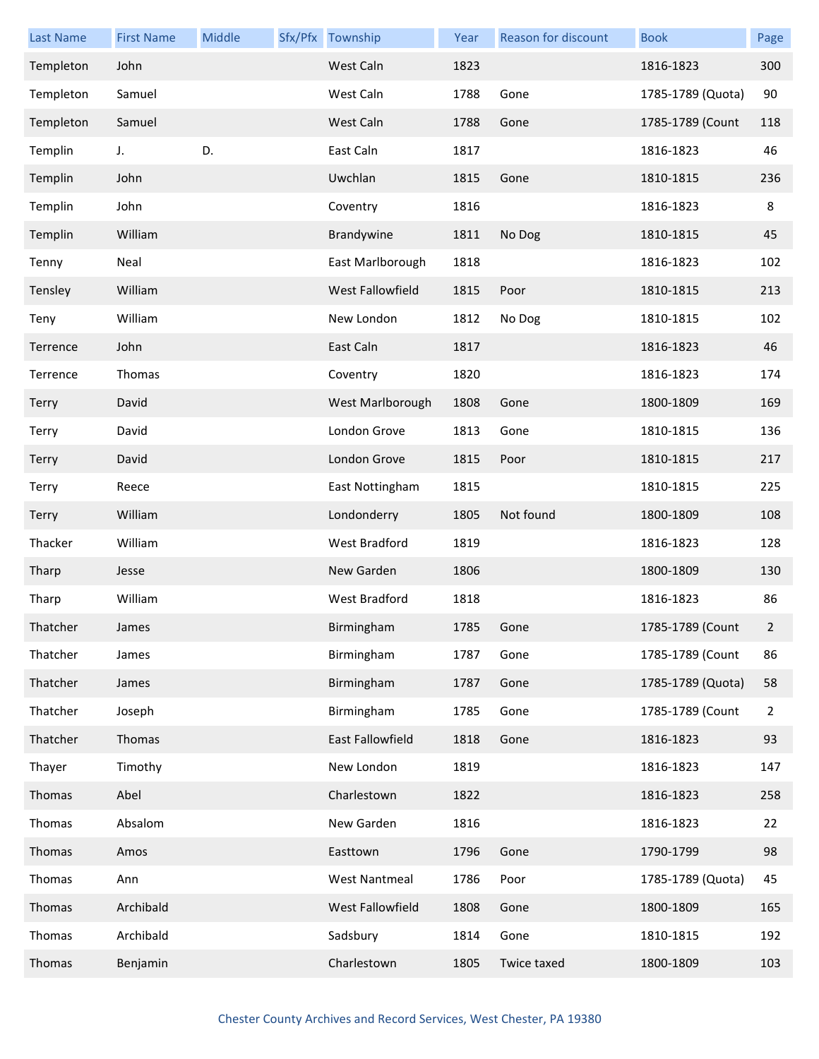| Last Name | First Name | Middle | Sfx/Pfx | Township | Year | Reason for discount | Book | Page |
|---|---|---|---|---|---|---|---|---|
| Templeton | John | | | West Caln | 1823 | | 1816-1823 | 300 |
| Templeton | Samuel | | | West Caln | 1788 | Gone | 1785-1789 (Quota) | 90 |
| Templeton | Samuel | | | West Caln | 1788 | Gone | 1785-1789 (Count | 118 |
| Templin | J. | D. | | East Caln | 1817 | | 1816-1823 | 46 |
| Templin | John | | | Uwchlan | 1815 | Gone | 1810-1815 | 236 |
| Templin | John | | | Coventry | 1816 | | 1816-1823 | 8 |
| Templin | William | | | Brandywine | 1811 | No Dog | 1810-1815 | 45 |
| Tenny | Neal | | | East Marlborough | 1818 | | 1816-1823 | 102 |
| Tensley | William | | | West Fallowfield | 1815 | Poor | 1810-1815 | 213 |
| Teny | William | | | New London | 1812 | No Dog | 1810-1815 | 102 |
| Terrence | John | | | East Caln | 1817 | | 1816-1823 | 46 |
| Terrence | Thomas | | | Coventry | 1820 | | 1816-1823 | 174 |
| Terry | David | | | West Marlborough | 1808 | Gone | 1800-1809 | 169 |
| Terry | David | | | London Grove | 1813 | Gone | 1810-1815 | 136 |
| Terry | David | | | London Grove | 1815 | Poor | 1810-1815 | 217 |
| Terry | Reece | | | East Nottingham | 1815 | | 1810-1815 | 225 |
| Terry | William | | | Londonderry | 1805 | Not found | 1800-1809 | 108 |
| Thacker | William | | | West Bradford | 1819 | | 1816-1823 | 128 |
| Tharp | Jesse | | | New Garden | 1806 | | 1800-1809 | 130 |
| Tharp | William | | | West Bradford | 1818 | | 1816-1823 | 86 |
| Thatcher | James | | | Birmingham | 1785 | Gone | 1785-1789 (Count | 2 |
| Thatcher | James | | | Birmingham | 1787 | Gone | 1785-1789 (Count | 86 |
| Thatcher | James | | | Birmingham | 1787 | Gone | 1785-1789 (Quota) | 58 |
| Thatcher | Joseph | | | Birmingham | 1785 | Gone | 1785-1789 (Count | 2 |
| Thatcher | Thomas | | | East Fallowfield | 1818 | Gone | 1816-1823 | 93 |
| Thayer | Timothy | | | New London | 1819 | | 1816-1823 | 147 |
| Thomas | Abel | | | Charlestown | 1822 | | 1816-1823 | 258 |
| Thomas | Absalom | | | New Garden | 1816 | | 1816-1823 | 22 |
| Thomas | Amos | | | Easttown | 1796 | Gone | 1790-1799 | 98 |
| Thomas | Ann | | | West Nantmeal | 1786 | Poor | 1785-1789 (Quota) | 45 |
| Thomas | Archibald | | | West Fallowfield | 1808 | Gone | 1800-1809 | 165 |
| Thomas | Archibald | | | Sadsbury | 1814 | Gone | 1810-1815 | 192 |
| Thomas | Benjamin | | | Charlestown | 1805 | Twice taxed | 1800-1809 | 103 |

Chester County Archives and Record Services, West Chester, PA 19380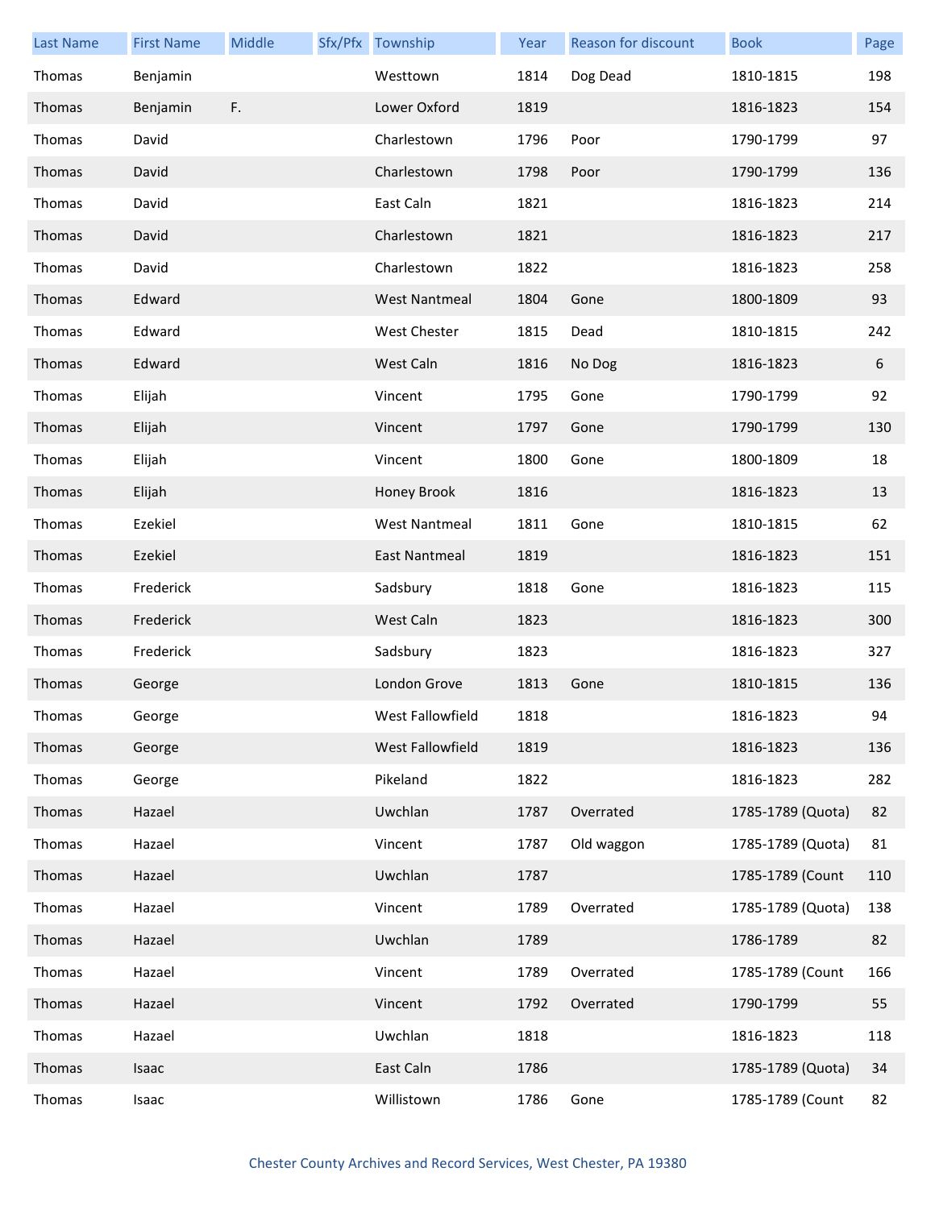| Last Name | First Name | Middle | Sfx/Pfx | Township | Year | Reason for discount | Book | Page |
|---|---|---|---|---|---|---|---|---|
| Thomas | Benjamin | | | Westtown | 1814 | Dog Dead | 1810-1815 | 198 |
| Thomas | Benjamin | F. | | Lower Oxford | 1819 | | 1816-1823 | 154 |
| Thomas | David | | | Charlestown | 1796 | Poor | 1790-1799 | 97 |
| Thomas | David | | | Charlestown | 1798 | Poor | 1790-1799 | 136 |
| Thomas | David | | | East Caln | 1821 | | 1816-1823 | 214 |
| Thomas | David | | | Charlestown | 1821 | | 1816-1823 | 217 |
| Thomas | David | | | Charlestown | 1822 | | 1816-1823 | 258 |
| Thomas | Edward | | | West Nantmeal | 1804 | Gone | 1800-1809 | 93 |
| Thomas | Edward | | | West Chester | 1815 | Dead | 1810-1815 | 242 |
| Thomas | Edward | | | West Caln | 1816 | No Dog | 1816-1823 | 6 |
| Thomas | Elijah | | | Vincent | 1795 | Gone | 1790-1799 | 92 |
| Thomas | Elijah | | | Vincent | 1797 | Gone | 1790-1799 | 130 |
| Thomas | Elijah | | | Vincent | 1800 | Gone | 1800-1809 | 18 |
| Thomas | Elijah | | | Honey Brook | 1816 | | 1816-1823 | 13 |
| Thomas | Ezekiel | | | West Nantmeal | 1811 | Gone | 1810-1815 | 62 |
| Thomas | Ezekiel | | | East Nantmeal | 1819 | | 1816-1823 | 151 |
| Thomas | Frederick | | | Sadsbury | 1818 | Gone | 1816-1823 | 115 |
| Thomas | Frederick | | | West Caln | 1823 | | 1816-1823 | 300 |
| Thomas | Frederick | | | Sadsbury | 1823 | | 1816-1823 | 327 |
| Thomas | George | | | London Grove | 1813 | Gone | 1810-1815 | 136 |
| Thomas | George | | | West Fallowfield | 1818 | | 1816-1823 | 94 |
| Thomas | George | | | West Fallowfield | 1819 | | 1816-1823 | 136 |
| Thomas | George | | | Pikeland | 1822 | | 1816-1823 | 282 |
| Thomas | Hazael | | | Uwchlan | 1787 | Overrated | 1785-1789 (Quota) | 82 |
| Thomas | Hazael | | | Vincent | 1787 | Old waggon | 1785-1789 (Quota) | 81 |
| Thomas | Hazael | | | Uwchlan | 1787 | | 1785-1789 (Count | 110 |
| Thomas | Hazael | | | Vincent | 1789 | Overrated | 1785-1789 (Quota) | 138 |
| Thomas | Hazael | | | Uwchlan | 1789 | | 1786-1789 | 82 |
| Thomas | Hazael | | | Vincent | 1789 | Overrated | 1785-1789 (Count | 166 |
| Thomas | Hazael | | | Vincent | 1792 | Overrated | 1790-1799 | 55 |
| Thomas | Hazael | | | Uwchlan | 1818 | | 1816-1823 | 118 |
| Thomas | Isaac | | | East Caln | 1786 | | 1785-1789 (Quota) | 34 |
| Thomas | Isaac | | | Willistown | 1786 | Gone | 1785-1789 (Count | 82 |

Chester County Archives and Record Services, West Chester, PA 19380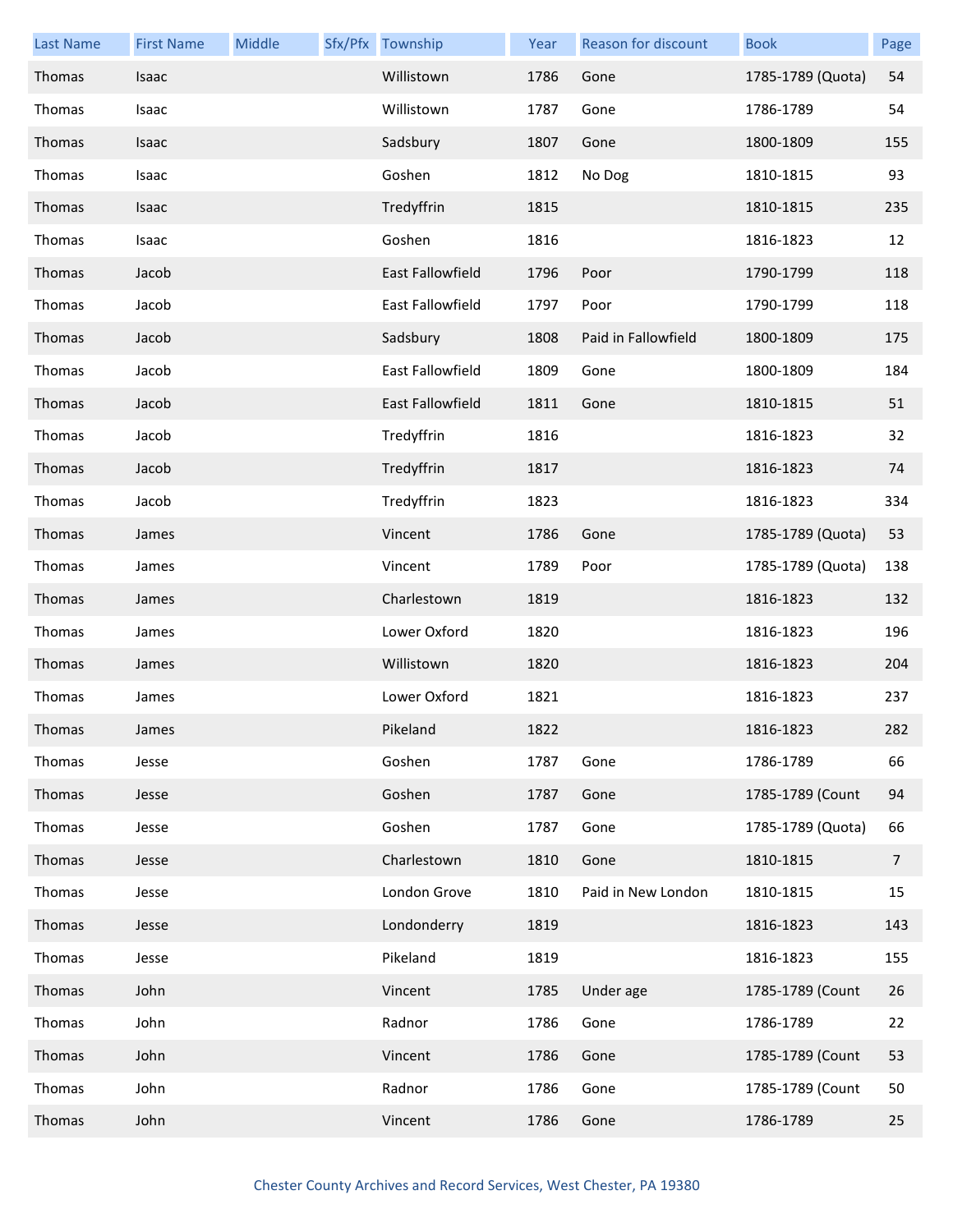| Last Name | First Name | Middle | Sfx/Pfx | Township | Year | Reason for discount | Book | Page |
|---|---|---|---|---|---|---|---|---|
| Thomas | Isaac | | | Willistown | 1786 | Gone | 1785-1789 (Quota) | 54 |
| Thomas | Isaac | | | Willistown | 1787 | Gone | 1786-1789 | 54 |
| Thomas | Isaac | | | Sadsbury | 1807 | Gone | 1800-1809 | 155 |
| Thomas | Isaac | | | Goshen | 1812 | No Dog | 1810-1815 | 93 |
| Thomas | Isaac | | | Tredyffrin | 1815 | | 1810-1815 | 235 |
| Thomas | Isaac | | | Goshen | 1816 | | 1816-1823 | 12 |
| Thomas | Jacob | | | East Fallowfield | 1796 | Poor | 1790-1799 | 118 |
| Thomas | Jacob | | | East Fallowfield | 1797 | Poor | 1790-1799 | 118 |
| Thomas | Jacob | | | Sadsbury | 1808 | Paid in Fallowfield | 1800-1809 | 175 |
| Thomas | Jacob | | | East Fallowfield | 1809 | Gone | 1800-1809 | 184 |
| Thomas | Jacob | | | East Fallowfield | 1811 | Gone | 1810-1815 | 51 |
| Thomas | Jacob | | | Tredyffrin | 1816 | | 1816-1823 | 32 |
| Thomas | Jacob | | | Tredyffrin | 1817 | | 1816-1823 | 74 |
| Thomas | Jacob | | | Tredyffrin | 1823 | | 1816-1823 | 334 |
| Thomas | James | | | Vincent | 1786 | Gone | 1785-1789 (Quota) | 53 |
| Thomas | James | | | Vincent | 1789 | Poor | 1785-1789 (Quota) | 138 |
| Thomas | James | | | Charlestown | 1819 | | 1816-1823 | 132 |
| Thomas | James | | | Lower Oxford | 1820 | | 1816-1823 | 196 |
| Thomas | James | | | Willistown | 1820 | | 1816-1823 | 204 |
| Thomas | James | | | Lower Oxford | 1821 | | 1816-1823 | 237 |
| Thomas | James | | | Pikeland | 1822 | | 1816-1823 | 282 |
| Thomas | Jesse | | | Goshen | 1787 | Gone | 1786-1789 | 66 |
| Thomas | Jesse | | | Goshen | 1787 | Gone | 1785-1789 (Count | 94 |
| Thomas | Jesse | | | Goshen | 1787 | Gone | 1785-1789 (Quota) | 66 |
| Thomas | Jesse | | | Charlestown | 1810 | Gone | 1810-1815 | 7 |
| Thomas | Jesse | | | London Grove | 1810 | Paid in New London | 1810-1815 | 15 |
| Thomas | Jesse | | | Londonderry | 1819 | | 1816-1823 | 143 |
| Thomas | Jesse | | | Pikeland | 1819 | | 1816-1823 | 155 |
| Thomas | John | | | Vincent | 1785 | Under age | 1785-1789 (Count | 26 |
| Thomas | John | | | Radnor | 1786 | Gone | 1786-1789 | 22 |
| Thomas | John | | | Vincent | 1786 | Gone | 1785-1789 (Count | 53 |
| Thomas | John | | | Radnor | 1786 | Gone | 1785-1789 (Count | 50 |
| Thomas | John | | | Vincent | 1786 | Gone | 1786-1789 | 25 |

Chester County Archives and Record Services, West Chester, PA 19380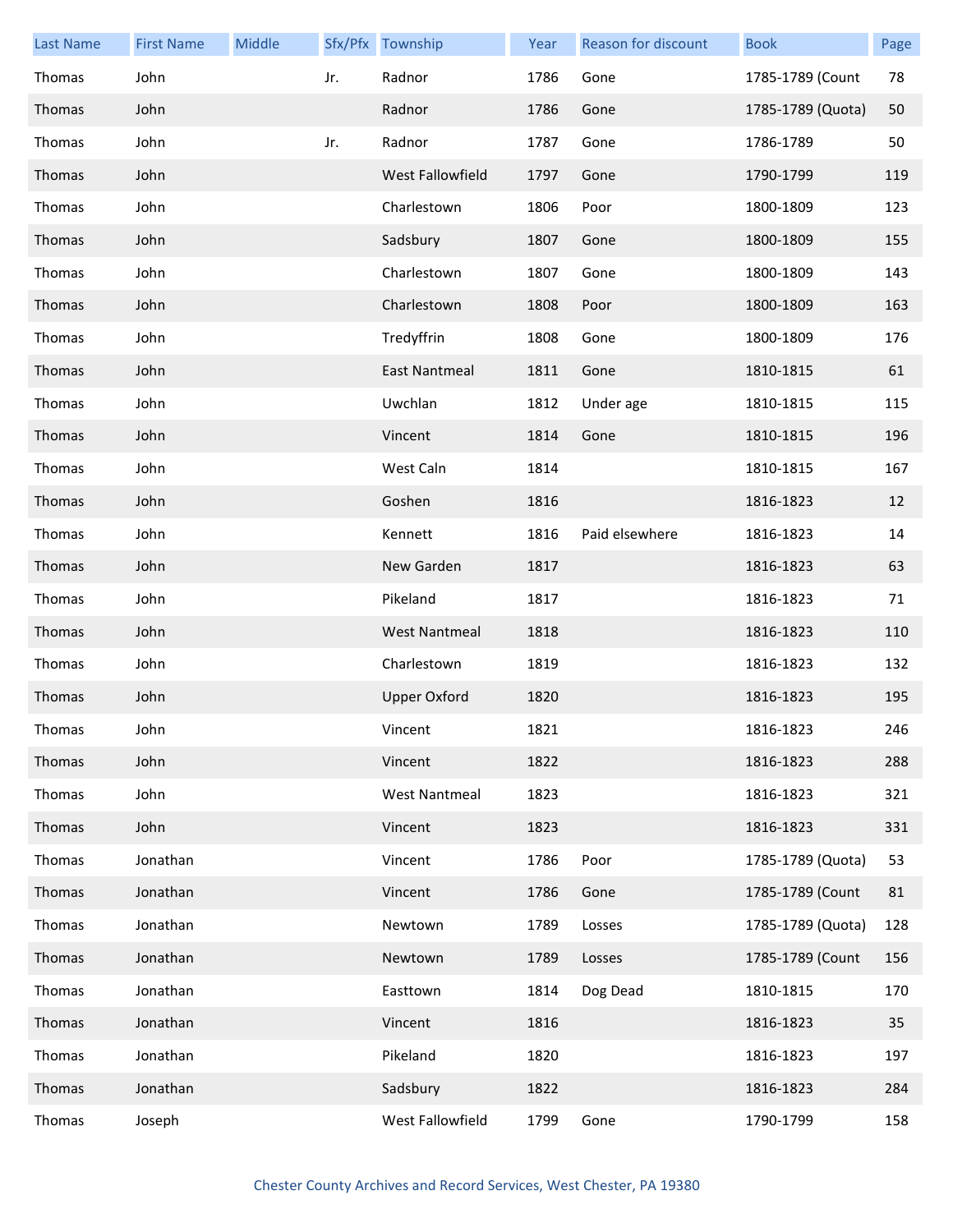| Last Name | First Name | Middle | Sfx/Pfx | Township | Year | Reason for discount | Book | Page |
|---|---|---|---|---|---|---|---|---|
| Thomas | John | | Jr. | Radnor | 1786 | Gone | 1785-1789 (Count | 78 |
| Thomas | John | | | Radnor | 1786 | Gone | 1785-1789 (Quota) | 50 |
| Thomas | John | | Jr. | Radnor | 1787 | Gone | 1786-1789 | 50 |
| Thomas | John | | | West Fallowfield | 1797 | Gone | 1790-1799 | 119 |
| Thomas | John | | | Charlestown | 1806 | Poor | 1800-1809 | 123 |
| Thomas | John | | | Sadsbury | 1807 | Gone | 1800-1809 | 155 |
| Thomas | John | | | Charlestown | 1807 | Gone | 1800-1809 | 143 |
| Thomas | John | | | Charlestown | 1808 | Poor | 1800-1809 | 163 |
| Thomas | John | | | Tredyffrin | 1808 | Gone | 1800-1809 | 176 |
| Thomas | John | | | East Nantmeal | 1811 | Gone | 1810-1815 | 61 |
| Thomas | John | | | Uwchlan | 1812 | Under age | 1810-1815 | 115 |
| Thomas | John | | | Vincent | 1814 | Gone | 1810-1815 | 196 |
| Thomas | John | | | West Caln | 1814 | | 1810-1815 | 167 |
| Thomas | John | | | Goshen | 1816 | | 1816-1823 | 12 |
| Thomas | John | | | Kennett | 1816 | Paid elsewhere | 1816-1823 | 14 |
| Thomas | John | | | New Garden | 1817 | | 1816-1823 | 63 |
| Thomas | John | | | Pikeland | 1817 | | 1816-1823 | 71 |
| Thomas | John | | | West Nantmeal | 1818 | | 1816-1823 | 110 |
| Thomas | John | | | Charlestown | 1819 | | 1816-1823 | 132 |
| Thomas | John | | | Upper Oxford | 1820 | | 1816-1823 | 195 |
| Thomas | John | | | Vincent | 1821 | | 1816-1823 | 246 |
| Thomas | John | | | Vincent | 1822 | | 1816-1823 | 288 |
| Thomas | John | | | West Nantmeal | 1823 | | 1816-1823 | 321 |
| Thomas | John | | | Vincent | 1823 | | 1816-1823 | 331 |
| Thomas | Jonathan | | | Vincent | 1786 | Poor | 1785-1789 (Quota) | 53 |
| Thomas | Jonathan | | | Vincent | 1786 | Gone | 1785-1789 (Count | 81 |
| Thomas | Jonathan | | | Newtown | 1789 | Losses | 1785-1789 (Quota) | 128 |
| Thomas | Jonathan | | | Newtown | 1789 | Losses | 1785-1789 (Count | 156 |
| Thomas | Jonathan | | | Easttown | 1814 | Dog Dead | 1810-1815 | 170 |
| Thomas | Jonathan | | | Vincent | 1816 | | 1816-1823 | 35 |
| Thomas | Jonathan | | | Pikeland | 1820 | | 1816-1823 | 197 |
| Thomas | Jonathan | | | Sadsbury | 1822 | | 1816-1823 | 284 |
| Thomas | Joseph | | | West Fallowfield | 1799 | Gone | 1790-1799 | 158 |

Chester County Archives and Record Services, West Chester, PA 19380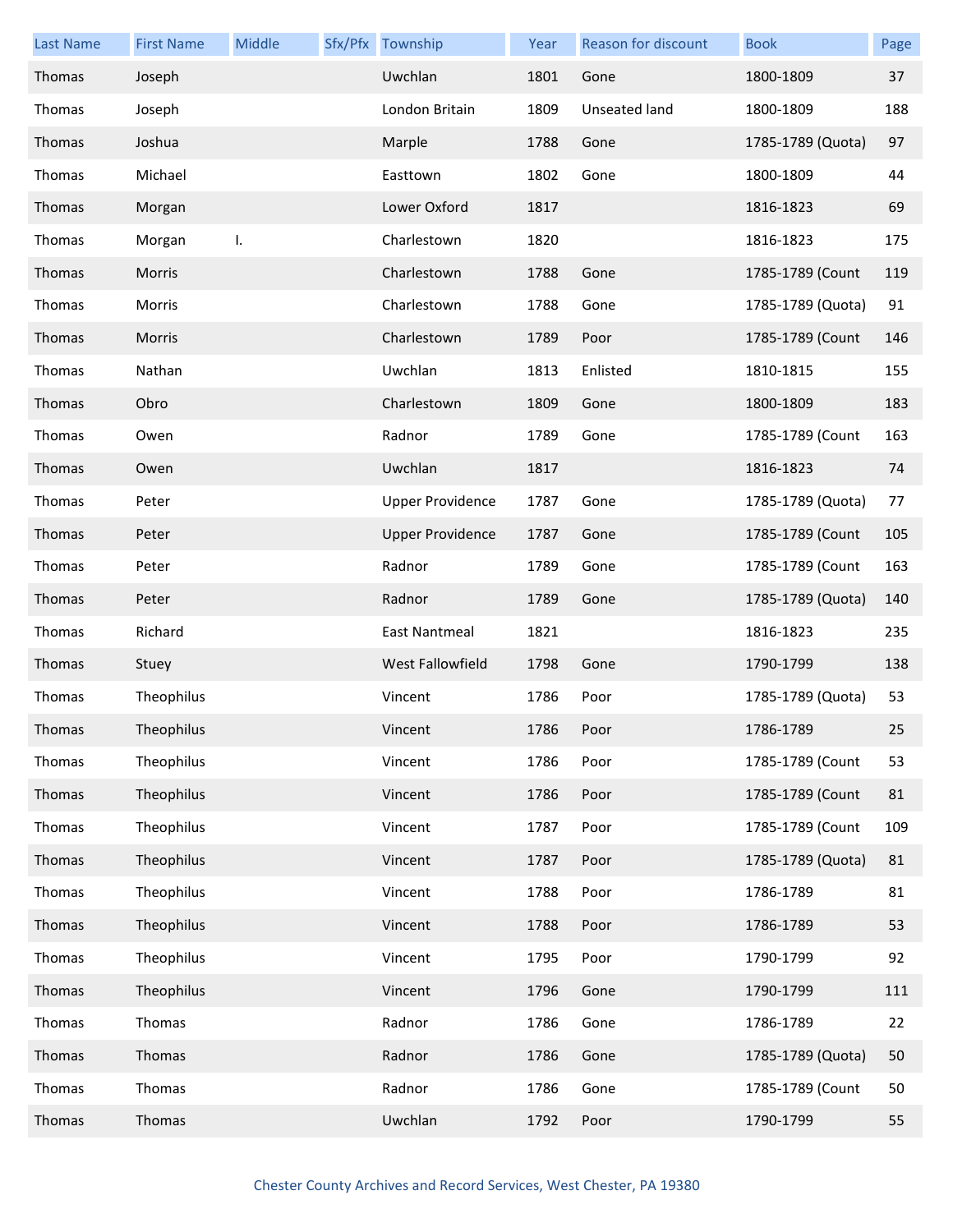| Last Name | First Name | Middle | Sfx/Pfx | Township | Year | Reason for discount | Book | Page |
|---|---|---|---|---|---|---|---|---|
| Thomas | Joseph | | | Uwchlan | 1801 | Gone | 1800-1809 | 37 |
| Thomas | Joseph | | | London Britain | 1809 | Unseated land | 1800-1809 | 188 |
| Thomas | Joshua | | | Marple | 1788 | Gone | 1785-1789 (Quota) | 97 |
| Thomas | Michael | | | Easttown | 1802 | Gone | 1800-1809 | 44 |
| Thomas | Morgan | | | Lower Oxford | 1817 | | 1816-1823 | 69 |
| Thomas | Morgan | I. | | Charlestown | 1820 | | 1816-1823 | 175 |
| Thomas | Morris | | | Charlestown | 1788 | Gone | 1785-1789 (Count | 119 |
| Thomas | Morris | | | Charlestown | 1788 | Gone | 1785-1789 (Quota) | 91 |
| Thomas | Morris | | | Charlestown | 1789 | Poor | 1785-1789 (Count | 146 |
| Thomas | Nathan | | | Uwchlan | 1813 | Enlisted | 1810-1815 | 155 |
| Thomas | Obro | | | Charlestown | 1809 | Gone | 1800-1809 | 183 |
| Thomas | Owen | | | Radnor | 1789 | Gone | 1785-1789 (Count | 163 |
| Thomas | Owen | | | Uwchlan | 1817 | | 1816-1823 | 74 |
| Thomas | Peter | | | Upper Providence | 1787 | Gone | 1785-1789 (Quota) | 77 |
| Thomas | Peter | | | Upper Providence | 1787 | Gone | 1785-1789 (Count | 105 |
| Thomas | Peter | | | Radnor | 1789 | Gone | 1785-1789 (Count | 163 |
| Thomas | Peter | | | Radnor | 1789 | Gone | 1785-1789 (Quota) | 140 |
| Thomas | Richard | | | East Nantmeal | 1821 | | 1816-1823 | 235 |
| Thomas | Stuey | | | West Fallowfield | 1798 | Gone | 1790-1799 | 138 |
| Thomas | Theophilus | | | Vincent | 1786 | Poor | 1785-1789 (Quota) | 53 |
| Thomas | Theophilus | | | Vincent | 1786 | Poor | 1786-1789 | 25 |
| Thomas | Theophilus | | | Vincent | 1786 | Poor | 1785-1789 (Count | 53 |
| Thomas | Theophilus | | | Vincent | 1786 | Poor | 1785-1789 (Count | 81 |
| Thomas | Theophilus | | | Vincent | 1787 | Poor | 1785-1789 (Count | 109 |
| Thomas | Theophilus | | | Vincent | 1787 | Poor | 1785-1789 (Quota) | 81 |
| Thomas | Theophilus | | | Vincent | 1788 | Poor | 1786-1789 | 81 |
| Thomas | Theophilus | | | Vincent | 1788 | Poor | 1786-1789 | 53 |
| Thomas | Theophilus | | | Vincent | 1795 | Poor | 1790-1799 | 92 |
| Thomas | Theophilus | | | Vincent | 1796 | Gone | 1790-1799 | 111 |
| Thomas | Thomas | | | Radnor | 1786 | Gone | 1786-1789 | 22 |
| Thomas | Thomas | | | Radnor | 1786 | Gone | 1785-1789 (Quota) | 50 |
| Thomas | Thomas | | | Radnor | 1786 | Gone | 1785-1789 (Count | 50 |
| Thomas | Thomas | | | Uwchlan | 1792 | Poor | 1790-1799 | 55 |

Chester County Archives and Record Services, West Chester, PA 19380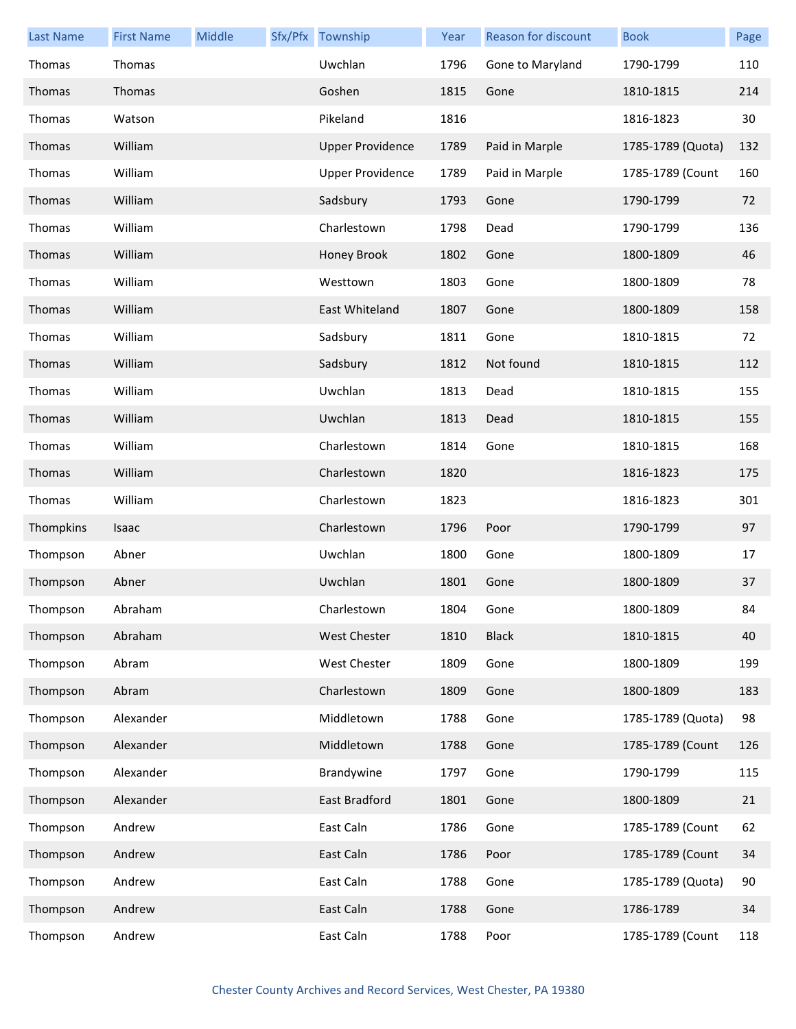| Last Name | First Name | Middle | Sfx/Pfx | Township | Year | Reason for discount | Book | Page |
|---|---|---|---|---|---|---|---|---|
| Thomas | Thomas | | | Uwchlan | 1796 | Gone to Maryland | 1790-1799 | 110 |
| Thomas | Thomas | | | Goshen | 1815 | Gone | 1810-1815 | 214 |
| Thomas | Watson | | | Pikeland | 1816 | | 1816-1823 | 30 |
| Thomas | William | | | Upper Providence | 1789 | Paid in Marple | 1785-1789 (Quota) | 132 |
| Thomas | William | | | Upper Providence | 1789 | Paid in Marple | 1785-1789 (Count | 160 |
| Thomas | William | | | Sadsbury | 1793 | Gone | 1790-1799 | 72 |
| Thomas | William | | | Charlestown | 1798 | Dead | 1790-1799 | 136 |
| Thomas | William | | | Honey Brook | 1802 | Gone | 1800-1809 | 46 |
| Thomas | William | | | Westtown | 1803 | Gone | 1800-1809 | 78 |
| Thomas | William | | | East Whiteland | 1807 | Gone | 1800-1809 | 158 |
| Thomas | William | | | Sadsbury | 1811 | Gone | 1810-1815 | 72 |
| Thomas | William | | | Sadsbury | 1812 | Not found | 1810-1815 | 112 |
| Thomas | William | | | Uwchlan | 1813 | Dead | 1810-1815 | 155 |
| Thomas | William | | | Uwchlan | 1813 | Dead | 1810-1815 | 155 |
| Thomas | William | | | Charlestown | 1814 | Gone | 1810-1815 | 168 |
| Thomas | William | | | Charlestown | 1820 | | 1816-1823 | 175 |
| Thomas | William | | | Charlestown | 1823 | | 1816-1823 | 301 |
| Thompkins | Isaac | | | Charlestown | 1796 | Poor | 1790-1799 | 97 |
| Thompson | Abner | | | Uwchlan | 1800 | Gone | 1800-1809 | 17 |
| Thompson | Abner | | | Uwchlan | 1801 | Gone | 1800-1809 | 37 |
| Thompson | Abraham | | | Charlestown | 1804 | Gone | 1800-1809 | 84 |
| Thompson | Abraham | | | West Chester | 1810 | Black | 1810-1815 | 40 |
| Thompson | Abram | | | West Chester | 1809 | Gone | 1800-1809 | 199 |
| Thompson | Abram | | | Charlestown | 1809 | Gone | 1800-1809 | 183 |
| Thompson | Alexander | | | Middletown | 1788 | Gone | 1785-1789 (Quota) | 98 |
| Thompson | Alexander | | | Middletown | 1788 | Gone | 1785-1789 (Count | 126 |
| Thompson | Alexander | | | Brandywine | 1797 | Gone | 1790-1799 | 115 |
| Thompson | Alexander | | | East Bradford | 1801 | Gone | 1800-1809 | 21 |
| Thompson | Andrew | | | East Caln | 1786 | Gone | 1785-1789 (Count | 62 |
| Thompson | Andrew | | | East Caln | 1786 | Poor | 1785-1789 (Count | 34 |
| Thompson | Andrew | | | East Caln | 1788 | Gone | 1785-1789 (Quota) | 90 |
| Thompson | Andrew | | | East Caln | 1788 | Gone | 1786-1789 | 34 |
| Thompson | Andrew | | | East Caln | 1788 | Poor | 1785-1789 (Count | 118 |

Chester County Archives and Record Services, West Chester, PA 19380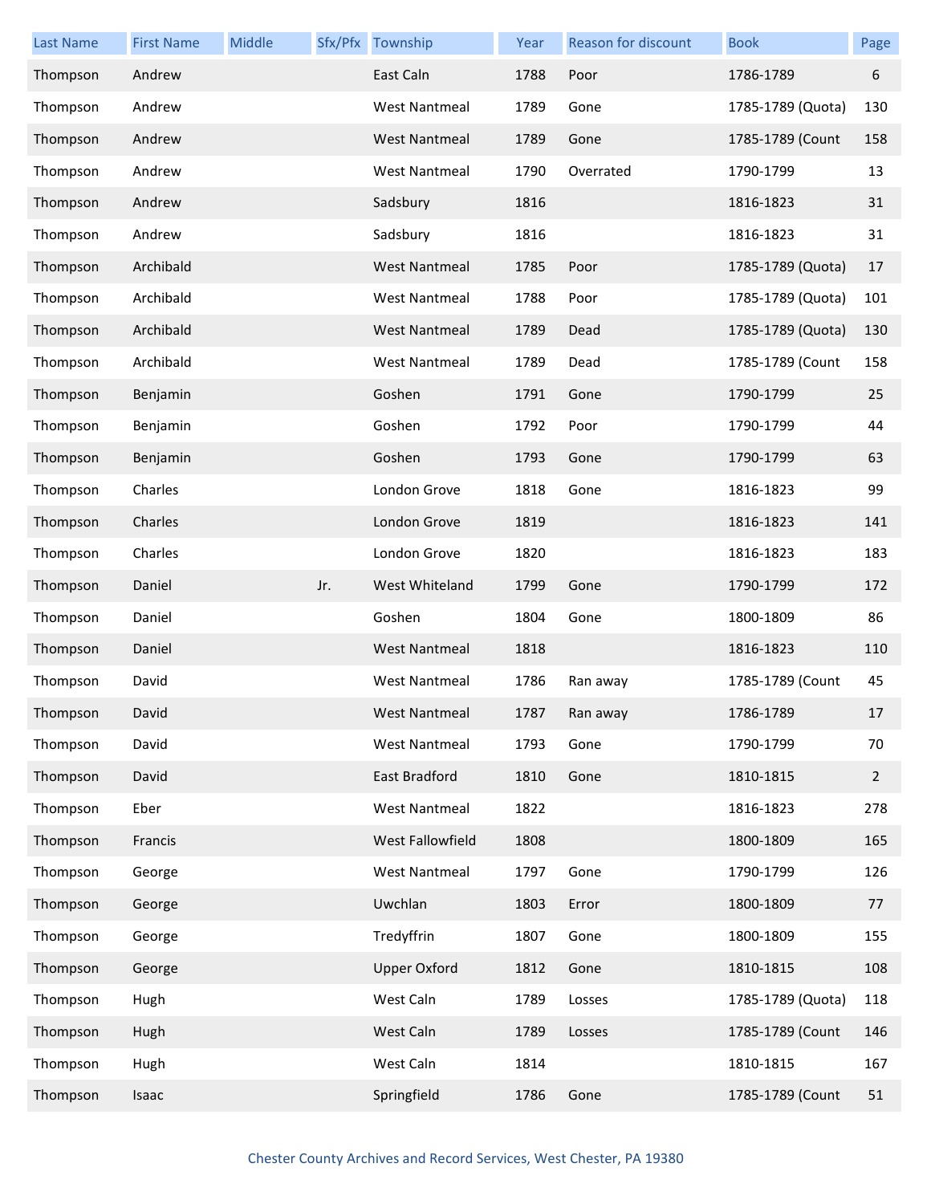| Last Name | First Name | Middle | Sfx/Pfx | Township | Year | Reason for discount | Book | Page |
|---|---|---|---|---|---|---|---|---|
| Thompson | Andrew | | | East Caln | 1788 | Poor | 1786-1789 | 6 |
| Thompson | Andrew | | | West Nantmeal | 1789 | Gone | 1785-1789 (Quota) | 130 |
| Thompson | Andrew | | | West Nantmeal | 1789 | Gone | 1785-1789 (Count | 158 |
| Thompson | Andrew | | | West Nantmeal | 1790 | Overrated | 1790-1799 | 13 |
| Thompson | Andrew | | | Sadsbury | 1816 | | 1816-1823 | 31 |
| Thompson | Andrew | | | Sadsbury | 1816 | | 1816-1823 | 31 |
| Thompson | Archibald | | | West Nantmeal | 1785 | Poor | 1785-1789 (Quota) | 17 |
| Thompson | Archibald | | | West Nantmeal | 1788 | Poor | 1785-1789 (Quota) | 101 |
| Thompson | Archibald | | | West Nantmeal | 1789 | Dead | 1785-1789 (Quota) | 130 |
| Thompson | Archibald | | | West Nantmeal | 1789 | Dead | 1785-1789 (Count | 158 |
| Thompson | Benjamin | | | Goshen | 1791 | Gone | 1790-1799 | 25 |
| Thompson | Benjamin | | | Goshen | 1792 | Poor | 1790-1799 | 44 |
| Thompson | Benjamin | | | Goshen | 1793 | Gone | 1790-1799 | 63 |
| Thompson | Charles | | | London Grove | 1818 | Gone | 1816-1823 | 99 |
| Thompson | Charles | | | London Grove | 1819 | | 1816-1823 | 141 |
| Thompson | Charles | | | London Grove | 1820 | | 1816-1823 | 183 |
| Thompson | Daniel | | Jr. | West Whiteland | 1799 | Gone | 1790-1799 | 172 |
| Thompson | Daniel | | | Goshen | 1804 | Gone | 1800-1809 | 86 |
| Thompson | Daniel | | | West Nantmeal | 1818 | | 1816-1823 | 110 |
| Thompson | David | | | West Nantmeal | 1786 | Ran away | 1785-1789 (Count | 45 |
| Thompson | David | | | West Nantmeal | 1787 | Ran away | 1786-1789 | 17 |
| Thompson | David | | | West Nantmeal | 1793 | Gone | 1790-1799 | 70 |
| Thompson | David | | | East Bradford | 1810 | Gone | 1810-1815 | 2 |
| Thompson | Eber | | | West Nantmeal | 1822 | | 1816-1823 | 278 |
| Thompson | Francis | | | West Fallowfield | 1808 | | 1800-1809 | 165 |
| Thompson | George | | | West Nantmeal | 1797 | Gone | 1790-1799 | 126 |
| Thompson | George | | | Uwchlan | 1803 | Error | 1800-1809 | 77 |
| Thompson | George | | | Tredyffrin | 1807 | Gone | 1800-1809 | 155 |
| Thompson | George | | | Upper Oxford | 1812 | Gone | 1810-1815 | 108 |
| Thompson | Hugh | | | West Caln | 1789 | Losses | 1785-1789 (Quota) | 118 |
| Thompson | Hugh | | | West Caln | 1789 | Losses | 1785-1789 (Count | 146 |
| Thompson | Hugh | | | West Caln | 1814 | | 1810-1815 | 167 |
| Thompson | Isaac | | | Springfield | 1786 | Gone | 1785-1789 (Count | 51 |

Chester County Archives and Record Services, West Chester, PA 19380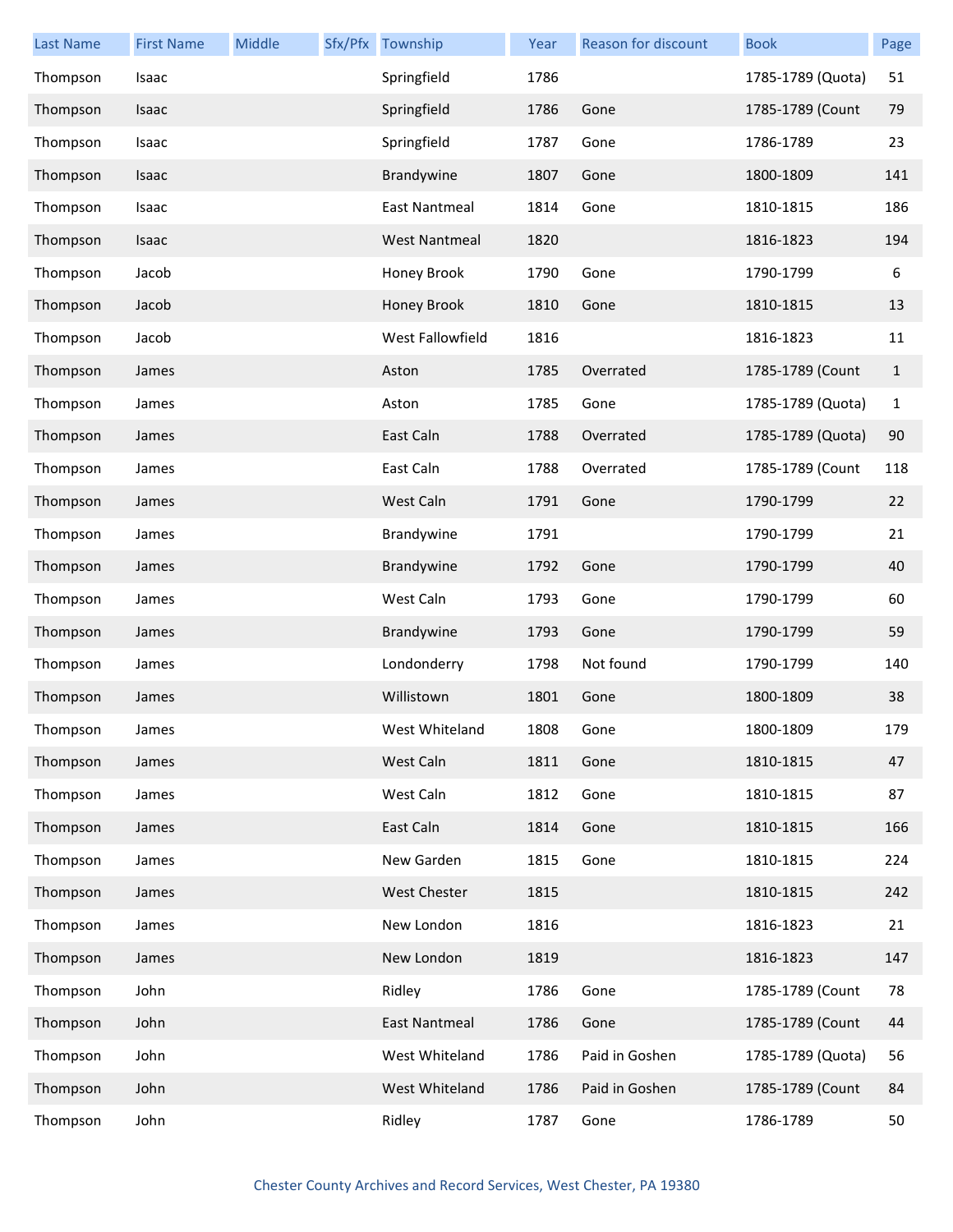| Last Name | First Name | Middle | Sfx/Pfx | Township | Year | Reason for discount | Book | Page |
|---|---|---|---|---|---|---|---|---|
| Thompson | Isaac | | | Springfield | 1786 | | 1785-1789 (Quota) | 51 |
| Thompson | Isaac | | | Springfield | 1786 | Gone | 1785-1789 (Count | 79 |
| Thompson | Isaac | | | Springfield | 1787 | Gone | 1786-1789 | 23 |
| Thompson | Isaac | | | Brandywine | 1807 | Gone | 1800-1809 | 141 |
| Thompson | Isaac | | | East Nantmeal | 1814 | Gone | 1810-1815 | 186 |
| Thompson | Isaac | | | West Nantmeal | 1820 | | 1816-1823 | 194 |
| Thompson | Jacob | | | Honey Brook | 1790 | Gone | 1790-1799 | 6 |
| Thompson | Jacob | | | Honey Brook | 1810 | Gone | 1810-1815 | 13 |
| Thompson | Jacob | | | West Fallowfield | 1816 | | 1816-1823 | 11 |
| Thompson | James | | | Aston | 1785 | Overrated | 1785-1789 (Count | 1 |
| Thompson | James | | | Aston | 1785 | Gone | 1785-1789 (Quota) | 1 |
| Thompson | James | | | East Caln | 1788 | Overrated | 1785-1789 (Quota) | 90 |
| Thompson | James | | | East Caln | 1788 | Overrated | 1785-1789 (Count | 118 |
| Thompson | James | | | West Caln | 1791 | Gone | 1790-1799 | 22 |
| Thompson | James | | | Brandywine | 1791 | | 1790-1799 | 21 |
| Thompson | James | | | Brandywine | 1792 | Gone | 1790-1799 | 40 |
| Thompson | James | | | West Caln | 1793 | Gone | 1790-1799 | 60 |
| Thompson | James | | | Brandywine | 1793 | Gone | 1790-1799 | 59 |
| Thompson | James | | | Londonderry | 1798 | Not found | 1790-1799 | 140 |
| Thompson | James | | | Willistown | 1801 | Gone | 1800-1809 | 38 |
| Thompson | James | | | West Whiteland | 1808 | Gone | 1800-1809 | 179 |
| Thompson | James | | | West Caln | 1811 | Gone | 1810-1815 | 47 |
| Thompson | James | | | West Caln | 1812 | Gone | 1810-1815 | 87 |
| Thompson | James | | | East Caln | 1814 | Gone | 1810-1815 | 166 |
| Thompson | James | | | New Garden | 1815 | Gone | 1810-1815 | 224 |
| Thompson | James | | | West Chester | 1815 | | 1810-1815 | 242 |
| Thompson | James | | | New London | 1816 | | 1816-1823 | 21 |
| Thompson | James | | | New London | 1819 | | 1816-1823 | 147 |
| Thompson | John | | | Ridley | 1786 | Gone | 1785-1789 (Count | 78 |
| Thompson | John | | | East Nantmeal | 1786 | Gone | 1785-1789 (Count | 44 |
| Thompson | John | | | West Whiteland | 1786 | Paid in Goshen | 1785-1789 (Quota) | 56 |
| Thompson | John | | | West Whiteland | 1786 | Paid in Goshen | 1785-1789 (Count | 84 |
| Thompson | John | | | Ridley | 1787 | Gone | 1786-1789 | 50 |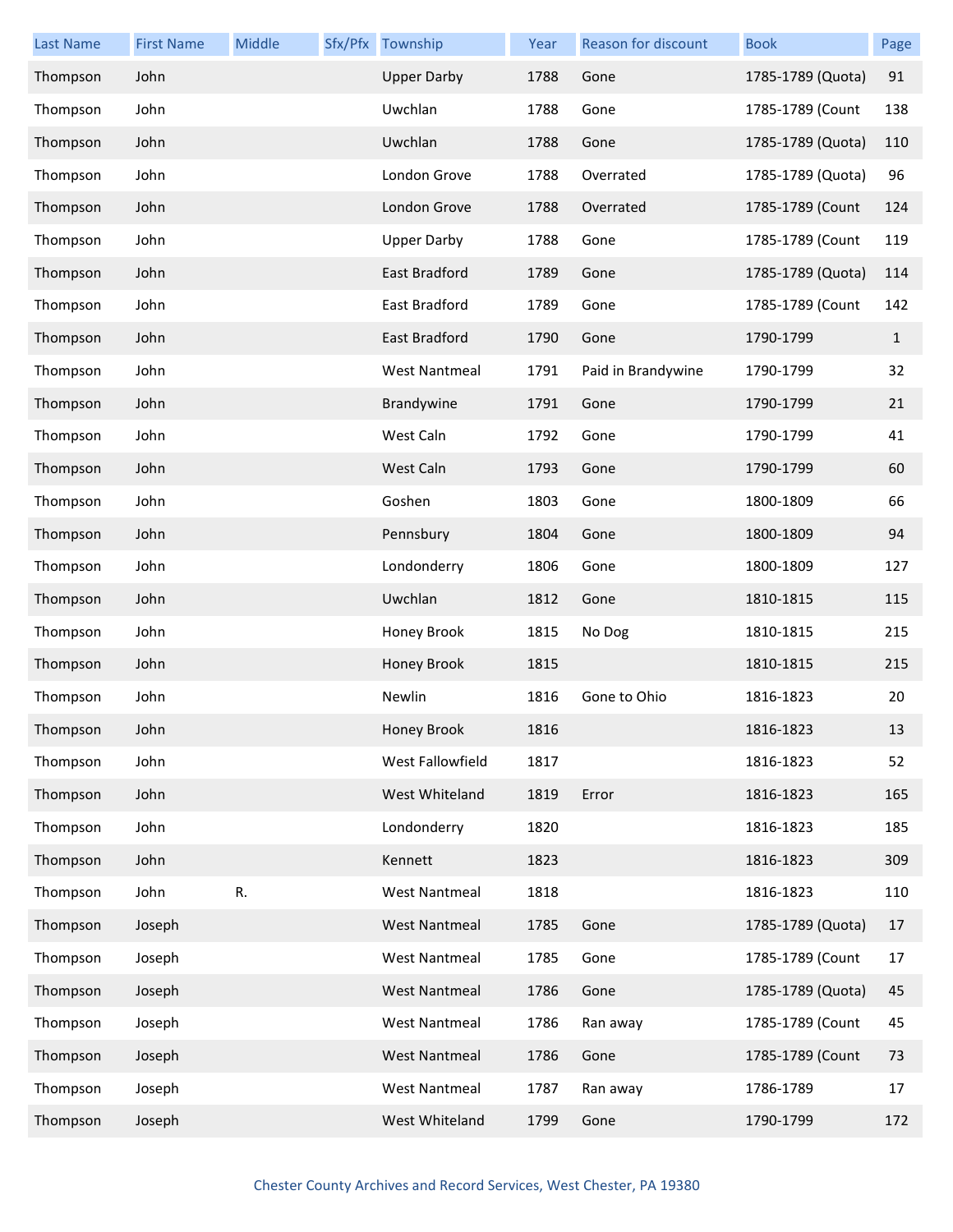| Last Name | First Name | Middle | Sfx/Pfx | Township | Year | Reason for discount | Book | Page |
|---|---|---|---|---|---|---|---|---|
| Thompson | John | | | Upper Darby | 1788 | Gone | 1785-1789 (Quota) | 91 |
| Thompson | John | | | Uwchlan | 1788 | Gone | 1785-1789 (Count | 138 |
| Thompson | John | | | Uwchlan | 1788 | Gone | 1785-1789 (Quota) | 110 |
| Thompson | John | | | London Grove | 1788 | Overrated | 1785-1789 (Quota) | 96 |
| Thompson | John | | | London Grove | 1788 | Overrated | 1785-1789 (Count | 124 |
| Thompson | John | | | Upper Darby | 1788 | Gone | 1785-1789 (Count | 119 |
| Thompson | John | | | East Bradford | 1789 | Gone | 1785-1789 (Quota) | 114 |
| Thompson | John | | | East Bradford | 1789 | Gone | 1785-1789 (Count | 142 |
| Thompson | John | | | East Bradford | 1790 | Gone | 1790-1799 | 1 |
| Thompson | John | | | West Nantmeal | 1791 | Paid in Brandywine | 1790-1799 | 32 |
| Thompson | John | | | Brandywine | 1791 | Gone | 1790-1799 | 21 |
| Thompson | John | | | West Caln | 1792 | Gone | 1790-1799 | 41 |
| Thompson | John | | | West Caln | 1793 | Gone | 1790-1799 | 60 |
| Thompson | John | | | Goshen | 1803 | Gone | 1800-1809 | 66 |
| Thompson | John | | | Pennsbury | 1804 | Gone | 1800-1809 | 94 |
| Thompson | John | | | Londonderry | 1806 | Gone | 1800-1809 | 127 |
| Thompson | John | | | Uwchlan | 1812 | Gone | 1810-1815 | 115 |
| Thompson | John | | | Honey Brook | 1815 | No Dog | 1810-1815 | 215 |
| Thompson | John | | | Honey Brook | 1815 | | 1810-1815 | 215 |
| Thompson | John | | | Newlin | 1816 | Gone to Ohio | 1816-1823 | 20 |
| Thompson | John | | | Honey Brook | 1816 | | 1816-1823 | 13 |
| Thompson | John | | | West Fallowfield | 1817 | | 1816-1823 | 52 |
| Thompson | John | | | West Whiteland | 1819 | Error | 1816-1823 | 165 |
| Thompson | John | | | Londonderry | 1820 | | 1816-1823 | 185 |
| Thompson | John | | | Kennett | 1823 | | 1816-1823 | 309 |
| Thompson | John | R. | | West Nantmeal | 1818 | | 1816-1823 | 110 |
| Thompson | Joseph | | | West Nantmeal | 1785 | Gone | 1785-1789 (Quota) | 17 |
| Thompson | Joseph | | | West Nantmeal | 1785 | Gone | 1785-1789 (Count | 17 |
| Thompson | Joseph | | | West Nantmeal | 1786 | Gone | 1785-1789 (Quota) | 45 |
| Thompson | Joseph | | | West Nantmeal | 1786 | Ran away | 1785-1789 (Count | 45 |
| Thompson | Joseph | | | West Nantmeal | 1786 | Gone | 1785-1789 (Count | 73 |
| Thompson | Joseph | | | West Nantmeal | 1787 | Ran away | 1786-1789 | 17 |
| Thompson | Joseph | | | West Whiteland | 1799 | Gone | 1790-1799 | 172 |

Chester County Archives and Record Services, West Chester, PA 19380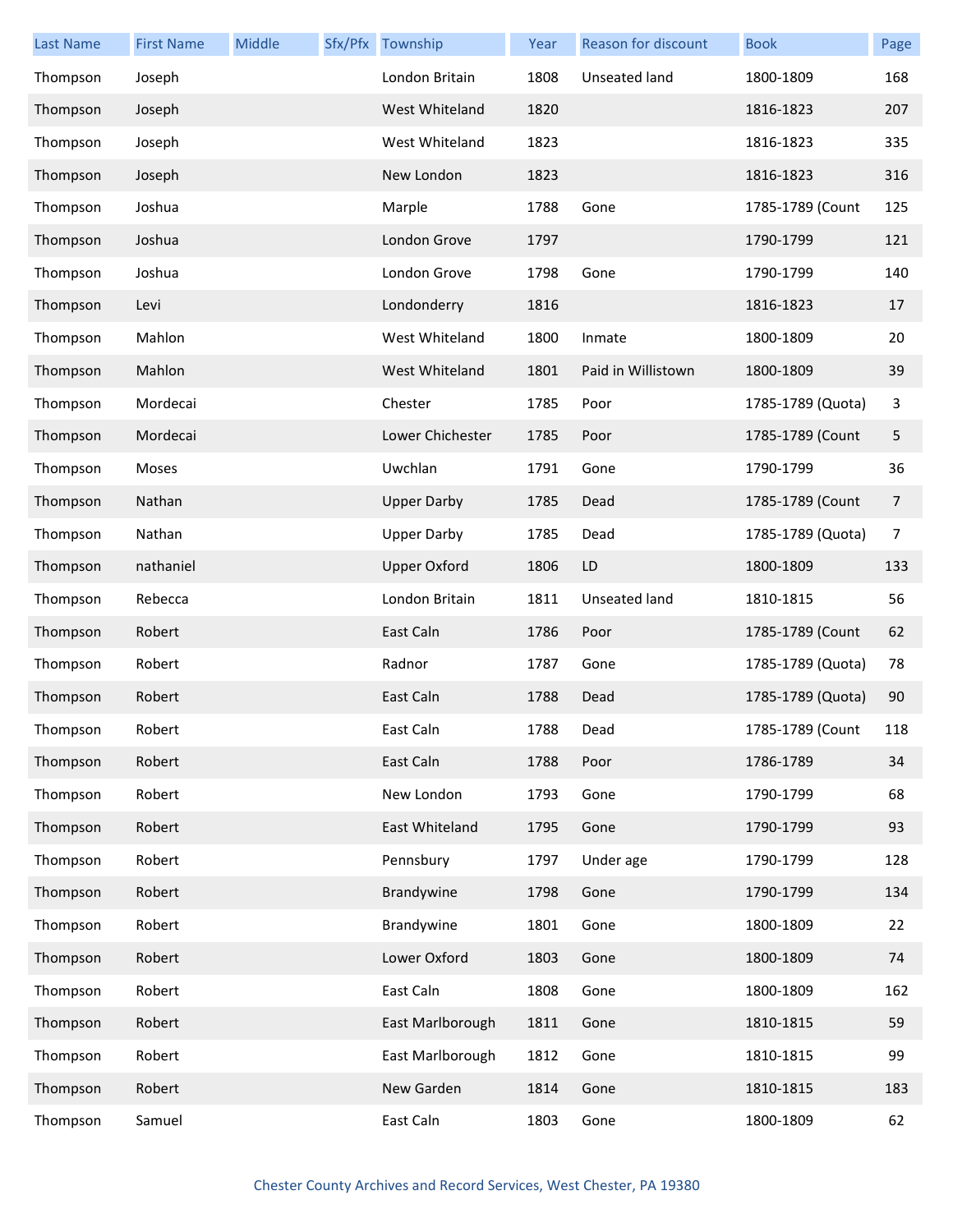| Last Name | First Name | Middle | Sfx/Pfx | Township | Year | Reason for discount | Book | Page |
|---|---|---|---|---|---|---|---|---|
| Thompson | Joseph | | | London Britain | 1808 | Unseated land | 1800-1809 | 168 |
| Thompson | Joseph | | | West Whiteland | 1820 | | 1816-1823 | 207 |
| Thompson | Joseph | | | West Whiteland | 1823 | | 1816-1823 | 335 |
| Thompson | Joseph | | | New London | 1823 | | 1816-1823 | 316 |
| Thompson | Joshua | | | Marple | 1788 | Gone | 1785-1789 (Count | 125 |
| Thompson | Joshua | | | London Grove | 1797 | | 1790-1799 | 121 |
| Thompson | Joshua | | | London Grove | 1798 | Gone | 1790-1799 | 140 |
| Thompson | Levi | | | Londonderry | 1816 | | 1816-1823 | 17 |
| Thompson | Mahlon | | | West Whiteland | 1800 | Inmate | 1800-1809 | 20 |
| Thompson | Mahlon | | | West Whiteland | 1801 | Paid in Willistown | 1800-1809 | 39 |
| Thompson | Mordecai | | | Chester | 1785 | Poor | 1785-1789 (Quota) | 3 |
| Thompson | Mordecai | | | Lower Chichester | 1785 | Poor | 1785-1789 (Count | 5 |
| Thompson | Moses | | | Uwchlan | 1791 | Gone | 1790-1799 | 36 |
| Thompson | Nathan | | | Upper Darby | 1785 | Dead | 1785-1789 (Count | 7 |
| Thompson | Nathan | | | Upper Darby | 1785 | Dead | 1785-1789 (Quota) | 7 |
| Thompson | nathaniel | | | Upper Oxford | 1806 | LD | 1800-1809 | 133 |
| Thompson | Rebecca | | | London Britain | 1811 | Unseated land | 1810-1815 | 56 |
| Thompson | Robert | | | East Caln | 1786 | Poor | 1785-1789 (Count | 62 |
| Thompson | Robert | | | Radnor | 1787 | Gone | 1785-1789 (Quota) | 78 |
| Thompson | Robert | | | East Caln | 1788 | Dead | 1785-1789 (Quota) | 90 |
| Thompson | Robert | | | East Caln | 1788 | Dead | 1785-1789 (Count | 118 |
| Thompson | Robert | | | East Caln | 1788 | Poor | 1786-1789 | 34 |
| Thompson | Robert | | | New London | 1793 | Gone | 1790-1799 | 68 |
| Thompson | Robert | | | East Whiteland | 1795 | Gone | 1790-1799 | 93 |
| Thompson | Robert | | | Pennsbury | 1797 | Under age | 1790-1799 | 128 |
| Thompson | Robert | | | Brandywine | 1798 | Gone | 1790-1799 | 134 |
| Thompson | Robert | | | Brandywine | 1801 | Gone | 1800-1809 | 22 |
| Thompson | Robert | | | Lower Oxford | 1803 | Gone | 1800-1809 | 74 |
| Thompson | Robert | | | East Caln | 1808 | Gone | 1800-1809 | 162 |
| Thompson | Robert | | | East Marlborough | 1811 | Gone | 1810-1815 | 59 |
| Thompson | Robert | | | East Marlborough | 1812 | Gone | 1810-1815 | 99 |
| Thompson | Robert | | | New Garden | 1814 | Gone | 1810-1815 | 183 |
| Thompson | Samuel | | | East Caln | 1803 | Gone | 1800-1809 | 62 |

Chester County Archives and Record Services, West Chester, PA 19380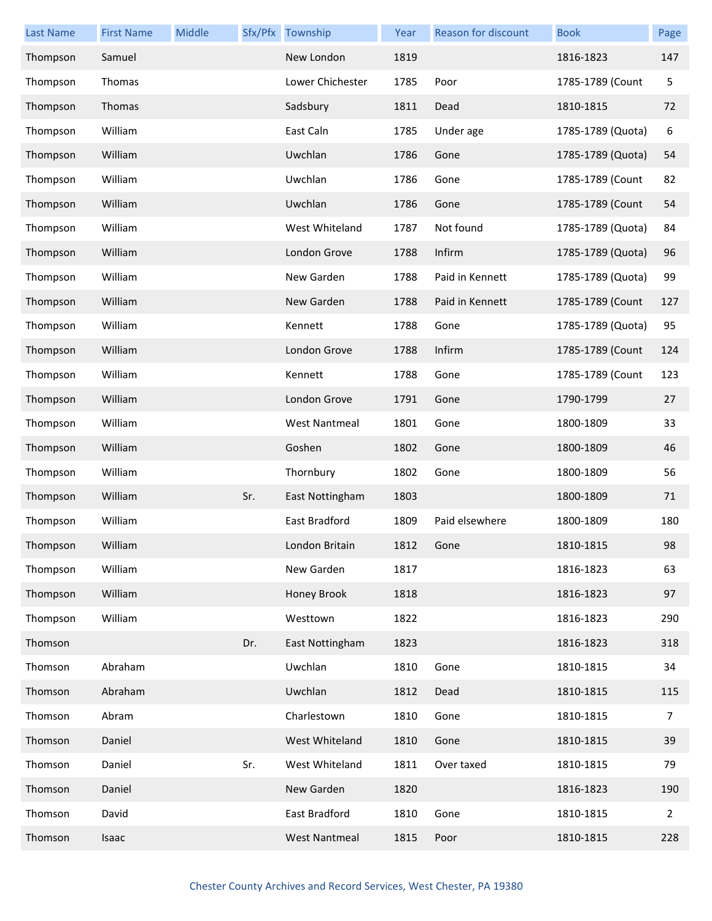| Last Name | First Name | Middle | Sfx/Pfx | Township | Year | Reason for discount | Book | Page |
|---|---|---|---|---|---|---|---|---|
| Thompson | Samuel | | | New London | 1819 | | 1816-1823 | 147 |
| Thompson | Thomas | | | Lower Chichester | 1785 | Poor | 1785-1789 (Count | 5 |
| Thompson | Thomas | | | Sadsbury | 1811 | Dead | 1810-1815 | 72 |
| Thompson | William | | | East Caln | 1785 | Under age | 1785-1789 (Quota) | 6 |
| Thompson | William | | | Uwchlan | 1786 | Gone | 1785-1789 (Quota) | 54 |
| Thompson | William | | | Uwchlan | 1786 | Gone | 1785-1789 (Count | 82 |
| Thompson | William | | | Uwchlan | 1786 | Gone | 1785-1789 (Count | 54 |
| Thompson | William | | | West Whiteland | 1787 | Not found | 1785-1789 (Quota) | 84 |
| Thompson | William | | | London Grove | 1788 | Infirm | 1785-1789 (Quota) | 96 |
| Thompson | William | | | New Garden | 1788 | Paid in Kennett | 1785-1789 (Quota) | 99 |
| Thompson | William | | | New Garden | 1788 | Paid in Kennett | 1785-1789 (Count | 127 |
| Thompson | William | | | Kennett | 1788 | Gone | 1785-1789 (Quota) | 95 |
| Thompson | William | | | London Grove | 1788 | Infirm | 1785-1789 (Count | 124 |
| Thompson | William | | | Kennett | 1788 | Gone | 1785-1789 (Count | 123 |
| Thompson | William | | | London Grove | 1791 | Gone | 1790-1799 | 27 |
| Thompson | William | | | West Nantmeal | 1801 | Gone | 1800-1809 | 33 |
| Thompson | William | | | Goshen | 1802 | Gone | 1800-1809 | 46 |
| Thompson | William | | | Thornbury | 1802 | Gone | 1800-1809 | 56 |
| Thompson | William | | Sr. | East Nottingham | 1803 | | 1800-1809 | 71 |
| Thompson | William | | | East Bradford | 1809 | Paid elsewhere | 1800-1809 | 180 |
| Thompson | William | | | London Britain | 1812 | Gone | 1810-1815 | 98 |
| Thompson | William | | | New Garden | 1817 | | 1816-1823 | 63 |
| Thompson | William | | | Honey Brook | 1818 | | 1816-1823 | 97 |
| Thompson | William | | | Westtown | 1822 | | 1816-1823 | 290 |
| Thomson | | | Dr. | East Nottingham | 1823 | | 1816-1823 | 318 |
| Thomson | Abraham | | | Uwchlan | 1810 | Gone | 1810-1815 | 34 |
| Thomson | Abraham | | | Uwchlan | 1812 | Dead | 1810-1815 | 115 |
| Thomson | Abram | | | Charlestown | 1810 | Gone | 1810-1815 | 7 |
| Thomson | Daniel | | | West Whiteland | 1810 | Gone | 1810-1815 | 39 |
| Thomson | Daniel | | Sr. | West Whiteland | 1811 | Over taxed | 1810-1815 | 79 |
| Thomson | Daniel | | | New Garden | 1820 | | 1816-1823 | 190 |
| Thomson | David | | | East Bradford | 1810 | Gone | 1810-1815 | 2 |
| Thomson | Isaac | | | West Nantmeal | 1815 | Poor | 1810-1815 | 228 |

Chester County Archives and Record Services, West Chester, PA 19380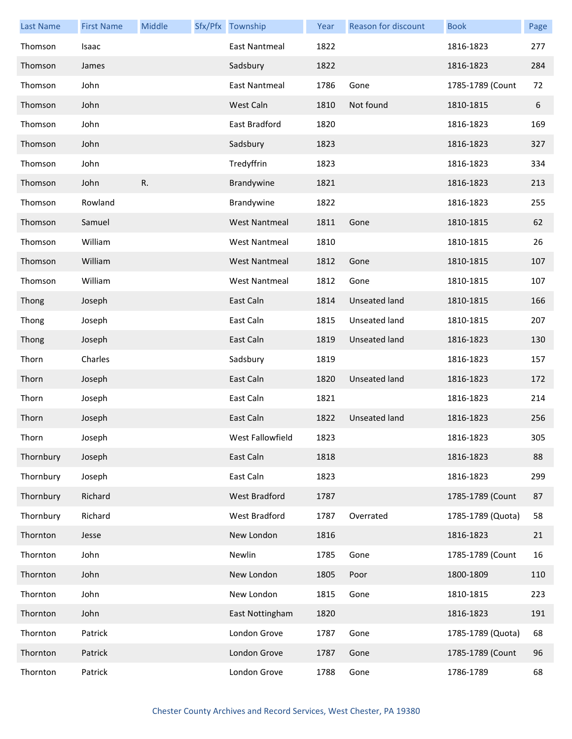| Last Name | First Name | Middle | Sfx/Pfx | Township | Year | Reason for discount | Book | Page |
|---|---|---|---|---|---|---|---|---|
| Thomson | Isaac | | | East Nantmeal | 1822 | | 1816-1823 | 277 |
| Thomson | James | | | Sadsbury | 1822 | | 1816-1823 | 284 |
| Thomson | John | | | East Nantmeal | 1786 | Gone | 1785-1789 (Count | 72 |
| Thomson | John | | | West Caln | 1810 | Not found | 1810-1815 | 6 |
| Thomson | John | | | East Bradford | 1820 | | 1816-1823 | 169 |
| Thomson | John | | | Sadsbury | 1823 | | 1816-1823 | 327 |
| Thomson | John | | | Tredyffrin | 1823 | | 1816-1823 | 334 |
| Thomson | John | R. | | Brandywine | 1821 | | 1816-1823 | 213 |
| Thomson | Rowland | | | Brandywine | 1822 | | 1816-1823 | 255 |
| Thomson | Samuel | | | West Nantmeal | 1811 | Gone | 1810-1815 | 62 |
| Thomson | William | | | West Nantmeal | 1810 | | 1810-1815 | 26 |
| Thomson | William | | | West Nantmeal | 1812 | Gone | 1810-1815 | 107 |
| Thomson | William | | | West Nantmeal | 1812 | Gone | 1810-1815 | 107 |
| Thong | Joseph | | | East Caln | 1814 | Unseated land | 1810-1815 | 166 |
| Thong | Joseph | | | East Caln | 1815 | Unseated land | 1810-1815 | 207 |
| Thong | Joseph | | | East Caln | 1819 | Unseated land | 1816-1823 | 130 |
| Thorn | Charles | | | Sadsbury | 1819 | | 1816-1823 | 157 |
| Thorn | Joseph | | | East Caln | 1820 | Unseated land | 1816-1823 | 172 |
| Thorn | Joseph | | | East Caln | 1821 | | 1816-1823 | 214 |
| Thorn | Joseph | | | East Caln | 1822 | Unseated land | 1816-1823 | 256 |
| Thorn | Joseph | | | West Fallowfield | 1823 | | 1816-1823 | 305 |
| Thornbury | Joseph | | | East Caln | 1818 | | 1816-1823 | 88 |
| Thornbury | Joseph | | | East Caln | 1823 | | 1816-1823 | 299 |
| Thornbury | Richard | | | West Bradford | 1787 | | 1785-1789 (Count | 87 |
| Thornbury | Richard | | | West Bradford | 1787 | Overrated | 1785-1789 (Quota) | 58 |
| Thornton | Jesse | | | New London | 1816 | | 1816-1823 | 21 |
| Thornton | John | | | Newlin | 1785 | Gone | 1785-1789 (Count | 16 |
| Thornton | John | | | New London | 1805 | Poor | 1800-1809 | 110 |
| Thornton | John | | | New London | 1815 | Gone | 1810-1815 | 223 |
| Thornton | John | | | East Nottingham | 1820 | | 1816-1823 | 191 |
| Thornton | Patrick | | | London Grove | 1787 | Gone | 1785-1789 (Quota) | 68 |
| Thornton | Patrick | | | London Grove | 1787 | Gone | 1785-1789 (Count | 96 |
| Thornton | Patrick | | | London Grove | 1788 | Gone | 1786-1789 | 68 |

Chester County Archives and Record Services, West Chester, PA 19380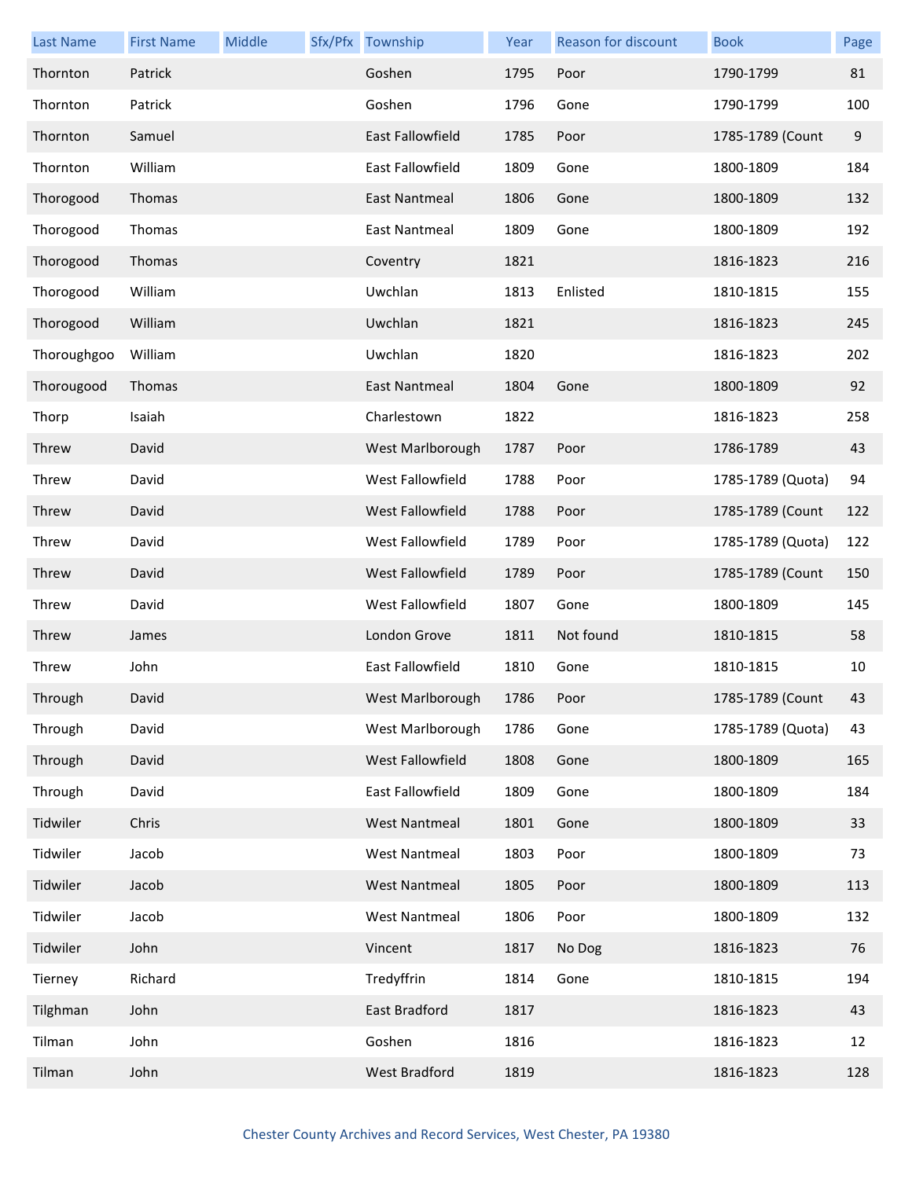| Last Name | First Name | Middle | Sfx/Pfx | Township | Year | Reason for discount | Book | Page |
|---|---|---|---|---|---|---|---|---|
| Thornton | Patrick | | | Goshen | 1795 | Poor | 1790-1799 | 81 |
| Thornton | Patrick | | | Goshen | 1796 | Gone | 1790-1799 | 100 |
| Thornton | Samuel | | | East Fallowfield | 1785 | Poor | 1785-1789 (Count | 9 |
| Thornton | William | | | East Fallowfield | 1809 | Gone | 1800-1809 | 184 |
| Thorogood | Thomas | | | East Nantmeal | 1806 | Gone | 1800-1809 | 132 |
| Thorogood | Thomas | | | East Nantmeal | 1809 | Gone | 1800-1809 | 192 |
| Thorogood | Thomas | | | Coventry | 1821 | | 1816-1823 | 216 |
| Thorogood | William | | | Uwchlan | 1813 | Enlisted | 1810-1815 | 155 |
| Thorogood | William | | | Uwchlan | 1821 | | 1816-1823 | 245 |
| Thoroughgoo | William | | | Uwchlan | 1820 | | 1816-1823 | 202 |
| Thorougood | Thomas | | | East Nantmeal | 1804 | Gone | 1800-1809 | 92 |
| Thorp | Isaiah | | | Charlestown | 1822 | | 1816-1823 | 258 |
| Threw | David | | | West Marlborough | 1787 | Poor | 1786-1789 | 43 |
| Threw | David | | | West Fallowfield | 1788 | Poor | 1785-1789 (Quota) | 94 |
| Threw | David | | | West Fallowfield | 1788 | Poor | 1785-1789 (Count | 122 |
| Threw | David | | | West Fallowfield | 1789 | Poor | 1785-1789 (Quota) | 122 |
| Threw | David | | | West Fallowfield | 1789 | Poor | 1785-1789 (Count | 150 |
| Threw | David | | | West Fallowfield | 1807 | Gone | 1800-1809 | 145 |
| Threw | James | | | London Grove | 1811 | Not found | 1810-1815 | 58 |
| Threw | John | | | East Fallowfield | 1810 | Gone | 1810-1815 | 10 |
| Through | David | | | West Marlborough | 1786 | Poor | 1785-1789 (Count | 43 |
| Through | David | | | West Marlborough | 1786 | Gone | 1785-1789 (Quota) | 43 |
| Through | David | | | West Fallowfield | 1808 | Gone | 1800-1809 | 165 |
| Through | David | | | East Fallowfield | 1809 | Gone | 1800-1809 | 184 |
| Tidwiler | Chris | | | West Nantmeal | 1801 | Gone | 1800-1809 | 33 |
| Tidwiler | Jacob | | | West Nantmeal | 1803 | Poor | 1800-1809 | 73 |
| Tidwiler | Jacob | | | West Nantmeal | 1805 | Poor | 1800-1809 | 113 |
| Tidwiler | Jacob | | | West Nantmeal | 1806 | Poor | 1800-1809 | 132 |
| Tidwiler | John | | | Vincent | 1817 | No Dog | 1816-1823 | 76 |
| Tierney | Richard | | | Tredyffrin | 1814 | Gone | 1810-1815 | 194 |
| Tilghman | John | | | East Bradford | 1817 | | 1816-1823 | 43 |
| Tilman | John | | | Goshen | 1816 | | 1816-1823 | 12 |
| Tilman | John | | | West Bradford | 1819 | | 1816-1823 | 128 |

Chester County Archives and Record Services, West Chester, PA 19380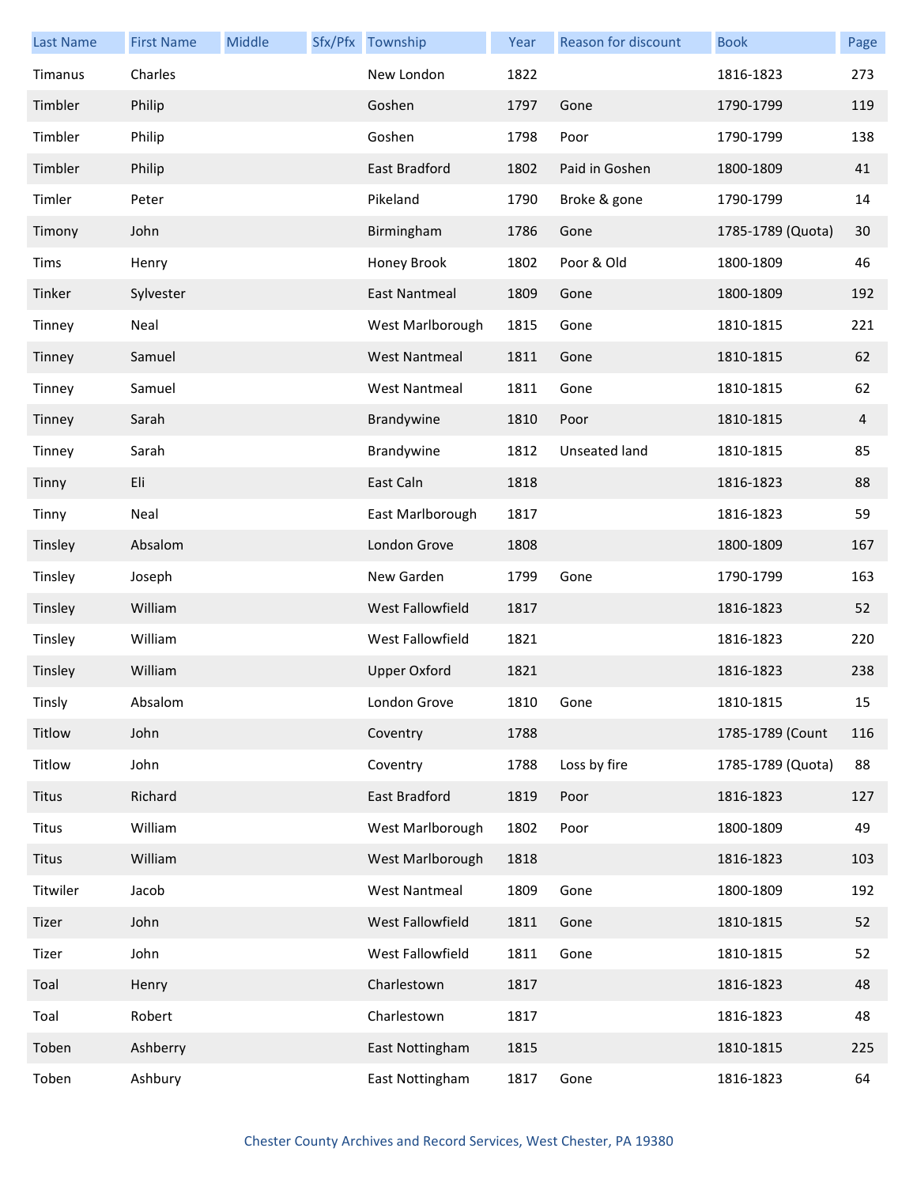| Last Name | First Name | Middle | Sfx/Pfx | Township | Year | Reason for discount | Book | Page |
|---|---|---|---|---|---|---|---|---|
| Timanus | Charles | | | New London | 1822 | | 1816-1823 | 273 |
| Timbler | Philip | | | Goshen | 1797 | Gone | 1790-1799 | 119 |
| Timbler | Philip | | | Goshen | 1798 | Poor | 1790-1799 | 138 |
| Timbler | Philip | | | East Bradford | 1802 | Paid in Goshen | 1800-1809 | 41 |
| Timler | Peter | | | Pikeland | 1790 | Broke & gone | 1790-1799 | 14 |
| Timony | John | | | Birmingham | 1786 | Gone | 1785-1789 (Quota) | 30 |
| Tims | Henry | | | Honey Brook | 1802 | Poor & Old | 1800-1809 | 46 |
| Tinker | Sylvester | | | East Nantmeal | 1809 | Gone | 1800-1809 | 192 |
| Tinney | Neal | | | West Marlborough | 1815 | Gone | 1810-1815 | 221 |
| Tinney | Samuel | | | West Nantmeal | 1811 | Gone | 1810-1815 | 62 |
| Tinney | Samuel | | | West Nantmeal | 1811 | Gone | 1810-1815 | 62 |
| Tinney | Sarah | | | Brandywine | 1810 | Poor | 1810-1815 | 4 |
| Tinney | Sarah | | | Brandywine | 1812 | Unseated land | 1810-1815 | 85 |
| Tinny | Eli | | | East Caln | 1818 | | 1816-1823 | 88 |
| Tinny | Neal | | | East Marlborough | 1817 | | 1816-1823 | 59 |
| Tinsley | Absalom | | | London Grove | 1808 | | 1800-1809 | 167 |
| Tinsley | Joseph | | | New Garden | 1799 | Gone | 1790-1799 | 163 |
| Tinsley | William | | | West Fallowfield | 1817 | | 1816-1823 | 52 |
| Tinsley | William | | | West Fallowfield | 1821 | | 1816-1823 | 220 |
| Tinsley | William | | | Upper Oxford | 1821 | | 1816-1823 | 238 |
| Tinsly | Absalom | | | London Grove | 1810 | Gone | 1810-1815 | 15 |
| Titlow | John | | | Coventry | 1788 | | 1785-1789 (Count | 116 |
| Titlow | John | | | Coventry | 1788 | Loss by fire | 1785-1789 (Quota) | 88 |
| Titus | Richard | | | East Bradford | 1819 | Poor | 1816-1823 | 127 |
| Titus | William | | | West Marlborough | 1802 | Poor | 1800-1809 | 49 |
| Titus | William | | | West Marlborough | 1818 | | 1816-1823 | 103 |
| Titwiler | Jacob | | | West Nantmeal | 1809 | Gone | 1800-1809 | 192 |
| Tizer | John | | | West Fallowfield | 1811 | Gone | 1810-1815 | 52 |
| Tizer | John | | | West Fallowfield | 1811 | Gone | 1810-1815 | 52 |
| Toal | Henry | | | Charlestown | 1817 | | 1816-1823 | 48 |
| Toal | Robert | | | Charlestown | 1817 | | 1816-1823 | 48 |
| Toben | Ashberry | | | East Nottingham | 1815 | | 1810-1815 | 225 |
| Toben | Ashbury | | | East Nottingham | 1817 | Gone | 1816-1823 | 64 |

Chester County Archives and Record Services, West Chester, PA 19380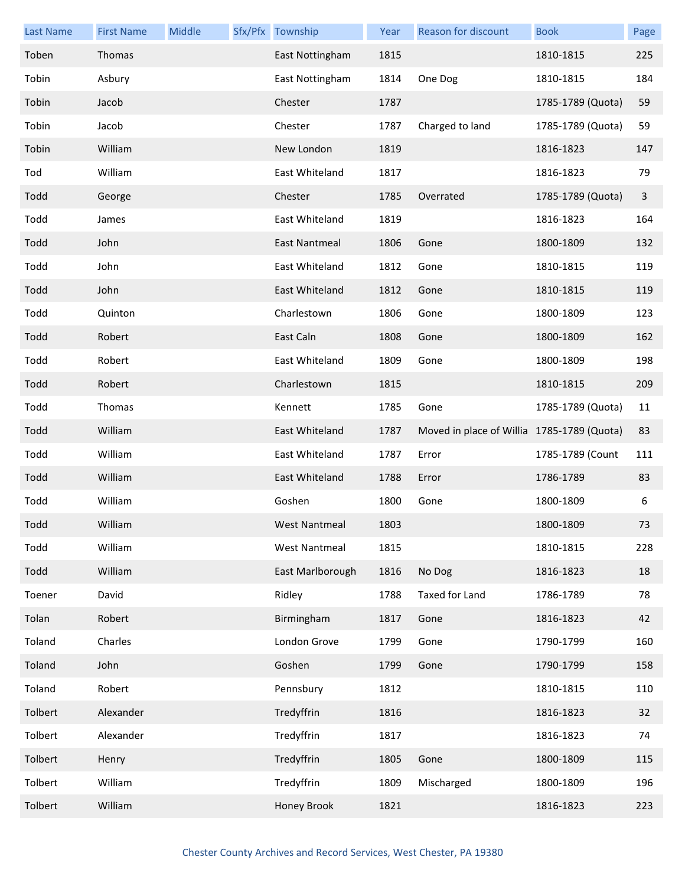| Last Name | First Name | Middle | Sfx/Pfx | Township | Year | Reason for discount | Book | Page |
|---|---|---|---|---|---|---|---|---|
| Toben | Thomas | | | East Nottingham | 1815 | | 1810-1815 | 225 |
| Tobin | Asbury | | | East Nottingham | 1814 | One Dog | 1810-1815 | 184 |
| Tobin | Jacob | | | Chester | 1787 | | 1785-1789 (Quota) | 59 |
| Tobin | Jacob | | | Chester | 1787 | Charged to land | 1785-1789 (Quota) | 59 |
| Tobin | William | | | New London | 1819 | | 1816-1823 | 147 |
| Tod | William | | | East Whiteland | 1817 | | 1816-1823 | 79 |
| Todd | George | | | Chester | 1785 | Overrated | 1785-1789 (Quota) | 3 |
| Todd | James | | | East Whiteland | 1819 | | 1816-1823 | 164 |
| Todd | John | | | East Nantmeal | 1806 | Gone | 1800-1809 | 132 |
| Todd | John | | | East Whiteland | 1812 | Gone | 1810-1815 | 119 |
| Todd | John | | | East Whiteland | 1812 | Gone | 1810-1815 | 119 |
| Todd | Quinton | | | Charlestown | 1806 | Gone | 1800-1809 | 123 |
| Todd | Robert | | | East Caln | 1808 | Gone | 1800-1809 | 162 |
| Todd | Robert | | | East Whiteland | 1809 | Gone | 1800-1809 | 198 |
| Todd | Robert | | | Charlestown | 1815 | | 1810-1815 | 209 |
| Todd | Thomas | | | Kennett | 1785 | Gone | 1785-1789 (Quota) | 11 |
| Todd | William | | | East Whiteland | 1787 | Moved in place of Willia | 1785-1789 (Quota) | 83 |
| Todd | William | | | East Whiteland | 1787 | Error | 1785-1789 (Count | 111 |
| Todd | William | | | East Whiteland | 1788 | Error | 1786-1789 | 83 |
| Todd | William | | | Goshen | 1800 | Gone | 1800-1809 | 6 |
| Todd | William | | | West Nantmeal | 1803 | | 1800-1809 | 73 |
| Todd | William | | | West Nantmeal | 1815 | | 1810-1815 | 228 |
| Todd | William | | | East Marlborough | 1816 | No Dog | 1816-1823 | 18 |
| Toener | David | | | Ridley | 1788 | Taxed for Land | 1786-1789 | 78 |
| Tolan | Robert | | | Birmingham | 1817 | Gone | 1816-1823 | 42 |
| Toland | Charles | | | London Grove | 1799 | Gone | 1790-1799 | 160 |
| Toland | John | | | Goshen | 1799 | Gone | 1790-1799 | 158 |
| Toland | Robert | | | Pennsbury | 1812 | | 1810-1815 | 110 |
| Tolbert | Alexander | | | Tredyffrin | 1816 | | 1816-1823 | 32 |
| Tolbert | Alexander | | | Tredyffrin | 1817 | | 1816-1823 | 74 |
| Tolbert | Henry | | | Tredyffrin | 1805 | Gone | 1800-1809 | 115 |
| Tolbert | William | | | Tredyffrin | 1809 | Mischarged | 1800-1809 | 196 |
| Tolbert | William | | | Honey Brook | 1821 | | 1816-1823 | 223 |

Chester County Archives and Record Services, West Chester, PA 19380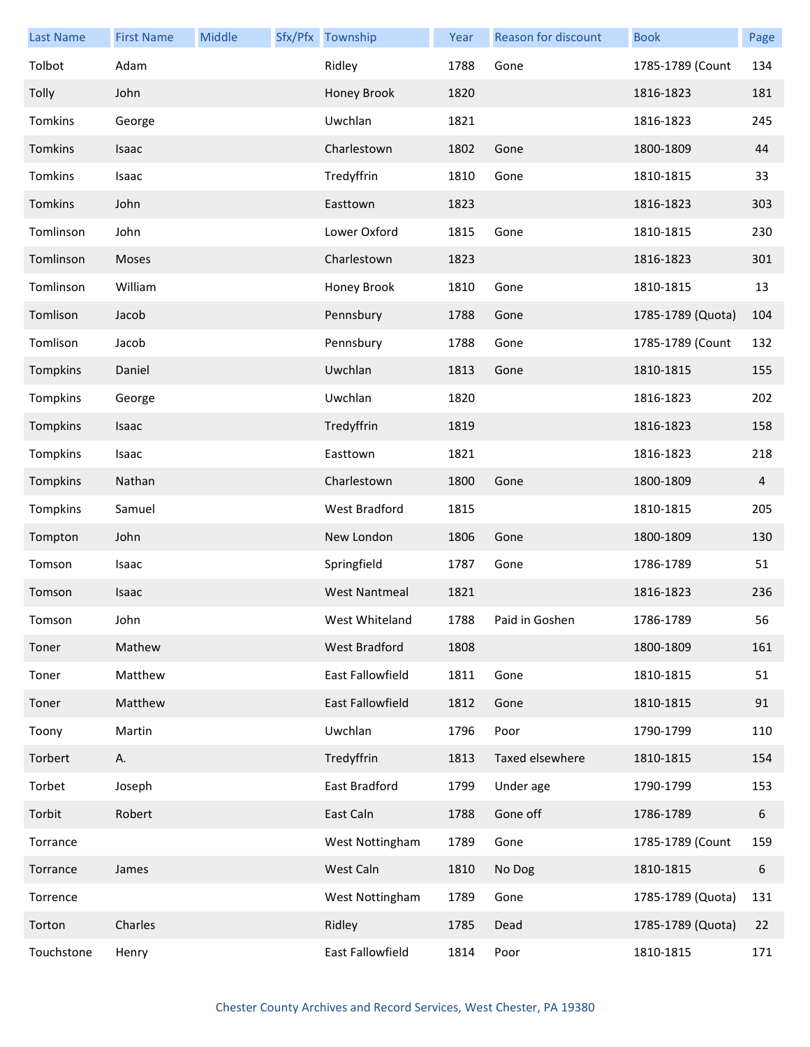| Last Name | First Name | Middle | Sfx/Pfx | Township | Year | Reason for discount | Book | Page |
|---|---|---|---|---|---|---|---|---|
| Tolbot | Adam | | | Ridley | 1788 | Gone | 1785-1789 (Count | 134 |
| Tolly | John | | | Honey Brook | 1820 | | 1816-1823 | 181 |
| Tomkins | George | | | Uwchlan | 1821 | | 1816-1823 | 245 |
| Tomkins | Isaac | | | Charlestown | 1802 | Gone | 1800-1809 | 44 |
| Tomkins | Isaac | | | Tredyffrin | 1810 | Gone | 1810-1815 | 33 |
| Tomkins | John | | | Easttown | 1823 | | 1816-1823 | 303 |
| Tomlinson | John | | | Lower Oxford | 1815 | Gone | 1810-1815 | 230 |
| Tomlinson | Moses | | | Charlestown | 1823 | | 1816-1823 | 301 |
| Tomlinson | William | | | Honey Brook | 1810 | Gone | 1810-1815 | 13 |
| Tomlison | Jacob | | | Pennsbury | 1788 | Gone | 1785-1789 (Quota) | 104 |
| Tomlison | Jacob | | | Pennsbury | 1788 | Gone | 1785-1789 (Count | 132 |
| Tompkins | Daniel | | | Uwchlan | 1813 | Gone | 1810-1815 | 155 |
| Tompkins | George | | | Uwchlan | 1820 | | 1816-1823 | 202 |
| Tompkins | Isaac | | | Tredyffrin | 1819 | | 1816-1823 | 158 |
| Tompkins | Isaac | | | Easttown | 1821 | | 1816-1823 | 218 |
| Tompkins | Nathan | | | Charlestown | 1800 | Gone | 1800-1809 | 4 |
| Tompkins | Samuel | | | West Bradford | 1815 | | 1810-1815 | 205 |
| Tompton | John | | | New London | 1806 | Gone | 1800-1809 | 130 |
| Tomson | Isaac | | | Springfield | 1787 | Gone | 1786-1789 | 51 |
| Tomson | Isaac | | | West Nantmeal | 1821 | | 1816-1823 | 236 |
| Tomson | John | | | West Whiteland | 1788 | Paid in Goshen | 1786-1789 | 56 |
| Toner | Mathew | | | West Bradford | 1808 | | 1800-1809 | 161 |
| Toner | Matthew | | | East Fallowfield | 1811 | Gone | 1810-1815 | 51 |
| Toner | Matthew | | | East Fallowfield | 1812 | Gone | 1810-1815 | 91 |
| Toony | Martin | | | Uwchlan | 1796 | Poor | 1790-1799 | 110 |
| Torbert | A. | | | Tredyffrin | 1813 | Taxed elsewhere | 1810-1815 | 154 |
| Torbet | Joseph | | | East Bradford | 1799 | Under age | 1790-1799 | 153 |
| Torbit | Robert | | | East Caln | 1788 | Gone off | 1786-1789 | 6 |
| Torrance | | | | West Nottingham | 1789 | Gone | 1785-1789 (Count | 159 |
| Torrance | James | | | West Caln | 1810 | No Dog | 1810-1815 | 6 |
| Torrence | | | | West Nottingham | 1789 | Gone | 1785-1789 (Quota) | 131 |
| Torton | Charles | | | Ridley | 1785 | Dead | 1785-1789 (Quota) | 22 |
| Touchstone | Henry | | | East Fallowfield | 1814 | Poor | 1810-1815 | 171 |

Chester County Archives and Record Services, West Chester, PA 19380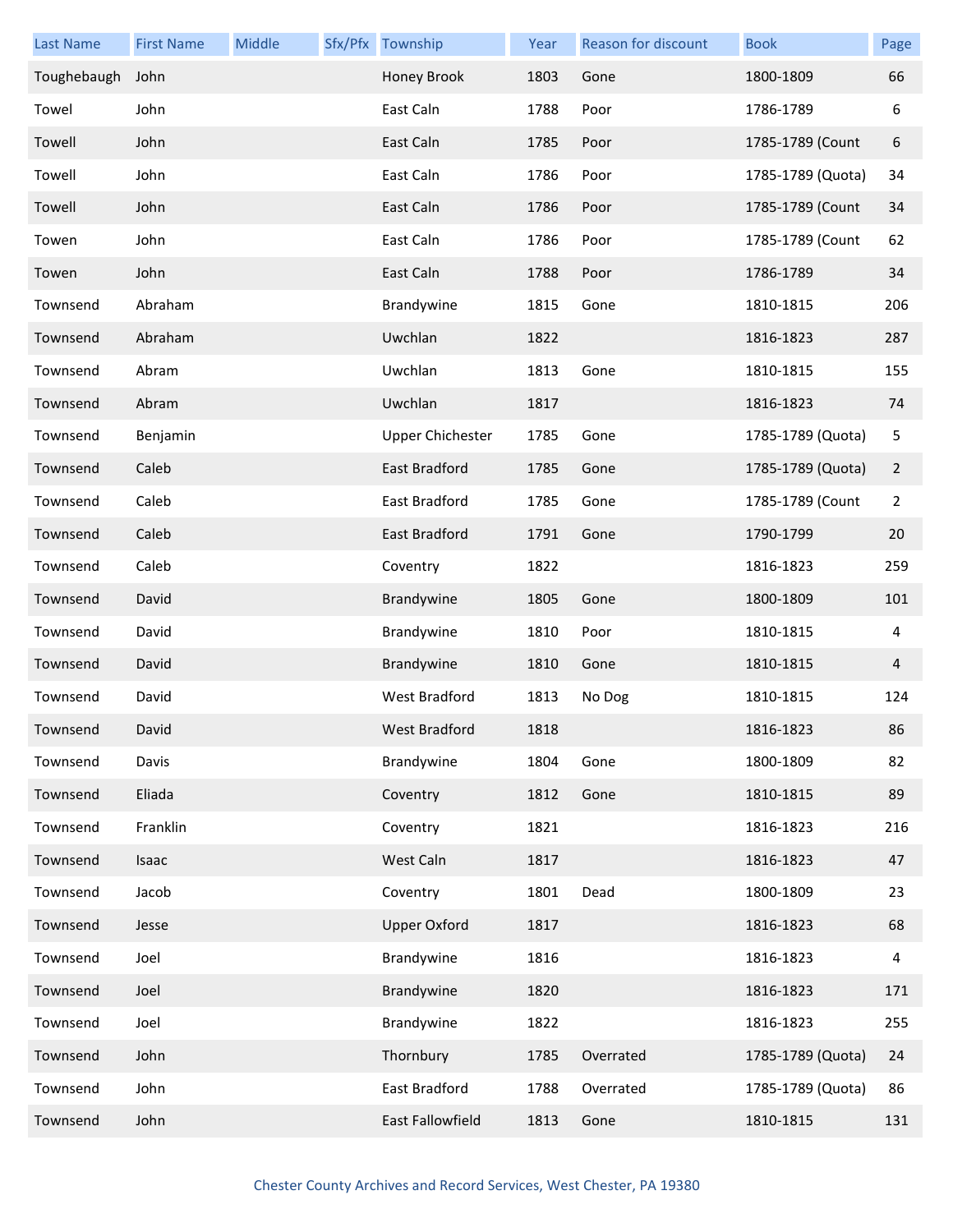| Last Name | First Name | Middle | Sfx/Pfx | Township | Year | Reason for discount | Book | Page |
|---|---|---|---|---|---|---|---|---|
| Toughebaugh | John | | | Honey Brook | 1803 | Gone | 1800-1809 | 66 |
| Towel | John | | | East Caln | 1788 | Poor | 1786-1789 | 6 |
| Towell | John | | | East Caln | 1785 | Poor | 1785-1789 (Count | 6 |
| Towell | John | | | East Caln | 1786 | Poor | 1785-1789 (Quota) | 34 |
| Towell | John | | | East Caln | 1786 | Poor | 1785-1789 (Count | 34 |
| Towen | John | | | East Caln | 1786 | Poor | 1785-1789 (Count | 62 |
| Towen | John | | | East Caln | 1788 | Poor | 1786-1789 | 34 |
| Townsend | Abraham | | | Brandywine | 1815 | Gone | 1810-1815 | 206 |
| Townsend | Abraham | | | Uwchlan | 1822 | | 1816-1823 | 287 |
| Townsend | Abram | | | Uwchlan | 1813 | Gone | 1810-1815 | 155 |
| Townsend | Abram | | | Uwchlan | 1817 | | 1816-1823 | 74 |
| Townsend | Benjamin | | | Upper Chichester | 1785 | Gone | 1785-1789 (Quota) | 5 |
| Townsend | Caleb | | | East Bradford | 1785 | Gone | 1785-1789 (Quota) | 2 |
| Townsend | Caleb | | | East Bradford | 1785 | Gone | 1785-1789 (Count | 2 |
| Townsend | Caleb | | | East Bradford | 1791 | Gone | 1790-1799 | 20 |
| Townsend | Caleb | | | Coventry | 1822 | | 1816-1823 | 259 |
| Townsend | David | | | Brandywine | 1805 | Gone | 1800-1809 | 101 |
| Townsend | David | | | Brandywine | 1810 | Poor | 1810-1815 | 4 |
| Townsend | David | | | Brandywine | 1810 | Gone | 1810-1815 | 4 |
| Townsend | David | | | West Bradford | 1813 | No Dog | 1810-1815 | 124 |
| Townsend | David | | | West Bradford | 1818 | | 1816-1823 | 86 |
| Townsend | Davis | | | Brandywine | 1804 | Gone | 1800-1809 | 82 |
| Townsend | Eliada | | | Coventry | 1812 | Gone | 1810-1815 | 89 |
| Townsend | Franklin | | | Coventry | 1821 | | 1816-1823 | 216 |
| Townsend | Isaac | | | West Caln | 1817 | | 1816-1823 | 47 |
| Townsend | Jacob | | | Coventry | 1801 | Dead | 1800-1809 | 23 |
| Townsend | Jesse | | | Upper Oxford | 1817 | | 1816-1823 | 68 |
| Townsend | Joel | | | Brandywine | 1816 | | 1816-1823 | 4 |
| Townsend | Joel | | | Brandywine | 1820 | | 1816-1823 | 171 |
| Townsend | Joel | | | Brandywine | 1822 | | 1816-1823 | 255 |
| Townsend | John | | | Thornbury | 1785 | Overrated | 1785-1789 (Quota) | 24 |
| Townsend | John | | | East Bradford | 1788 | Overrated | 1785-1789 (Quota) | 86 |
| Townsend | John | | | East Fallowfield | 1813 | Gone | 1810-1815 | 131 |

Chester County Archives and Record Services, West Chester, PA 19380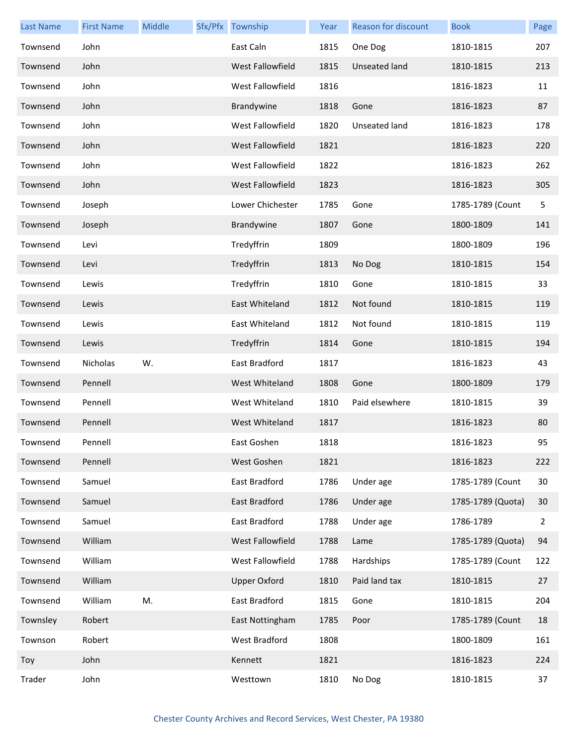| Last Name | First Name | Middle | Sfx/Pfx | Township | Year | Reason for discount | Book | Page |
|---|---|---|---|---|---|---|---|---|
| Townsend | John | | | East Caln | 1815 | One Dog | 1810-1815 | 207 |
| Townsend | John | | | West Fallowfield | 1815 | Unseated land | 1810-1815 | 213 |
| Townsend | John | | | West Fallowfield | 1816 | | 1816-1823 | 11 |
| Townsend | John | | | Brandywine | 1818 | Gone | 1816-1823 | 87 |
| Townsend | John | | | West Fallowfield | 1820 | Unseated land | 1816-1823 | 178 |
| Townsend | John | | | West Fallowfield | 1821 | | 1816-1823 | 220 |
| Townsend | John | | | West Fallowfield | 1822 | | 1816-1823 | 262 |
| Townsend | John | | | West Fallowfield | 1823 | | 1816-1823 | 305 |
| Townsend | Joseph | | | Lower Chichester | 1785 | Gone | 1785-1789 (Count | 5 |
| Townsend | Joseph | | | Brandywine | 1807 | Gone | 1800-1809 | 141 |
| Townsend | Levi | | | Tredyffrin | 1809 | | 1800-1809 | 196 |
| Townsend | Levi | | | Tredyffrin | 1813 | No Dog | 1810-1815 | 154 |
| Townsend | Lewis | | | Tredyffrin | 1810 | Gone | 1810-1815 | 33 |
| Townsend | Lewis | | | East Whiteland | 1812 | Not found | 1810-1815 | 119 |
| Townsend | Lewis | | | East Whiteland | 1812 | Not found | 1810-1815 | 119 |
| Townsend | Lewis | | | Tredyffrin | 1814 | Gone | 1810-1815 | 194 |
| Townsend | Nicholas | W. | | East Bradford | 1817 | | 1816-1823 | 43 |
| Townsend | Pennell | | | West Whiteland | 1808 | Gone | 1800-1809 | 179 |
| Townsend | Pennell | | | West Whiteland | 1810 | Paid elsewhere | 1810-1815 | 39 |
| Townsend | Pennell | | | West Whiteland | 1817 | | 1816-1823 | 80 |
| Townsend | Pennell | | | East Goshen | 1818 | | 1816-1823 | 95 |
| Townsend | Pennell | | | West Goshen | 1821 | | 1816-1823 | 222 |
| Townsend | Samuel | | | East Bradford | 1786 | Under age | 1785-1789 (Count | 30 |
| Townsend | Samuel | | | East Bradford | 1786 | Under age | 1785-1789 (Quota) | 30 |
| Townsend | Samuel | | | East Bradford | 1788 | Under age | 1786-1789 | 2 |
| Townsend | William | | | West Fallowfield | 1788 | Lame | 1785-1789 (Quota) | 94 |
| Townsend | William | | | West Fallowfield | 1788 | Hardships | 1785-1789 (Count | 122 |
| Townsend | William | | | Upper Oxford | 1810 | Paid land tax | 1810-1815 | 27 |
| Townsend | William | M. | | East Bradford | 1815 | Gone | 1810-1815 | 204 |
| Townsley | Robert | | | East Nottingham | 1785 | Poor | 1785-1789 (Count | 18 |
| Townson | Robert | | | West Bradford | 1808 | | 1800-1809 | 161 |
| Toy | John | | | Kennett | 1821 | | 1816-1823 | 224 |
| Trader | John | | | Westtown | 1810 | No Dog | 1810-1815 | 37 |

Chester County Archives and Record Services, West Chester, PA 19380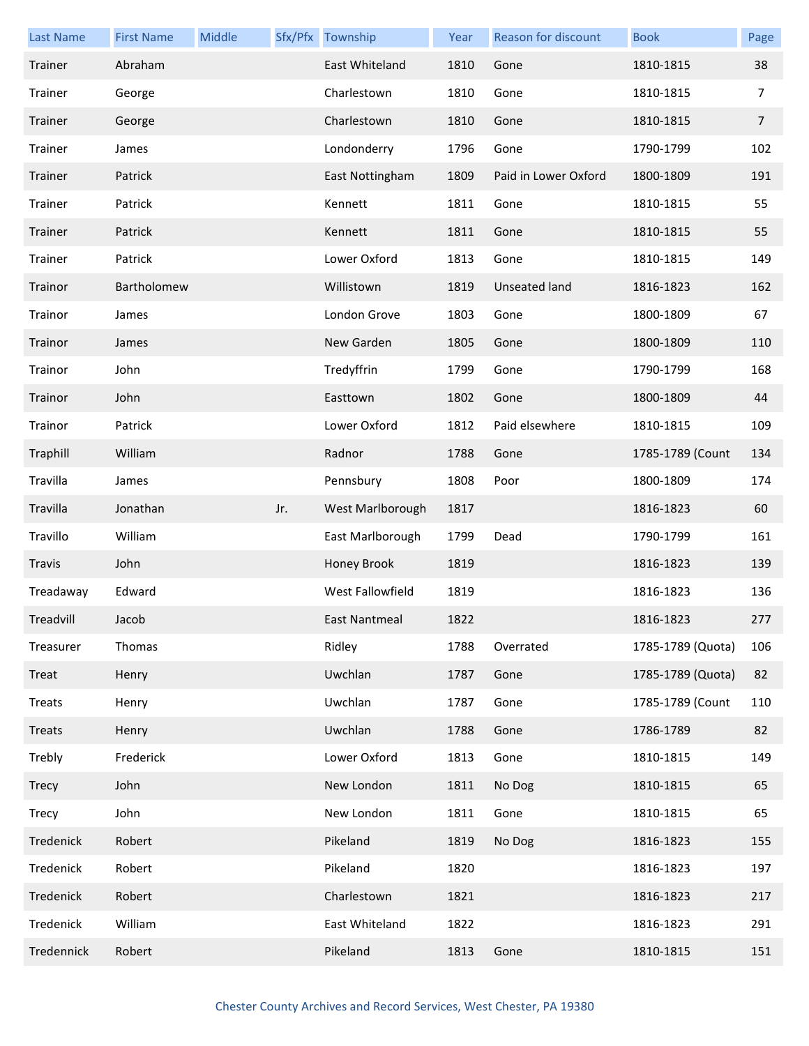| Last Name | First Name | Middle | Sfx/Pfx | Township | Year | Reason for discount | Book | Page |
| --- | --- | --- | --- | --- | --- | --- | --- | --- |
| Trainer | Abraham | | | East Whiteland | 1810 | Gone | 1810-1815 | 38 |
| Trainer | George | | | Charlestown | 1810 | Gone | 1810-1815 | 7 |
| Trainer | George | | | Charlestown | 1810 | Gone | 1810-1815 | 7 |
| Trainer | James | | | Londonderry | 1796 | Gone | 1790-1799 | 102 |
| Trainer | Patrick | | | East Nottingham | 1809 | Paid in Lower Oxford | 1800-1809 | 191 |
| Trainer | Patrick | | | Kennett | 1811 | Gone | 1810-1815 | 55 |
| Trainer | Patrick | | | Kennett | 1811 | Gone | 1810-1815 | 55 |
| Trainer | Patrick | | | Lower Oxford | 1813 | Gone | 1810-1815 | 149 |
| Trainor | Bartholomew | | | Willistown | 1819 | Unseated land | 1816-1823 | 162 |
| Trainor | James | | | London Grove | 1803 | Gone | 1800-1809 | 67 |
| Trainor | James | | | New Garden | 1805 | Gone | 1800-1809 | 110 |
| Trainor | John | | | Tredyffrin | 1799 | Gone | 1790-1799 | 168 |
| Trainor | John | | | Easttown | 1802 | Gone | 1800-1809 | 44 |
| Trainor | Patrick | | | Lower Oxford | 1812 | Paid elsewhere | 1810-1815 | 109 |
| Traphill | William | | | Radnor | 1788 | Gone | 1785-1789 (Count | 134 |
| Travilla | James | | | Pennsbury | 1808 | Poor | 1800-1809 | 174 |
| Travilla | Jonathan | | Jr. | West Marlborough | 1817 | | 1816-1823 | 60 |
| Travillo | William | | | East Marlborough | 1799 | Dead | 1790-1799 | 161 |
| Travis | John | | | Honey Brook | 1819 | | 1816-1823 | 139 |
| Treadaway | Edward | | | West Fallowfield | 1819 | | 1816-1823 | 136 |
| Treadvill | Jacob | | | East Nantmeal | 1822 | | 1816-1823 | 277 |
| Treasurer | Thomas | | | Ridley | 1788 | Overrated | 1785-1789 (Quota) | 106 |
| Treat | Henry | | | Uwchlan | 1787 | Gone | 1785-1789 (Quota) | 82 |
| Treats | Henry | | | Uwchlan | 1787 | Gone | 1785-1789 (Count | 110 |
| Treats | Henry | | | Uwchlan | 1788 | Gone | 1786-1789 | 82 |
| Trebly | Frederick | | | Lower Oxford | 1813 | Gone | 1810-1815 | 149 |
| Trecy | John | | | New London | 1811 | No Dog | 1810-1815 | 65 |
| Trecy | John | | | New London | 1811 | Gone | 1810-1815 | 65 |
| Tredenick | Robert | | | Pikeland | 1819 | No Dog | 1816-1823 | 155 |
| Tredenick | Robert | | | Pikeland | 1820 | | 1816-1823 | 197 |
| Tredenick | Robert | | | Charlestown | 1821 | | 1816-1823 | 217 |
| Tredenick | William | | | East Whiteland | 1822 | | 1816-1823 | 291 |
| Tredennick | Robert | | | Pikeland | 1813 | Gone | 1810-1815 | 151 |

Chester County Archives and Record Services, West Chester, PA 19380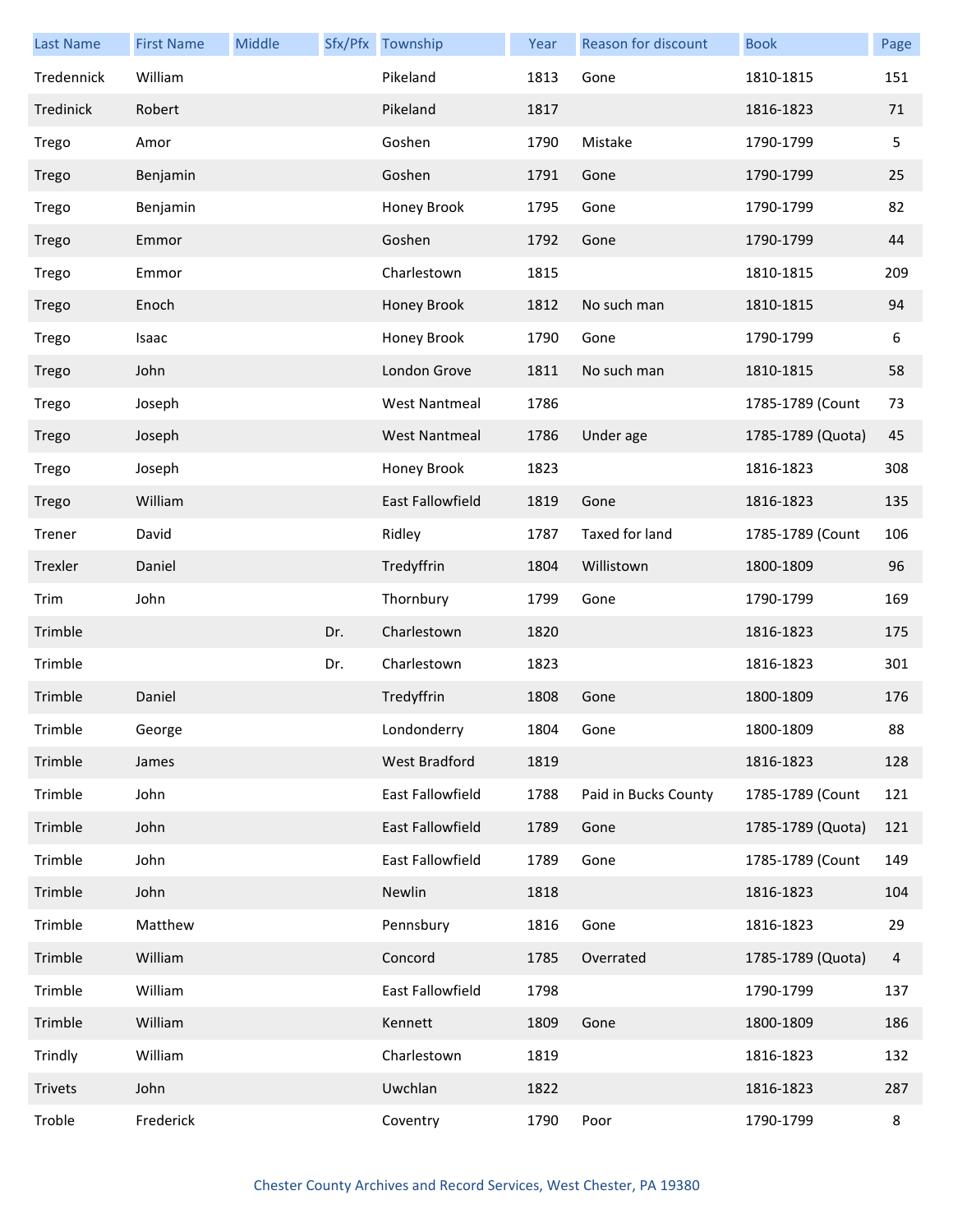| Last Name | First Name | Middle | Sfx/Pfx | Township | Year | Reason for discount | Book | Page |
|---|---|---|---|---|---|---|---|---|
| Tredennick | William | | | Pikeland | 1813 | Gone | 1810-1815 | 151 |
| Tredinick | Robert | | | Pikeland | 1817 | | 1816-1823 | 71 |
| Trego | Amor | | | Goshen | 1790 | Mistake | 1790-1799 | 5 |
| Trego | Benjamin | | | Goshen | 1791 | Gone | 1790-1799 | 25 |
| Trego | Benjamin | | | Honey Brook | 1795 | Gone | 1790-1799 | 82 |
| Trego | Emmor | | | Goshen | 1792 | Gone | 1790-1799 | 44 |
| Trego | Emmor | | | Charlestown | 1815 | | 1810-1815 | 209 |
| Trego | Enoch | | | Honey Brook | 1812 | No such man | 1810-1815 | 94 |
| Trego | Isaac | | | Honey Brook | 1790 | Gone | 1790-1799 | 6 |
| Trego | John | | | London Grove | 1811 | No such man | 1810-1815 | 58 |
| Trego | Joseph | | | West Nantmeal | 1786 | | 1785-1789 (Count | 73 |
| Trego | Joseph | | | West Nantmeal | 1786 | Under age | 1785-1789 (Quota) | 45 |
| Trego | Joseph | | | Honey Brook | 1823 | | 1816-1823 | 308 |
| Trego | William | | | East Fallowfield | 1819 | Gone | 1816-1823 | 135 |
| Trener | David | | | Ridley | 1787 | Taxed for land | 1785-1789 (Count | 106 |
| Trexler | Daniel | | | Tredyffrin | 1804 | Willistown | 1800-1809 | 96 |
| Trim | John | | | Thornbury | 1799 | Gone | 1790-1799 | 169 |
| Trimble | | | Dr. | Charlestown | 1820 | | 1816-1823 | 175 |
| Trimble | | | Dr. | Charlestown | 1823 | | 1816-1823 | 301 |
| Trimble | Daniel | | | Tredyffrin | 1808 | Gone | 1800-1809 | 176 |
| Trimble | George | | | Londonderry | 1804 | Gone | 1800-1809 | 88 |
| Trimble | James | | | West Bradford | 1819 | | 1816-1823 | 128 |
| Trimble | John | | | East Fallowfield | 1788 | Paid in Bucks County | 1785-1789 (Count | 121 |
| Trimble | John | | | East Fallowfield | 1789 | Gone | 1785-1789 (Quota) | 121 |
| Trimble | John | | | East Fallowfield | 1789 | Gone | 1785-1789 (Count | 149 |
| Trimble | John | | | Newlin | 1818 | | 1816-1823 | 104 |
| Trimble | Matthew | | | Pennsbury | 1816 | Gone | 1816-1823 | 29 |
| Trimble | William | | | Concord | 1785 | Overrated | 1785-1789 (Quota) | 4 |
| Trimble | William | | | East Fallowfield | 1798 | | 1790-1799 | 137 |
| Trimble | William | | | Kennett | 1809 | Gone | 1800-1809 | 186 |
| Trindly | William | | | Charlestown | 1819 | | 1816-1823 | 132 |
| Trivets | John | | | Uwchlan | 1822 | | 1816-1823 | 287 |
| Troble | Frederick | | | Coventry | 1790 | Poor | 1790-1799 | 8 |

Chester County Archives and Record Services, West Chester, PA 19380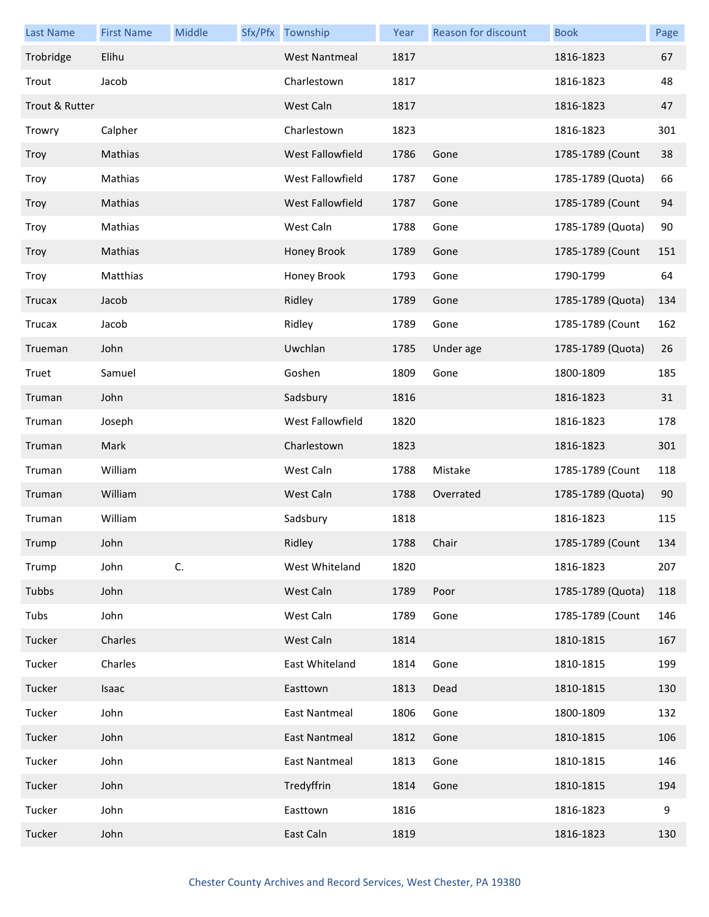| Last Name | First Name | Middle | Sfx/Pfx | Township | Year | Reason for discount | Book | Page |
|---|---|---|---|---|---|---|---|---|
| Trobridge | Elihu | | | West Nantmeal | 1817 | | 1816-1823 | 67 |
| Trout | Jacob | | | Charlestown | 1817 | | 1816-1823 | 48 |
| Trout & Rutter | | | | West Caln | 1817 | | 1816-1823 | 47 |
| Trowry | Calpher | | | Charlestown | 1823 | | 1816-1823 | 301 |
| Troy | Mathias | | | West Fallowfield | 1786 | Gone | 1785-1789 (Count | 38 |
| Troy | Mathias | | | West Fallowfield | 1787 | Gone | 1785-1789 (Quota) | 66 |
| Troy | Mathias | | | West Fallowfield | 1787 | Gone | 1785-1789 (Count | 94 |
| Troy | Mathias | | | West Caln | 1788 | Gone | 1785-1789 (Quota) | 90 |
| Troy | Mathias | | | Honey Brook | 1789 | Gone | 1785-1789 (Count | 151 |
| Troy | Matthias | | | Honey Brook | 1793 | Gone | 1790-1799 | 64 |
| Trucax | Jacob | | | Ridley | 1789 | Gone | 1785-1789 (Quota) | 134 |
| Trucax | Jacob | | | Ridley | 1789 | Gone | 1785-1789 (Count | 162 |
| Trueman | John | | | Uwchlan | 1785 | Under age | 1785-1789 (Quota) | 26 |
| Truet | Samuel | | | Goshen | 1809 | Gone | 1800-1809 | 185 |
| Truman | John | | | Sadsbury | 1816 | | 1816-1823 | 31 |
| Truman | Joseph | | | West Fallowfield | 1820 | | 1816-1823 | 178 |
| Truman | Mark | | | Charlestown | 1823 | | 1816-1823 | 301 |
| Truman | William | | | West Caln | 1788 | Mistake | 1785-1789 (Count | 118 |
| Truman | William | | | West Caln | 1788 | Overrated | 1785-1789 (Quota) | 90 |
| Truman | William | | | Sadsbury | 1818 | | 1816-1823 | 115 |
| Trump | John | | | Ridley | 1788 | Chair | 1785-1789 (Count | 134 |
| Trump | John | C. | | West Whiteland | 1820 | | 1816-1823 | 207 |
| Tubbs | John | | | West Caln | 1789 | Poor | 1785-1789 (Quota) | 118 |
| Tubs | John | | | West Caln | 1789 | Gone | 1785-1789 (Count | 146 |
| Tucker | Charles | | | West Caln | 1814 | | 1810-1815 | 167 |
| Tucker | Charles | | | East Whiteland | 1814 | Gone | 1810-1815 | 199 |
| Tucker | Isaac | | | Easttown | 1813 | Dead | 1810-1815 | 130 |
| Tucker | John | | | East Nantmeal | 1806 | Gone | 1800-1809 | 132 |
| Tucker | John | | | East Nantmeal | 1812 | Gone | 1810-1815 | 106 |
| Tucker | John | | | East Nantmeal | 1813 | Gone | 1810-1815 | 146 |
| Tucker | John | | | Tredyffrin | 1814 | Gone | 1810-1815 | 194 |
| Tucker | John | | | Easttown | 1816 | | 1816-1823 | 9 |
| Tucker | John | | | East Caln | 1819 | | 1816-1823 | 130 |

Chester County Archives and Record Services, West Chester, PA 19380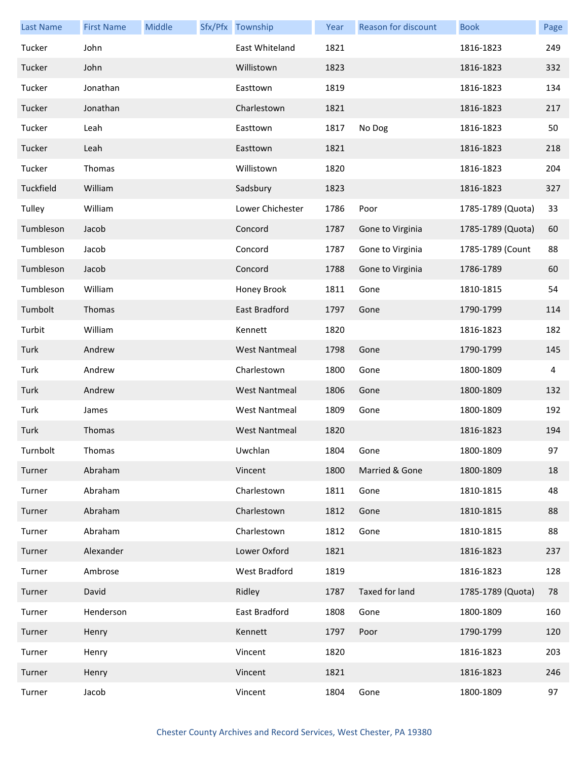| Last Name | First Name | Middle | Sfx/Pfx | Township | Year | Reason for discount | Book | Page |
|---|---|---|---|---|---|---|---|---|
| Tucker | John | | | East Whiteland | 1821 | | 1816-1823 | 249 |
| Tucker | John | | | Willistown | 1823 | | 1816-1823 | 332 |
| Tucker | Jonathan | | | Easttown | 1819 | | 1816-1823 | 134 |
| Tucker | Jonathan | | | Charlestown | 1821 | | 1816-1823 | 217 |
| Tucker | Leah | | | Easttown | 1817 | No Dog | 1816-1823 | 50 |
| Tucker | Leah | | | Easttown | 1821 | | 1816-1823 | 218 |
| Tucker | Thomas | | | Willistown | 1820 | | 1816-1823 | 204 |
| Tuckfield | William | | | Sadsbury | 1823 | | 1816-1823 | 327 |
| Tulley | William | | | Lower Chichester | 1786 | Poor | 1785-1789 (Quota) | 33 |
| Tumbleson | Jacob | | | Concord | 1787 | Gone to Virginia | 1785-1789 (Quota) | 60 |
| Tumbleson | Jacob | | | Concord | 1787 | Gone to Virginia | 1785-1789 (Count | 88 |
| Tumbleson | Jacob | | | Concord | 1788 | Gone to Virginia | 1786-1789 | 60 |
| Tumbleson | William | | | Honey Brook | 1811 | Gone | 1810-1815 | 54 |
| Tumbolt | Thomas | | | East Bradford | 1797 | Gone | 1790-1799 | 114 |
| Turbit | William | | | Kennett | 1820 | | 1816-1823 | 182 |
| Turk | Andrew | | | West Nantmeal | 1798 | Gone | 1790-1799 | 145 |
| Turk | Andrew | | | Charlestown | 1800 | Gone | 1800-1809 | 4 |
| Turk | Andrew | | | West Nantmeal | 1806 | Gone | 1800-1809 | 132 |
| Turk | James | | | West Nantmeal | 1809 | Gone | 1800-1809 | 192 |
| Turk | Thomas | | | West Nantmeal | 1820 | | 1816-1823 | 194 |
| Turnbolt | Thomas | | | Uwchlan | 1804 | Gone | 1800-1809 | 97 |
| Turner | Abraham | | | Vincent | 1800 | Married & Gone | 1800-1809 | 18 |
| Turner | Abraham | | | Charlestown | 1811 | Gone | 1810-1815 | 48 |
| Turner | Abraham | | | Charlestown | 1812 | Gone | 1810-1815 | 88 |
| Turner | Abraham | | | Charlestown | 1812 | Gone | 1810-1815 | 88 |
| Turner | Alexander | | | Lower Oxford | 1821 | | 1816-1823 | 237 |
| Turner | Ambrose | | | West Bradford | 1819 | | 1816-1823 | 128 |
| Turner | David | | | Ridley | 1787 | Taxed for land | 1785-1789 (Quota) | 78 |
| Turner | Henderson | | | East Bradford | 1808 | Gone | 1800-1809 | 160 |
| Turner | Henry | | | Kennett | 1797 | Poor | 1790-1799 | 120 |
| Turner | Henry | | | Vincent | 1820 | | 1816-1823 | 203 |
| Turner | Henry | | | Vincent | 1821 | | 1816-1823 | 246 |
| Turner | Jacob | | | Vincent | 1804 | Gone | 1800-1809 | 97 |

Chester County Archives and Record Services, West Chester, PA 19380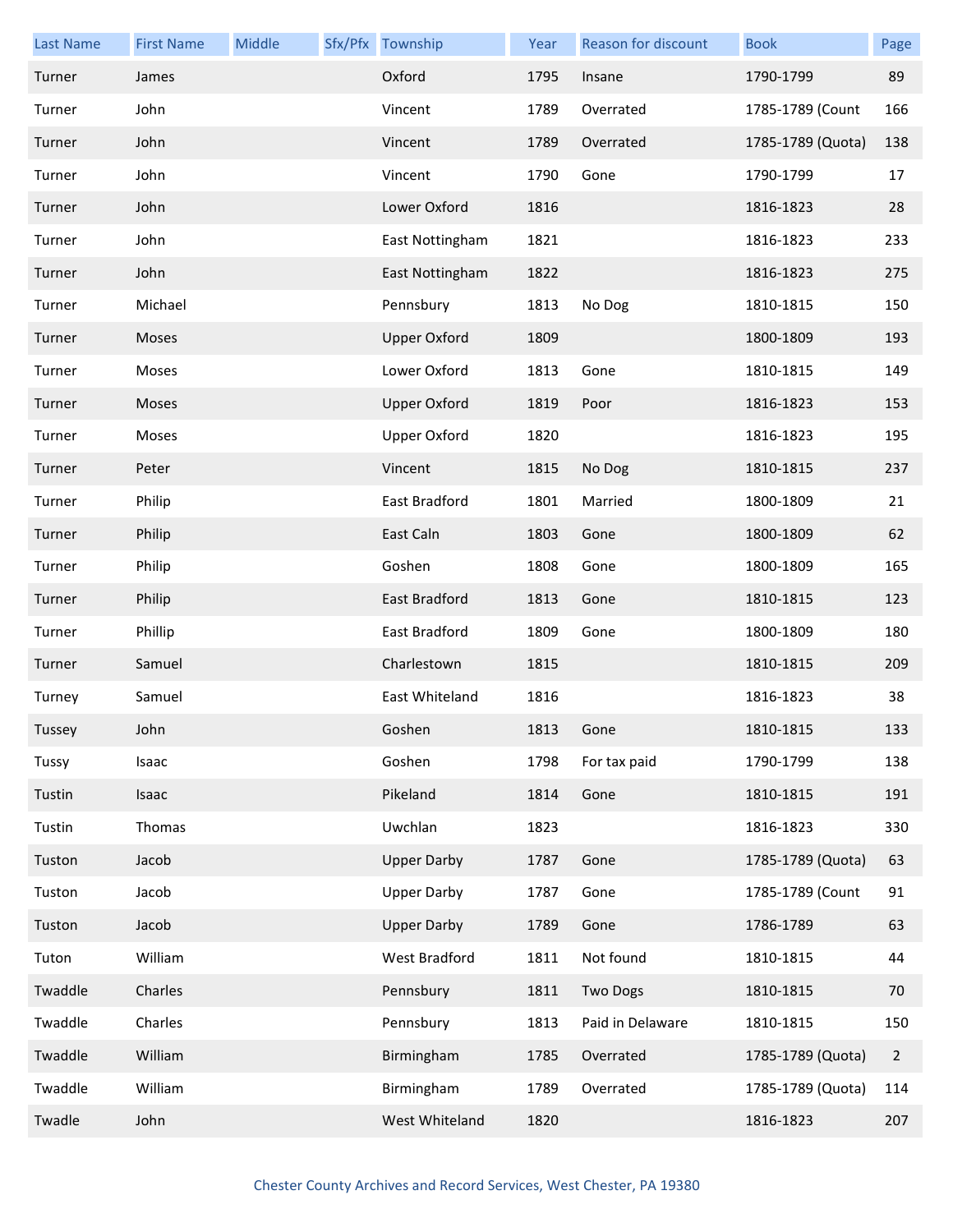| Last Name | First Name | Middle | Sfx/Pfx | Township | Year | Reason for discount | Book | Page |
|---|---|---|---|---|---|---|---|---|
| Turner | James | | | Oxford | 1795 | Insane | 1790-1799 | 89 |
| Turner | John | | | Vincent | 1789 | Overrated | 1785-1789 (Count | 166 |
| Turner | John | | | Vincent | 1789 | Overrated | 1785-1789 (Quota) | 138 |
| Turner | John | | | Vincent | 1790 | Gone | 1790-1799 | 17 |
| Turner | John | | | Lower Oxford | 1816 | | 1816-1823 | 28 |
| Turner | John | | | East Nottingham | 1821 | | 1816-1823 | 233 |
| Turner | John | | | East Nottingham | 1822 | | 1816-1823 | 275 |
| Turner | Michael | | | Pennsbury | 1813 | No Dog | 1810-1815 | 150 |
| Turner | Moses | | | Upper Oxford | 1809 | | 1800-1809 | 193 |
| Turner | Moses | | | Lower Oxford | 1813 | Gone | 1810-1815 | 149 |
| Turner | Moses | | | Upper Oxford | 1819 | Poor | 1816-1823 | 153 |
| Turner | Moses | | | Upper Oxford | 1820 | | 1816-1823 | 195 |
| Turner | Peter | | | Vincent | 1815 | No Dog | 1810-1815 | 237 |
| Turner | Philip | | | East Bradford | 1801 | Married | 1800-1809 | 21 |
| Turner | Philip | | | East Caln | 1803 | Gone | 1800-1809 | 62 |
| Turner | Philip | | | Goshen | 1808 | Gone | 1800-1809 | 165 |
| Turner | Philip | | | East Bradford | 1813 | Gone | 1810-1815 | 123 |
| Turner | Phillip | | | East Bradford | 1809 | Gone | 1800-1809 | 180 |
| Turner | Samuel | | | Charlestown | 1815 | | 1810-1815 | 209 |
| Turney | Samuel | | | East Whiteland | 1816 | | 1816-1823 | 38 |
| Tussey | John | | | Goshen | 1813 | Gone | 1810-1815 | 133 |
| Tussy | Isaac | | | Goshen | 1798 | For tax paid | 1790-1799 | 138 |
| Tustin | Isaac | | | Pikeland | 1814 | Gone | 1810-1815 | 191 |
| Tustin | Thomas | | | Uwchlan | 1823 | | 1816-1823 | 330 |
| Tuston | Jacob | | | Upper Darby | 1787 | Gone | 1785-1789 (Quota) | 63 |
| Tuston | Jacob | | | Upper Darby | 1787 | Gone | 1785-1789 (Count | 91 |
| Tuston | Jacob | | | Upper Darby | 1789 | Gone | 1786-1789 | 63 |
| Tuton | William | | | West Bradford | 1811 | Not found | 1810-1815 | 44 |
| Twaddle | Charles | | | Pennsbury | 1811 | Two Dogs | 1810-1815 | 70 |
| Twaddle | Charles | | | Pennsbury | 1813 | Paid in Delaware | 1810-1815 | 150 |
| Twaddle | William | | | Birmingham | 1785 | Overrated | 1785-1789 (Quota) | 2 |
| Twaddle | William | | | Birmingham | 1789 | Overrated | 1785-1789 (Quota) | 114 |
| Twadle | John | | | West Whiteland | 1820 | | 1816-1823 | 207 |

Chester County Archives and Record Services, West Chester, PA 19380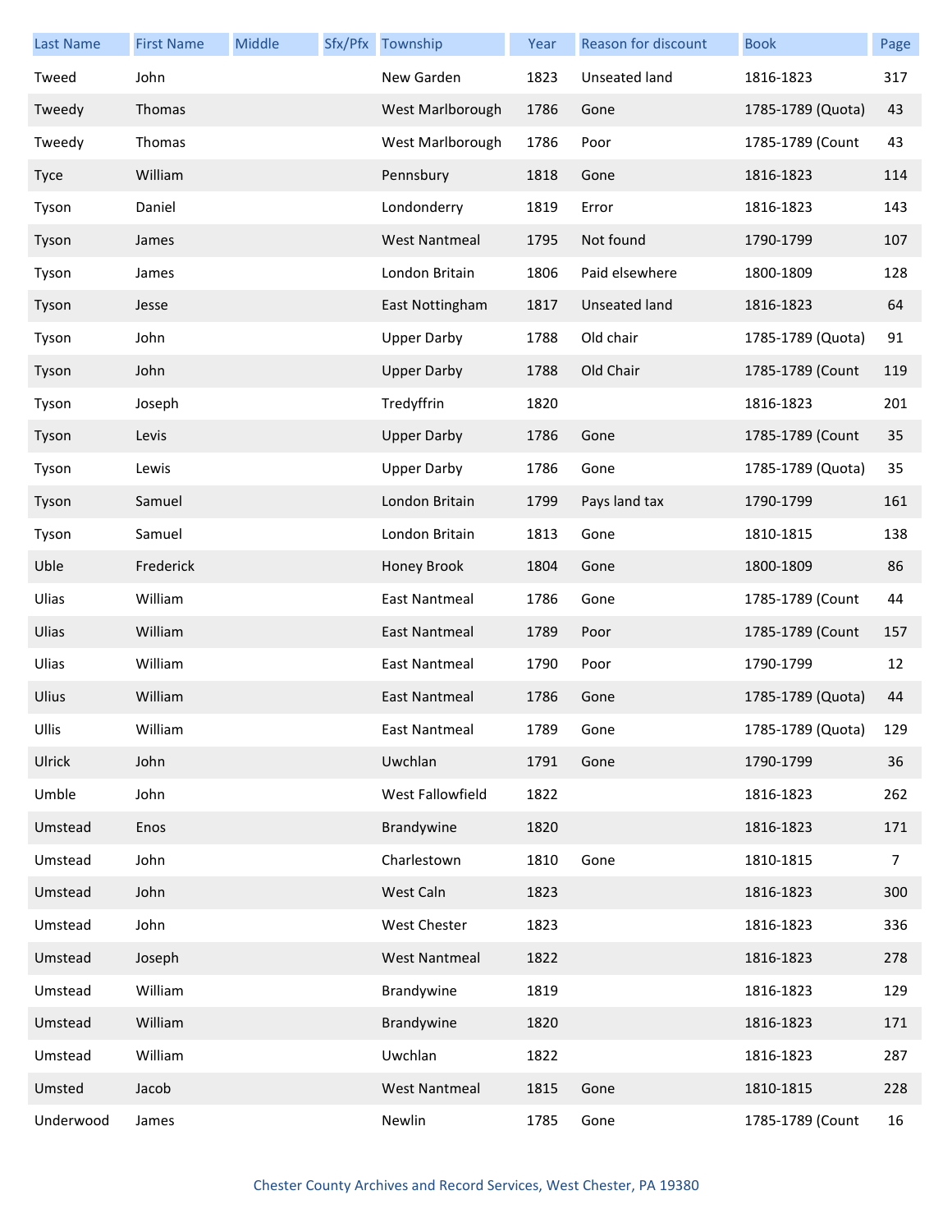| Last Name | First Name | Middle | Sfx/Pfx | Township | Year | Reason for discount | Book | Page |
| --- | --- | --- | --- | --- | --- | --- | --- | --- |
| Tweed | John | | | New Garden | 1823 | Unseated land | 1816-1823 | 317 |
| Tweedy | Thomas | | | West Marlborough | 1786 | Gone | 1785-1789 (Quota) | 43 |
| Tweedy | Thomas | | | West Marlborough | 1786 | Poor | 1785-1789 (Count | 43 |
| Tyce | William | | | Pennsbury | 1818 | Gone | 1816-1823 | 114 |
| Tyson | Daniel | | | Londonderry | 1819 | Error | 1816-1823 | 143 |
| Tyson | James | | | West Nantmeal | 1795 | Not found | 1790-1799 | 107 |
| Tyson | James | | | London Britain | 1806 | Paid elsewhere | 1800-1809 | 128 |
| Tyson | Jesse | | | East Nottingham | 1817 | Unseated land | 1816-1823 | 64 |
| Tyson | John | | | Upper Darby | 1788 | Old chair | 1785-1789 (Quota) | 91 |
| Tyson | John | | | Upper Darby | 1788 | Old Chair | 1785-1789 (Count | 119 |
| Tyson | Joseph | | | Tredyffrin | 1820 | | 1816-1823 | 201 |
| Tyson | Levis | | | Upper Darby | 1786 | Gone | 1785-1789 (Count | 35 |
| Tyson | Lewis | | | Upper Darby | 1786 | Gone | 1785-1789 (Quota) | 35 |
| Tyson | Samuel | | | London Britain | 1799 | Pays land tax | 1790-1799 | 161 |
| Tyson | Samuel | | | London Britain | 1813 | Gone | 1810-1815 | 138 |
| Uble | Frederick | | | Honey Brook | 1804 | Gone | 1800-1809 | 86 |
| Ulias | William | | | East Nantmeal | 1786 | Gone | 1785-1789 (Count | 44 |
| Ulias | William | | | East Nantmeal | 1789 | Poor | 1785-1789 (Count | 157 |
| Ulias | William | | | East Nantmeal | 1790 | Poor | 1790-1799 | 12 |
| Ulius | William | | | East Nantmeal | 1786 | Gone | 1785-1789 (Quota) | 44 |
| Ullis | William | | | East Nantmeal | 1789 | Gone | 1785-1789 (Quota) | 129 |
| Ulrick | John | | | Uwchlan | 1791 | Gone | 1790-1799 | 36 |
| Umble | John | | | West Fallowfield | 1822 | | 1816-1823 | 262 |
| Umstead | Enos | | | Brandywine | 1820 | | 1816-1823 | 171 |
| Umstead | John | | | Charlestown | 1810 | Gone | 1810-1815 | 7 |
| Umstead | John | | | West Caln | 1823 | | 1816-1823 | 300 |
| Umstead | John | | | West Chester | 1823 | | 1816-1823 | 336 |
| Umstead | Joseph | | | West Nantmeal | 1822 | | 1816-1823 | 278 |
| Umstead | William | | | Brandywine | 1819 | | 1816-1823 | 129 |
| Umstead | William | | | Brandywine | 1820 | | 1816-1823 | 171 |
| Umstead | William | | | Uwchlan | 1822 | | 1816-1823 | 287 |
| Umsted | Jacob | | | West Nantmeal | 1815 | Gone | 1810-1815 | 228 |
| Underwood | James | | | Newlin | 1785 | Gone | 1785-1789 (Count | 16 |

Chester County Archives and Record Services, West Chester, PA 19380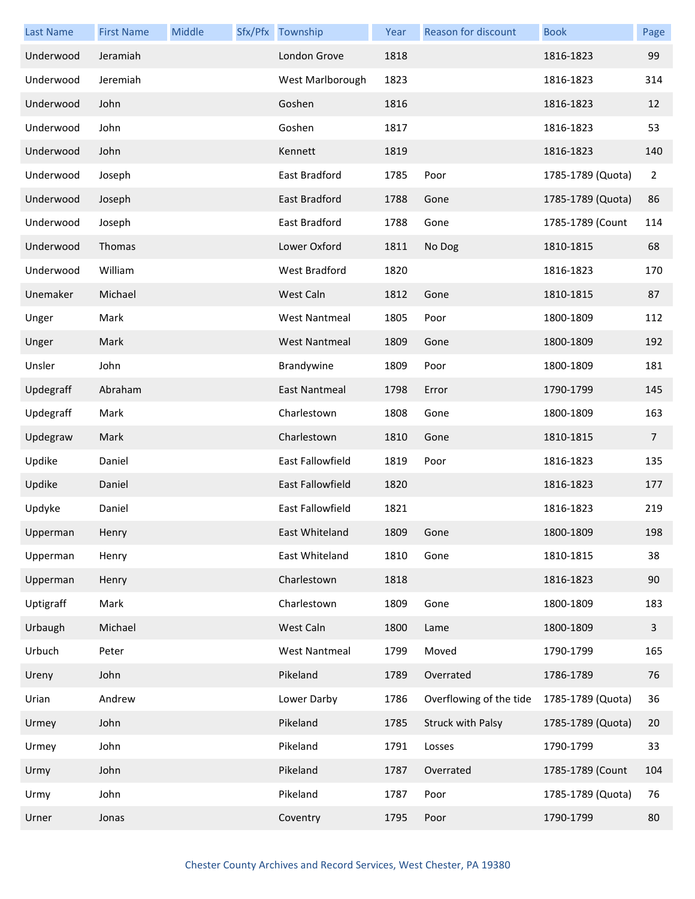| Last Name | First Name | Middle | Sfx/Pfx | Township | Year | Reason for discount | Book | Page |
|---|---|---|---|---|---|---|---|---|
| Underwood | Jeramiah | | | London Grove | 1818 | | 1816-1823 | 99 |
| Underwood | Jeremiah | | | West Marlborough | 1823 | | 1816-1823 | 314 |
| Underwood | John | | | Goshen | 1816 | | 1816-1823 | 12 |
| Underwood | John | | | Goshen | 1817 | | 1816-1823 | 53 |
| Underwood | John | | | Kennett | 1819 | | 1816-1823 | 140 |
| Underwood | Joseph | | | East Bradford | 1785 | Poor | 1785-1789 (Quota) | 2 |
| Underwood | Joseph | | | East Bradford | 1788 | Gone | 1785-1789 (Quota) | 86 |
| Underwood | Joseph | | | East Bradford | 1788 | Gone | 1785-1789 (Count | 114 |
| Underwood | Thomas | | | Lower Oxford | 1811 | No Dog | 1810-1815 | 68 |
| Underwood | William | | | West Bradford | 1820 | | 1816-1823 | 170 |
| Unemaker | Michael | | | West Caln | 1812 | Gone | 1810-1815 | 87 |
| Unger | Mark | | | West Nantmeal | 1805 | Poor | 1800-1809 | 112 |
| Unger | Mark | | | West Nantmeal | 1809 | Gone | 1800-1809 | 192 |
| Unsler | John | | | Brandywine | 1809 | Poor | 1800-1809 | 181 |
| Updegraff | Abraham | | | East Nantmeal | 1798 | Error | 1790-1799 | 145 |
| Updegraff | Mark | | | Charlestown | 1808 | Gone | 1800-1809 | 163 |
| Updegraw | Mark | | | Charlestown | 1810 | Gone | 1810-1815 | 7 |
| Updike | Daniel | | | East Fallowfield | 1819 | Poor | 1816-1823 | 135 |
| Updike | Daniel | | | East Fallowfield | 1820 | | 1816-1823 | 177 |
| Updyke | Daniel | | | East Fallowfield | 1821 | | 1816-1823 | 219 |
| Upperman | Henry | | | East Whiteland | 1809 | Gone | 1800-1809 | 198 |
| Upperman | Henry | | | East Whiteland | 1810 | Gone | 1810-1815 | 38 |
| Upperman | Henry | | | Charlestown | 1818 | | 1816-1823 | 90 |
| Uptigraff | Mark | | | Charlestown | 1809 | Gone | 1800-1809 | 183 |
| Urbaugh | Michael | | | West Caln | 1800 | Lame | 1800-1809 | 3 |
| Urbuch | Peter | | | West Nantmeal | 1799 | Moved | 1790-1799 | 165 |
| Ureny | John | | | Pikeland | 1789 | Overrated | 1786-1789 | 76 |
| Urian | Andrew | | | Lower Darby | 1786 | Overflowing of the tide | 1785-1789 (Quota) | 36 |
| Urmey | John | | | Pikeland | 1785 | Struck with Palsy | 1785-1789 (Quota) | 20 |
| Urmey | John | | | Pikeland | 1791 | Losses | 1790-1799 | 33 |
| Urmy | John | | | Pikeland | 1787 | Overrated | 1785-1789 (Count | 104 |
| Urmy | John | | | Pikeland | 1787 | Poor | 1785-1789 (Quota) | 76 |
| Urner | Jonas | | | Coventry | 1795 | Poor | 1790-1799 | 80 |

Chester County Archives and Record Services, West Chester, PA 19380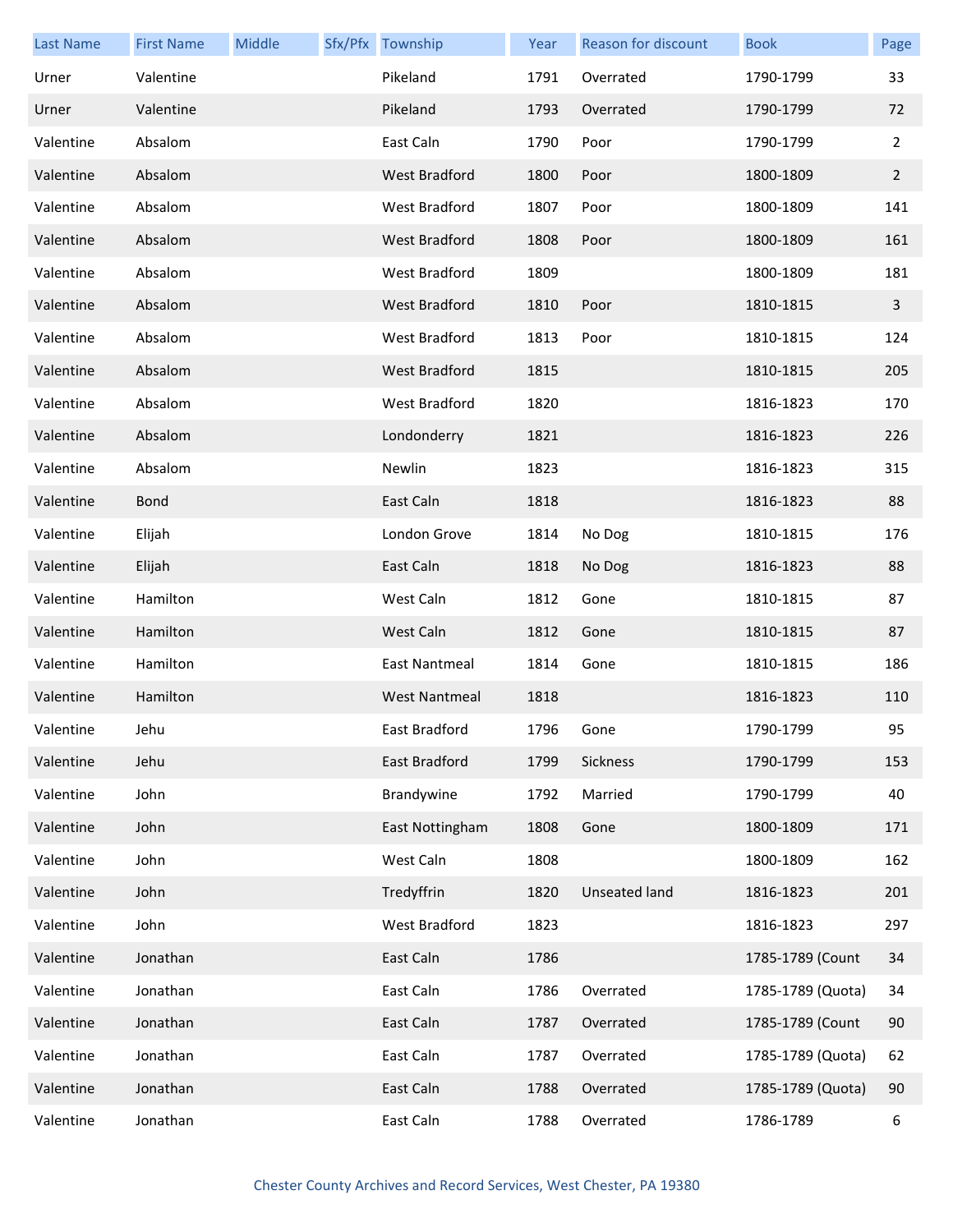| Last Name | First Name | Middle | Sfx/Pfx | Township | Year | Reason for discount | Book | Page |
|---|---|---|---|---|---|---|---|---|
| Urner | Valentine | | | Pikeland | 1791 | Overrated | 1790-1799 | 33 |
| Urner | Valentine | | | Pikeland | 1793 | Overrated | 1790-1799 | 72 |
| Valentine | Absalom | | | East Caln | 1790 | Poor | 1790-1799 | 2 |
| Valentine | Absalom | | | West Bradford | 1800 | Poor | 1800-1809 | 2 |
| Valentine | Absalom | | | West Bradford | 1807 | Poor | 1800-1809 | 141 |
| Valentine | Absalom | | | West Bradford | 1808 | Poor | 1800-1809 | 161 |
| Valentine | Absalom | | | West Bradford | 1809 | | 1800-1809 | 181 |
| Valentine | Absalom | | | West Bradford | 1810 | Poor | 1810-1815 | 3 |
| Valentine | Absalom | | | West Bradford | 1813 | Poor | 1810-1815 | 124 |
| Valentine | Absalom | | | West Bradford | 1815 | | 1810-1815 | 205 |
| Valentine | Absalom | | | West Bradford | 1820 | | 1816-1823 | 170 |
| Valentine | Absalom | | | Londonderry | 1821 | | 1816-1823 | 226 |
| Valentine | Absalom | | | Newlin | 1823 | | 1816-1823 | 315 |
| Valentine | Bond | | | East Caln | 1818 | | 1816-1823 | 88 |
| Valentine | Elijah | | | London Grove | 1814 | No Dog | 1810-1815 | 176 |
| Valentine | Elijah | | | East Caln | 1818 | No Dog | 1816-1823 | 88 |
| Valentine | Hamilton | | | West Caln | 1812 | Gone | 1810-1815 | 87 |
| Valentine | Hamilton | | | West Caln | 1812 | Gone | 1810-1815 | 87 |
| Valentine | Hamilton | | | East Nantmeal | 1814 | Gone | 1810-1815 | 186 |
| Valentine | Hamilton | | | West Nantmeal | 1818 | | 1816-1823 | 110 |
| Valentine | Jehu | | | East Bradford | 1796 | Gone | 1790-1799 | 95 |
| Valentine | Jehu | | | East Bradford | 1799 | Sickness | 1790-1799 | 153 |
| Valentine | John | | | Brandywine | 1792 | Married | 1790-1799 | 40 |
| Valentine | John | | | East Nottingham | 1808 | Gone | 1800-1809 | 171 |
| Valentine | John | | | West Caln | 1808 | | 1800-1809 | 162 |
| Valentine | John | | | Tredyffrin | 1820 | Unseated land | 1816-1823 | 201 |
| Valentine | John | | | West Bradford | 1823 | | 1816-1823 | 297 |
| Valentine | Jonathan | | | East Caln | 1786 | | 1785-1789 (Count | 34 |
| Valentine | Jonathan | | | East Caln | 1786 | Overrated | 1785-1789 (Quota) | 34 |
| Valentine | Jonathan | | | East Caln | 1787 | Overrated | 1785-1789 (Count | 90 |
| Valentine | Jonathan | | | East Caln | 1787 | Overrated | 1785-1789 (Quota) | 62 |
| Valentine | Jonathan | | | East Caln | 1788 | Overrated | 1785-1789 (Quota) | 90 |
| Valentine | Jonathan | | | East Caln | 1788 | Overrated | 1786-1789 | 6 |

Chester County Archives and Record Services, West Chester, PA 19380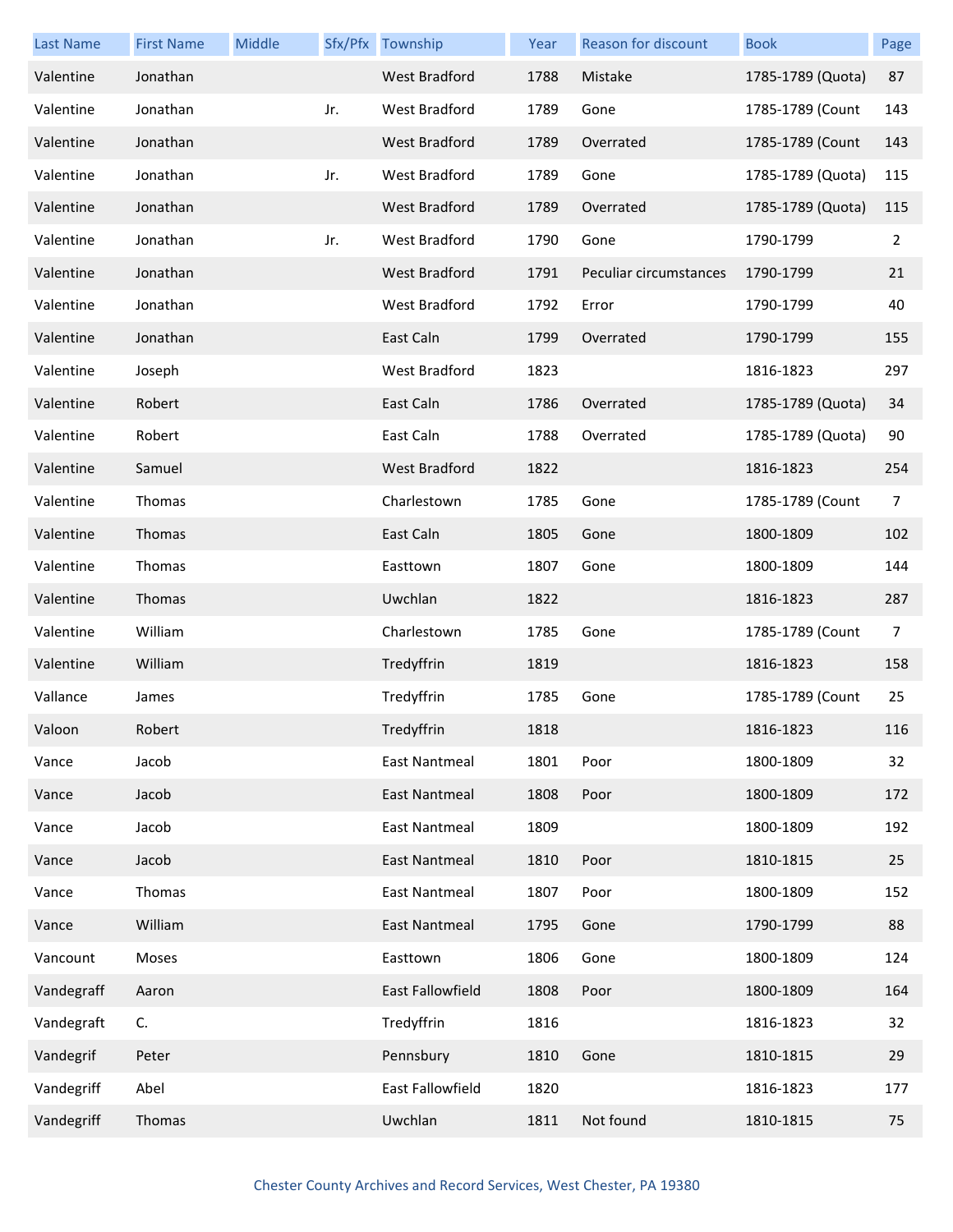| Last Name | First Name | Middle | Sfx/Pfx | Township | Year | Reason for discount | Book | Page |
|---|---|---|---|---|---|---|---|---|
| Valentine | Jonathan | | | West Bradford | 1788 | Mistake | 1785-1789 (Quota) | 87 |
| Valentine | Jonathan | | Jr. | West Bradford | 1789 | Gone | 1785-1789 (Count | 143 |
| Valentine | Jonathan | | | West Bradford | 1789 | Overrated | 1785-1789 (Count | 143 |
| Valentine | Jonathan | | Jr. | West Bradford | 1789 | Gone | 1785-1789 (Quota) | 115 |
| Valentine | Jonathan | | | West Bradford | 1789 | Overrated | 1785-1789 (Quota) | 115 |
| Valentine | Jonathan | | Jr. | West Bradford | 1790 | Gone | 1790-1799 | 2 |
| Valentine | Jonathan | | | West Bradford | 1791 | Peculiar circumstances | 1790-1799 | 21 |
| Valentine | Jonathan | | | West Bradford | 1792 | Error | 1790-1799 | 40 |
| Valentine | Jonathan | | | East Caln | 1799 | Overrated | 1790-1799 | 155 |
| Valentine | Joseph | | | West Bradford | 1823 | | 1816-1823 | 297 |
| Valentine | Robert | | | East Caln | 1786 | Overrated | 1785-1789 (Quota) | 34 |
| Valentine | Robert | | | East Caln | 1788 | Overrated | 1785-1789 (Quota) | 90 |
| Valentine | Samuel | | | West Bradford | 1822 | | 1816-1823 | 254 |
| Valentine | Thomas | | | Charlestown | 1785 | Gone | 1785-1789 (Count | 7 |
| Valentine | Thomas | | | East Caln | 1805 | Gone | 1800-1809 | 102 |
| Valentine | Thomas | | | Easttown | 1807 | Gone | 1800-1809 | 144 |
| Valentine | Thomas | | | Uwchlan | 1822 | | 1816-1823 | 287 |
| Valentine | William | | | Charlestown | 1785 | Gone | 1785-1789 (Count | 7 |
| Valentine | William | | | Tredyffrin | 1819 | | 1816-1823 | 158 |
| Vallance | James | | | Tredyffrin | 1785 | Gone | 1785-1789 (Count | 25 |
| Valoon | Robert | | | Tredyffrin | 1818 | | 1816-1823 | 116 |
| Vance | Jacob | | | East Nantmeal | 1801 | Poor | 1800-1809 | 32 |
| Vance | Jacob | | | East Nantmeal | 1808 | Poor | 1800-1809 | 172 |
| Vance | Jacob | | | East Nantmeal | 1809 | | 1800-1809 | 192 |
| Vance | Jacob | | | East Nantmeal | 1810 | Poor | 1810-1815 | 25 |
| Vance | Thomas | | | East Nantmeal | 1807 | Poor | 1800-1809 | 152 |
| Vance | William | | | East Nantmeal | 1795 | Gone | 1790-1799 | 88 |
| Vancount | Moses | | | Easttown | 1806 | Gone | 1800-1809 | 124 |
| Vandegraff | Aaron | | | East Fallowfield | 1808 | Poor | 1800-1809 | 164 |
| Vandegraft | C. | | | Tredyffrin | 1816 | | 1816-1823 | 32 |
| Vandegrif | Peter | | | Pennsbury | 1810 | Gone | 1810-1815 | 29 |
| Vandegriff | Abel | | | East Fallowfield | 1820 | | 1816-1823 | 177 |
| Vandegriff | Thomas | | | Uwchlan | 1811 | Not found | 1810-1815 | 75 |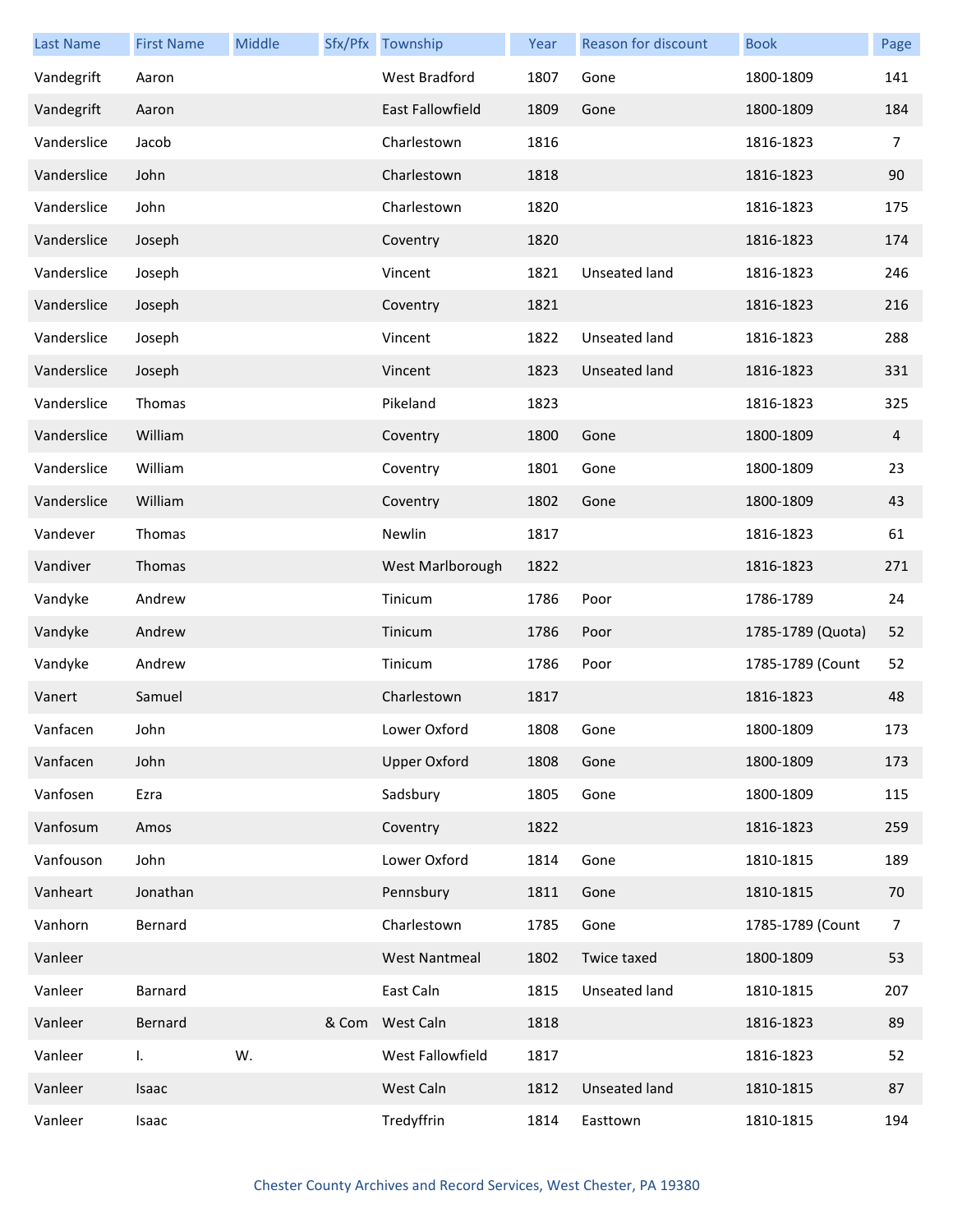| Last Name | First Name | Middle | Sfx/Pfx | Township | Year | Reason for discount | Book | Page |
|---|---|---|---|---|---|---|---|---|
| Vandegrift | Aaron | | | West Bradford | 1807 | Gone | 1800-1809 | 141 |
| Vandegrift | Aaron | | | East Fallowfield | 1809 | Gone | 1800-1809 | 184 |
| Vanderslice | Jacob | | | Charlestown | 1816 | | 1816-1823 | 7 |
| Vanderslice | John | | | Charlestown | 1818 | | 1816-1823 | 90 |
| Vanderslice | John | | | Charlestown | 1820 | | 1816-1823 | 175 |
| Vanderslice | Joseph | | | Coventry | 1820 | | 1816-1823 | 174 |
| Vanderslice | Joseph | | | Vincent | 1821 | Unseated land | 1816-1823 | 246 |
| Vanderslice | Joseph | | | Coventry | 1821 | | 1816-1823 | 216 |
| Vanderslice | Joseph | | | Vincent | 1822 | Unseated land | 1816-1823 | 288 |
| Vanderslice | Joseph | | | Vincent | 1823 | Unseated land | 1816-1823 | 331 |
| Vanderslice | Thomas | | | Pikeland | 1823 | | 1816-1823 | 325 |
| Vanderslice | William | | | Coventry | 1800 | Gone | 1800-1809 | 4 |
| Vanderslice | William | | | Coventry | 1801 | Gone | 1800-1809 | 23 |
| Vanderslice | William | | | Coventry | 1802 | Gone | 1800-1809 | 43 |
| Vandever | Thomas | | | Newlin | 1817 | | 1816-1823 | 61 |
| Vandiver | Thomas | | | West Marlborough | 1822 | | 1816-1823 | 271 |
| Vandyke | Andrew | | | Tinicum | 1786 | Poor | 1786-1789 | 24 |
| Vandyke | Andrew | | | Tinicum | 1786 | Poor | 1785-1789 (Quota) | 52 |
| Vandyke | Andrew | | | Tinicum | 1786 | Poor | 1785-1789 (Count | 52 |
| Vanert | Samuel | | | Charlestown | 1817 | | 1816-1823 | 48 |
| Vanfacen | John | | | Lower Oxford | 1808 | Gone | 1800-1809 | 173 |
| Vanfacen | John | | | Upper Oxford | 1808 | Gone | 1800-1809 | 173 |
| Vanfosen | Ezra | | | Sadsbury | 1805 | Gone | 1800-1809 | 115 |
| Vanfosum | Amos | | | Coventry | 1822 | | 1816-1823 | 259 |
| Vanfouson | John | | | Lower Oxford | 1814 | Gone | 1810-1815 | 189 |
| Vanheart | Jonathan | | | Pennsbury | 1811 | Gone | 1810-1815 | 70 |
| Vanhorn | Bernard | | | Charlestown | 1785 | Gone | 1785-1789 (Count | 7 |
| Vanleer | | | | West Nantmeal | 1802 | Twice taxed | 1800-1809 | 53 |
| Vanleer | Barnard | | | East Caln | 1815 | Unseated land | 1810-1815 | 207 |
| Vanleer | Bernard | | & Com | West Caln | 1818 | | 1816-1823 | 89 |
| Vanleer | I. | W. | | West Fallowfield | 1817 | | 1816-1823 | 52 |
| Vanleer | Isaac | | | West Caln | 1812 | Unseated land | 1810-1815 | 87 |
| Vanleer | Isaac | | | Tredyffrin | 1814 | Easttown | 1810-1815 | 194 |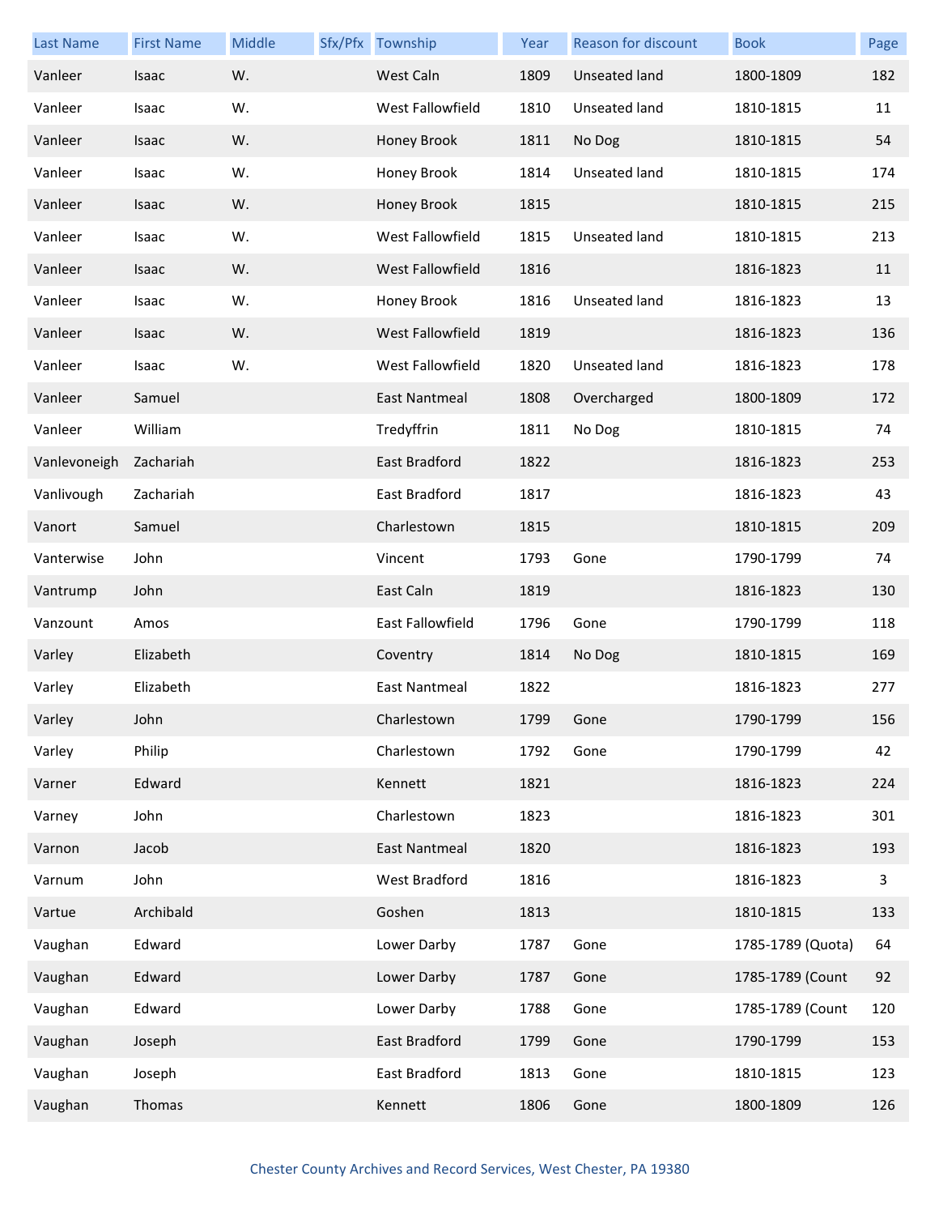| Last Name | First Name | Middle | Sfx/Pfx | Township | Year | Reason for discount | Book | Page |
|---|---|---|---|---|---|---|---|---|
| Vanleer | Isaac | W. | | West Caln | 1809 | Unseated land | 1800-1809 | 182 |
| Vanleer | Isaac | W. | | West Fallowfield | 1810 | Unseated land | 1810-1815 | 11 |
| Vanleer | Isaac | W. | | Honey Brook | 1811 | No Dog | 1810-1815 | 54 |
| Vanleer | Isaac | W. | | Honey Brook | 1814 | Unseated land | 1810-1815 | 174 |
| Vanleer | Isaac | W. | | Honey Brook | 1815 | | 1810-1815 | 215 |
| Vanleer | Isaac | W. | | West Fallowfield | 1815 | Unseated land | 1810-1815 | 213 |
| Vanleer | Isaac | W. | | West Fallowfield | 1816 | | 1816-1823 | 11 |
| Vanleer | Isaac | W. | | Honey Brook | 1816 | Unseated land | 1816-1823 | 13 |
| Vanleer | Isaac | W. | | West Fallowfield | 1819 | | 1816-1823 | 136 |
| Vanleer | Isaac | W. | | West Fallowfield | 1820 | Unseated land | 1816-1823 | 178 |
| Vanleer | Samuel | | | East Nantmeal | 1808 | Overcharged | 1800-1809 | 172 |
| Vanleer | William | | | Tredyffrin | 1811 | No Dog | 1810-1815 | 74 |
| Vanlevoneigh | Zachariah | | | East Bradford | 1822 | | 1816-1823 | 253 |
| Vanlivough | Zachariah | | | East Bradford | 1817 | | 1816-1823 | 43 |
| Vanort | Samuel | | | Charlestown | 1815 | | 1810-1815 | 209 |
| Vanterwise | John | | | Vincent | 1793 | Gone | 1790-1799 | 74 |
| Vantrump | John | | | East Caln | 1819 | | 1816-1823 | 130 |
| Vanzount | Amos | | | East Fallowfield | 1796 | Gone | 1790-1799 | 118 |
| Varley | Elizabeth | | | Coventry | 1814 | No Dog | 1810-1815 | 169 |
| Varley | Elizabeth | | | East Nantmeal | 1822 | | 1816-1823 | 277 |
| Varley | John | | | Charlestown | 1799 | Gone | 1790-1799 | 156 |
| Varley | Philip | | | Charlestown | 1792 | Gone | 1790-1799 | 42 |
| Varner | Edward | | | Kennett | 1821 | | 1816-1823 | 224 |
| Varney | John | | | Charlestown | 1823 | | 1816-1823 | 301 |
| Varnon | Jacob | | | East Nantmeal | 1820 | | 1816-1823 | 193 |
| Varnum | John | | | West Bradford | 1816 | | 1816-1823 | 3 |
| Vartue | Archibald | | | Goshen | 1813 | | 1810-1815 | 133 |
| Vaughan | Edward | | | Lower Darby | 1787 | Gone | 1785-1789 (Quota) | 64 |
| Vaughan | Edward | | | Lower Darby | 1787 | Gone | 1785-1789 (Count | 92 |
| Vaughan | Edward | | | Lower Darby | 1788 | Gone | 1785-1789 (Count | 120 |
| Vaughan | Joseph | | | East Bradford | 1799 | Gone | 1790-1799 | 153 |
| Vaughan | Joseph | | | East Bradford | 1813 | Gone | 1810-1815 | 123 |
| Vaughan | Thomas | | | Kennett | 1806 | Gone | 1800-1809 | 126 |

Chester County Archives and Record Services, West Chester, PA 19380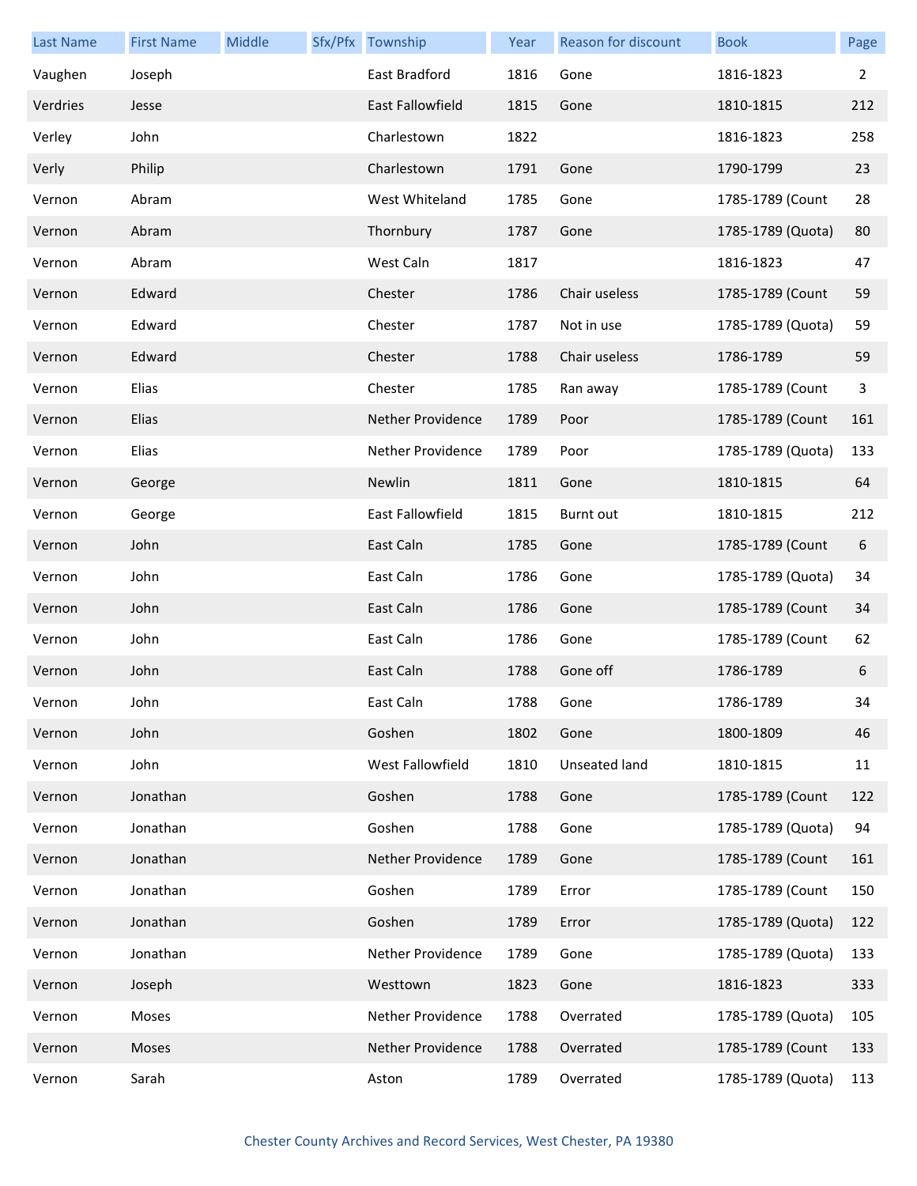| Last Name | First Name | Middle | Sfx/Pfx | Township | Year | Reason for discount | Book | Page |
|---|---|---|---|---|---|---|---|---|
| Vaughen | Joseph | | | East Bradford | 1816 | Gone | 1816-1823 | 2 |
| Verdries | Jesse | | | East Fallowfield | 1815 | Gone | 1810-1815 | 212 |
| Verley | John | | | Charlestown | 1822 | | 1816-1823 | 258 |
| Verly | Philip | | | Charlestown | 1791 | Gone | 1790-1799 | 23 |
| Vernon | Abram | | | West Whiteland | 1785 | Gone | 1785-1789 (Count | 28 |
| Vernon | Abram | | | Thornbury | 1787 | Gone | 1785-1789 (Quota) | 80 |
| Vernon | Abram | | | West Caln | 1817 | | 1816-1823 | 47 |
| Vernon | Edward | | | Chester | 1786 | Chair useless | 1785-1789 (Count | 59 |
| Vernon | Edward | | | Chester | 1787 | Not in use | 1785-1789 (Quota) | 59 |
| Vernon | Edward | | | Chester | 1788 | Chair useless | 1786-1789 | 59 |
| Vernon | Elias | | | Chester | 1785 | Ran away | 1785-1789 (Count | 3 |
| Vernon | Elias | | | Nether Providence | 1789 | Poor | 1785-1789 (Count | 161 |
| Vernon | Elias | | | Nether Providence | 1789 | Poor | 1785-1789 (Quota) | 133 |
| Vernon | George | | | Newlin | 1811 | Gone | 1810-1815 | 64 |
| Vernon | George | | | East Fallowfield | 1815 | Burnt out | 1810-1815 | 212 |
| Vernon | John | | | East Caln | 1785 | Gone | 1785-1789 (Count | 6 |
| Vernon | John | | | East Caln | 1786 | Gone | 1785-1789 (Quota) | 34 |
| Vernon | John | | | East Caln | 1786 | Gone | 1785-1789 (Count | 34 |
| Vernon | John | | | East Caln | 1786 | Gone | 1785-1789 (Count | 62 |
| Vernon | John | | | East Caln | 1788 | Gone off | 1786-1789 | 6 |
| Vernon | John | | | East Caln | 1788 | Gone | 1786-1789 | 34 |
| Vernon | John | | | Goshen | 1802 | Gone | 1800-1809 | 46 |
| Vernon | John | | | West Fallowfield | 1810 | Unseated land | 1810-1815 | 11 |
| Vernon | Jonathan | | | Goshen | 1788 | Gone | 1785-1789 (Count | 122 |
| Vernon | Jonathan | | | Goshen | 1788 | Gone | 1785-1789 (Quota) | 94 |
| Vernon | Jonathan | | | Nether Providence | 1789 | Gone | 1785-1789 (Count | 161 |
| Vernon | Jonathan | | | Goshen | 1789 | Error | 1785-1789 (Count | 150 |
| Vernon | Jonathan | | | Goshen | 1789 | Error | 1785-1789 (Quota) | 122 |
| Vernon | Jonathan | | | Nether Providence | 1789 | Gone | 1785-1789 (Quota) | 133 |
| Vernon | Joseph | | | Westtown | 1823 | Gone | 1816-1823 | 333 |
| Vernon | Moses | | | Nether Providence | 1788 | Overrated | 1785-1789 (Quota) | 105 |
| Vernon | Moses | | | Nether Providence | 1788 | Overrated | 1785-1789 (Count | 133 |
| Vernon | Sarah | | | Aston | 1789 | Overrated | 1785-1789 (Quota) | 113 |

Chester County Archives and Record Services, West Chester, PA 19380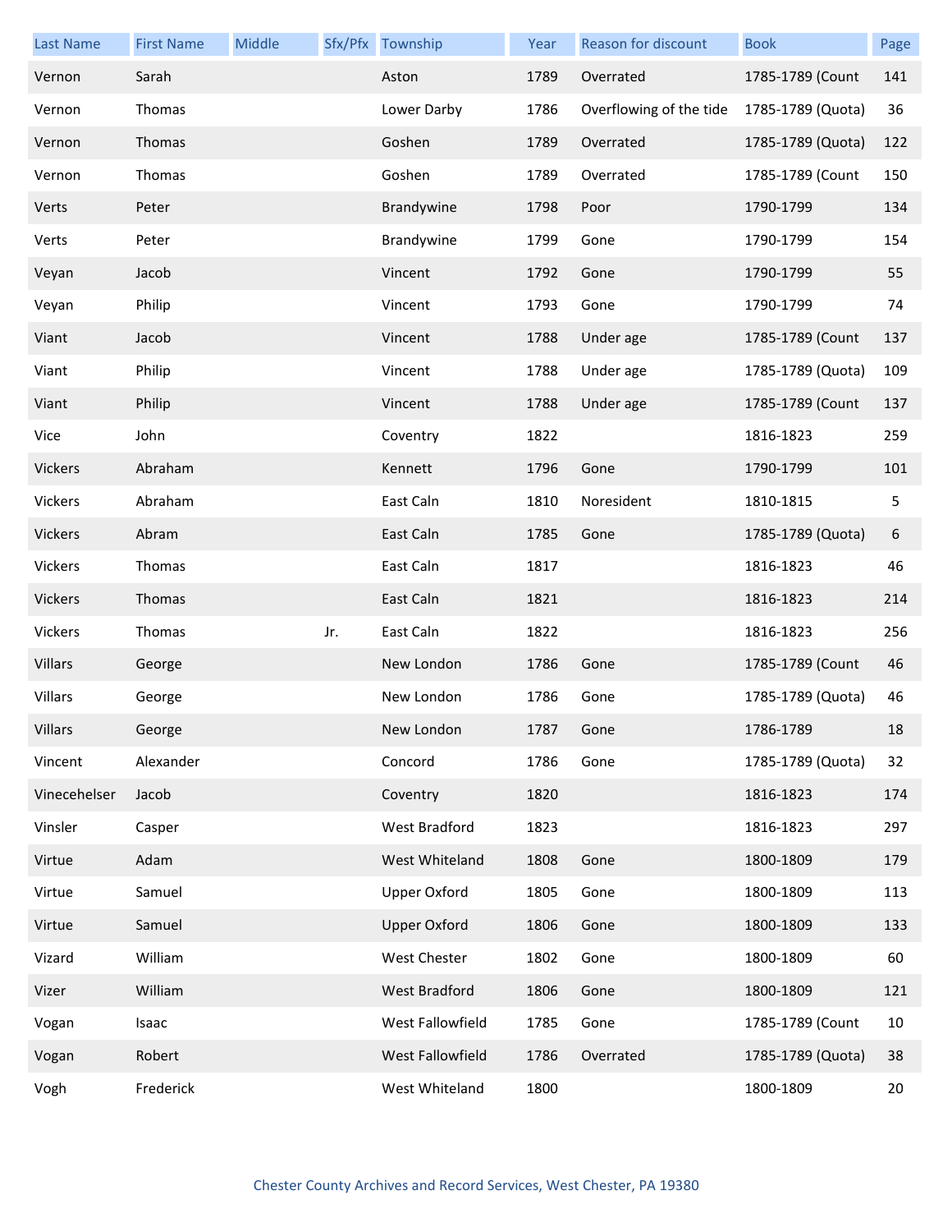| Last Name | First Name | Middle | Sfx/Pfx | Township | Year | Reason for discount | Book | Page |
|---|---|---|---|---|---|---|---|---|
| Vernon | Sarah | | | Aston | 1789 | Overrated | 1785-1789 (Count | 141 |
| Vernon | Thomas | | | Lower Darby | 1786 | Overflowing of the tide | 1785-1789 (Quota) | 36 |
| Vernon | Thomas | | | Goshen | 1789 | Overrated | 1785-1789 (Quota) | 122 |
| Vernon | Thomas | | | Goshen | 1789 | Overrated | 1785-1789 (Count | 150 |
| Verts | Peter | | | Brandywine | 1798 | Poor | 1790-1799 | 134 |
| Verts | Peter | | | Brandywine | 1799 | Gone | 1790-1799 | 154 |
| Veyan | Jacob | | | Vincent | 1792 | Gone | 1790-1799 | 55 |
| Veyan | Philip | | | Vincent | 1793 | Gone | 1790-1799 | 74 |
| Viant | Jacob | | | Vincent | 1788 | Under age | 1785-1789 (Count | 137 |
| Viant | Philip | | | Vincent | 1788 | Under age | 1785-1789 (Quota) | 109 |
| Viant | Philip | | | Vincent | 1788 | Under age | 1785-1789 (Count | 137 |
| Vice | John | | | Coventry | 1822 | | 1816-1823 | 259 |
| Vickers | Abraham | | | Kennett | 1796 | Gone | 1790-1799 | 101 |
| Vickers | Abraham | | | East Caln | 1810 | Noresident | 1810-1815 | 5 |
| Vickers | Abram | | | East Caln | 1785 | Gone | 1785-1789 (Quota) | 6 |
| Vickers | Thomas | | | East Caln | 1817 | | 1816-1823 | 46 |
| Vickers | Thomas | | | East Caln | 1821 | | 1816-1823 | 214 |
| Vickers | Thomas | | Jr. | East Caln | 1822 | | 1816-1823 | 256 |
| Villars | George | | | New London | 1786 | Gone | 1785-1789 (Count | 46 |
| Villars | George | | | New London | 1786 | Gone | 1785-1789 (Quota) | 46 |
| Villars | George | | | New London | 1787 | Gone | 1786-1789 | 18 |
| Vincent | Alexander | | | Concord | 1786 | Gone | 1785-1789 (Quota) | 32 |
| Vinecehelser | Jacob | | | Coventry | 1820 | | 1816-1823 | 174 |
| Vinsler | Casper | | | West Bradford | 1823 | | 1816-1823 | 297 |
| Virtue | Adam | | | West Whiteland | 1808 | Gone | 1800-1809 | 179 |
| Virtue | Samuel | | | Upper Oxford | 1805 | Gone | 1800-1809 | 113 |
| Virtue | Samuel | | | Upper Oxford | 1806 | Gone | 1800-1809 | 133 |
| Vizard | William | | | West Chester | 1802 | Gone | 1800-1809 | 60 |
| Vizer | William | | | West Bradford | 1806 | Gone | 1800-1809 | 121 |
| Vogan | Isaac | | | West Fallowfield | 1785 | Gone | 1785-1789 (Count | 10 |
| Vogan | Robert | | | West Fallowfield | 1786 | Overrated | 1785-1789 (Quota) | 38 |
| Vogh | Frederick | | | West Whiteland | 1800 | | 1800-1809 | 20 |

Chester County Archives and Record Services, West Chester, PA 19380